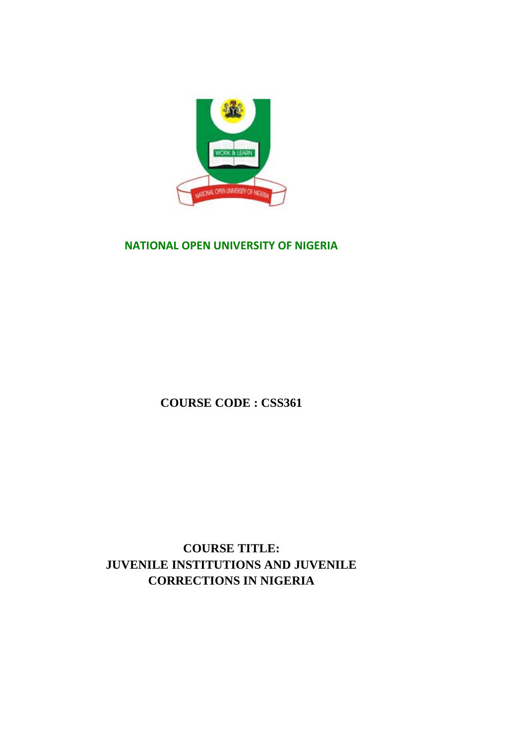**NATIONAL OPEN UNIVERSITY OF NIGERIA**

**COURSE CODE : CSS361**

**COURSE TITLE:**
**JUVENILE INSTITUTIONS AND JUVENILE CORRECTIONS IN NIGERIA**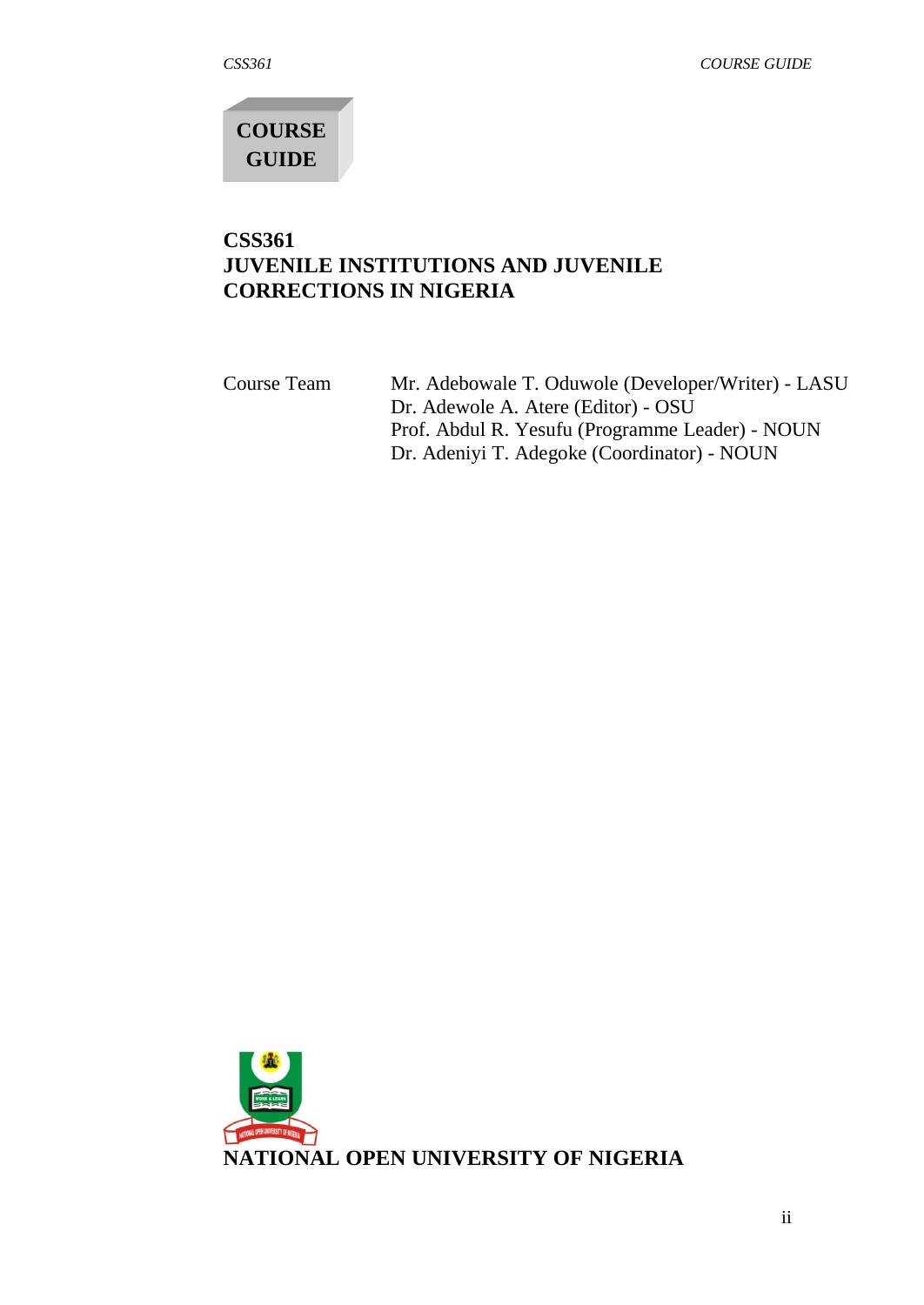**COURSE GUIDE**

# CSS361
# JUVENILE INSTITUTIONS AND JUVENILE CORRECTIONS IN NIGERIA

| Course Team | |
|---|---|
| | Mr. Adebowale T. Oduwole (Developer/Writer) - LASU |
| | Dr. Adewole A. Atere (Editor) - OSU |
| | Prof. Abdul R. Yesufu (Programme Leader) - NOUN |
| | Dr. Adeniyi T. Adegoke (Coordinator) - NOUN |

**NATIONAL OPEN UNIVERSITY OF NIGERIA**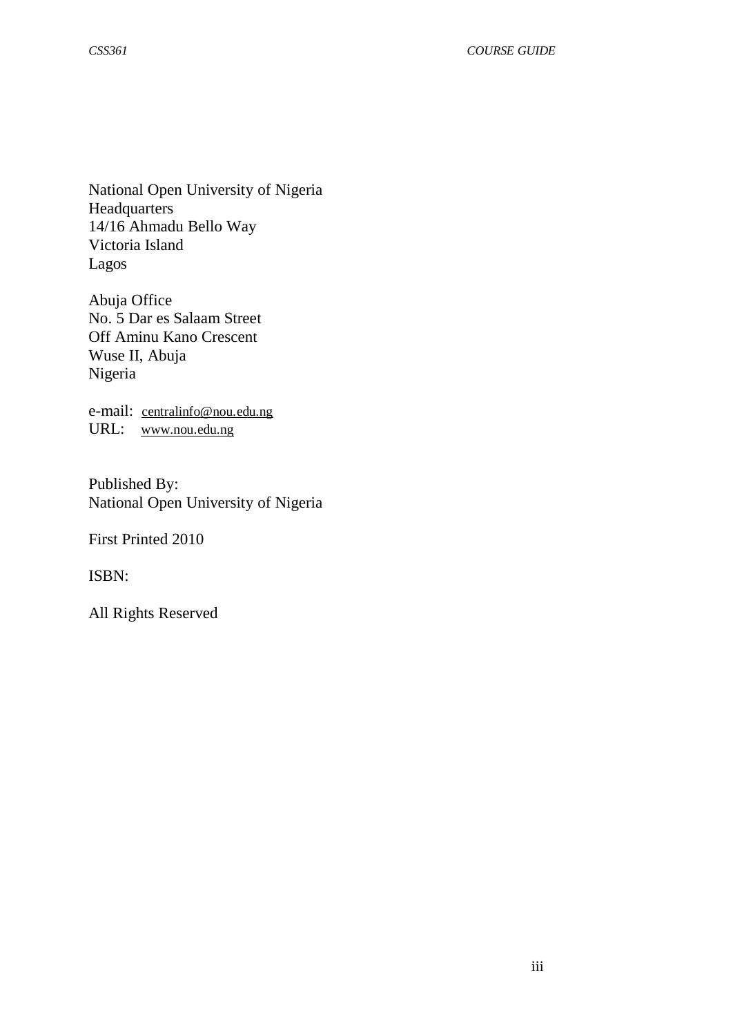National Open University of Nigeria
Headquarters
14/16 Ahmadu Bello Way
Victoria Island
Lagos

Abuja Office
No. 5 Dar es Salaam Street
Off Aminu Kano Crescent
Wuse II, Abuja
Nigeria

e-mail: centralinfo@nou.edu.ng
URL: www.nou.edu.ng

Published By:
National Open University of Nigeria

First Printed 2010

ISBN:

All Rights Reserved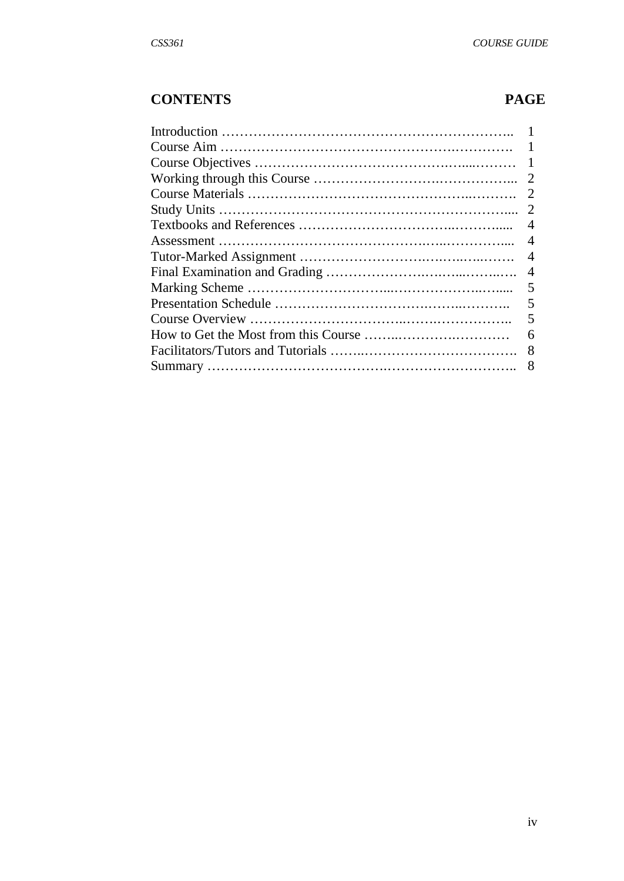## CONTENTS PAGE

| CONTENTS | PAGE |
|---|---|
| Introduction | 1 |
| Course Aim | 1 |
| Course Objectives | 1 |
| Working through this Course | 2 |
| Course Materials | 2 |
| Study Units | 2 |
| Textbooks and References | 4 |
| Assessment | 4 |
| Tutor-Marked Assignment | 4 |
| Final Examination and Grading | 4 |
| Marking Scheme | 5 |
| Presentation Schedule | 5 |
| Course Overview | 5 |
| How to Get the Most from this Course | 6 |
| Facilitators/Tutors and Tutorials | 8 |
| Summary | 8 |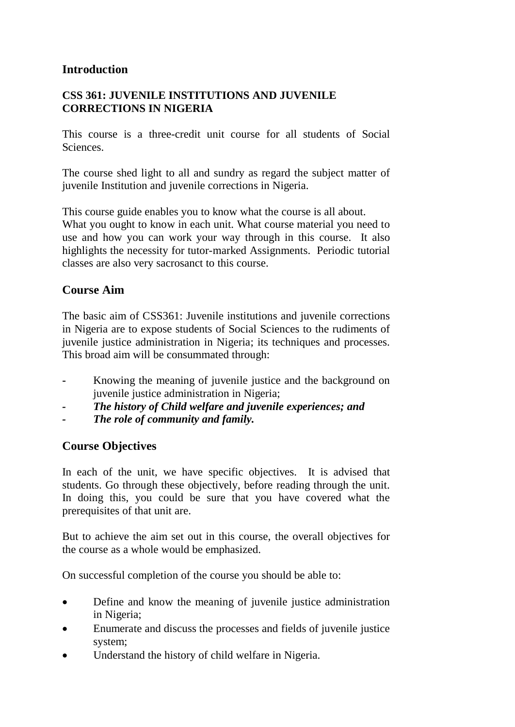## Introduction

**CSS 361: JUVENILE INSTITUTIONS AND JUVENILE CORRECTIONS IN NIGERIA**

This course is a three-credit unit course for all students of Social Sciences.

The course shed light to all and sundry as regard the subject matter of juvenile Institution and juvenile corrections in Nigeria.

This course guide enables you to know what the course is all about. What you ought to know in each unit. What course material you need to use and how you can work your way through in this course. It also highlights the necessity for tutor-marked Assignments. Periodic tutorial classes are also very sacrosanct to this course.

## Course Aim

The basic aim of CSS361: Juvenile institutions and juvenile corrections in Nigeria are to expose students of Social Sciences to the rudiments of juvenile justice administration in Nigeria; its techniques and processes. This broad aim will be consummated through:

- Knowing the meaning of juvenile justice and the background on juvenile justice administration in Nigeria;
- ***The history of Child welfare and juvenile experiences; and***
- ***The role of community and family.***

## Course Objectives

In each of the unit, we have specific objectives. It is advised that students. Go through these objectively, before reading through the unit. In doing this, you could be sure that you have covered what the prerequisites of that unit are.

But to achieve the aim set out in this course, the overall objectives for the course as a whole would be emphasized.

On successful completion of the course you should be able to:

- Define and know the meaning of juvenile justice administration in Nigeria;
- Enumerate and discuss the processes and fields of juvenile justice system;
- Understand the history of child welfare in Nigeria.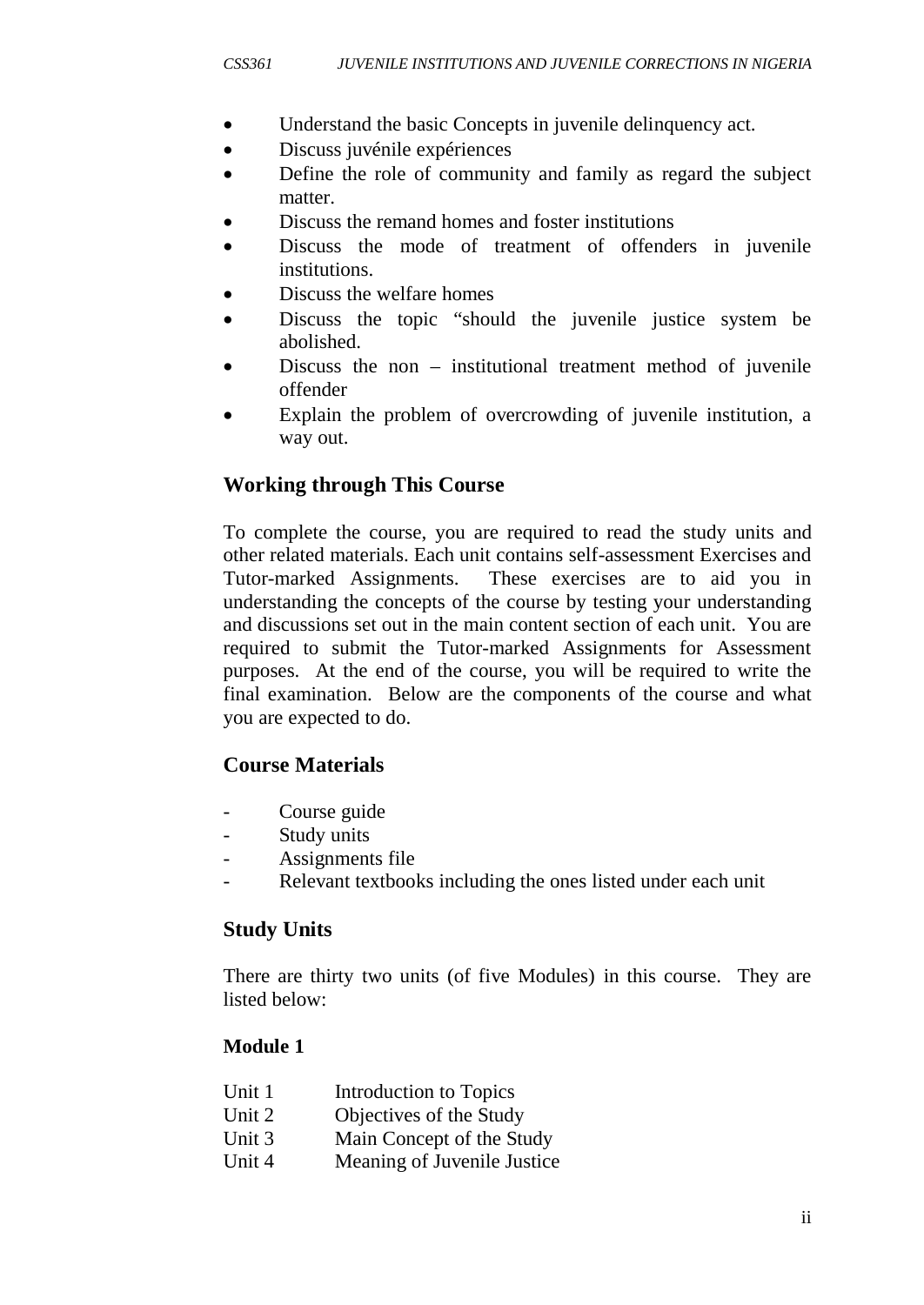- Understand the basic Concepts in juvenile delinquency act.
- Discuss juvénile expériences
- Define the role of community and family as regard the subject matter.
- Discuss the remand homes and foster institutions
- Discuss the mode of treatment of offenders in juvenile institutions.
- Discuss the welfare homes
- Discuss the topic "should the juvenile justice system be abolished.
- Discuss the non – institutional treatment method of juvenile offender
- Explain the problem of overcrowding of juvenile institution, a way out.

## Working through This Course

To complete the course, you are required to read the study units and other related materials. Each unit contains self-assessment Exercises and Tutor-marked Assignments. These exercises are to aid you in understanding the concepts of the course by testing your understanding and discussions set out in the main content section of each unit. You are required to submit the Tutor-marked Assignments for Assessment purposes. At the end of the course, you will be required to write the final examination. Below are the components of the course and what you are expected to do.

## Course Materials

- Course guide
- Study units
- Assignments file
- Relevant textbooks including the ones listed under each unit

## Study Units

There are thirty two units (of five Modules) in this course. They are listed below:

### Module 1

Unit 1 Introduction to Topics
Unit 2 Objectives of the Study
Unit 3 Main Concept of the Study
Unit 4 Meaning of Juvenile Justice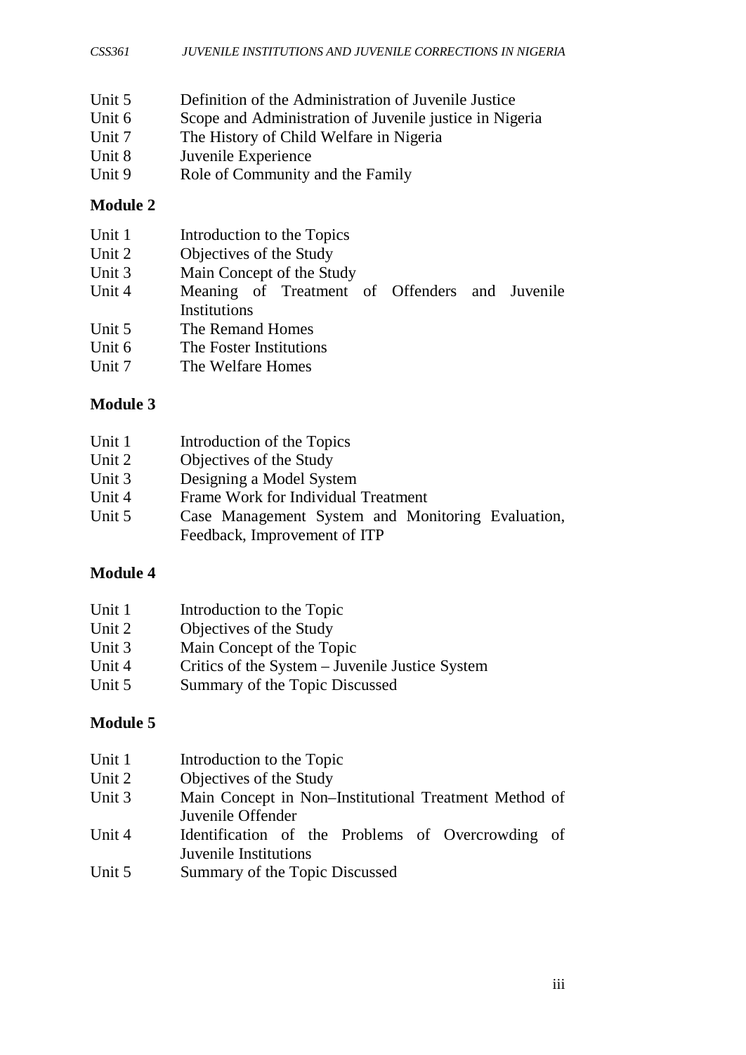Unit 5 Definition of the Administration of Juvenile Justice
Unit 6 Scope and Administration of Juvenile justice in Nigeria
Unit 7 The History of Child Welfare in Nigeria
Unit 8 Juvenile Experience
Unit 9 Role of Community and the Family

**Module 2**

Unit 1 Introduction to the Topics
Unit 2 Objectives of the Study
Unit 3 Main Concept of the Study
Unit 4 Meaning of Treatment of Offenders and Juvenile Institutions
Unit 5 The Remand Homes
Unit 6 The Foster Institutions
Unit 7 The Welfare Homes

**Module 3**

Unit 1 Introduction of the Topics
Unit 2 Objectives of the Study
Unit 3 Designing a Model System
Unit 4 Frame Work for Individual Treatment
Unit 5 Case Management System and Monitoring Evaluation, Feedback, Improvement of ITP

**Module 4**

Unit 1 Introduction to the Topic
Unit 2 Objectives of the Study
Unit 3 Main Concept of the Topic
Unit 4 Critics of the System – Juvenile Justice System
Unit 5 Summary of the Topic Discussed

**Module 5**

Unit 1 Introduction to the Topic
Unit 2 Objectives of the Study
Unit 3 Main Concept in Non–Institutional Treatment Method of Juvenile Offender
Unit 4 Identification of the Problems of Overcrowding of Juvenile Institutions
Unit 5 Summary of the Topic Discussed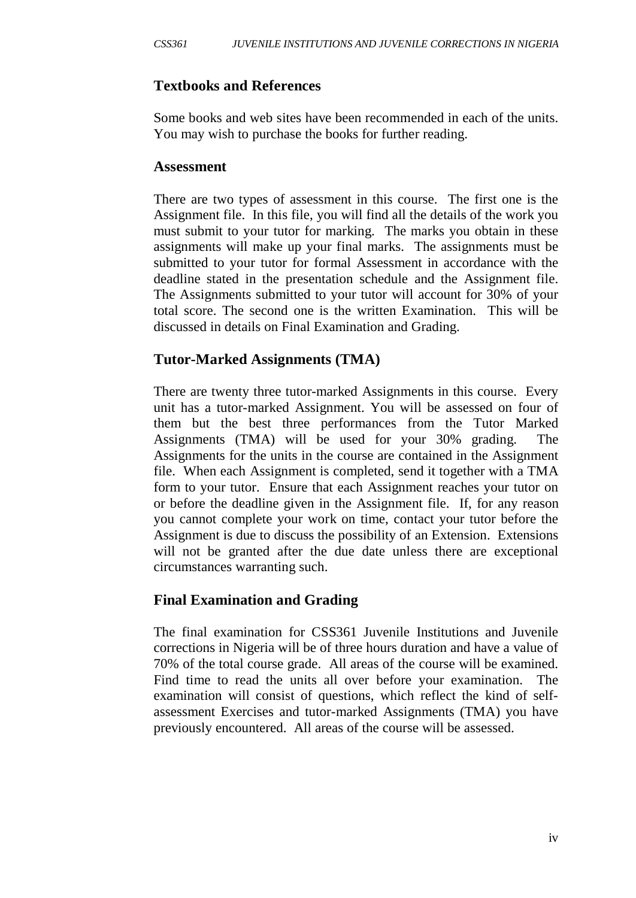## Textbooks and References

Some books and web sites have been recommended in each of the units. You may wish to purchase the books for further reading.

## Assessment

There are two types of assessment in this course. The first one is the Assignment file. In this file, you will find all the details of the work you must submit to your tutor for marking. The marks you obtain in these assignments will make up your final marks. The assignments must be submitted to your tutor for formal Assessment in accordance with the deadline stated in the presentation schedule and the Assignment file. The Assignments submitted to your tutor will account for 30% of your total score. The second one is the written Examination. This will be discussed in details on Final Examination and Grading.

## Tutor-Marked Assignments (TMA)

There are twenty three tutor-marked Assignments in this course. Every unit has a tutor-marked Assignment. You will be assessed on four of them but the best three performances from the Tutor Marked Assignments (TMA) will be used for your 30% grading. The Assignments for the units in the course are contained in the Assignment file. When each Assignment is completed, send it together with a TMA form to your tutor. Ensure that each Assignment reaches your tutor on or before the deadline given in the Assignment file. If, for any reason you cannot complete your work on time, contact your tutor before the Assignment is due to discuss the possibility of an Extension. Extensions will not be granted after the due date unless there are exceptional circumstances warranting such.

## Final Examination and Grading

The final examination for CSS361 Juvenile Institutions and Juvenile corrections in Nigeria will be of three hours duration and have a value of 70% of the total course grade. All areas of the course will be examined. Find time to read the units all over before your examination. The examination will consist of questions, which reflect the kind of self-assessment Exercises and tutor-marked Assignments (TMA) you have previously encountered. All areas of the course will be assessed.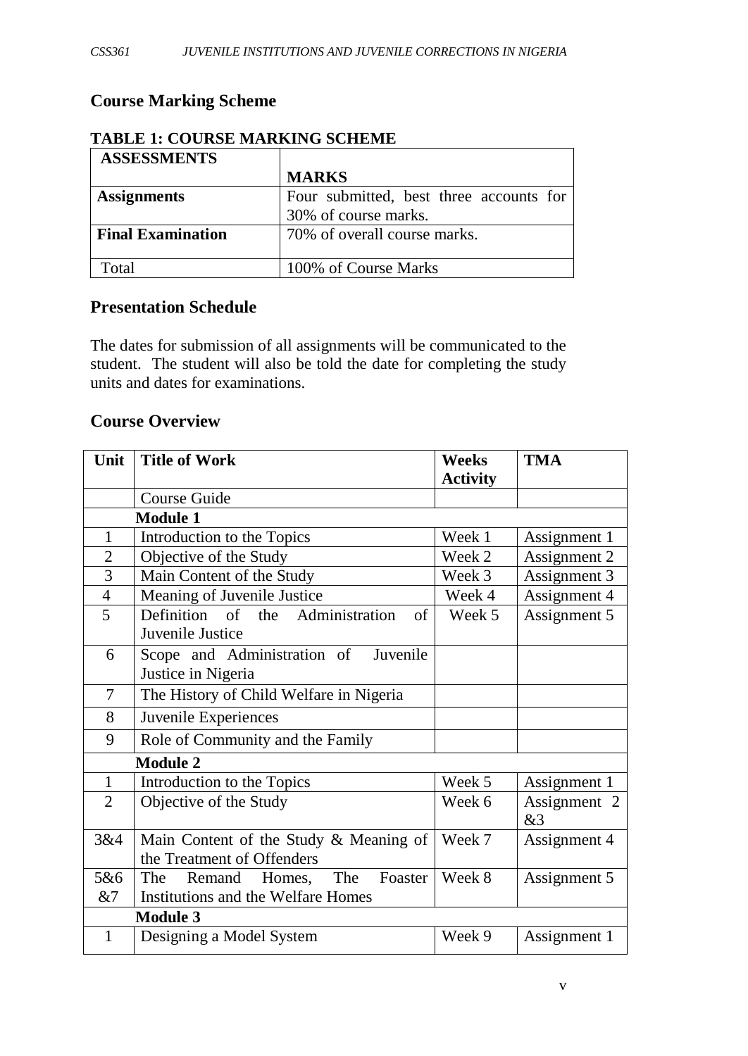## Course Marking Scheme

**TABLE 1: COURSE MARKING SCHEME**

| **ASSESSMENTS** | **MARKS** |
|---|---|
| **Assignments** | Four submitted, best three accounts for 30% of course marks. |
| **Final Examination** | 70% of overall course marks. |
| Total | 100% of Course Marks |

## Presentation Schedule

The dates for submission of all assignments will be communicated to the student. The student will also be told the date for completing the study units and dates for examinations.

## Course Overview

| Unit | Title of Work | Weeks Activity | TMA |
|---|---|---|---|
| | Course Guide | | |
| | **Module 1** | | |
| 1 | Introduction to the Topics | Week 1 | Assignment 1 |
| 2 | Objective of the Study | Week 2 | Assignment 2 |
| 3 | Main Content of the Study | Week 3 | Assignment 3 |
| 4 | Meaning of Juvenile Justice | Week 4 | Assignment 4 |
| 5 | Definition of the Administration of Juvenile Justice | Week 5 | Assignment 5 |
| 6 | Scope and Administration of Juvenile Justice in Nigeria | | |
| 7 | The History of Child Welfare in Nigeria | | |
| 8 | Juvenile Experiences | | |
| 9 | Role of Community and the Family | | |
| | **Module 2** | | |
| 1 | Introduction to the Topics | Week 5 | Assignment 1 |
| 2 | Objective of the Study | Week 6 | Assignment 2 &3 |
| 3&4 | Main Content of the Study & Meaning of the Treatment of Offenders | Week 7 | Assignment 4 |
| 5&6 &7 | The Remand Homes, The Foaster Institutions and the Welfare Homes | Week 8 | Assignment 5 |
| | **Module 3** | | |
| 1 | Designing a Model System | Week 9 | Assignment 1 |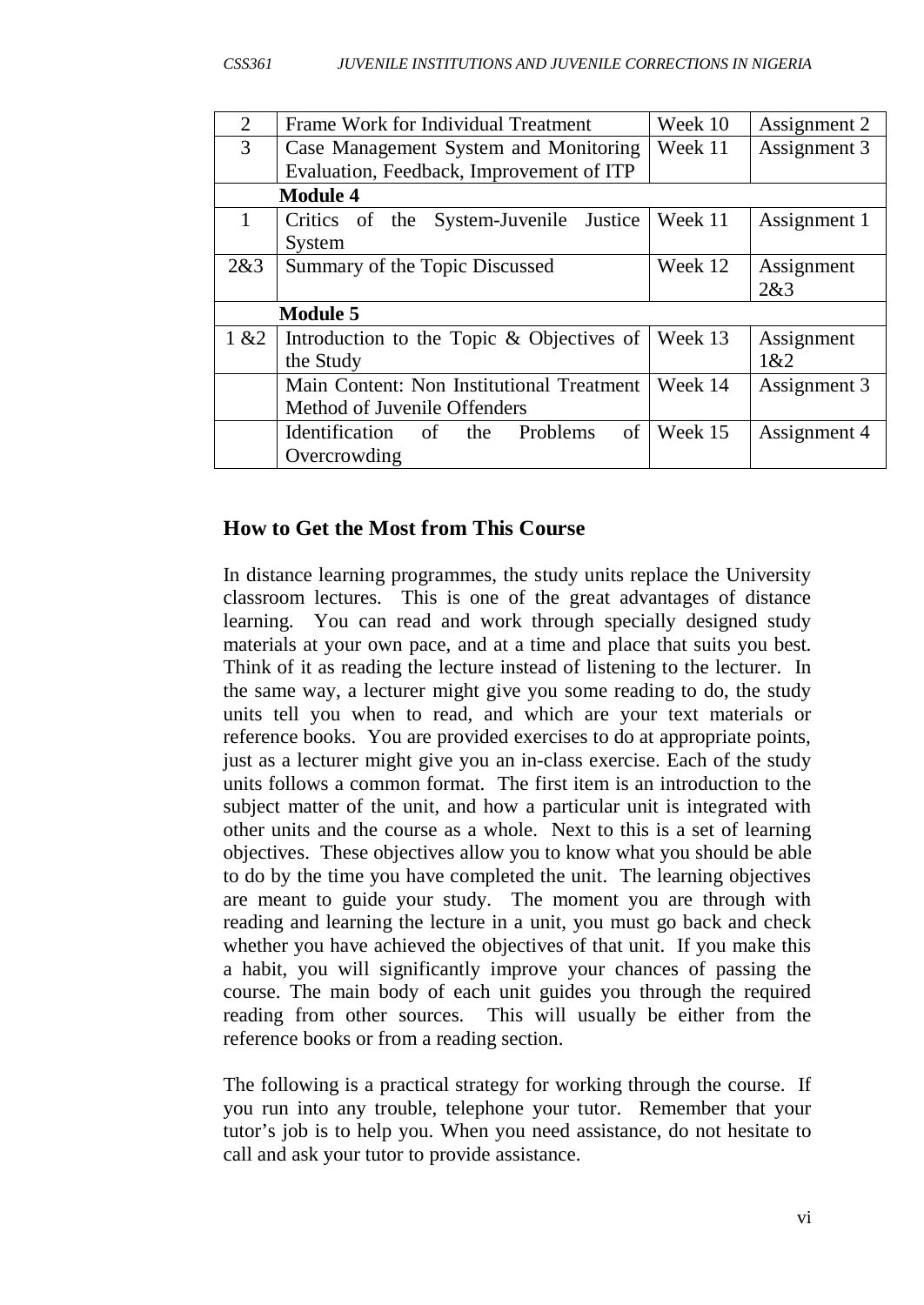| 2 | Frame Work for Individual Treatment | Week 10 | Assignment 2 |
|---|---|---|---|
| 3 | Case Management System and Monitoring Evaluation, Feedback, Improvement of ITP | Week 11 | Assignment 3 |
| | **Module 4** | | |
| 1 | Critics of the System-Juvenile Justice System | Week 11 | Assignment 1 |
| 2&3 | Summary of the Topic Discussed | Week 12 | Assignment 2&3 |
| | **Module 5** | | |
| 1 &2 | Introduction to the Topic & Objectives of the Study | Week 13 | Assignment 1&2 |
| | Main Content: Non Institutional Treatment Method of Juvenile Offenders | Week 14 | Assignment 3 |
| | Identification of the Problems of Overcrowding | Week 15 | Assignment 4 |

## How to Get the Most from This Course

In distance learning programmes, the study units replace the University classroom lectures. This is one of the great advantages of distance learning. You can read and work through specially designed study materials at your own pace, and at a time and place that suits you best. Think of it as reading the lecture instead of listening to the lecturer. In the same way, a lecturer might give you some reading to do, the study units tell you when to read, and which are your text materials or reference books. You are provided exercises to do at appropriate points, just as a lecturer might give you an in-class exercise. Each of the study units follows a common format. The first item is an introduction to the subject matter of the unit, and how a particular unit is integrated with other units and the course as a whole. Next to this is a set of learning objectives. These objectives allow you to know what you should be able to do by the time you have completed the unit. The learning objectives are meant to guide your study. The moment you are through with reading and learning the lecture in a unit, you must go back and check whether you have achieved the objectives of that unit. If you make this a habit, you will significantly improve your chances of passing the course. The main body of each unit guides you through the required reading from other sources. This will usually be either from the reference books or from a reading section.

The following is a practical strategy for working through the course. If you run into any trouble, telephone your tutor. Remember that your tutor's job is to help you. When you need assistance, do not hesitate to call and ask your tutor to provide assistance.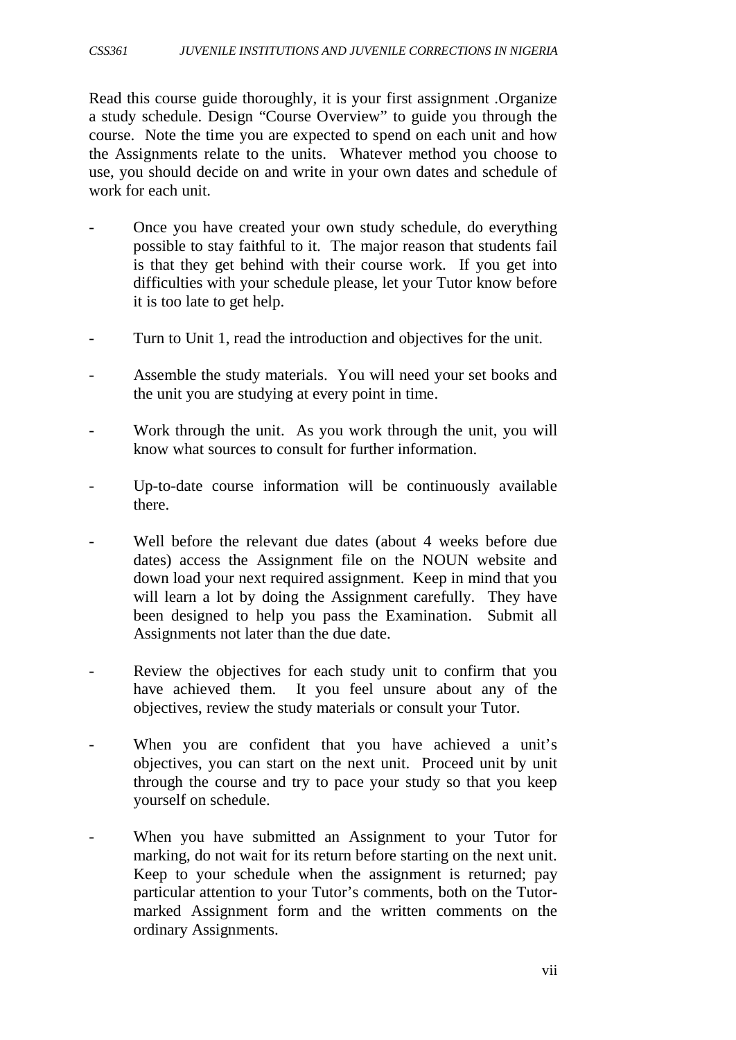Read this course guide thoroughly, it is your first assignment .Organize a study schedule. Design "Course Overview" to guide you through the course. Note the time you are expected to spend on each unit and how the Assignments relate to the units. Whatever method you choose to use, you should decide on and write in your own dates and schedule of work for each unit.

- Once you have created your own study schedule, do everything possible to stay faithful to it. The major reason that students fail is that they get behind with their course work. If you get into difficulties with your schedule please, let your Tutor know before it is too late to get help.
- Turn to Unit 1, read the introduction and objectives for the unit.
- Assemble the study materials. You will need your set books and the unit you are studying at every point in time.
- Work through the unit. As you work through the unit, you will know what sources to consult for further information.
- Up-to-date course information will be continuously available there.
- Well before the relevant due dates (about 4 weeks before due dates) access the Assignment file on the NOUN website and down load your next required assignment. Keep in mind that you will learn a lot by doing the Assignment carefully. They have been designed to help you pass the Examination. Submit all Assignments not later than the due date.
- Review the objectives for each study unit to confirm that you have achieved them. It you feel unsure about any of the objectives, review the study materials or consult your Tutor.
- When you are confident that you have achieved a unit's objectives, you can start on the next unit. Proceed unit by unit through the course and try to pace your study so that you keep yourself on schedule.
- When you have submitted an Assignment to your Tutor for marking, do not wait for its return before starting on the next unit. Keep to your schedule when the assignment is returned; pay particular attention to your Tutor's comments, both on the Tutor-marked Assignment form and the written comments on the ordinary Assignments.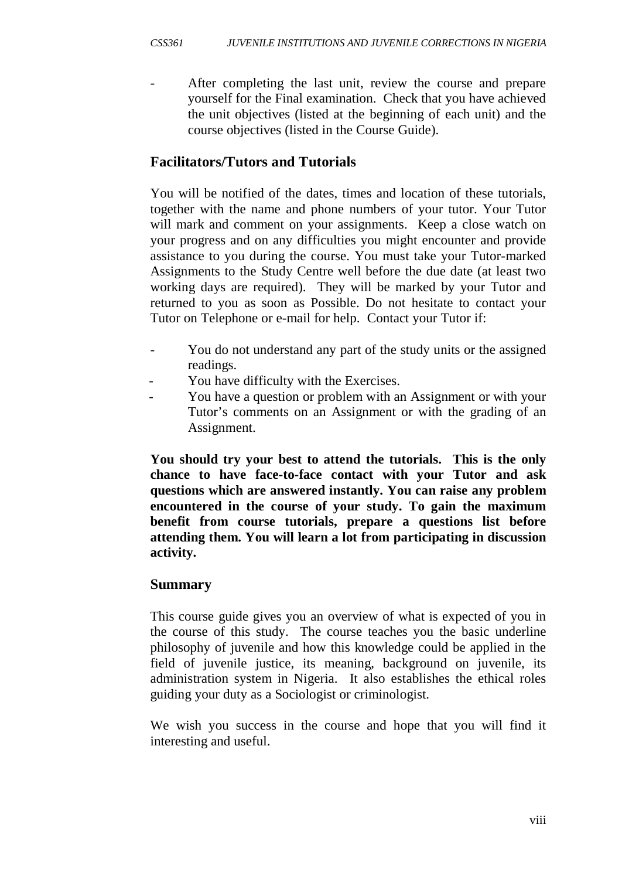- After completing the last unit, review the course and prepare yourself for the Final examination. Check that you have achieved the unit objectives (listed at the beginning of each unit) and the course objectives (listed in the Course Guide).

## Facilitators/Tutors and Tutorials

You will be notified of the dates, times and location of these tutorials, together with the name and phone numbers of your tutor. Your Tutor will mark and comment on your assignments. Keep a close watch on your progress and on any difficulties you might encounter and provide assistance to you during the course. You must take your Tutor-marked Assignments to the Study Centre well before the due date (at least two working days are required). They will be marked by your Tutor and returned to you as soon as Possible. Do not hesitate to contact your Tutor on Telephone or e-mail for help. Contact your Tutor if:

- You do not understand any part of the study units or the assigned readings.
- You have difficulty with the Exercises.
- You have a question or problem with an Assignment or with your Tutor's comments on an Assignment or with the grading of an Assignment.

**You should try your best to attend the tutorials. This is the only chance to have face-to-face contact with your Tutor and ask questions which are answered instantly. You can raise any problem encountered in the course of your study. To gain the maximum benefit from course tutorials, prepare a questions list before attending them. You will learn a lot from participating in discussion activity.**

## Summary

This course guide gives you an overview of what is expected of you in the course of this study. The course teaches you the basic underline philosophy of juvenile and how this knowledge could be applied in the field of juvenile justice, its meaning, background on juvenile, its administration system in Nigeria. It also establishes the ethical roles guiding your duty as a Sociologist or criminologist.

We wish you success in the course and hope that you will find it interesting and useful.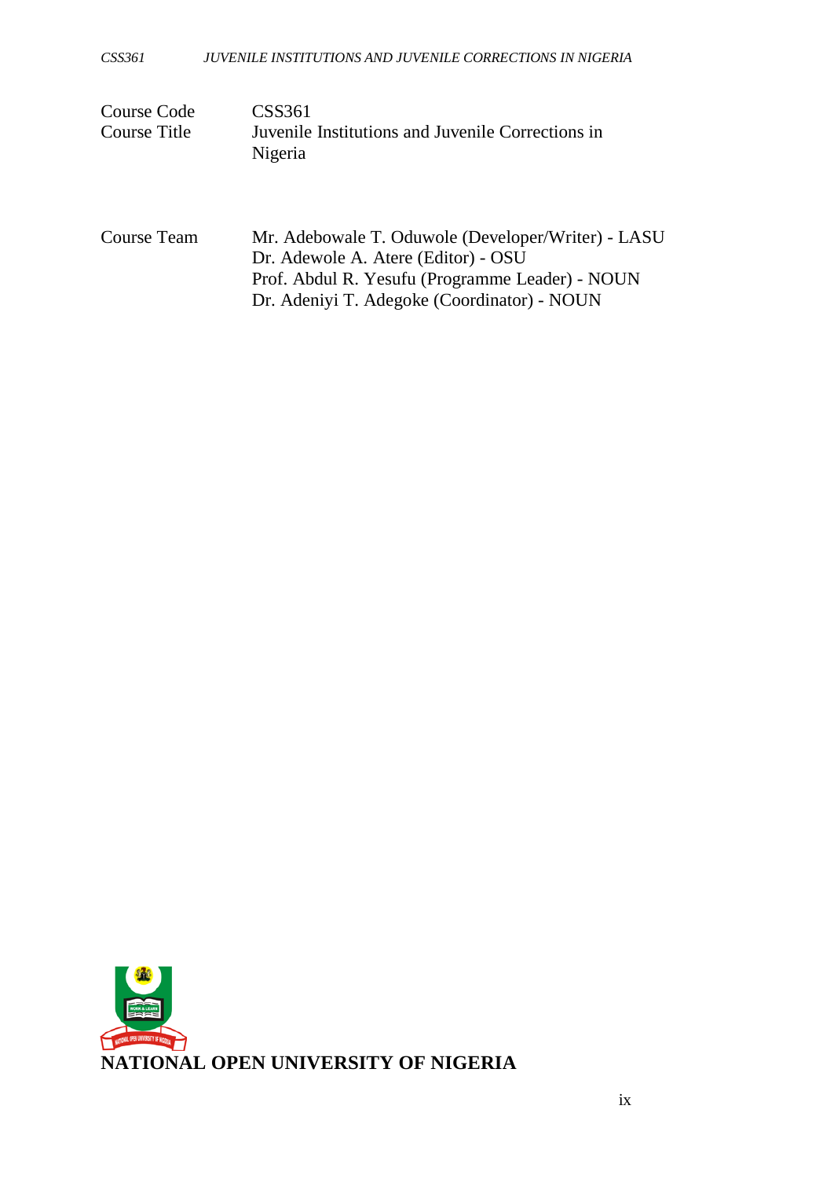| | |
|---|---|
| Course Code | CSS361 |
| Course Title | Juvenile Institutions and Juvenile Corrections in Nigeria |

| | |
|---|---|
| Course Team | Mr. Adebowale T. Oduwole (Developer/Writer) - LASU |
| | Dr. Adewole A. Atere (Editor) - OSU |
| | Prof. Abdul R. Yesufu (Programme Leader) - NOUN |
| | Dr. Adeniyi T. Adegoke (Coordinator) - NOUN |

**NATIONAL OPEN UNIVERSITY OF NIGERIA**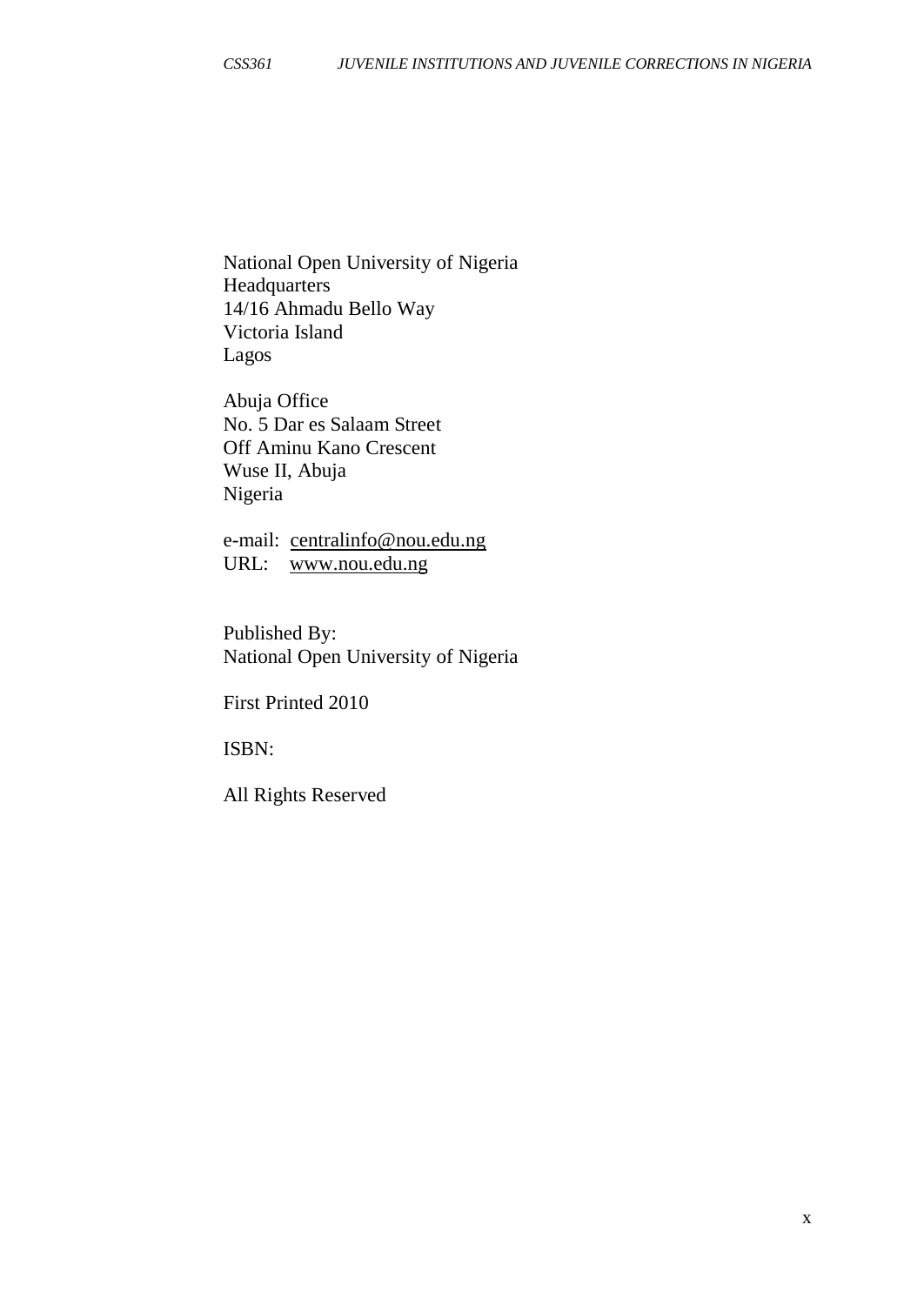National Open University of Nigeria
Headquarters
14/16 Ahmadu Bello Way
Victoria Island
Lagos

Abuja Office
No. 5 Dar es Salaam Street
Off Aminu Kano Crescent
Wuse II, Abuja
Nigeria

e-mail: centralinfo@nou.edu.ng
URL: www.nou.edu.ng

Published By:
National Open University of Nigeria

First Printed 2010

ISBN:

All Rights Reserved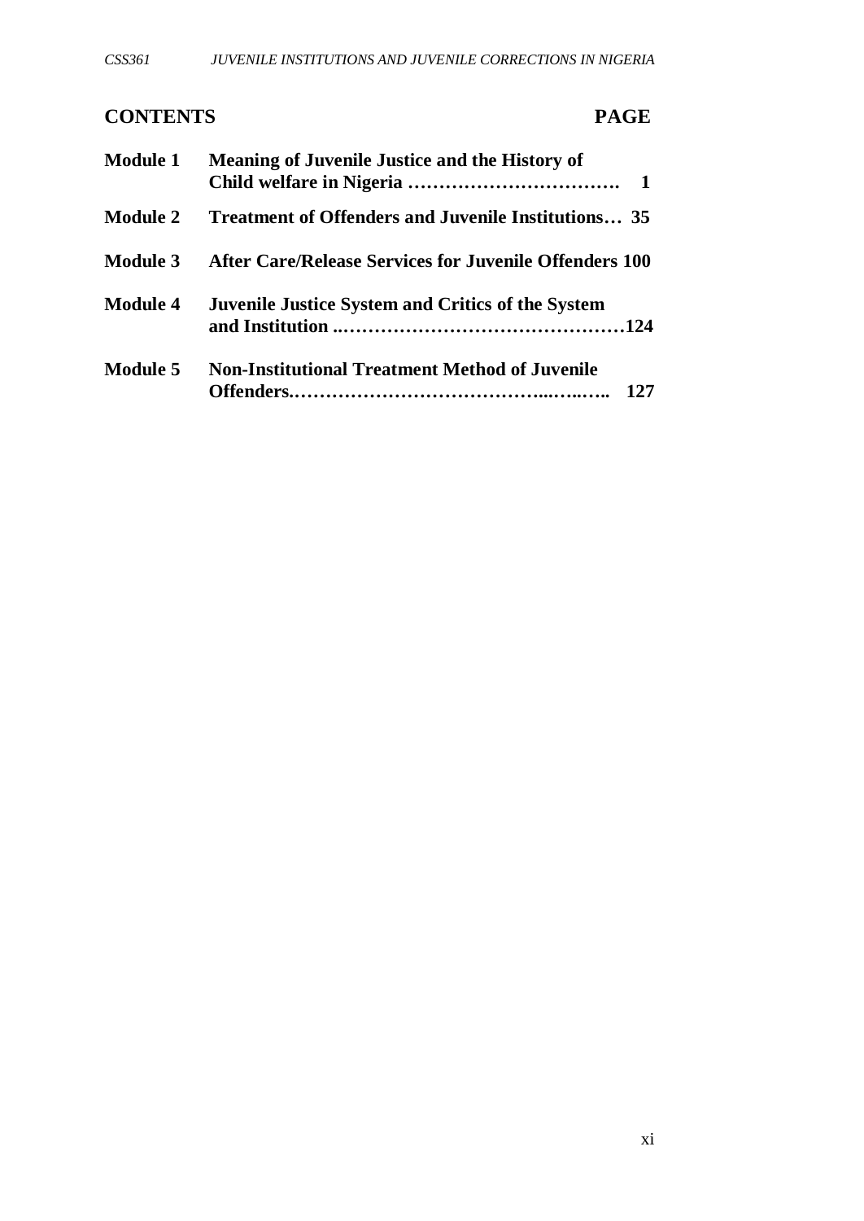## CONTENTS PAGE

| | | |
|---|---|---|
| **Module 1** | **Meaning of Juvenile Justice and the History of Child welfare in Nigeria …………………………….** | **1** |
| **Module 2** | **Treatment of Offenders and Juvenile Institutions…** | **35** |
| **Module 3** | **After Care/Release Services for Juvenile Offenders** | **100** |
| **Module 4** | **Juvenile Justice System and Critics of the System and Institution ..………………………………………** | **124** |
| **Module 5** | **Non-Institutional Treatment Method of Juvenile Offenders.…………………………………...…..…..** | **127** |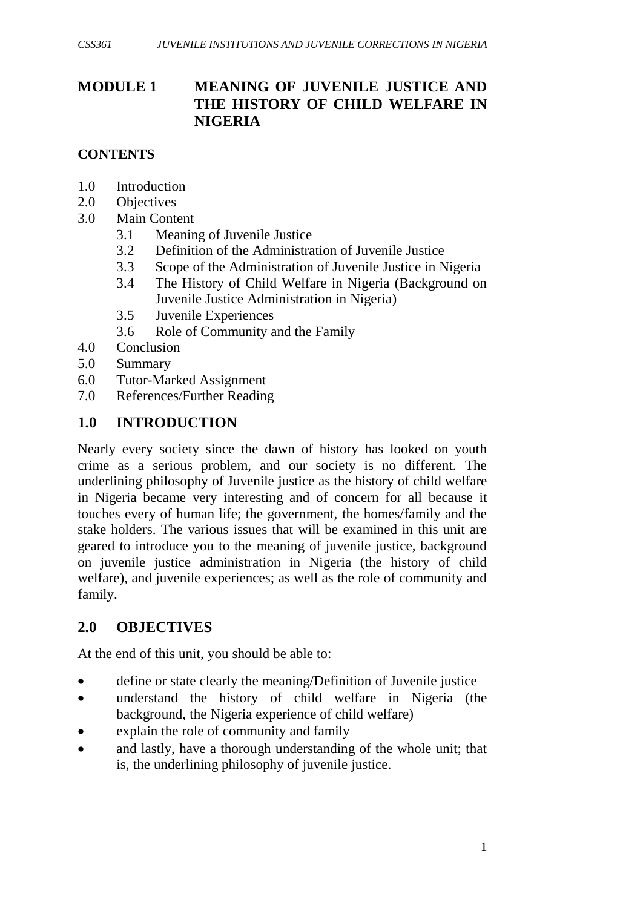# MODULE 1 MEANING OF JUVENILE JUSTICE AND THE HISTORY OF CHILD WELFARE IN NIGERIA

## CONTENTS

- 1.0 Introduction
- 2.0 Objectives
- 3.0 Main Content
  - 3.1 Meaning of Juvenile Justice
  - 3.2 Definition of the Administration of Juvenile Justice
  - 3.3 Scope of the Administration of Juvenile Justice in Nigeria
  - 3.4 The History of Child Welfare in Nigeria (Background on Juvenile Justice Administration in Nigeria)
  - 3.5 Juvenile Experiences
  - 3.6 Role of Community and the Family
- 4.0 Conclusion
- 5.0 Summary
- 6.0 Tutor-Marked Assignment
- 7.0 References/Further Reading

## 1.0 INTRODUCTION

Nearly every society since the dawn of history has looked on youth crime as a serious problem, and our society is no different. The underlining philosophy of Juvenile justice as the history of child welfare in Nigeria became very interesting and of concern for all because it touches every of human life; the government, the homes/family and the stake holders. The various issues that will be examined in this unit are geared to introduce you to the meaning of juvenile justice, background on juvenile justice administration in Nigeria (the history of child welfare), and juvenile experiences; as well as the role of community and family.

## 2.0 OBJECTIVES

At the end of this unit, you should be able to:

- define or state clearly the meaning/Definition of Juvenile justice
- understand the history of child welfare in Nigeria (the background, the Nigeria experience of child welfare)
- explain the role of community and family
- and lastly, have a thorough understanding of the whole unit; that is, the underlining philosophy of juvenile justice.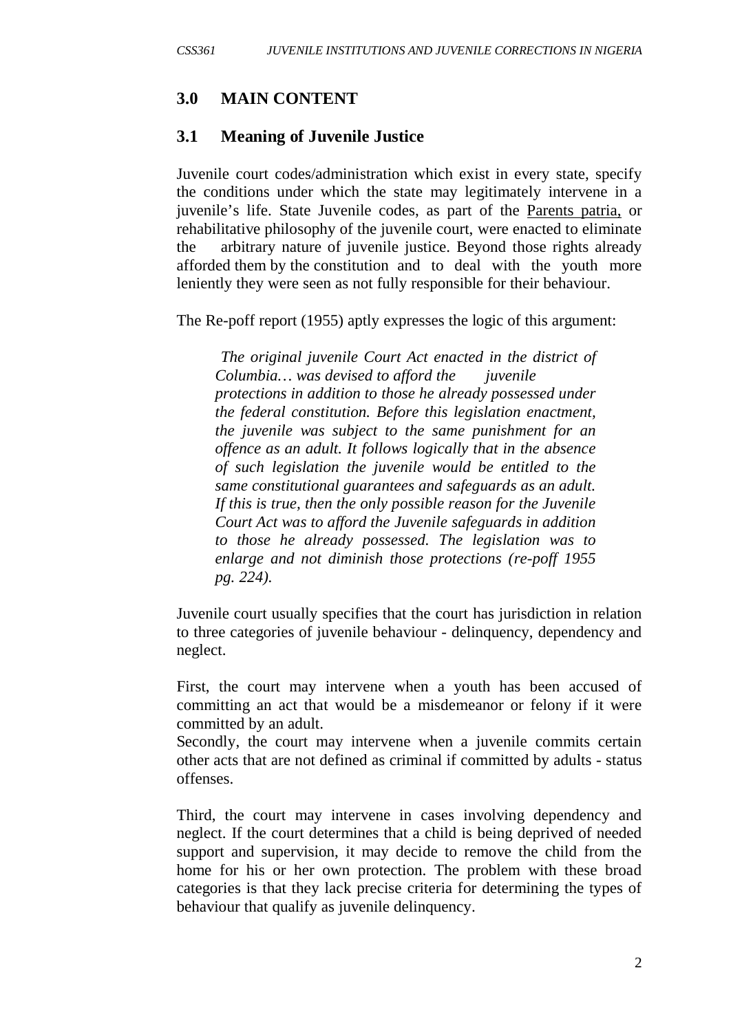## 3.0 MAIN CONTENT

### 3.1 Meaning of Juvenile Justice

Juvenile court codes/administration which exist in every state, specify the conditions under which the state may legitimately intervene in a juvenile's life. State Juvenile codes, as part of the Parents patria, or rehabilitative philosophy of the juvenile court, were enacted to eliminate the arbitrary nature of juvenile justice. Beyond those rights already afforded them by the constitution and to deal with the youth more leniently they were seen as not fully responsible for their behaviour.

The Re-poff report (1955) aptly expresses the logic of this argument:

> *The original juvenile Court Act enacted in the district of Columbia… was devised to afford the juvenile protections in addition to those he already possessed under the federal constitution. Before this legislation enactment, the juvenile was subject to the same punishment for an offence as an adult. It follows logically that in the absence of such legislation the juvenile would be entitled to the same constitutional guarantees and safeguards as an adult. If this is true, then the only possible reason for the Juvenile Court Act was to afford the Juvenile safeguards in addition to those he already possessed. The legislation was to enlarge and not diminish those protections (re-poff 1955 pg. 224).*

Juvenile court usually specifies that the court has jurisdiction in relation to three categories of juvenile behaviour - delinquency, dependency and neglect.

First, the court may intervene when a youth has been accused of committing an act that would be a misdemeanor or felony if it were committed by an adult.

Secondly, the court may intervene when a juvenile commits certain other acts that are not defined as criminal if committed by adults - status offenses.

Third, the court may intervene in cases involving dependency and neglect. If the court determines that a child is being deprived of needed support and supervision, it may decide to remove the child from the home for his or her own protection. The problem with these broad categories is that they lack precise criteria for determining the types of behaviour that qualify as juvenile delinquency.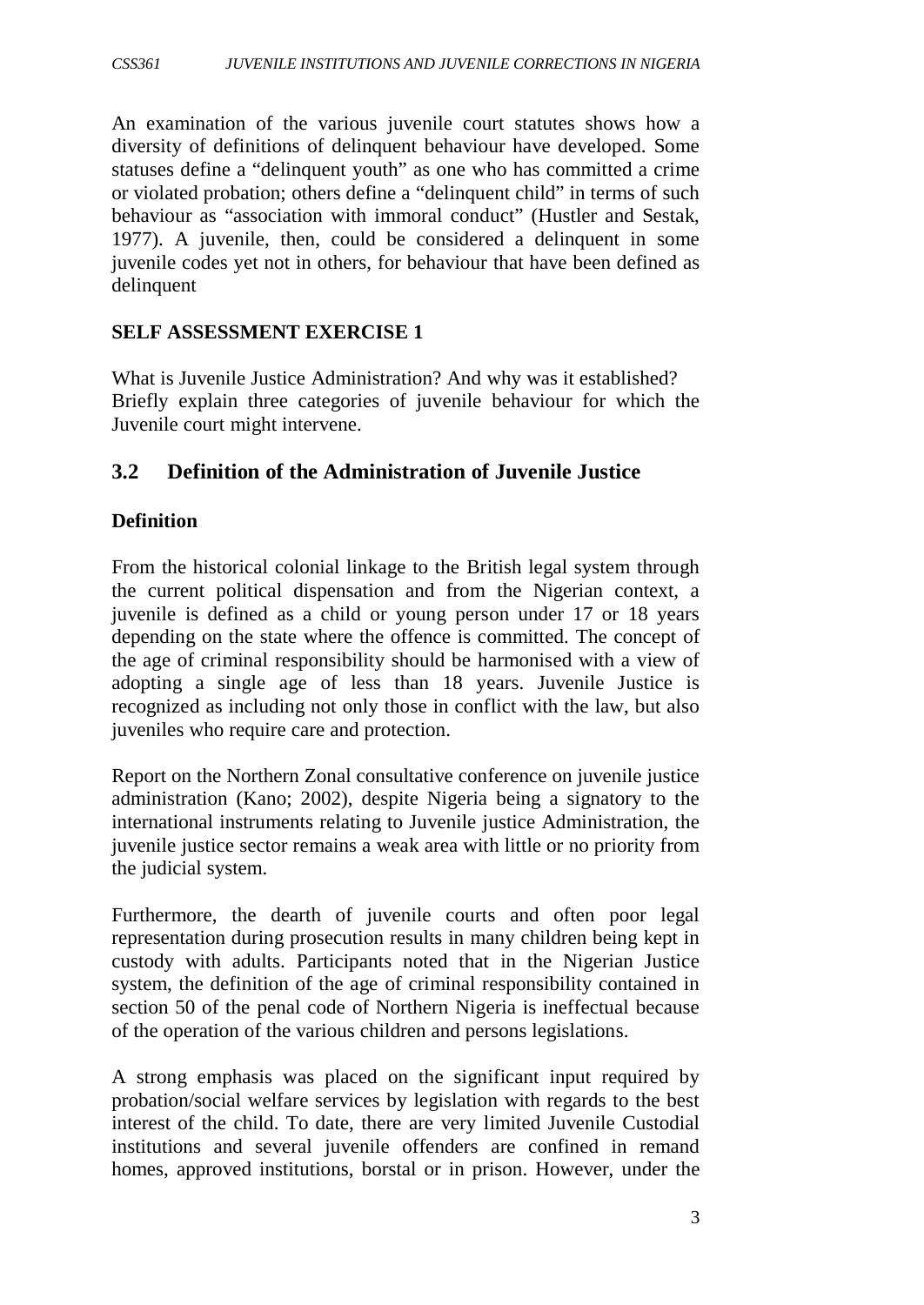An examination of the various juvenile court statutes shows how a diversity of definitions of delinquent behaviour have developed. Some statuses define a "delinquent youth" as one who has committed a crime or violated probation; others define a "delinquent child" in terms of such behaviour as "association with immoral conduct" (Hustler and Sestak, 1977). A juvenile, then, could be considered a delinquent in some juvenile codes yet not in others, for behaviour that have been defined as delinquent

**SELF ASSESSMENT EXERCISE 1**

What is Juvenile Justice Administration? And why was it established? Briefly explain three categories of juvenile behaviour for which the Juvenile court might intervene.

## 3.2 Definition of the Administration of Juvenile Justice

**Definition**

From the historical colonial linkage to the British legal system through the current political dispensation and from the Nigerian context, a juvenile is defined as a child or young person under 17 or 18 years depending on the state where the offence is committed. The concept of the age of criminal responsibility should be harmonised with a view of adopting a single age of less than 18 years. Juvenile Justice is recognized as including not only those in conflict with the law, but also juveniles who require care and protection.

Report on the Northern Zonal consultative conference on juvenile justice administration (Kano; 2002), despite Nigeria being a signatory to the international instruments relating to Juvenile justice Administration, the juvenile justice sector remains a weak area with little or no priority from the judicial system.

Furthermore, the dearth of juvenile courts and often poor legal representation during prosecution results in many children being kept in custody with adults. Participants noted that in the Nigerian Justice system, the definition of the age of criminal responsibility contained in section 50 of the penal code of Northern Nigeria is ineffectual because of the operation of the various children and persons legislations.

A strong emphasis was placed on the significant input required by probation/social welfare services by legislation with regards to the best interest of the child. To date, there are very limited Juvenile Custodial institutions and several juvenile offenders are confined in remand homes, approved institutions, borstal or in prison. However, under the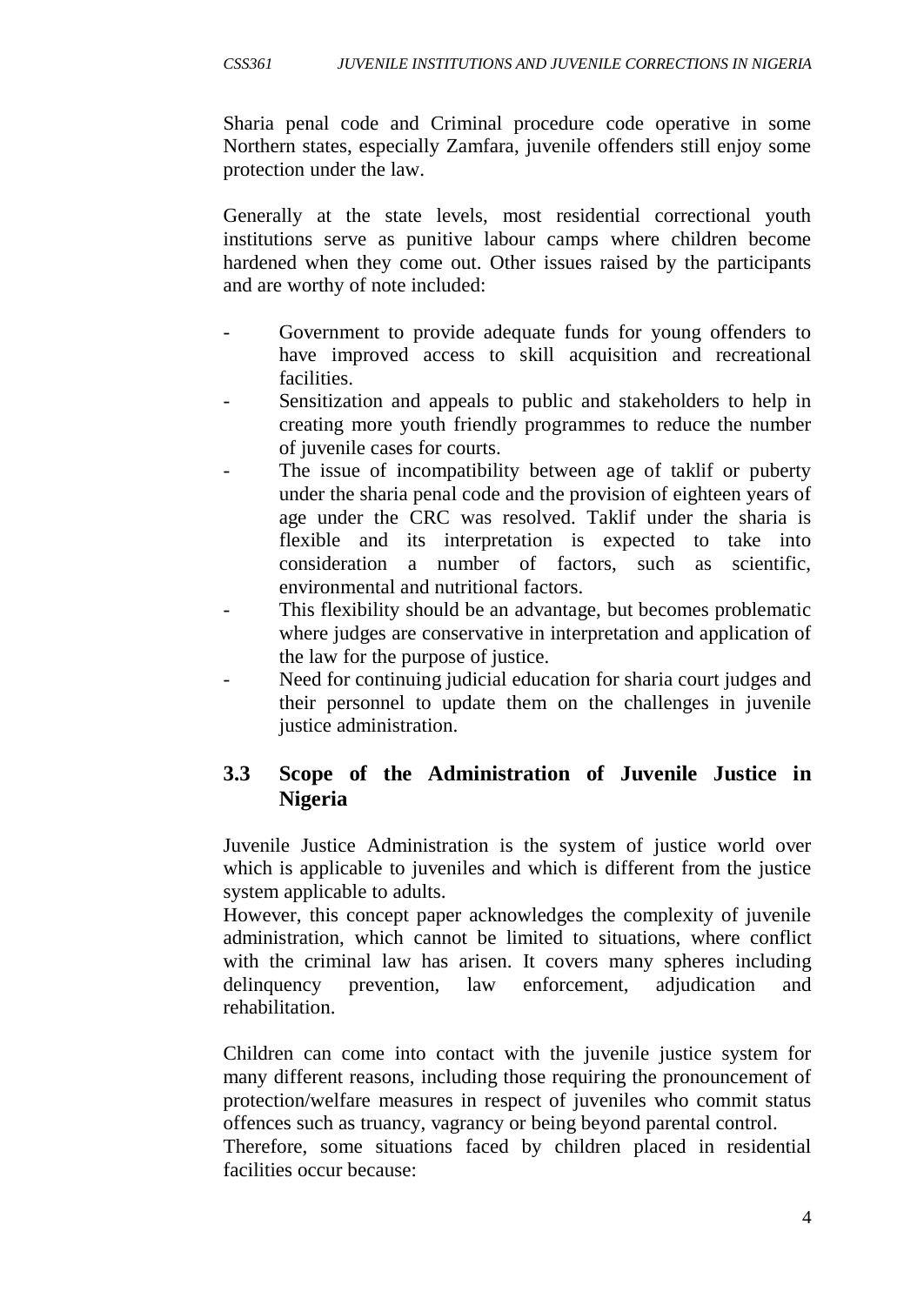Sharia penal code and Criminal procedure code operative in some Northern states, especially Zamfara, juvenile offenders still enjoy some protection under the law.

Generally at the state levels, most residential correctional youth institutions serve as punitive labour camps where children become hardened when they come out. Other issues raised by the participants and are worthy of note included:

- Government to provide adequate funds for young offenders to have improved access to skill acquisition and recreational facilities.
- Sensitization and appeals to public and stakeholders to help in creating more youth friendly programmes to reduce the number of juvenile cases for courts.
- The issue of incompatibility between age of taklif or puberty under the sharia penal code and the provision of eighteen years of age under the CRC was resolved. Taklif under the sharia is flexible and its interpretation is expected to take into consideration a number of factors, such as scientific, environmental and nutritional factors.
- This flexibility should be an advantage, but becomes problematic where judges are conservative in interpretation and application of the law for the purpose of justice.
- Need for continuing judicial education for sharia court judges and their personnel to update them on the challenges in juvenile justice administration.

### 3.3 Scope of the Administration of Juvenile Justice in Nigeria

Juvenile Justice Administration is the system of justice world over which is applicable to juveniles and which is different from the justice system applicable to adults.
However, this concept paper acknowledges the complexity of juvenile administration, which cannot be limited to situations, where conflict with the criminal law has arisen. It covers many spheres including delinquency prevention, law enforcement, adjudication and rehabilitation.

Children can come into contact with the juvenile justice system for many different reasons, including those requiring the pronouncement of protection/welfare measures in respect of juveniles who commit status offences such as truancy, vagrancy or being beyond parental control.
Therefore, some situations faced by children placed in residential facilities occur because: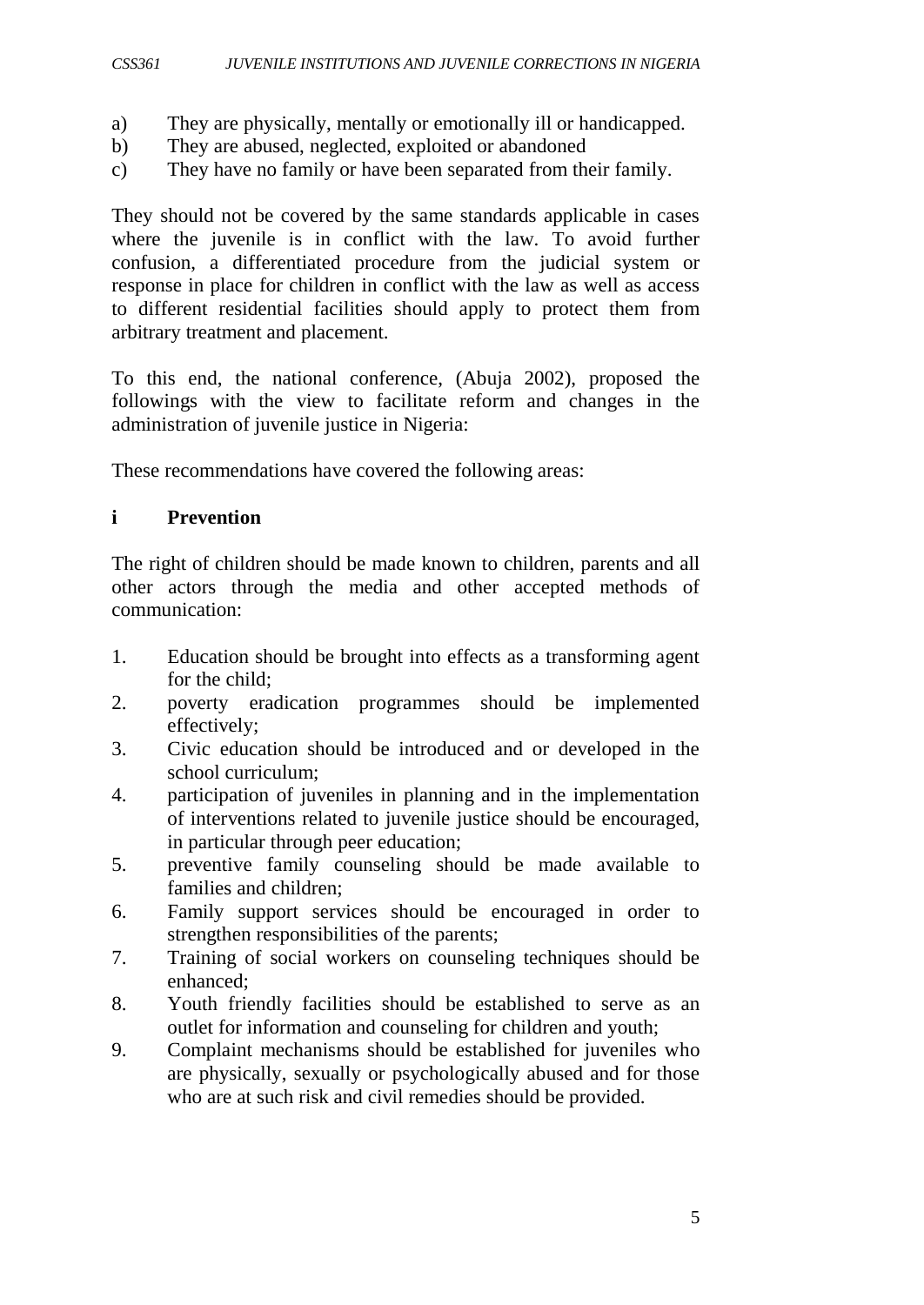a) They are physically, mentally or emotionally ill or handicapped.
b) They are abused, neglected, exploited or abandoned
c) They have no family or have been separated from their family.

They should not be covered by the same standards applicable in cases where the juvenile is in conflict with the law. To avoid further confusion, a differentiated procedure from the judicial system or response in place for children in conflict with the law as well as access to different residential facilities should apply to protect them from arbitrary treatment and placement.

To this end, the national conference, (Abuja 2002), proposed the followings with the view to facilitate reform and changes in the administration of juvenile justice in Nigeria:

These recommendations have covered the following areas:

**i Prevention**

The right of children should be made known to children, parents and all other actors through the media and other accepted methods of communication:

1. Education should be brought into effects as a transforming agent for the child;
2. poverty eradication programmes should be implemented effectively;
3. Civic education should be introduced and or developed in the school curriculum;
4. participation of juveniles in planning and in the implementation of interventions related to juvenile justice should be encouraged, in particular through peer education;
5. preventive family counseling should be made available to families and children;
6. Family support services should be encouraged in order to strengthen responsibilities of the parents;
7. Training of social workers on counseling techniques should be enhanced;
8. Youth friendly facilities should be established to serve as an outlet for information and counseling for children and youth;
9. Complaint mechanisms should be established for juveniles who are physically, sexually or psychologically abused and for those who are at such risk and civil remedies should be provided.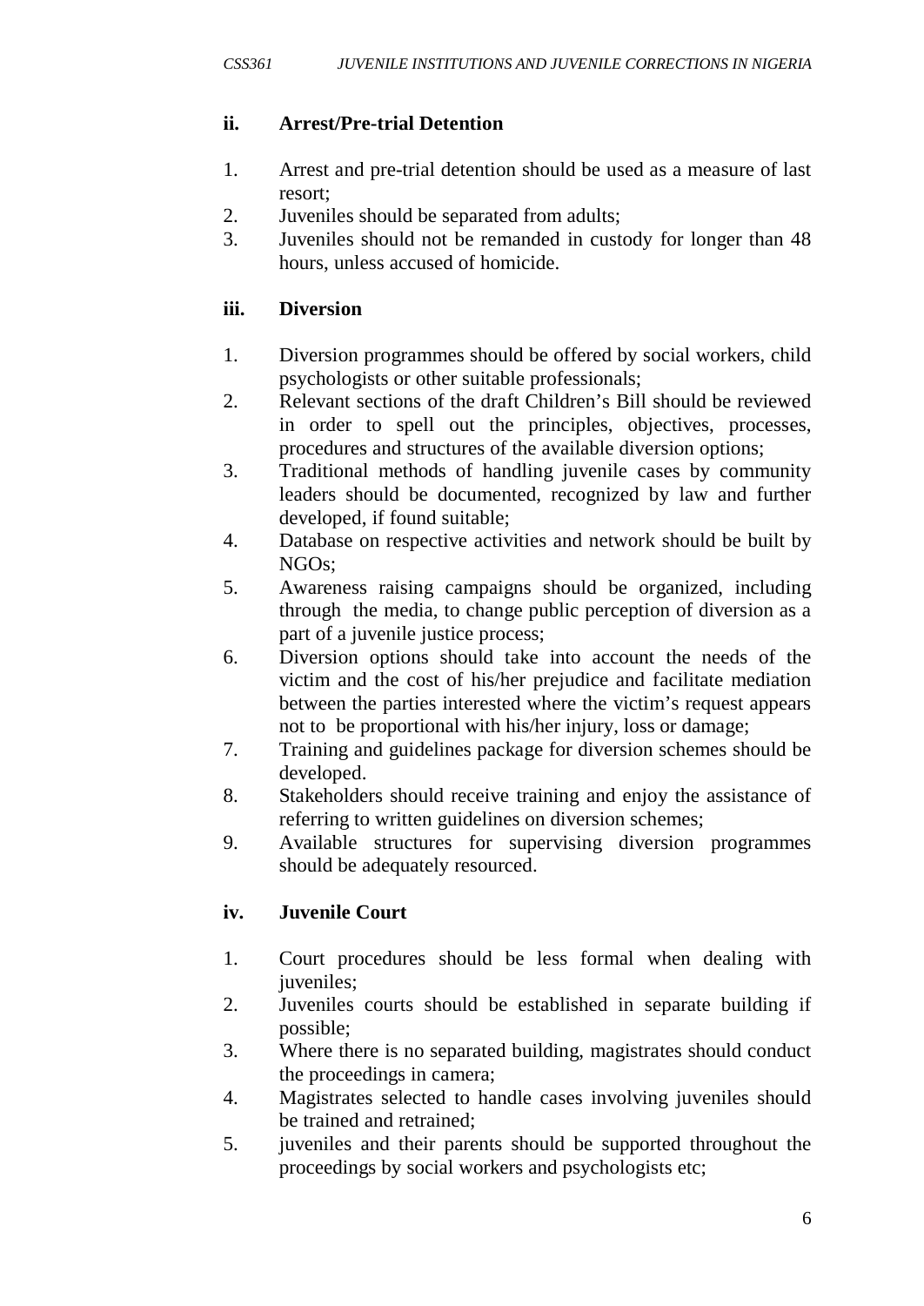**ii. Arrest/Pre-trial Detention**

1. Arrest and pre-trial detention should be used as a measure of last resort;
2. Juveniles should be separated from adults;
3. Juveniles should not be remanded in custody for longer than 48 hours, unless accused of homicide.

**iii. Diversion**

1. Diversion programmes should be offered by social workers, child psychologists or other suitable professionals;
2. Relevant sections of the draft Children's Bill should be reviewed in order to spell out the principles, objectives, processes, procedures and structures of the available diversion options;
3. Traditional methods of handling juvenile cases by community leaders should be documented, recognized by law and further developed, if found suitable;
4. Database on respective activities and network should be built by NGOs;
5. Awareness raising campaigns should be organized, including through the media, to change public perception of diversion as a part of a juvenile justice process;
6. Diversion options should take into account the needs of the victim and the cost of his/her prejudice and facilitate mediation between the parties interested where the victim's request appears not to be proportional with his/her injury, loss or damage;
7. Training and guidelines package for diversion schemes should be developed.
8. Stakeholders should receive training and enjoy the assistance of referring to written guidelines on diversion schemes;
9. Available structures for supervising diversion programmes should be adequately resourced.

**iv. Juvenile Court**

1. Court procedures should be less formal when dealing with juveniles;
2. Juveniles courts should be established in separate building if possible;
3. Where there is no separated building, magistrates should conduct the proceedings in camera;
4. Magistrates selected to handle cases involving juveniles should be trained and retrained;
5. juveniles and their parents should be supported throughout the proceedings by social workers and psychologists etc;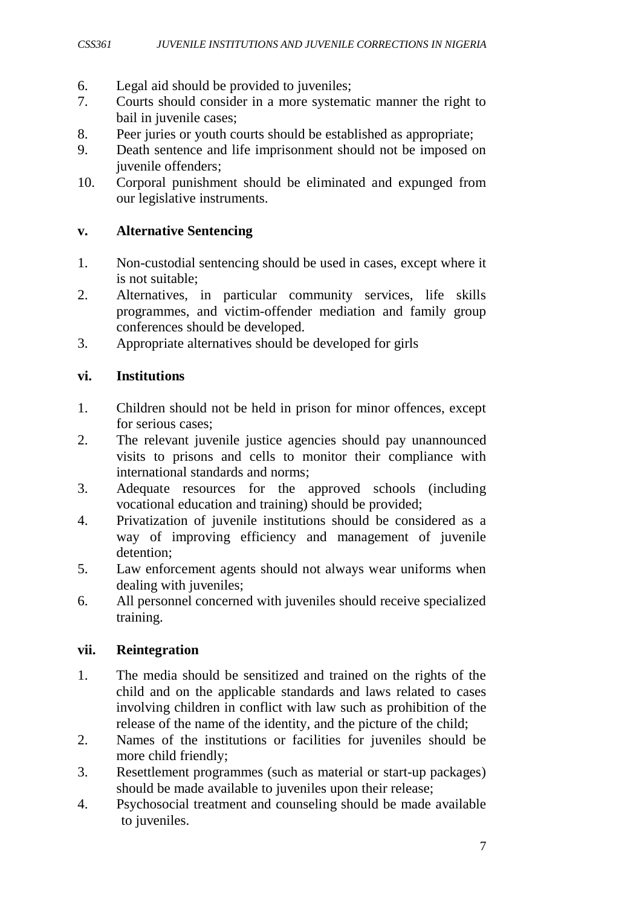6. Legal aid should be provided to juveniles;
7. Courts should consider in a more systematic manner the right to bail in juvenile cases;
8. Peer juries or youth courts should be established as appropriate;
9. Death sentence and life imprisonment should not be imposed on juvenile offenders;
10. Corporal punishment should be eliminated and expunged from our legislative instruments.

**v. Alternative Sentencing**

1. Non-custodial sentencing should be used in cases, except where it is not suitable;
2. Alternatives, in particular community services, life skills programmes, and victim-offender mediation and family group conferences should be developed.
3. Appropriate alternatives should be developed for girls

**vi. Institutions**

1. Children should not be held in prison for minor offences, except for serious cases;
2. The relevant juvenile justice agencies should pay unannounced visits to prisons and cells to monitor their compliance with international standards and norms;
3. Adequate resources for the approved schools (including vocational education and training) should be provided;
4. Privatization of juvenile institutions should be considered as a way of improving efficiency and management of juvenile detention;
5. Law enforcement agents should not always wear uniforms when dealing with juveniles;
6. All personnel concerned with juveniles should receive specialized training.

**vii. Reintegration**

1. The media should be sensitized and trained on the rights of the child and on the applicable standards and laws related to cases involving children in conflict with law such as prohibition of the release of the name of the identity, and the picture of the child;
2. Names of the institutions or facilities for juveniles should be more child friendly;
3. Resettlement programmes (such as material or start-up packages) should be made available to juveniles upon their release;
4. Psychosocial treatment and counseling should be made available to juveniles.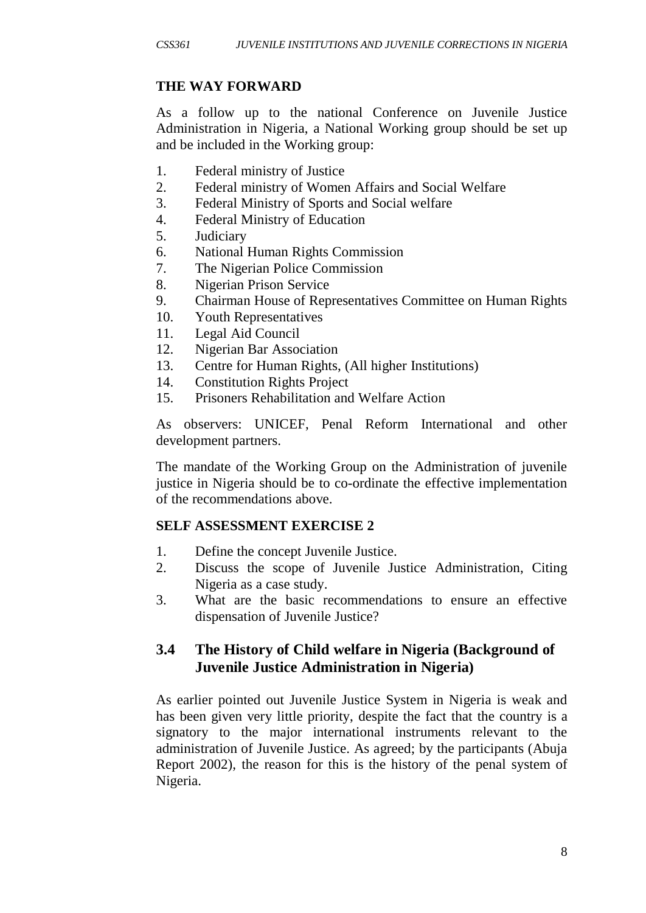### THE WAY FORWARD

As a follow up to the national Conference on Juvenile Justice Administration in Nigeria, a National Working group should be set up and be included in the Working group:

1. Federal ministry of Justice
2. Federal ministry of Women Affairs and Social Welfare
3. Federal Ministry of Sports and Social welfare
4. Federal Ministry of Education
5. Judiciary
6. National Human Rights Commission
7. The Nigerian Police Commission
8. Nigerian Prison Service
9. Chairman House of Representatives Committee on Human Rights
10. Youth Representatives
11. Legal Aid Council
12. Nigerian Bar Association
13. Centre for Human Rights, (All higher Institutions)
14. Constitution Rights Project
15. Prisoners Rehabilitation and Welfare Action

As observers: UNICEF, Penal Reform International and other development partners.

The mandate of the Working Group on the Administration of juvenile justice in Nigeria should be to co-ordinate the effective implementation of the recommendations above.

### SELF ASSESSMENT EXERCISE 2

1. Define the concept Juvenile Justice.
2. Discuss the scope of Juvenile Justice Administration, Citing Nigeria as a case study.
3. What are the basic recommendations to ensure an effective dispensation of Juvenile Justice?

## 3.4 The History of Child welfare in Nigeria (Background of Juvenile Justice Administration in Nigeria)

As earlier pointed out Juvenile Justice System in Nigeria is weak and has been given very little priority, despite the fact that the country is a signatory to the major international instruments relevant to the administration of Juvenile Justice. As agreed; by the participants (Abuja Report 2002), the reason for this is the history of the penal system of Nigeria.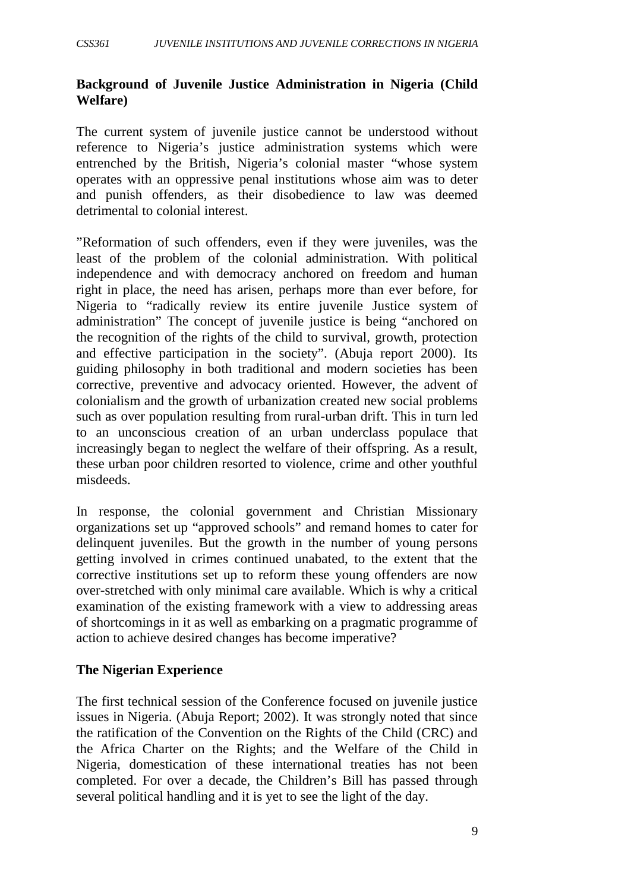**Background of Juvenile Justice Administration in Nigeria (Child Welfare)**

The current system of juvenile justice cannot be understood without reference to Nigeria's justice administration systems which were entrenched by the British, Nigeria's colonial master "whose system operates with an oppressive penal institutions whose aim was to deter and punish offenders, as their disobedience to law was deemed detrimental to colonial interest.

"Reformation of such offenders, even if they were juveniles, was the least of the problem of the colonial administration. With political independence and with democracy anchored on freedom and human right in place, the need has arisen, perhaps more than ever before, for Nigeria to "radically review its entire juvenile Justice system of administration" The concept of juvenile justice is being "anchored on the recognition of the rights of the child to survival, growth, protection and effective participation in the society". (Abuja report 2000). Its guiding philosophy in both traditional and modern societies has been corrective, preventive and advocacy oriented. However, the advent of colonialism and the growth of urbanization created new social problems such as over population resulting from rural-urban drift. This in turn led to an unconscious creation of an urban underclass populace that increasingly began to neglect the welfare of their offspring. As a result, these urban poor children resorted to violence, crime and other youthful misdeeds.

In response, the colonial government and Christian Missionary organizations set up "approved schools" and remand homes to cater for delinquent juveniles. But the growth in the number of young persons getting involved in crimes continued unabated, to the extent that the corrective institutions set up to reform these young offenders are now over-stretched with only minimal care available. Which is why a critical examination of the existing framework with a view to addressing areas of shortcomings in it as well as embarking on a pragmatic programme of action to achieve desired changes has become imperative?

**The Nigerian Experience**

The first technical session of the Conference focused on juvenile justice issues in Nigeria. (Abuja Report; 2002). It was strongly noted that since the ratification of the Convention on the Rights of the Child (CRC) and the Africa Charter on the Rights; and the Welfare of the Child in Nigeria, domestication of these international treaties has not been completed. For over a decade, the Children's Bill has passed through several political handling and it is yet to see the light of the day.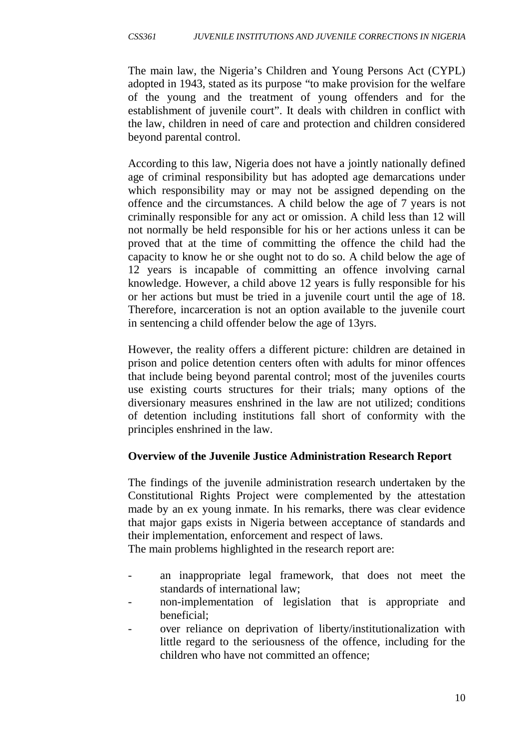The main law, the Nigeria's Children and Young Persons Act (CYPL) adopted in 1943, stated as its purpose "to make provision for the welfare of the young and the treatment of young offenders and for the establishment of juvenile court". It deals with children in conflict with the law, children in need of care and protection and children considered beyond parental control.

According to this law, Nigeria does not have a jointly nationally defined age of criminal responsibility but has adopted age demarcations under which responsibility may or may not be assigned depending on the offence and the circumstances. A child below the age of 7 years is not criminally responsible for any act or omission. A child less than 12 will not normally be held responsible for his or her actions unless it can be proved that at the time of committing the offence the child had the capacity to know he or she ought not to do so. A child below the age of 12 years is incapable of committing an offence involving carnal knowledge. However, a child above 12 years is fully responsible for his or her actions but must be tried in a juvenile court until the age of 18. Therefore, incarceration is not an option available to the juvenile court in sentencing a child offender below the age of 13yrs.

However, the reality offers a different picture: children are detained in prison and police detention centers often with adults for minor offences that include being beyond parental control; most of the juveniles courts use existing courts structures for their trials; many options of the diversionary measures enshrined in the law are not utilized; conditions of detention including institutions fall short of conformity with the principles enshrined in the law.

**Overview of the Juvenile Justice Administration Research Report**

The findings of the juvenile administration research undertaken by the Constitutional Rights Project were complemented by the attestation made by an ex young inmate. In his remarks, there was clear evidence that major gaps exists in Nigeria between acceptance of standards and their implementation, enforcement and respect of laws.
The main problems highlighted in the research report are:

- an inappropriate legal framework, that does not meet the standards of international law;
- non-implementation of legislation that is appropriate and beneficial;
- over reliance on deprivation of liberty/institutionalization with little regard to the seriousness of the offence, including for the children who have not committed an offence;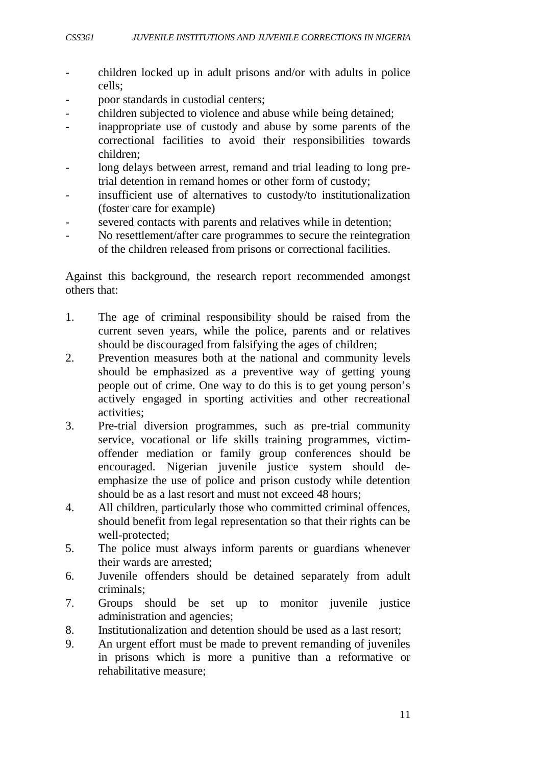- children locked up in adult prisons and/or with adults in police cells;
- poor standards in custodial centers;
- children subjected to violence and abuse while being detained;
- inappropriate use of custody and abuse by some parents of the correctional facilities to avoid their responsibilities towards children;
- long delays between arrest, remand and trial leading to long pre-trial detention in remand homes or other form of custody;
- insufficient use of alternatives to custody/to institutionalization (foster care for example)
- severed contacts with parents and relatives while in detention;
- No resettlement/after care programmes to secure the reintegration of the children released from prisons or correctional facilities.

Against this background, the research report recommended amongst others that:

1. The age of criminal responsibility should be raised from the current seven years, while the police, parents and or relatives should be discouraged from falsifying the ages of children;
2. Prevention measures both at the national and community levels should be emphasized as a preventive way of getting young people out of crime. One way to do this is to get young person's actively engaged in sporting activities and other recreational activities;
3. Pre-trial diversion programmes, such as pre-trial community service, vocational or life skills training programmes, victim-offender mediation or family group conferences should be encouraged. Nigerian juvenile justice system should de-emphasize the use of police and prison custody while detention should be as a last resort and must not exceed 48 hours;
4. All children, particularly those who committed criminal offences, should benefit from legal representation so that their rights can be well-protected;
5. The police must always inform parents or guardians whenever their wards are arrested;
6. Juvenile offenders should be detained separately from adult criminals;
7. Groups should be set up to monitor juvenile justice administration and agencies;
8. Institutionalization and detention should be used as a last resort;
9. An urgent effort must be made to prevent remanding of juveniles in prisons which is more a punitive than a reformative or rehabilitative measure;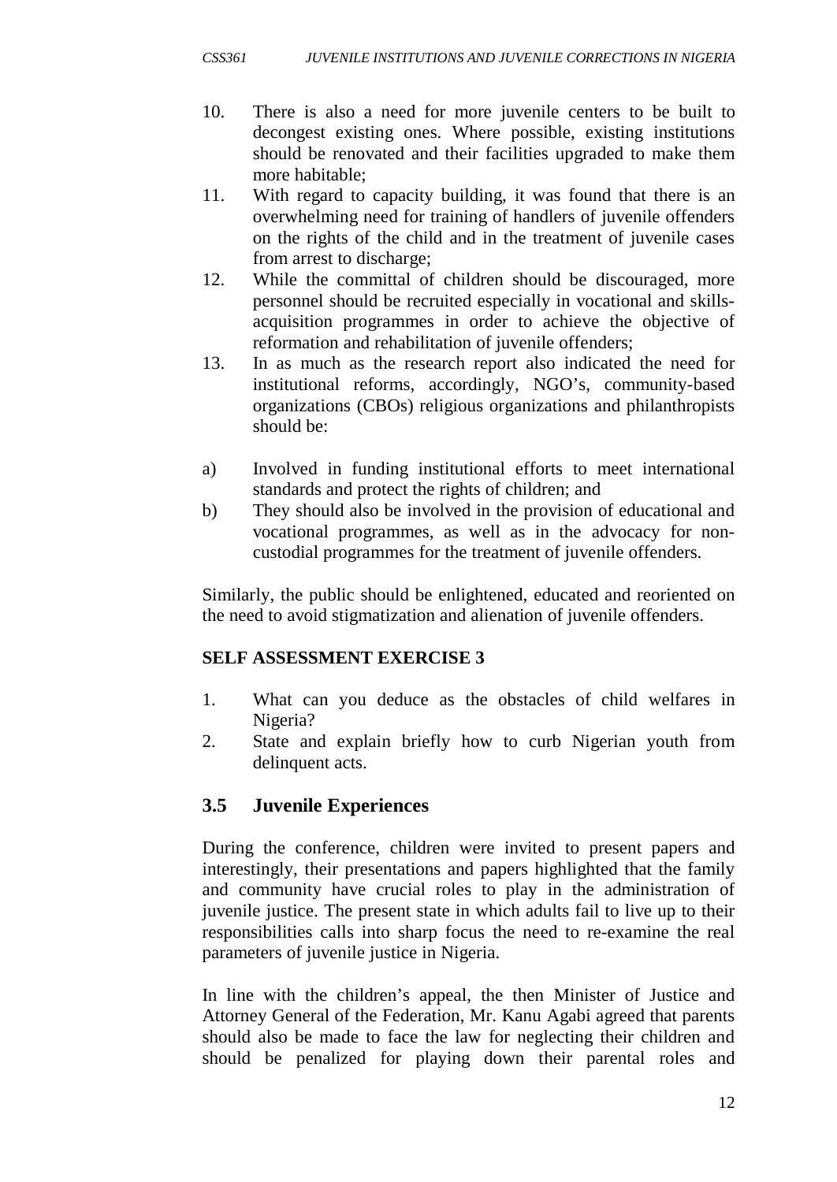10. There is also a need for more juvenile centers to be built to decongest existing ones. Where possible, existing institutions should be renovated and their facilities upgraded to make them more habitable;
11. With regard to capacity building, it was found that there is an overwhelming need for training of handlers of juvenile offenders on the rights of the child and in the treatment of juvenile cases from arrest to discharge;
12. While the committal of children should be discouraged, more personnel should be recruited especially in vocational and skills-acquisition programmes in order to achieve the objective of reformation and rehabilitation of juvenile offenders;
13. In as much as the research report also indicated the need for institutional reforms, accordingly, NGO's, community-based organizations (CBOs) religious organizations and philanthropists should be:

a) Involved in funding institutional efforts to meet international standards and protect the rights of children; and
b) They should also be involved in the provision of educational and vocational programmes, as well as in the advocacy for non-custodial programmes for the treatment of juvenile offenders.

Similarly, the public should be enlightened, educated and reoriented on the need to avoid stigmatization and alienation of juvenile offenders.

**SELF ASSESSMENT EXERCISE 3**

1. What can you deduce as the obstacles of child welfares in Nigeria?
2. State and explain briefly how to curb Nigerian youth from delinquent acts.

## 3.5 Juvenile Experiences

During the conference, children were invited to present papers and interestingly, their presentations and papers highlighted that the family and community have crucial roles to play in the administration of juvenile justice. The present state in which adults fail to live up to their responsibilities calls into sharp focus the need to re-examine the real parameters of juvenile justice in Nigeria.

In line with the children's appeal, the then Minister of Justice and Attorney General of the Federation, Mr. Kanu Agabi agreed that parents should also be made to face the law for neglecting their children and should be penalized for playing down their parental roles and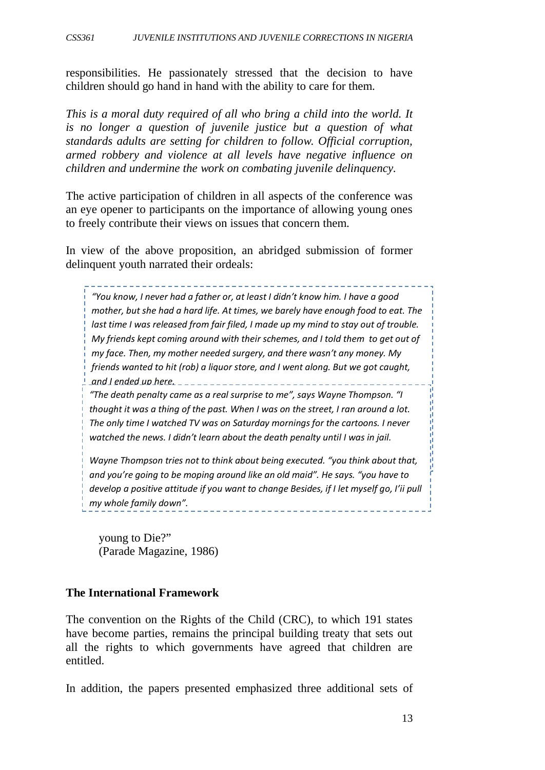responsibilities. He passionately stressed that the decision to have children should go hand in hand with the ability to care for them.

*This is a moral duty required of all who bring a child into the world. It is no longer a question of juvenile justice but a question of what standards adults are setting for children to follow. Official corruption, armed robbery and violence at all levels have negative influence on children and undermine the work on combating juvenile delinquency.*

The active participation of children in all aspects of the conference was an eye opener to participants on the importance of allowing young ones to freely contribute their views on issues that concern them.

In view of the above proposition, an abridged submission of former delinquent youth narrated their ordeals:

> *"You know, I never had a father or, at least I didn't know him. I have a good mother, but she had a hard life. At times, we barely have enough food to eat. The last time I was released from fair filed, I made up my mind to stay out of trouble. My friends kept coming around with their schemes, and I told them to get out of my face. Then, my mother needed surgery, and there wasn't any money. My friends wanted to hit (rob) a liquor store, and I went along. But we got caught, and I ended up here.*
>
> *"The death penalty came as a real surprise to me", says Wayne Thompson. "I thought it was a thing of the past. When I was on the street, I ran around a lot. The only time I watched TV was on Saturday mornings for the cartoons. I never watched the news. I didn't learn about the death penalty until I was in jail.*
>
> *Wayne Thompson tries not to think about being executed. "you think about that, and you're going to be moping around like an old maid". He says. "you have to develop a positive attitude if you want to change Besides, if I let myself go, I'ii pull my whole family down".*

young to Die?"
(Parade Magazine, 1986)

**The International Framework**

The convention on the Rights of the Child (CRC), to which 191 states have become parties, remains the principal building treaty that sets out all the rights to which governments have agreed that children are entitled.

In addition, the papers presented emphasized three additional sets of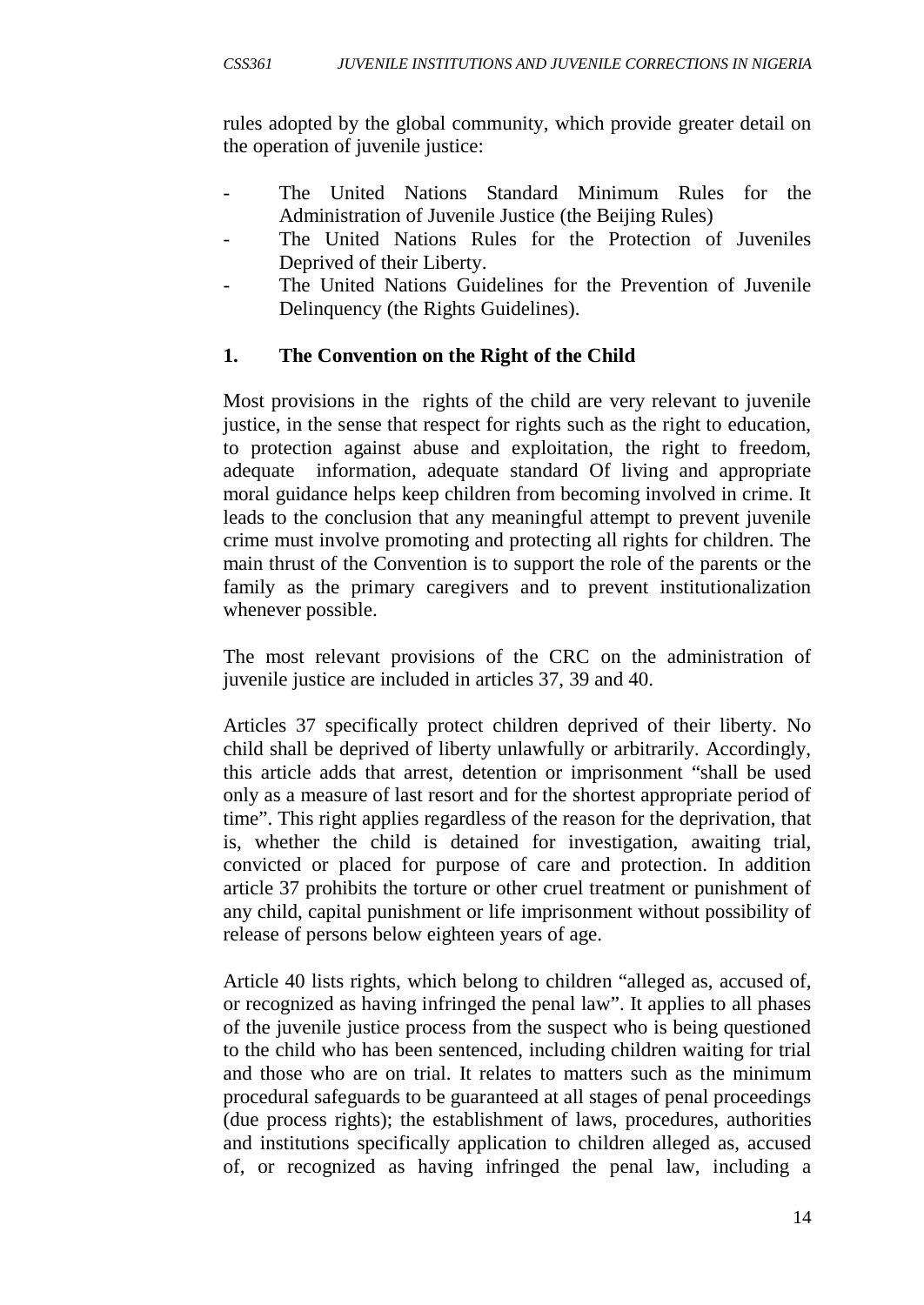rules adopted by the global community, which provide greater detail on the operation of juvenile justice:

- The United Nations Standard Minimum Rules for the Administration of Juvenile Justice (the Beijing Rules)
- The United Nations Rules for the Protection of Juveniles Deprived of their Liberty.
- The United Nations Guidelines for the Prevention of Juvenile Delinquency (the Rights Guidelines).

**1. The Convention on the Right of the Child**

Most provisions in the rights of the child are very relevant to juvenile justice, in the sense that respect for rights such as the right to education, to protection against abuse and exploitation, the right to freedom, adequate information, adequate standard Of living and appropriate moral guidance helps keep children from becoming involved in crime. It leads to the conclusion that any meaningful attempt to prevent juvenile crime must involve promoting and protecting all rights for children. The main thrust of the Convention is to support the role of the parents or the family as the primary caregivers and to prevent institutionalization whenever possible.

The most relevant provisions of the CRC on the administration of juvenile justice are included in articles 37, 39 and 40.

Articles 37 specifically protect children deprived of their liberty. No child shall be deprived of liberty unlawfully or arbitrarily. Accordingly, this article adds that arrest, detention or imprisonment "shall be used only as a measure of last resort and for the shortest appropriate period of time". This right applies regardless of the reason for the deprivation, that is, whether the child is detained for investigation, awaiting trial, convicted or placed for purpose of care and protection. In addition article 37 prohibits the torture or other cruel treatment or punishment of any child, capital punishment or life imprisonment without possibility of release of persons below eighteen years of age.

Article 40 lists rights, which belong to children "alleged as, accused of, or recognized as having infringed the penal law". It applies to all phases of the juvenile justice process from the suspect who is being questioned to the child who has been sentenced, including children waiting for trial and those who are on trial. It relates to matters such as the minimum procedural safeguards to be guaranteed at all stages of penal proceedings (due process rights); the establishment of laws, procedures, authorities and institutions specifically application to children alleged as, accused of, or recognized as having infringed the penal law, including a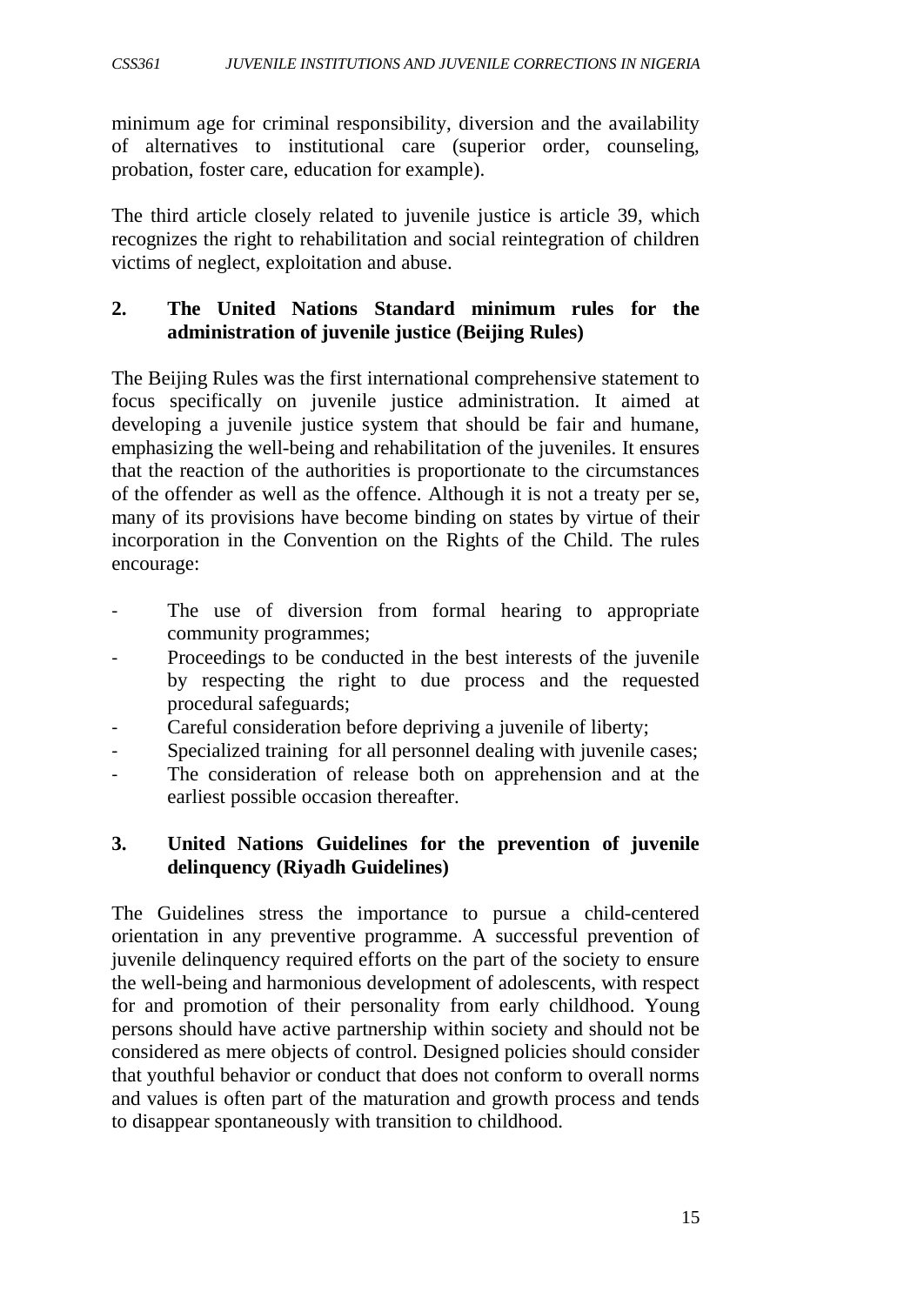minimum age for criminal responsibility, diversion and the availability of alternatives to institutional care (superior order, counseling, probation, foster care, education for example).

The third article closely related to juvenile justice is article 39, which recognizes the right to rehabilitation and social reintegration of children victims of neglect, exploitation and abuse.

**2. The United Nations Standard minimum rules for the administration of juvenile justice (Beijing Rules)**

The Beijing Rules was the first international comprehensive statement to focus specifically on juvenile justice administration. It aimed at developing a juvenile justice system that should be fair and humane, emphasizing the well-being and rehabilitation of the juveniles. It ensures that the reaction of the authorities is proportionate to the circumstances of the offender as well as the offence. Although it is not a treaty per se, many of its provisions have become binding on states by virtue of their incorporation in the Convention on the Rights of the Child. The rules encourage:

- The use of diversion from formal hearing to appropriate community programmes;
- Proceedings to be conducted in the best interests of the juvenile by respecting the right to due process and the requested procedural safeguards;
- Careful consideration before depriving a juvenile of liberty;
- Specialized training for all personnel dealing with juvenile cases;
- The consideration of release both on apprehension and at the earliest possible occasion thereafter.

**3. United Nations Guidelines for the prevention of juvenile delinquency (Riyadh Guidelines)**

The Guidelines stress the importance to pursue a child-centered orientation in any preventive programme. A successful prevention of juvenile delinquency required efforts on the part of the society to ensure the well-being and harmonious development of adolescents, with respect for and promotion of their personality from early childhood. Young persons should have active partnership within society and should not be considered as mere objects of control. Designed policies should consider that youthful behavior or conduct that does not conform to overall norms and values is often part of the maturation and growth process and tends to disappear spontaneously with transition to childhood.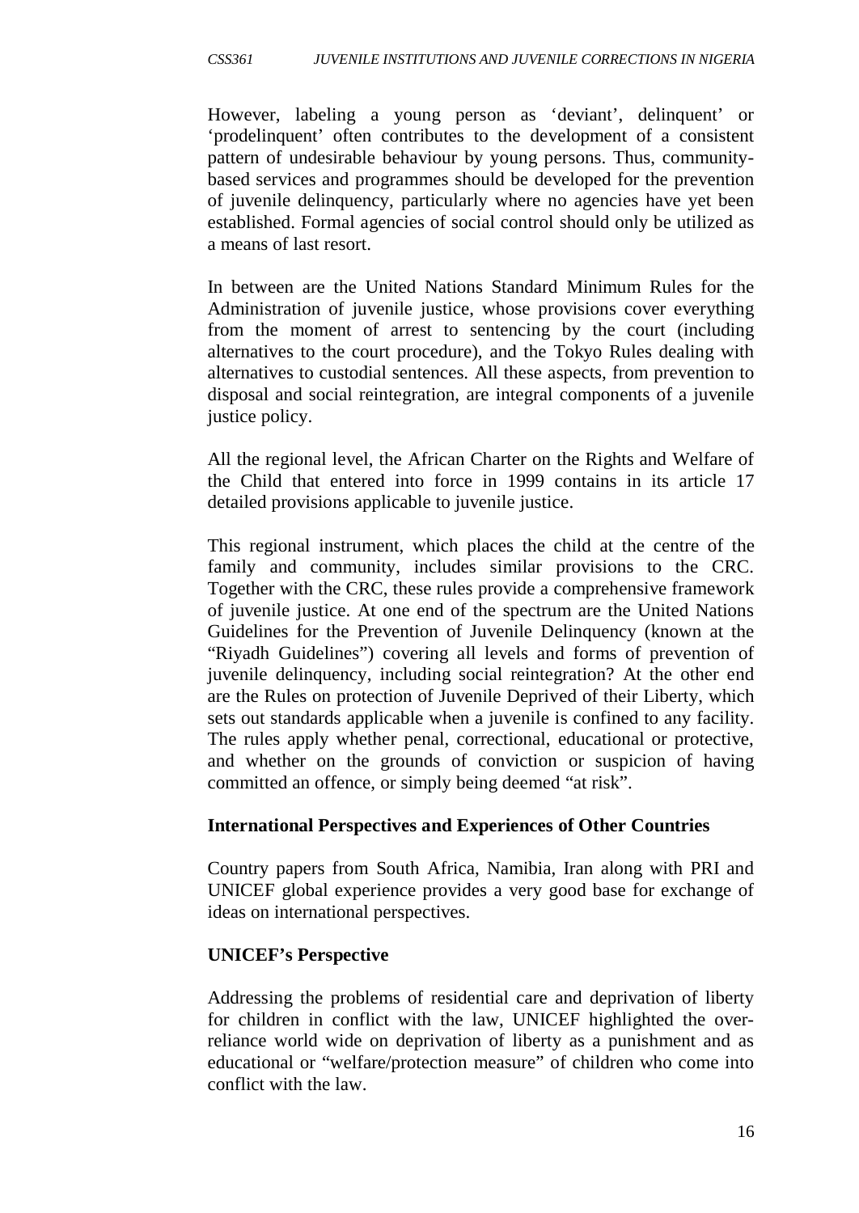However, labeling a young person as 'deviant', delinquent' or 'prodelinquent' often contributes to the development of a consistent pattern of undesirable behaviour by young persons. Thus, community-based services and programmes should be developed for the prevention of juvenile delinquency, particularly where no agencies have yet been established. Formal agencies of social control should only be utilized as a means of last resort.

In between are the United Nations Standard Minimum Rules for the Administration of juvenile justice, whose provisions cover everything from the moment of arrest to sentencing by the court (including alternatives to the court procedure), and the Tokyo Rules dealing with alternatives to custodial sentences. All these aspects, from prevention to disposal and social reintegration, are integral components of a juvenile justice policy.

All the regional level, the African Charter on the Rights and Welfare of the Child that entered into force in 1999 contains in its article 17 detailed provisions applicable to juvenile justice.

This regional instrument, which places the child at the centre of the family and community, includes similar provisions to the CRC. Together with the CRC, these rules provide a comprehensive framework of juvenile justice. At one end of the spectrum are the United Nations Guidelines for the Prevention of Juvenile Delinquency (known at the "Riyadh Guidelines") covering all levels and forms of prevention of juvenile delinquency, including social reintegration? At the other end are the Rules on protection of Juvenile Deprived of their Liberty, which sets out standards applicable when a juvenile is confined to any facility. The rules apply whether penal, correctional, educational or protective, and whether on the grounds of conviction or suspicion of having committed an offence, or simply being deemed "at risk".

**International Perspectives and Experiences of Other Countries**

Country papers from South Africa, Namibia, Iran along with PRI and UNICEF global experience provides a very good base for exchange of ideas on international perspectives.

**UNICEF's Perspective**

Addressing the problems of residential care and deprivation of liberty for children in conflict with the law, UNICEF highlighted the over-reliance world wide on deprivation of liberty as a punishment and as educational or "welfare/protection measure" of children who come into conflict with the law.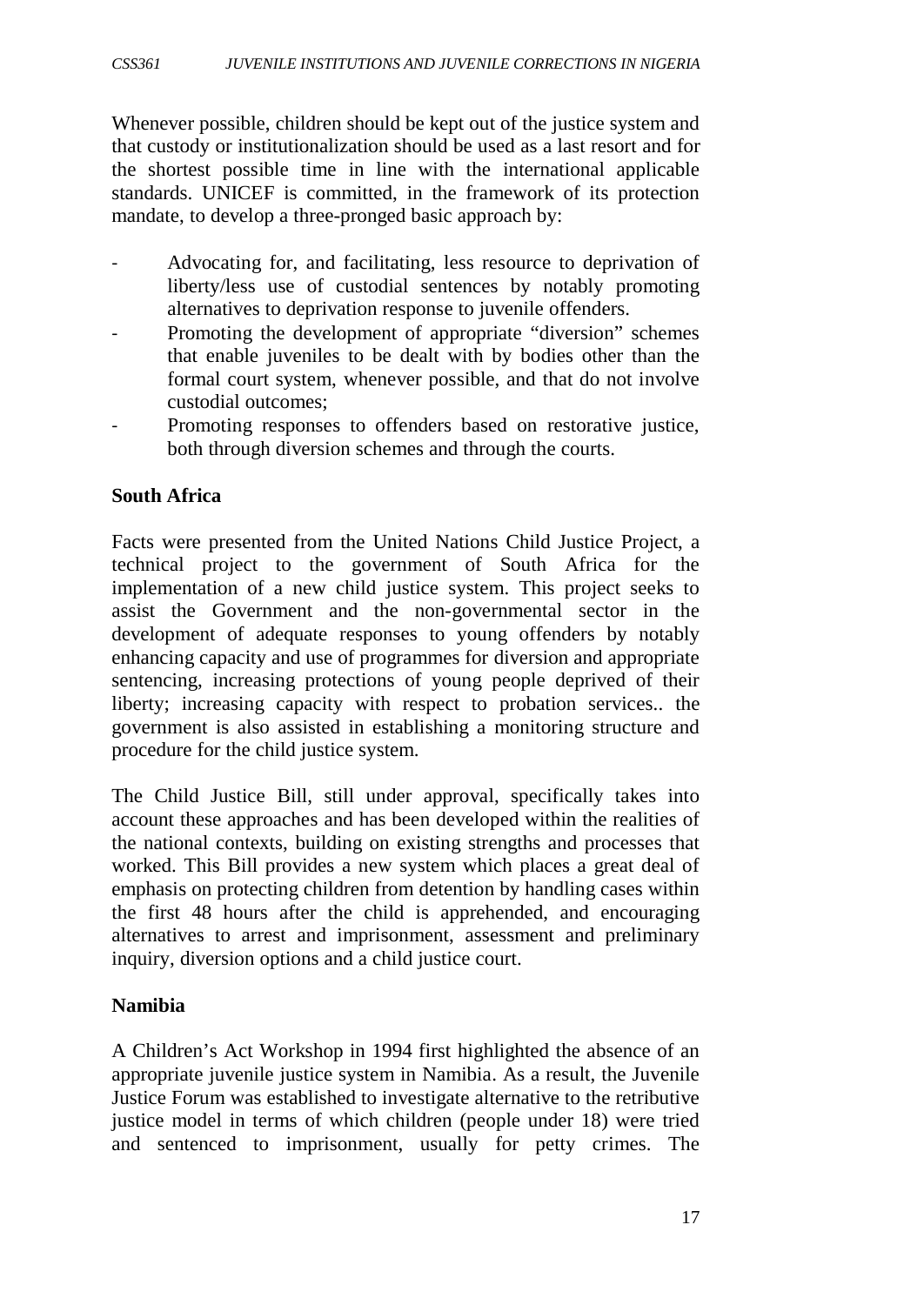Whenever possible, children should be kept out of the justice system and that custody or institutionalization should be used as a last resort and for the shortest possible time in line with the international applicable standards. UNICEF is committed, in the framework of its protection mandate, to develop a three-pronged basic approach by:

- Advocating for, and facilitating, less resource to deprivation of liberty/less use of custodial sentences by notably promoting alternatives to deprivation response to juvenile offenders.
- Promoting the development of appropriate "diversion" schemes that enable juveniles to be dealt with by bodies other than the formal court system, whenever possible, and that do not involve custodial outcomes;
- Promoting responses to offenders based on restorative justice, both through diversion schemes and through the courts.

**South Africa**

Facts were presented from the United Nations Child Justice Project, a technical project to the government of South Africa for the implementation of a new child justice system. This project seeks to assist the Government and the non-governmental sector in the development of adequate responses to young offenders by notably enhancing capacity and use of programmes for diversion and appropriate sentencing, increasing protections of young people deprived of their liberty; increasing capacity with respect to probation services.. the government is also assisted in establishing a monitoring structure and procedure for the child justice system.

The Child Justice Bill, still under approval, specifically takes into account these approaches and has been developed within the realities of the national contexts, building on existing strengths and processes that worked. This Bill provides a new system which places a great deal of emphasis on protecting children from detention by handling cases within the first 48 hours after the child is apprehended, and encouraging alternatives to arrest and imprisonment, assessment and preliminary inquiry, diversion options and a child justice court.

**Namibia**

A Children's Act Workshop in 1994 first highlighted the absence of an appropriate juvenile justice system in Namibia. As a result, the Juvenile Justice Forum was established to investigate alternative to the retributive justice model in terms of which children (people under 18) were tried and sentenced to imprisonment, usually for petty crimes. The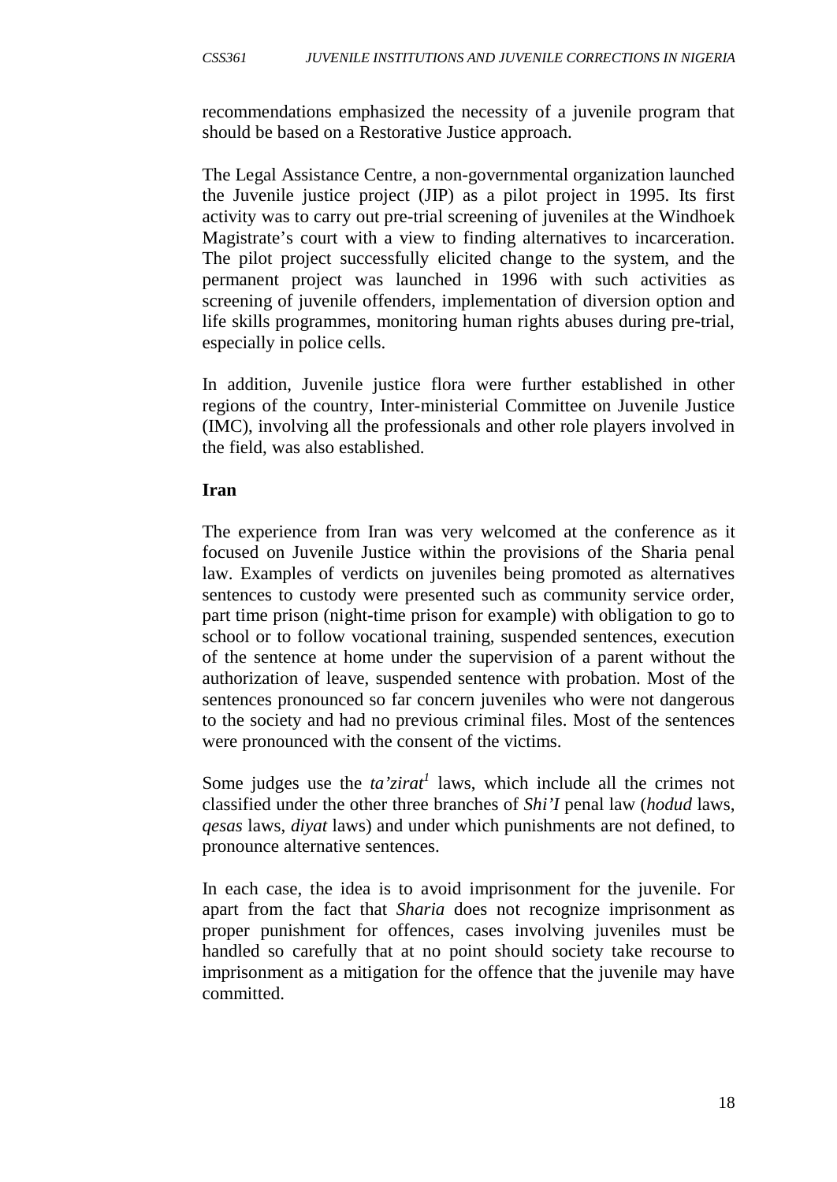recommendations emphasized the necessity of a juvenile program that should be based on a Restorative Justice approach.

The Legal Assistance Centre, a non-governmental organization launched the Juvenile justice project (JIP) as a pilot project in 1995. Its first activity was to carry out pre-trial screening of juveniles at the Windhoek Magistrate's court with a view to finding alternatives to incarceration. The pilot project successfully elicited change to the system, and the permanent project was launched in 1996 with such activities as screening of juvenile offenders, implementation of diversion option and life skills programmes, monitoring human rights abuses during pre-trial, especially in police cells.

In addition, Juvenile justice flora were further established in other regions of the country, Inter-ministerial Committee on Juvenile Justice (IMC), involving all the professionals and other role players involved in the field, was also established.

**Iran**

The experience from Iran was very welcomed at the conference as it focused on Juvenile Justice within the provisions of the Sharia penal law. Examples of verdicts on juveniles being promoted as alternatives sentences to custody were presented such as community service order, part time prison (night-time prison for example) with obligation to go to school or to follow vocational training, suspended sentences, execution of the sentence at home under the supervision of a parent without the authorization of leave, suspended sentence with probation. Most of the sentences pronounced so far concern juveniles who were not dangerous to the society and had no previous criminal files. Most of the sentences were pronounced with the consent of the victims.

Some judges use the *ta'zirat*[1] laws, which include all the crimes not classified under the other three branches of *Shi'I* penal law (*hodud* laws, *qesas* laws, *diyat* laws) and under which punishments are not defined, to pronounce alternative sentences.

In each case, the idea is to avoid imprisonment for the juvenile. For apart from the fact that *Sharia* does not recognize imprisonment as proper punishment for offences, cases involving juveniles must be handled so carefully that at no point should society take recourse to imprisonment as a mitigation for the offence that the juvenile may have committed.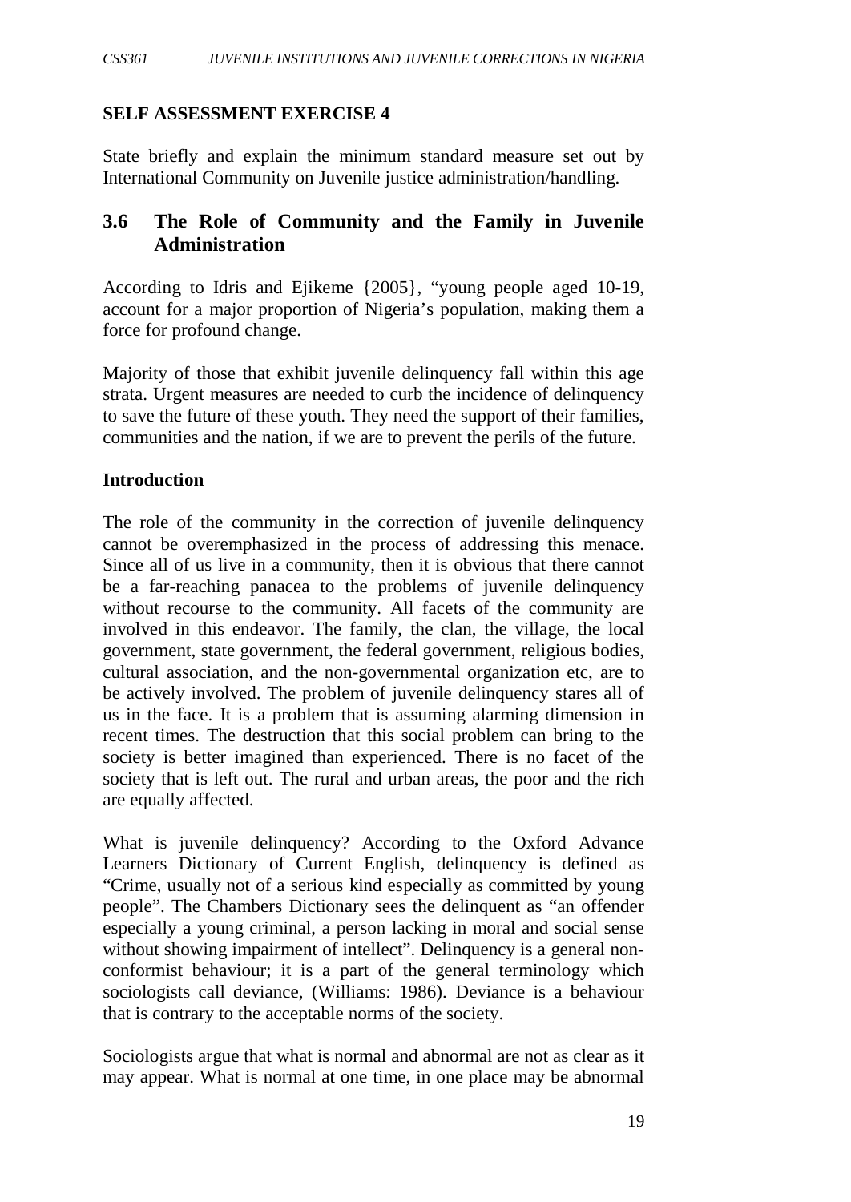**SELF ASSESSMENT EXERCISE 4**

State briefly and explain the minimum standard measure set out by International Community on Juvenile justice administration/handling.

## 3.6 The Role of Community and the Family in Juvenile Administration

According to Idris and Ejikeme {2005}, "young people aged 10-19, account for a major proportion of Nigeria's population, making them a force for profound change.

Majority of those that exhibit juvenile delinquency fall within this age strata. Urgent measures are needed to curb the incidence of delinquency to save the future of these youth. They need the support of their families, communities and the nation, if we are to prevent the perils of the future.

**Introduction**

The role of the community in the correction of juvenile delinquency cannot be overemphasized in the process of addressing this menace. Since all of us live in a community, then it is obvious that there cannot be a far-reaching panacea to the problems of juvenile delinquency without recourse to the community. All facets of the community are involved in this endeavor. The family, the clan, the village, the local government, state government, the federal government, religious bodies, cultural association, and the non-governmental organization etc, are to be actively involved. The problem of juvenile delinquency stares all of us in the face. It is a problem that is assuming alarming dimension in recent times. The destruction that this social problem can bring to the society is better imagined than experienced. There is no facet of the society that is left out. The rural and urban areas, the poor and the rich are equally affected.

What is juvenile delinquency? According to the Oxford Advance Learners Dictionary of Current English, delinquency is defined as "Crime, usually not of a serious kind especially as committed by young people". The Chambers Dictionary sees the delinquent as "an offender especially a young criminal, a person lacking in moral and social sense without showing impairment of intellect". Delinquency is a general non-conformist behaviour; it is a part of the general terminology which sociologists call deviance, (Williams: 1986). Deviance is a behaviour that is contrary to the acceptable norms of the society.

Sociologists argue that what is normal and abnormal are not as clear as it may appear. What is normal at one time, in one place may be abnormal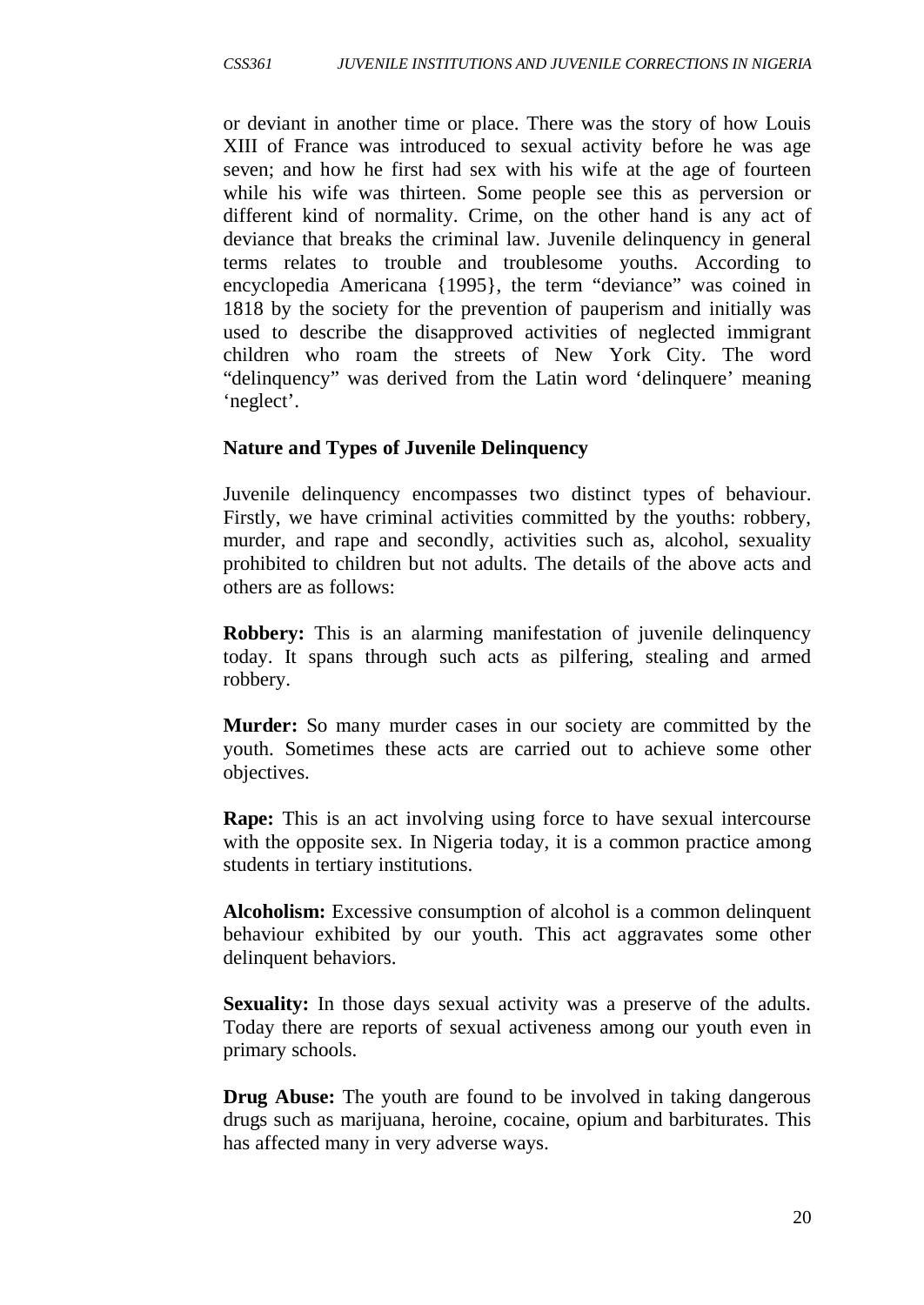or deviant in another time or place. There was the story of how Louis XIII of France was introduced to sexual activity before he was age seven; and how he first had sex with his wife at the age of fourteen while his wife was thirteen. Some people see this as perversion or different kind of normality. Crime, on the other hand is any act of deviance that breaks the criminal law. Juvenile delinquency in general terms relates to trouble and troublesome youths. According to encyclopedia Americana {1995}, the term "deviance" was coined in 1818 by the society for the prevention of pauperism and initially was used to describe the disapproved activities of neglected immigrant children who roam the streets of New York City. The word "delinquency" was derived from the Latin word 'delinquere' meaning 'neglect'.

**Nature and Types of Juvenile Delinquency**

Juvenile delinquency encompasses two distinct types of behaviour. Firstly, we have criminal activities committed by the youths: robbery, murder, and rape and secondly, activities such as, alcohol, sexuality prohibited to children but not adults. The details of the above acts and others are as follows:

**Robbery:** This is an alarming manifestation of juvenile delinquency today. It spans through such acts as pilfering, stealing and armed robbery.

**Murder:** So many murder cases in our society are committed by the youth. Sometimes these acts are carried out to achieve some other objectives.

**Rape:** This is an act involving using force to have sexual intercourse with the opposite sex. In Nigeria today, it is a common practice among students in tertiary institutions.

**Alcoholism:** Excessive consumption of alcohol is a common delinquent behaviour exhibited by our youth. This act aggravates some other delinquent behaviors.

**Sexuality:** In those days sexual activity was a preserve of the adults. Today there are reports of sexual activeness among our youth even in primary schools.

**Drug Abuse:** The youth are found to be involved in taking dangerous drugs such as marijuana, heroine, cocaine, opium and barbiturates. This has affected many in very adverse ways.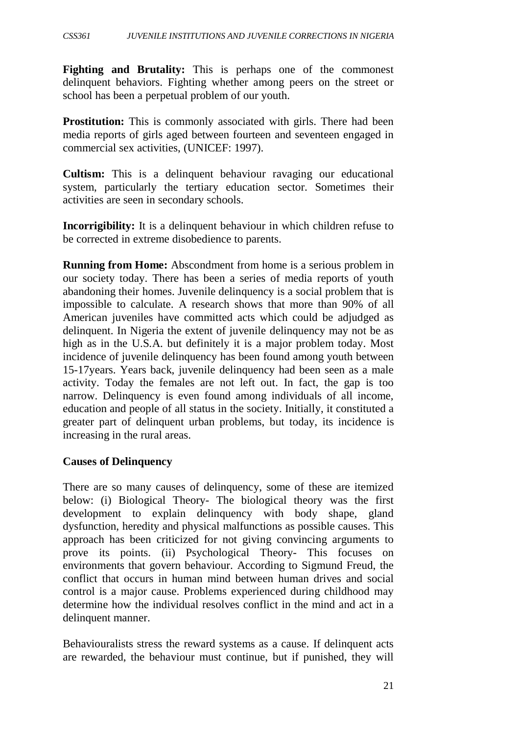**Fighting and Brutality:** This is perhaps one of the commonest delinquent behaviors. Fighting whether among peers on the street or school has been a perpetual problem of our youth.

**Prostitution:** This is commonly associated with girls. There had been media reports of girls aged between fourteen and seventeen engaged in commercial sex activities, (UNICEF: 1997).

**Cultism:** This is a delinquent behaviour ravaging our educational system, particularly the tertiary education sector. Sometimes their activities are seen in secondary schools.

**Incorrigibility:** It is a delinquent behaviour in which children refuse to be corrected in extreme disobedience to parents.

**Running from Home:** Abscondment from home is a serious problem in our society today. There has been a series of media reports of youth abandoning their homes. Juvenile delinquency is a social problem that is impossible to calculate. A research shows that more than 90% of all American juveniles have committed acts which could be adjudged as delinquent. In Nigeria the extent of juvenile delinquency may not be as high as in the U.S.A. but definitely it is a major problem today. Most incidence of juvenile delinquency has been found among youth between 15-17years. Years back, juvenile delinquency had been seen as a male activity. Today the females are not left out. In fact, the gap is too narrow. Delinquency is even found among individuals of all income, education and people of all status in the society. Initially, it constituted a greater part of delinquent urban problems, but today, its incidence is increasing in the rural areas.

**Causes of Delinquency**

There are so many causes of delinquency, some of these are itemized below: (i) Biological Theory- The biological theory was the first development to explain delinquency with body shape, gland dysfunction, heredity and physical malfunctions as possible causes. This approach has been criticized for not giving convincing arguments to prove its points. (ii) Psychological Theory- This focuses on environments that govern behaviour. According to Sigmund Freud, the conflict that occurs in human mind between human drives and social control is a major cause. Problems experienced during childhood may determine how the individual resolves conflict in the mind and act in a delinquent manner.

Behaviouralists stress the reward systems as a cause. If delinquent acts are rewarded, the behaviour must continue, but if punished, they will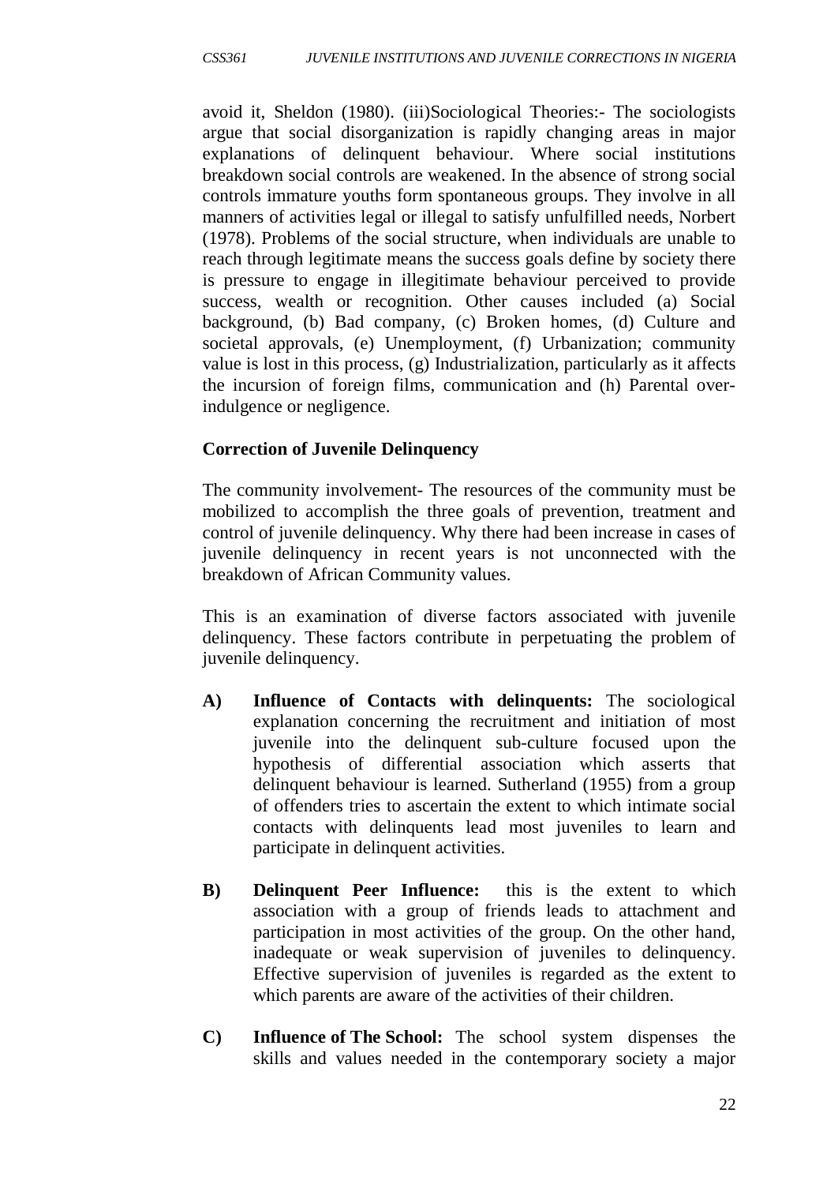avoid it, Sheldon (1980). (iii)Sociological Theories:- The sociologists argue that social disorganization is rapidly changing areas in major explanations of delinquent behaviour. Where social institutions breakdown social controls are weakened. In the absence of strong social controls immature youths form spontaneous groups. They involve in all manners of activities legal or illegal to satisfy unfulfilled needs, Norbert (1978). Problems of the social structure, when individuals are unable to reach through legitimate means the success goals define by society there is pressure to engage in illegitimate behaviour perceived to provide success, wealth or recognition. Other causes included (a) Social background, (b) Bad company, (c) Broken homes, (d) Culture and societal approvals, (e) Unemployment, (f) Urbanization; community value is lost in this process, (g) Industrialization, particularly as it affects the incursion of foreign films, communication and (h) Parental over-indulgence or negligence.

**Correction of Juvenile Delinquency**

The community involvement- The resources of the community must be mobilized to accomplish the three goals of prevention, treatment and control of juvenile delinquency. Why there had been increase in cases of juvenile delinquency in recent years is not unconnected with the breakdown of African Community values.

This is an examination of diverse factors associated with juvenile delinquency. These factors contribute in perpetuating the problem of juvenile delinquency.

A) **Influence of Contacts with delinquents:** The sociological explanation concerning the recruitment and initiation of most juvenile into the delinquent sub-culture focused upon the hypothesis of differential association which asserts that delinquent behaviour is learned. Sutherland (1955) from a group of offenders tries to ascertain the extent to which intimate social contacts with delinquents lead most juveniles to learn and participate in delinquent activities.

B) **Delinquent Peer Influence:** this is the extent to which association with a group of friends leads to attachment and participation in most activities of the group. On the other hand, inadequate or weak supervision of juveniles to delinquency. Effective supervision of juveniles is regarded as the extent to which parents are aware of the activities of their children.

C) **Influence of The School:** The school system dispenses the skills and values needed in the contemporary society a major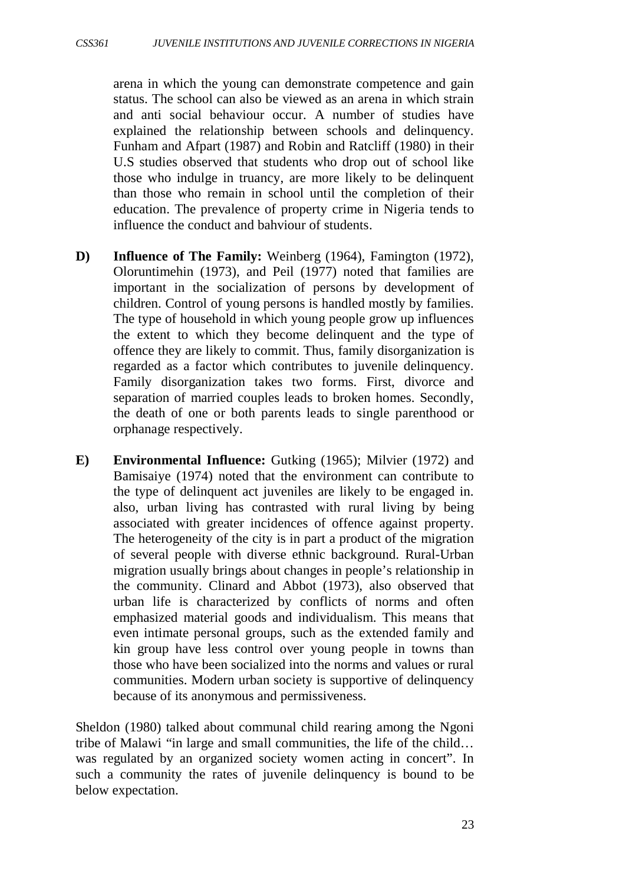arena in which the young can demonstrate competence and gain status. The school can also be viewed as an arena in which strain and anti social behaviour occur. A number of studies have explained the relationship between schools and delinquency. Funham and Afpart (1987) and Robin and Ratcliff (1980) in their U.S studies observed that students who drop out of school like those who indulge in truancy, are more likely to be delinquent than those who remain in school until the completion of their education. The prevalence of property crime in Nigeria tends to influence the conduct and bahviour of students.

**D)** **Influence of The Family:** Weinberg (1964), Famington (1972), Oloruntimehin (1973), and Peil (1977) noted that families are important in the socialization of persons by development of children. Control of young persons is handled mostly by families. The type of household in which young people grow up influences the extent to which they become delinquent and the type of offence they are likely to commit. Thus, family disorganization is regarded as a factor which contributes to juvenile delinquency. Family disorganization takes two forms. First, divorce and separation of married couples leads to broken homes. Secondly, the death of one or both parents leads to single parenthood or orphanage respectively.

**E)** **Environmental Influence:** Gutking (1965); Milvier (1972) and Bamisaiye (1974) noted that the environment can contribute to the type of delinquent act juveniles are likely to be engaged in. also, urban living has contrasted with rural living by being associated with greater incidences of offence against property. The heterogeneity of the city is in part a product of the migration of several people with diverse ethnic background. Rural-Urban migration usually brings about changes in people's relationship in the community. Clinard and Abbot (1973), also observed that urban life is characterized by conflicts of norms and often emphasized material goods and individualism. This means that even intimate personal groups, such as the extended family and kin group have less control over young people in towns than those who have been socialized into the norms and values or rural communities. Modern urban society is supportive of delinquency because of its anonymous and permissiveness.

Sheldon (1980) talked about communal child rearing among the Ngoni tribe of Malawi "in large and small communities, the life of the child… was regulated by an organized society women acting in concert". In such a community the rates of juvenile delinquency is bound to be below expectation.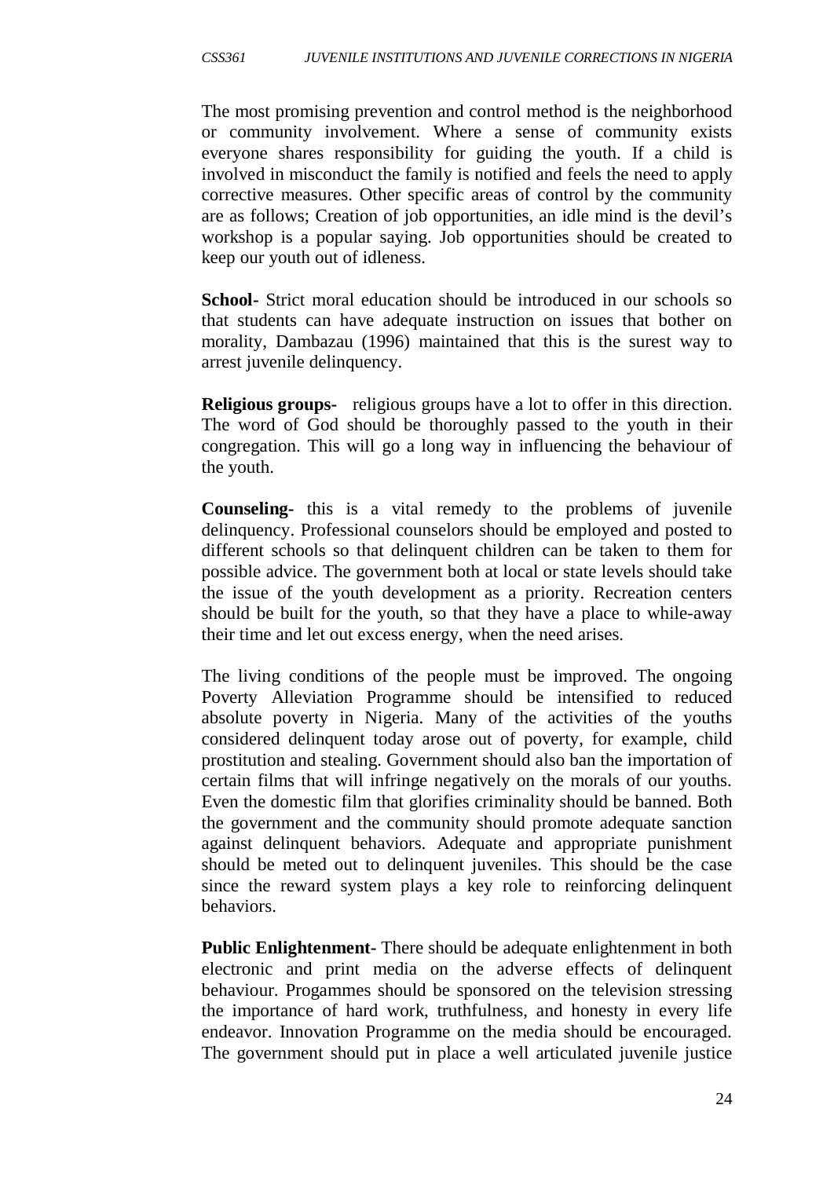The most promising prevention and control method is the neighborhood or community involvement. Where a sense of community exists everyone shares responsibility for guiding the youth. If a child is involved in misconduct the family is notified and feels the need to apply corrective measures. Other specific areas of control by the community are as follows; Creation of job opportunities, an idle mind is the devil's workshop is a popular saying. Job opportunities should be created to keep our youth out of idleness.

**School-** Strict moral education should be introduced in our schools so that students can have adequate instruction on issues that bother on morality, Dambazau (1996) maintained that this is the surest way to arrest juvenile delinquency.

**Religious groups-** religious groups have a lot to offer in this direction. The word of God should be thoroughly passed to the youth in their congregation. This will go a long way in influencing the behaviour of the youth.

**Counseling-** this is a vital remedy to the problems of juvenile delinquency. Professional counselors should be employed and posted to different schools so that delinquent children can be taken to them for possible advice. The government both at local or state levels should take the issue of the youth development as a priority. Recreation centers should be built for the youth, so that they have a place to while-away their time and let out excess energy, when the need arises.

The living conditions of the people must be improved. The ongoing Poverty Alleviation Programme should be intensified to reduced absolute poverty in Nigeria. Many of the activities of the youths considered delinquent today arose out of poverty, for example, child prostitution and stealing. Government should also ban the importation of certain films that will infringe negatively on the morals of our youths. Even the domestic film that glorifies criminality should be banned. Both the government and the community should promote adequate sanction against delinquent behaviors. Adequate and appropriate punishment should be meted out to delinquent juveniles. This should be the case since the reward system plays a key role to reinforcing delinquent behaviors.

**Public Enlightenment-** There should be adequate enlightenment in both electronic and print media on the adverse effects of delinquent behaviour. Progammes should be sponsored on the television stressing the importance of hard work, truthfulness, and honesty in every life endeavor. Innovation Programme on the media should be encouraged. The government should put in place a well articulated juvenile justice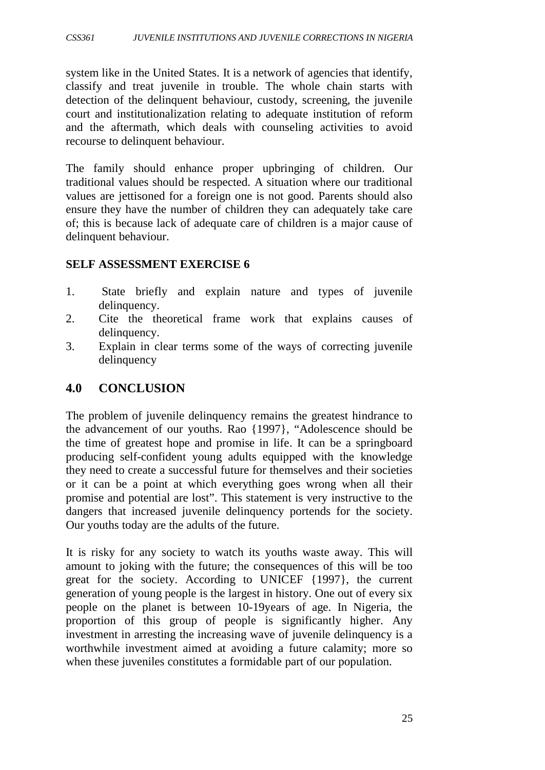system like in the United States. It is a network of agencies that identify, classify and treat juvenile in trouble. The whole chain starts with detection of the delinquent behaviour, custody, screening, the juvenile court and institutionalization relating to adequate institution of reform and the aftermath, which deals with counseling activities to avoid recourse to delinquent behaviour.

The family should enhance proper upbringing of children. Our traditional values should be respected. A situation where our traditional values are jettisoned for a foreign one is not good. Parents should also ensure they have the number of children they can adequately take care of; this is because lack of adequate care of children is a major cause of delinquent behaviour.

**SELF ASSESSMENT EXERCISE 6**

1. State briefly and explain nature and types of juvenile delinquency.
2. Cite the theoretical frame work that explains causes of delinquency.
3. Explain in clear terms some of the ways of correcting juvenile delinquency

## 4.0 CONCLUSION

The problem of juvenile delinquency remains the greatest hindrance to the advancement of our youths. Rao {1997}, "Adolescence should be the time of greatest hope and promise in life. It can be a springboard producing self-confident young adults equipped with the knowledge they need to create a successful future for themselves and their societies or it can be a point at which everything goes wrong when all their promise and potential are lost". This statement is very instructive to the dangers that increased juvenile delinquency portends for the society. Our youths today are the adults of the future.

It is risky for any society to watch its youths waste away. This will amount to joking with the future; the consequences of this will be too great for the society. According to UNICEF {1997}, the current generation of young people is the largest in history. One out of every six people on the planet is between 10-19years of age. In Nigeria, the proportion of this group of people is significantly higher. Any investment in arresting the increasing wave of juvenile delinquency is a worthwhile investment aimed at avoiding a future calamity; more so when these juveniles constitutes a formidable part of our population.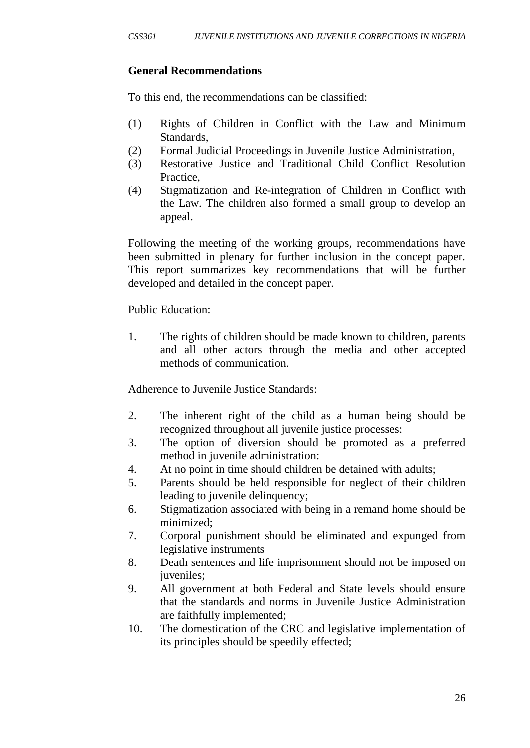**General Recommendations**

To this end, the recommendations can be classified:

(1) Rights of Children in Conflict with the Law and Minimum Standards,
(2) Formal Judicial Proceedings in Juvenile Justice Administration,
(3) Restorative Justice and Traditional Child Conflict Resolution Practice,
(4) Stigmatization and Re-integration of Children in Conflict with the Law. The children also formed a small group to develop an appeal.

Following the meeting of the working groups, recommendations have been submitted in plenary for further inclusion in the concept paper. This report summarizes key recommendations that will be further developed and detailed in the concept paper.

Public Education:

1. The rights of children should be made known to children, parents and all other actors through the media and other accepted methods of communication.

Adherence to Juvenile Justice Standards:

2. The inherent right of the child as a human being should be recognized throughout all juvenile justice processes:
3. The option of diversion should be promoted as a preferred method in juvenile administration:
4. At no point in time should children be detained with adults;
5. Parents should be held responsible for neglect of their children leading to juvenile delinquency;
6. Stigmatization associated with being in a remand home should be minimized;
7. Corporal punishment should be eliminated and expunged from legislative instruments
8. Death sentences and life imprisonment should not be imposed on juveniles;
9. All government at both Federal and State levels should ensure that the standards and norms in Juvenile Justice Administration are faithfully implemented;
10. The domestication of the CRC and legislative implementation of its principles should be speedily effected;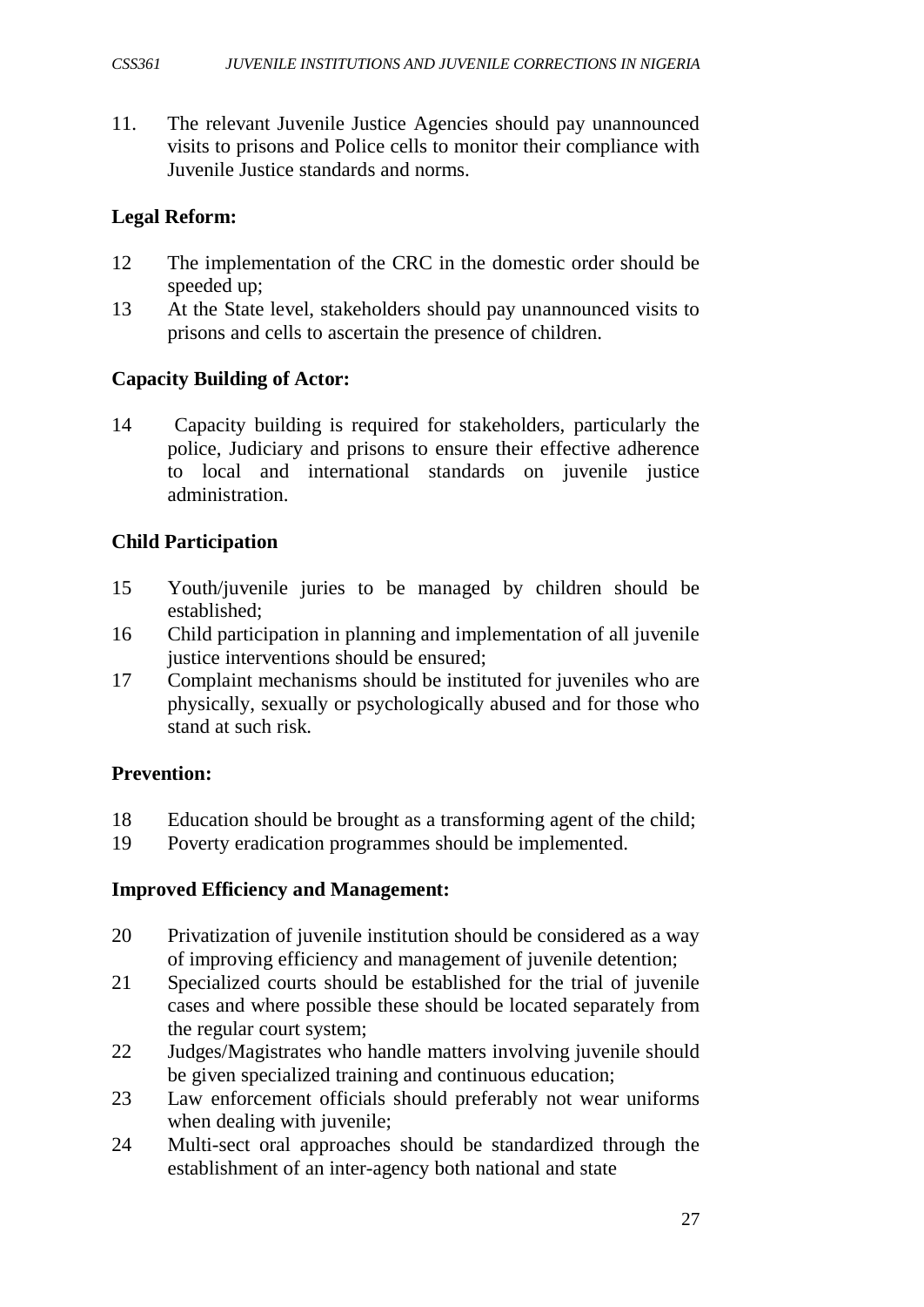11. The relevant Juvenile Justice Agencies should pay unannounced visits to prisons and Police cells to monitor their compliance with Juvenile Justice standards and norms.

**Legal Reform:**

12 The implementation of the CRC in the domestic order should be speeded up;

13 At the State level, stakeholders should pay unannounced visits to prisons and cells to ascertain the presence of children.

**Capacity Building of Actor:**

14 Capacity building is required for stakeholders, particularly the police, Judiciary and prisons to ensure their effective adherence to local and international standards on juvenile justice administration.

**Child Participation**

15 Youth/juvenile juries to be managed by children should be established;

16 Child participation in planning and implementation of all juvenile justice interventions should be ensured;

17 Complaint mechanisms should be instituted for juveniles who are physically, sexually or psychologically abused and for those who stand at such risk.

**Prevention:**

18 Education should be brought as a transforming agent of the child;

19 Poverty eradication programmes should be implemented.

**Improved Efficiency and Management:**

20 Privatization of juvenile institution should be considered as a way of improving efficiency and management of juvenile detention;

21 Specialized courts should be established for the trial of juvenile cases and where possible these should be located separately from the regular court system;

22 Judges/Magistrates who handle matters involving juvenile should be given specialized training and continuous education;

23 Law enforcement officials should preferably not wear uniforms when dealing with juvenile;

24 Multi-sect oral approaches should be standardized through the establishment of an inter-agency both national and state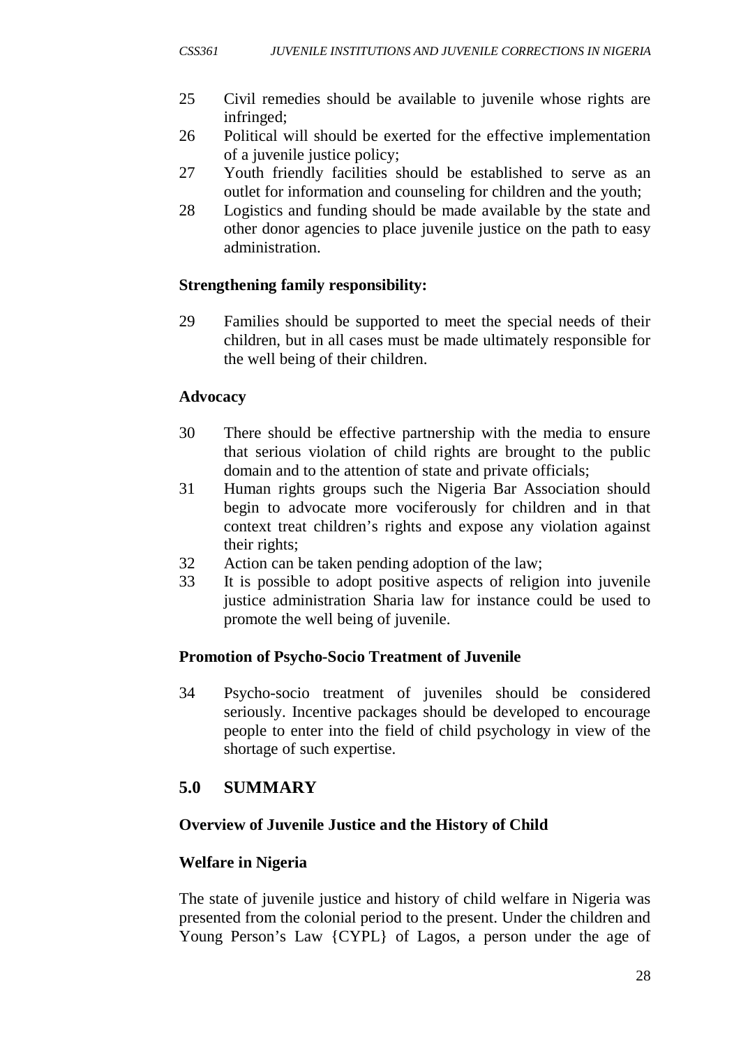25 Civil remedies should be available to juvenile whose rights are infringed;
26 Political will should be exerted for the effective implementation of a juvenile justice policy;
27 Youth friendly facilities should be established to serve as an outlet for information and counseling for children and the youth;
28 Logistics and funding should be made available by the state and other donor agencies to place juvenile justice on the path to easy administration.

**Strengthening family responsibility:**

29 Families should be supported to meet the special needs of their children, but in all cases must be made ultimately responsible for the well being of their children.

**Advocacy**

30 There should be effective partnership with the media to ensure that serious violation of child rights are brought to the public domain and to the attention of state and private officials;
31 Human rights groups such the Nigeria Bar Association should begin to advocate more vociferously for children and in that context treat children's rights and expose any violation against their rights;
32 Action can be taken pending adoption of the law;
33 It is possible to adopt positive aspects of religion into juvenile justice administration Sharia law for instance could be used to promote the well being of juvenile.

**Promotion of Psycho-Socio Treatment of Juvenile**

34 Psycho-socio treatment of juveniles should be considered seriously. Incentive packages should be developed to encourage people to enter into the field of child psychology in view of the shortage of such expertise.

## 5.0 SUMMARY

**Overview of Juvenile Justice and the History of Child**

**Welfare in Nigeria**

The state of juvenile justice and history of child welfare in Nigeria was presented from the colonial period to the present. Under the children and Young Person's Law {CYPL} of Lagos, a person under the age of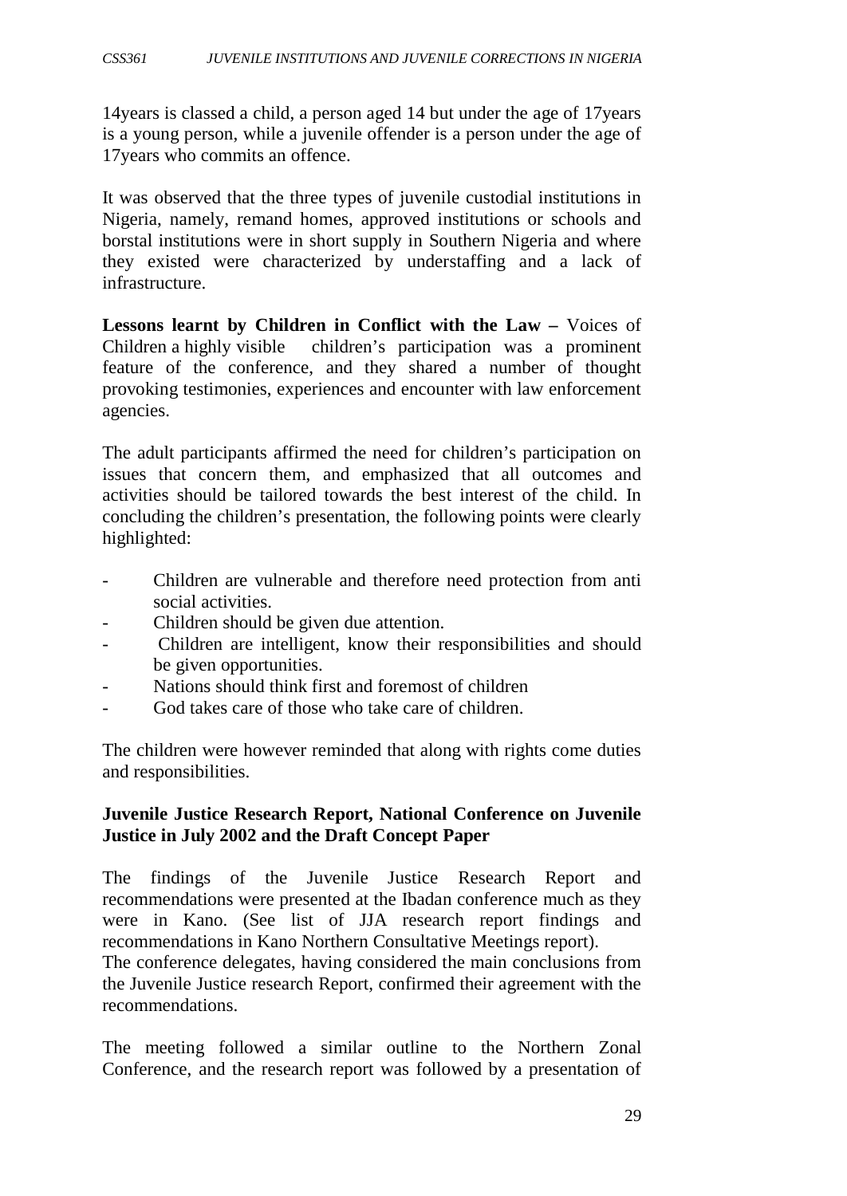14years is classed a child, a person aged 14 but under the age of 17years is a young person, while a juvenile offender is a person under the age of 17years who commits an offence.

It was observed that the three types of juvenile custodial institutions in Nigeria, namely, remand homes, approved institutions or schools and borstal institutions were in short supply in Southern Nigeria and where they existed were characterized by understaffing and a lack of infrastructure.

**Lessons learnt by Children in Conflict with the Law –** Voices of Children a highly visible children's participation was a prominent feature of the conference, and they shared a number of thought provoking testimonies, experiences and encounter with law enforcement agencies.

The adult participants affirmed the need for children's participation on issues that concern them, and emphasized that all outcomes and activities should be tailored towards the best interest of the child. In concluding the children's presentation, the following points were clearly highlighted:

- Children are vulnerable and therefore need protection from anti social activities.
- Children should be given due attention.
- Children are intelligent, know their responsibilities and should be given opportunities.
- Nations should think first and foremost of children
- God takes care of those who take care of children.

The children were however reminded that along with rights come duties and responsibilities.

**Juvenile Justice Research Report, National Conference on Juvenile Justice in July 2002 and the Draft Concept Paper**

The findings of the Juvenile Justice Research Report and recommendations were presented at the Ibadan conference much as they were in Kano. (See list of JJA research report findings and recommendations in Kano Northern Consultative Meetings report).
The conference delegates, having considered the main conclusions from the Juvenile Justice research Report, confirmed their agreement with the recommendations.

The meeting followed a similar outline to the Northern Zonal Conference, and the research report was followed by a presentation of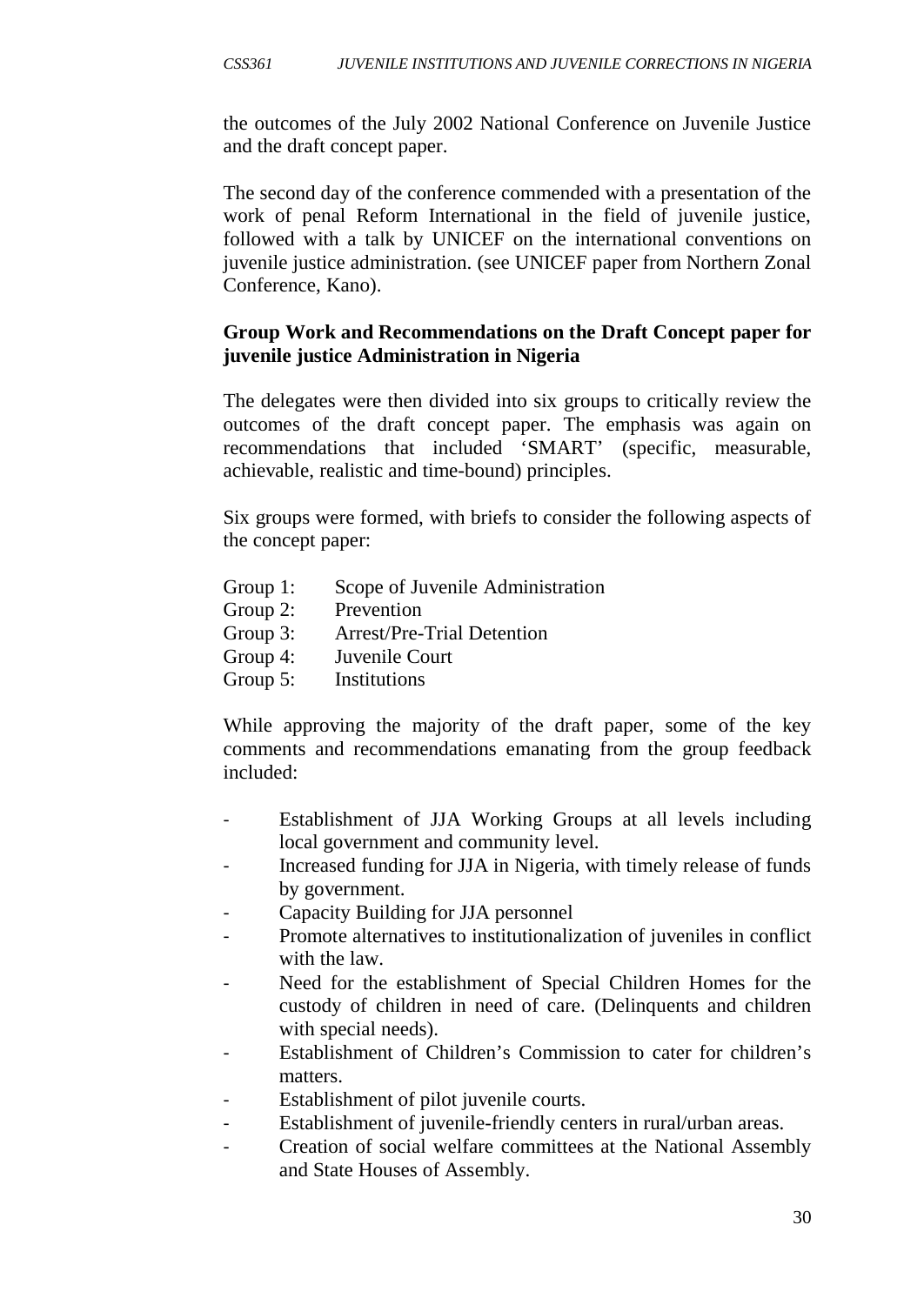the outcomes of the July 2002 National Conference on Juvenile Justice and the draft concept paper.

The second day of the conference commended with a presentation of the work of penal Reform International in the field of juvenile justice, followed with a talk by UNICEF on the international conventions on juvenile justice administration. (see UNICEF paper from Northern Zonal Conference, Kano).

**Group Work and Recommendations on the Draft Concept paper for juvenile justice Administration in Nigeria**

The delegates were then divided into six groups to critically review the outcomes of the draft concept paper. The emphasis was again on recommendations that included 'SMART' (specific, measurable, achievable, realistic and time-bound) principles.

Six groups were formed, with briefs to consider the following aspects of the concept paper:

Group 1: Scope of Juvenile Administration
Group 2: Prevention
Group 3: Arrest/Pre-Trial Detention
Group 4: Juvenile Court
Group 5: Institutions

While approving the majority of the draft paper, some of the key comments and recommendations emanating from the group feedback included:

- Establishment of JJA Working Groups at all levels including local government and community level.
- Increased funding for JJA in Nigeria, with timely release of funds by government.
- Capacity Building for JJA personnel
- Promote alternatives to institutionalization of juveniles in conflict with the law.
- Need for the establishment of Special Children Homes for the custody of children in need of care. (Delinquents and children with special needs).
- Establishment of Children's Commission to cater for children's matters.
- Establishment of pilot juvenile courts.
- Establishment of juvenile-friendly centers in rural/urban areas.
- Creation of social welfare committees at the National Assembly and State Houses of Assembly.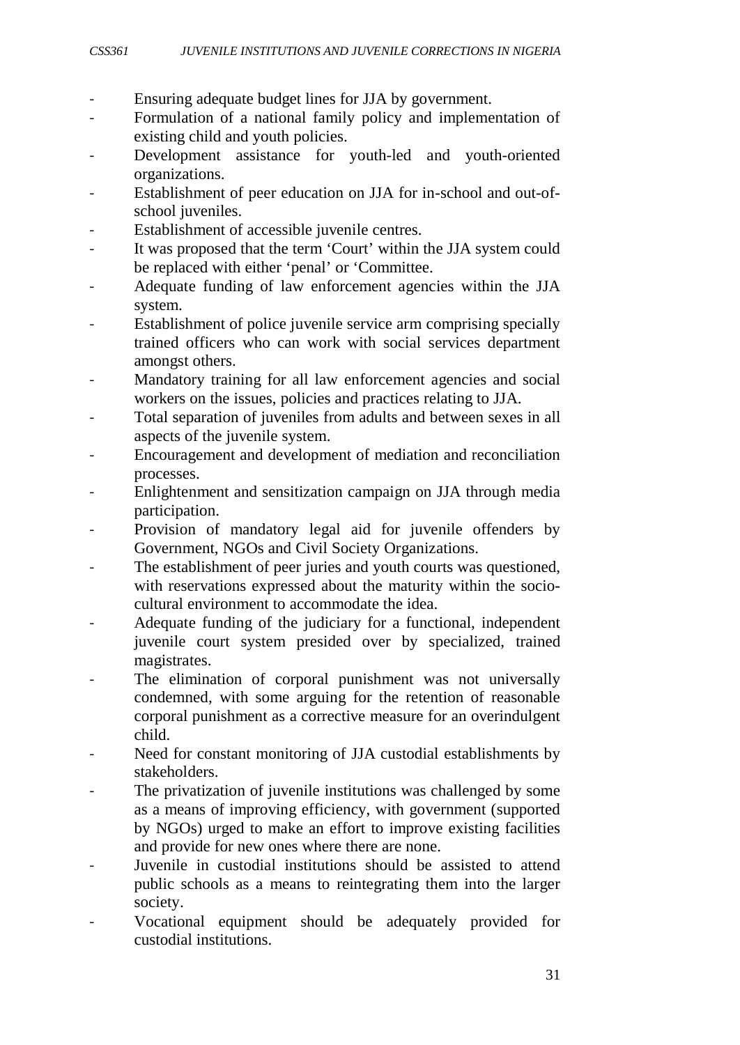- Ensuring adequate budget lines for JJA by government.
- Formulation of a national family policy and implementation of existing child and youth policies.
- Development assistance for youth-led and youth-oriented organizations.
- Establishment of peer education on JJA for in-school and out-of-school juveniles.
- Establishment of accessible juvenile centres.
- It was proposed that the term 'Court' within the JJA system could be replaced with either 'penal' or 'Committee.
- Adequate funding of law enforcement agencies within the JJA system.
- Establishment of police juvenile service arm comprising specially trained officers who can work with social services department amongst others.
- Mandatory training for all law enforcement agencies and social workers on the issues, policies and practices relating to JJA.
- Total separation of juveniles from adults and between sexes in all aspects of the juvenile system.
- Encouragement and development of mediation and reconciliation processes.
- Enlightenment and sensitization campaign on JJA through media participation.
- Provision of mandatory legal aid for juvenile offenders by Government, NGOs and Civil Society Organizations.
- The establishment of peer juries and youth courts was questioned, with reservations expressed about the maturity within the socio-cultural environment to accommodate the idea.
- Adequate funding of the judiciary for a functional, independent juvenile court system presided over by specialized, trained magistrates.
- The elimination of corporal punishment was not universally condemned, with some arguing for the retention of reasonable corporal punishment as a corrective measure for an overindulgent child.
- Need for constant monitoring of JJA custodial establishments by stakeholders.
- The privatization of juvenile institutions was challenged by some as a means of improving efficiency, with government (supported by NGOs) urged to make an effort to improve existing facilities and provide for new ones where there are none.
- Juvenile in custodial institutions should be assisted to attend public schools as a means to reintegrating them into the larger society.
- Vocational equipment should be adequately provided for custodial institutions.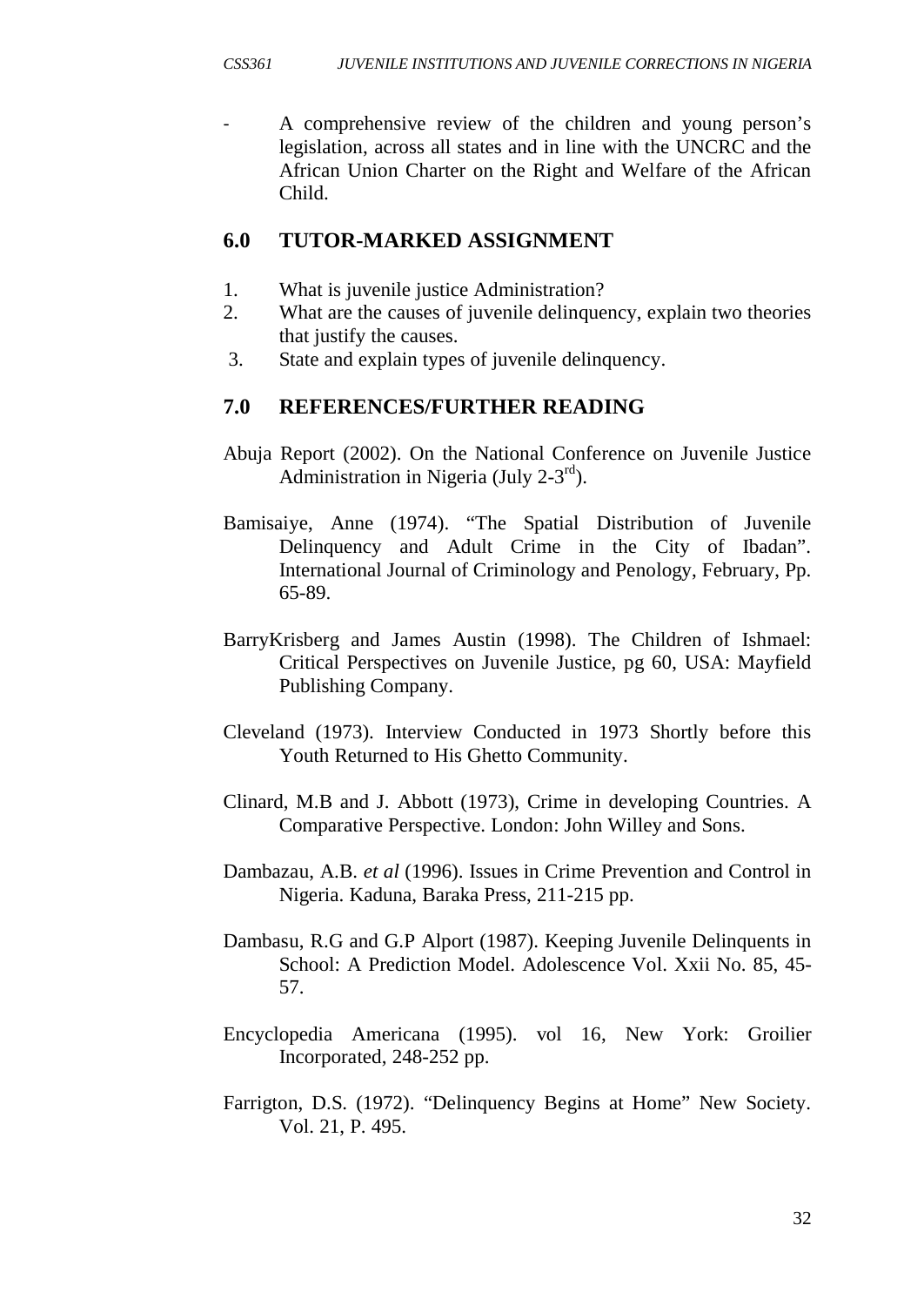- A comprehensive review of the children and young person's legislation, across all states and in line with the UNCRC and the African Union Charter on the Right and Welfare of the African Child.

## 6.0 TUTOR-MARKED ASSIGNMENT

1. What is juvenile justice Administration?
2. What are the causes of juvenile delinquency, explain two theories that justify the causes.
3. State and explain types of juvenile delinquency.

## 7.0 REFERENCES/FURTHER READING

Abuja Report (2002). On the National Conference on Juvenile Justice Administration in Nigeria (July 2-3rd).

Bamisaiye, Anne (1974). "The Spatial Distribution of Juvenile Delinquency and Adult Crime in the City of Ibadan". International Journal of Criminology and Penology, February, Pp. 65-89.

BarryKrisberg and James Austin (1998). The Children of Ishmael: Critical Perspectives on Juvenile Justice, pg 60, USA: Mayfield Publishing Company.

Cleveland (1973). Interview Conducted in 1973 Shortly before this Youth Returned to His Ghetto Community.

Clinard, M.B and J. Abbott (1973), Crime in developing Countries. A Comparative Perspective. London: John Willey and Sons.

Dambazau, A.B. *et al* (1996). Issues in Crime Prevention and Control in Nigeria. Kaduna, Baraka Press, 211-215 pp.

Dambasu, R.G and G.P Alport (1987). Keeping Juvenile Delinquents in School: A Prediction Model. Adolescence Vol. Xxii No. 85, 45-57.

Encyclopedia Americana (1995). vol 16, New York: Groilier Incorporated, 248-252 pp.

Farrigton, D.S. (1972). "Delinquency Begins at Home" New Society. Vol. 21, P. 495.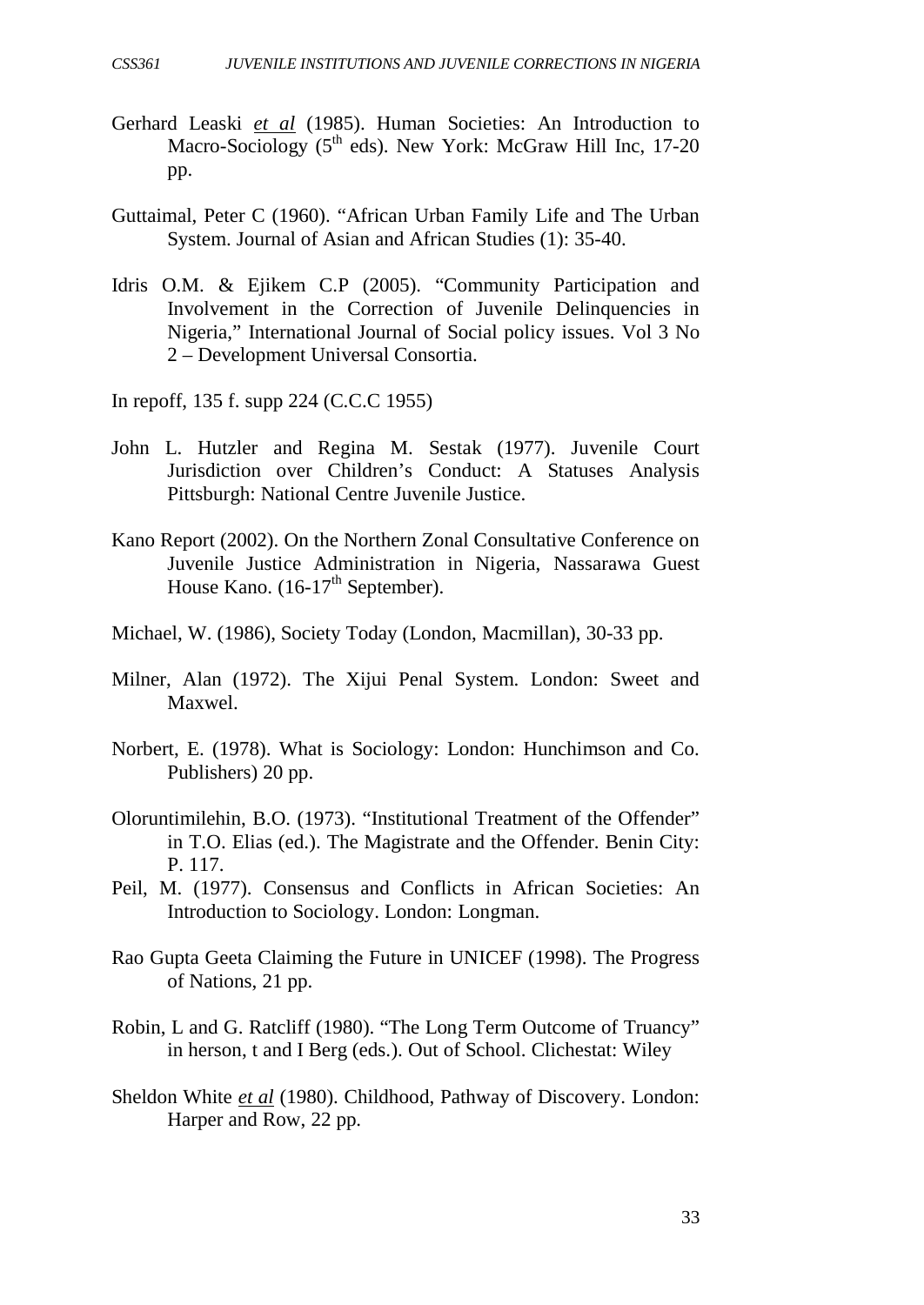Gerhard Leaski *et al* (1985). Human Societies: An Introduction to Macro-Sociology (5th eds). New York: McGraw Hill Inc, 17-20 pp.

Guttaimal, Peter C (1960). "African Urban Family Life and The Urban System. Journal of Asian and African Studies (1): 35-40.

Idris O.M. & Ejikem C.P (2005). "Community Participation and Involvement in the Correction of Juvenile Delinquencies in Nigeria," International Journal of Social policy issues. Vol 3 No 2 – Development Universal Consortia.

In repoff, 135 f. supp 224 (C.C.C 1955)

John L. Hutzler and Regina M. Sestak (1977). Juvenile Court Jurisdiction over Children's Conduct: A Statuses Analysis Pittsburgh: National Centre Juvenile Justice.

Kano Report (2002). On the Northern Zonal Consultative Conference on Juvenile Justice Administration in Nigeria, Nassarawa Guest House Kano. (16-17th September).

Michael, W. (1986), Society Today (London, Macmillan), 30-33 pp.

Milner, Alan (1972). The Xijui Penal System. London: Sweet and Maxwel.

Norbert, E. (1978). What is Sociology: London: Hunchimson and Co. Publishers) 20 pp.

Oloruntimilehin, B.O. (1973). "Institutional Treatment of the Offender" in T.O. Elias (ed.). The Magistrate and the Offender. Benin City: P. 117.

Peil, M. (1977). Consensus and Conflicts in African Societies: An Introduction to Sociology. London: Longman.

Rao Gupta Geeta Claiming the Future in UNICEF (1998). The Progress of Nations, 21 pp.

Robin, L and G. Ratcliff (1980). "The Long Term Outcome of Truancy" in herson, t and I Berg (eds.). Out of School. Clichestat: Wiley

Sheldon White *et al* (1980). Childhood, Pathway of Discovery. London: Harper and Row, 22 pp.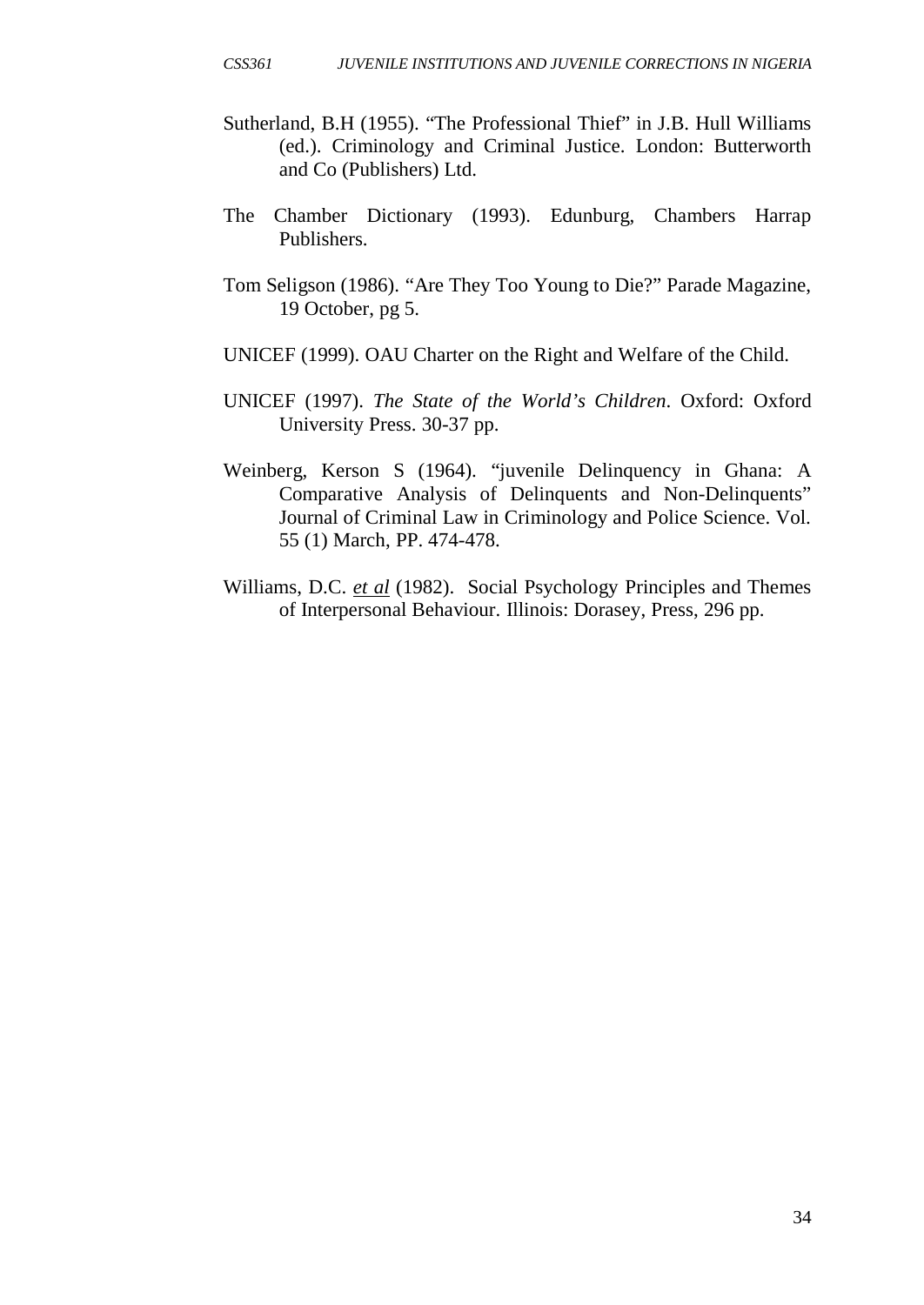Sutherland, B.H (1955). "The Professional Thief" in J.B. Hull Williams (ed.). Criminology and Criminal Justice. London: Butterworth and Co (Publishers) Ltd.

The Chamber Dictionary (1993). Edunburg, Chambers Harrap Publishers.

Tom Seligson (1986). "Are They Too Young to Die?" Parade Magazine, 19 October, pg 5.

UNICEF (1999). OAU Charter on the Right and Welfare of the Child.

UNICEF (1997). *The State of the World's Children*. Oxford: Oxford University Press. 30-37 pp.

Weinberg, Kerson S (1964). "juvenile Delinquency in Ghana: A Comparative Analysis of Delinquents and Non-Delinquents" Journal of Criminal Law in Criminology and Police Science. Vol. 55 (1) March, PP. 474-478.

Williams, D.C. *et al* (1982). Social Psychology Principles and Themes of Interpersonal Behaviour. Illinois: Dorasey, Press, 296 pp.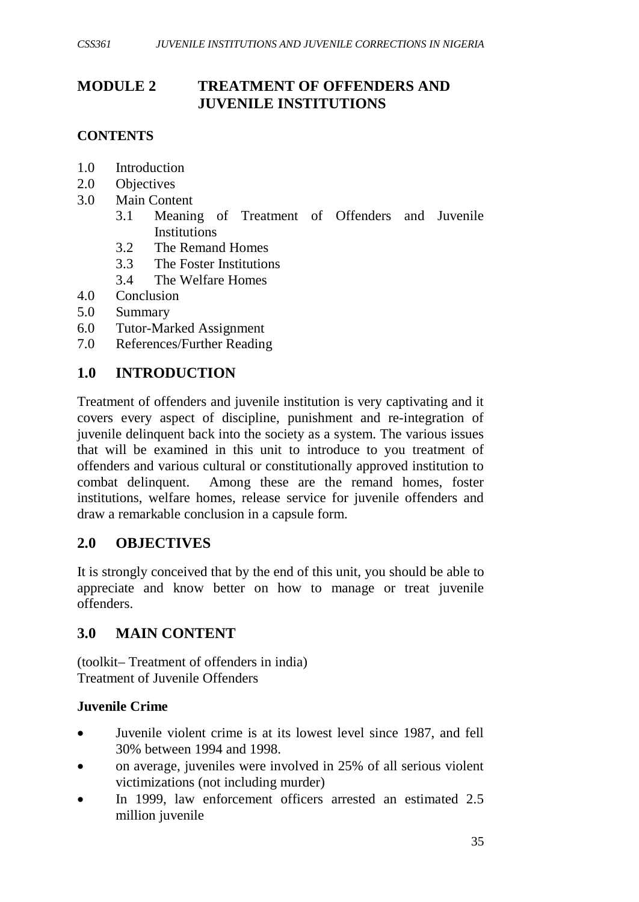# MODULE 2 TREATMENT OF OFFENDERS AND JUVENILE INSTITUTIONS

## CONTENTS

1.0 Introduction
2.0 Objectives
3.0 Main Content
   3.1 Meaning of Treatment of Offenders and Juvenile Institutions
   3.2 The Remand Homes
   3.3 The Foster Institutions
   3.4 The Welfare Homes
4.0 Conclusion
5.0 Summary
6.0 Tutor-Marked Assignment
7.0 References/Further Reading

## 1.0 INTRODUCTION

Treatment of offenders and juvenile institution is very captivating and it covers every aspect of discipline, punishment and re-integration of juvenile delinquent back into the society as a system. The various issues that will be examined in this unit to introduce to you treatment of offenders and various cultural or constitutionally approved institution to combat delinquent. Among these are the remand homes, foster institutions, welfare homes, release service for juvenile offenders and draw a remarkable conclusion in a capsule form.

## 2.0 OBJECTIVES

It is strongly conceived that by the end of this unit, you should be able to appreciate and know better on how to manage or treat juvenile offenders.

## 3.0 MAIN CONTENT

(toolkit– Treatment of offenders in india)
Treatment of Juvenile Offenders

**Juvenile Crime**

- Juvenile violent crime is at its lowest level since 1987, and fell 30% between 1994 and 1998.
- on average, juveniles were involved in 25% of all serious violent victimizations (not including murder)
- In 1999, law enforcement officers arrested an estimated 2.5 million juvenile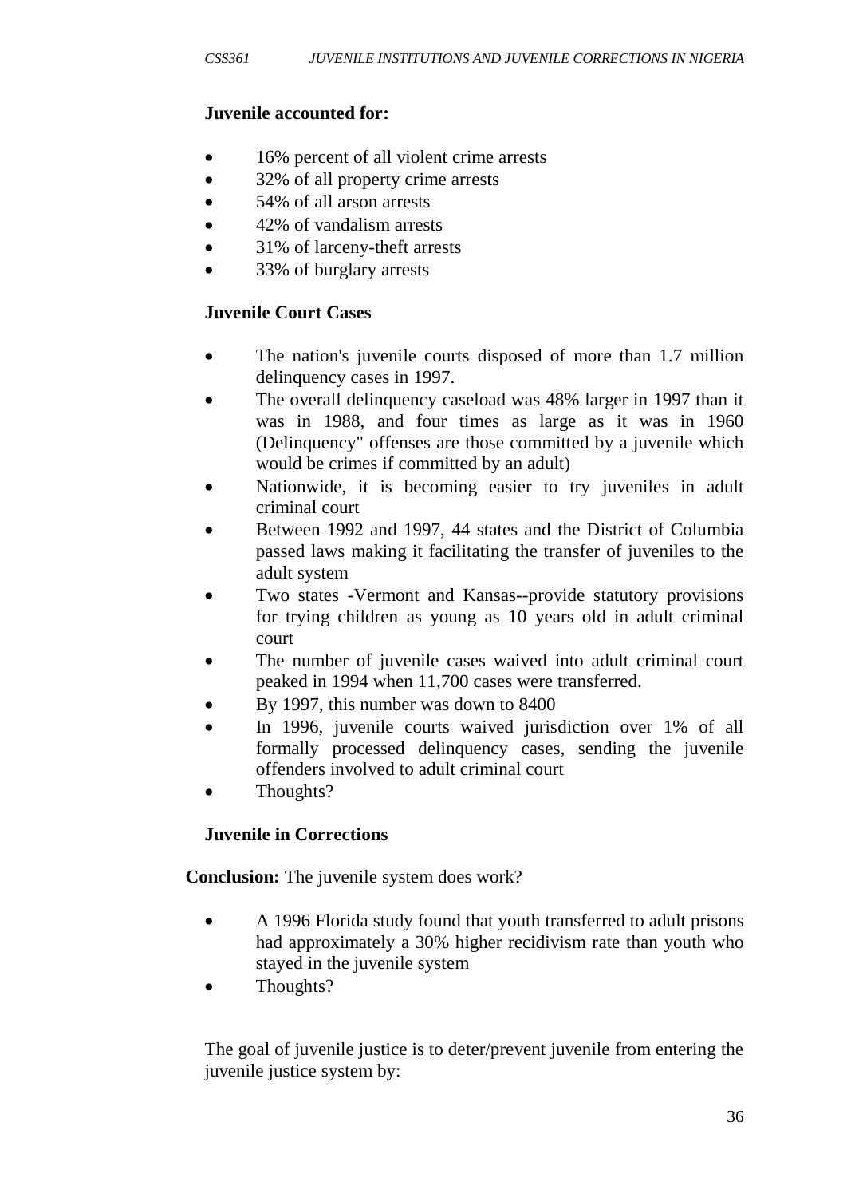**Juvenile accounted for:**

- 16% percent of all violent crime arrests
- 32% of all property crime arrests
- 54% of all arson arrests
- 42% of vandalism arrests
- 31% of larceny-theft arrests
- 33% of burglary arrests

**Juvenile Court Cases**

- The nation's juvenile courts disposed of more than 1.7 million delinquency cases in 1997.
- The overall delinquency caseload was 48% larger in 1997 than it was in 1988, and four times as large as it was in 1960 (Delinquency" offenses are those committed by a juvenile which would be crimes if committed by an adult)
- Nationwide, it is becoming easier to try juveniles in adult criminal court
- Between 1992 and 1997, 44 states and the District of Columbia passed laws making it facilitating the transfer of juveniles to the adult system
- Two states -Vermont and Kansas--provide statutory provisions for trying children as young as 10 years old in adult criminal court
- The number of juvenile cases waived into adult criminal court peaked in 1994 when 11,700 cases were transferred.
- By 1997, this number was down to 8400
- In 1996, juvenile courts waived jurisdiction over 1% of all formally processed delinquency cases, sending the juvenile offenders involved to adult criminal court
- Thoughts?

**Juvenile in Corrections**

**Conclusion:** The juvenile system does work?

- A 1996 Florida study found that youth transferred to adult prisons had approximately a 30% higher recidivism rate than youth who stayed in the juvenile system
- Thoughts?

The goal of juvenile justice is to deter/prevent juvenile from entering the juvenile justice system by: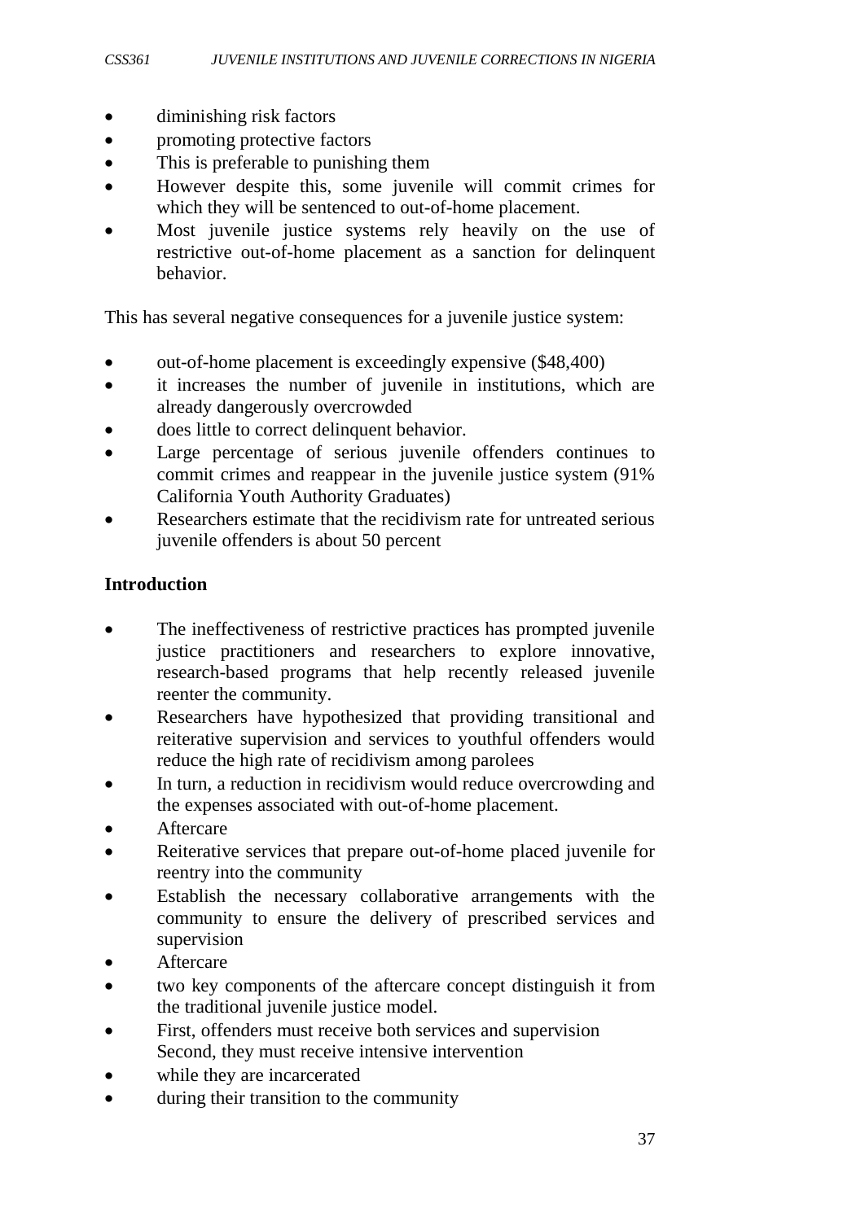- diminishing risk factors
- promoting protective factors
- This is preferable to punishing them
- However despite this, some juvenile will commit crimes for which they will be sentenced to out-of-home placement.
- Most juvenile justice systems rely heavily on the use of restrictive out-of-home placement as a sanction for delinquent behavior.

This has several negative consequences for a juvenile justice system:

- out-of-home placement is exceedingly expensive ($48,400)
- it increases the number of juvenile in institutions, which are already dangerously overcrowded
- does little to correct delinquent behavior.
- Large percentage of serious juvenile offenders continues to commit crimes and reappear in the juvenile justice system (91% California Youth Authority Graduates)
- Researchers estimate that the recidivism rate for untreated serious juvenile offenders is about 50 percent

**Introduction**

- The ineffectiveness of restrictive practices has prompted juvenile justice practitioners and researchers to explore innovative, research-based programs that help recently released juvenile reenter the community.
- Researchers have hypothesized that providing transitional and reiterative supervision and services to youthful offenders would reduce the high rate of recidivism among parolees
- In turn, a reduction in recidivism would reduce overcrowding and the expenses associated with out-of-home placement.
- Aftercare
- Reiterative services that prepare out-of-home placed juvenile for reentry into the community
- Establish the necessary collaborative arrangements with the community to ensure the delivery of prescribed services and supervision
- Aftercare
- two key components of the aftercare concept distinguish it from the traditional juvenile justice model.
- First, offenders must receive both services and supervision
  Second, they must receive intensive intervention
- while they are incarcerated
- during their transition to the community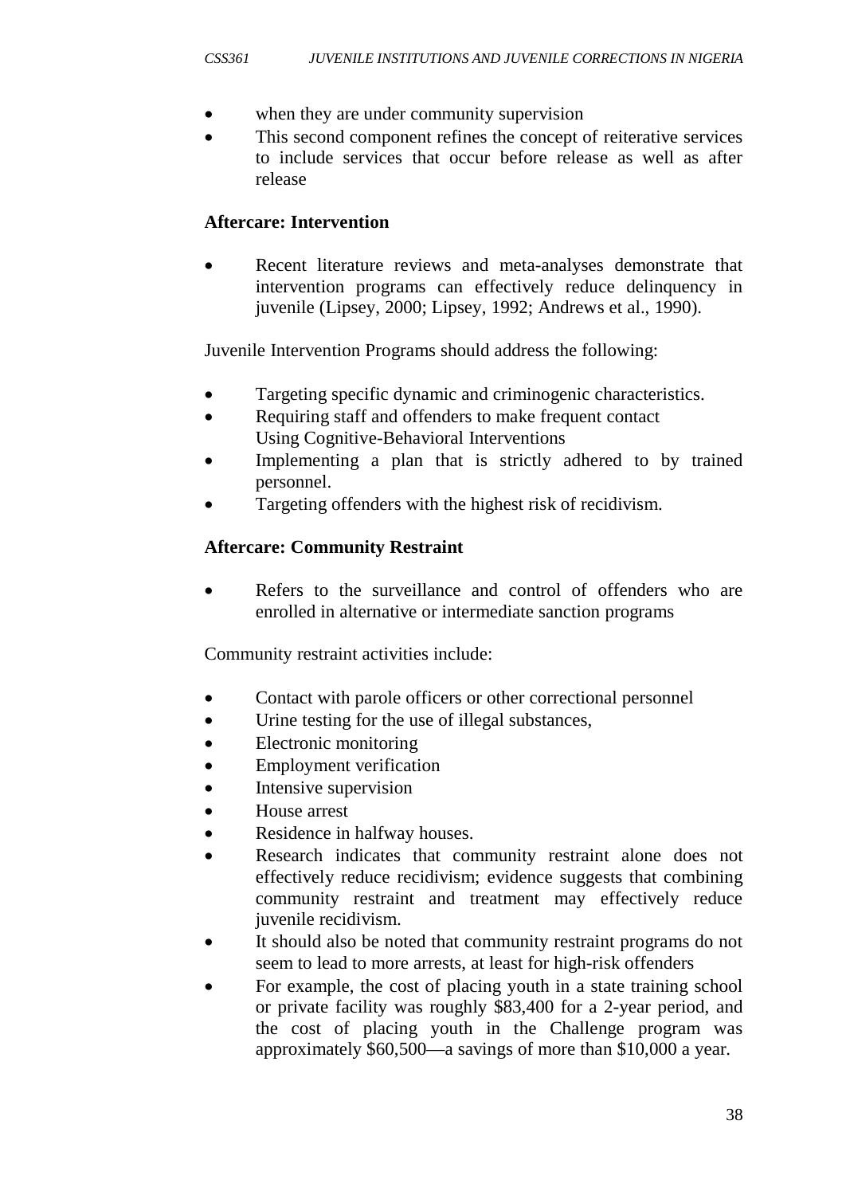- when they are under community supervision
- This second component refines the concept of reiterative services to include services that occur before release as well as after release

**Aftercare: Intervention**

- Recent literature reviews and meta-analyses demonstrate that intervention programs can effectively reduce delinquency in juvenile (Lipsey, 2000; Lipsey, 1992; Andrews et al., 1990).

Juvenile Intervention Programs should address the following:

- Targeting specific dynamic and criminogenic characteristics.
- Requiring staff and offenders to make frequent contact  
  Using Cognitive-Behavioral Interventions
- Implementing a plan that is strictly adhered to by trained personnel.
- Targeting offenders with the highest risk of recidivism.

**Aftercare: Community Restraint**

- Refers to the surveillance and control of offenders who are enrolled in alternative or intermediate sanction programs

Community restraint activities include:

- Contact with parole officers or other correctional personnel
- Urine testing for the use of illegal substances,
- Electronic monitoring
- Employment verification
- Intensive supervision
- House arrest
- Residence in halfway houses.
- Research indicates that community restraint alone does not effectively reduce recidivism; evidence suggests that combining community restraint and treatment may effectively reduce juvenile recidivism.
- It should also be noted that community restraint programs do not seem to lead to more arrests, at least for high-risk offenders
- For example, the cost of placing youth in a state training school or private facility was roughly $83,400 for a 2-year period, and the cost of placing youth in the Challenge program was approximately $60,500—a savings of more than $10,000 a year.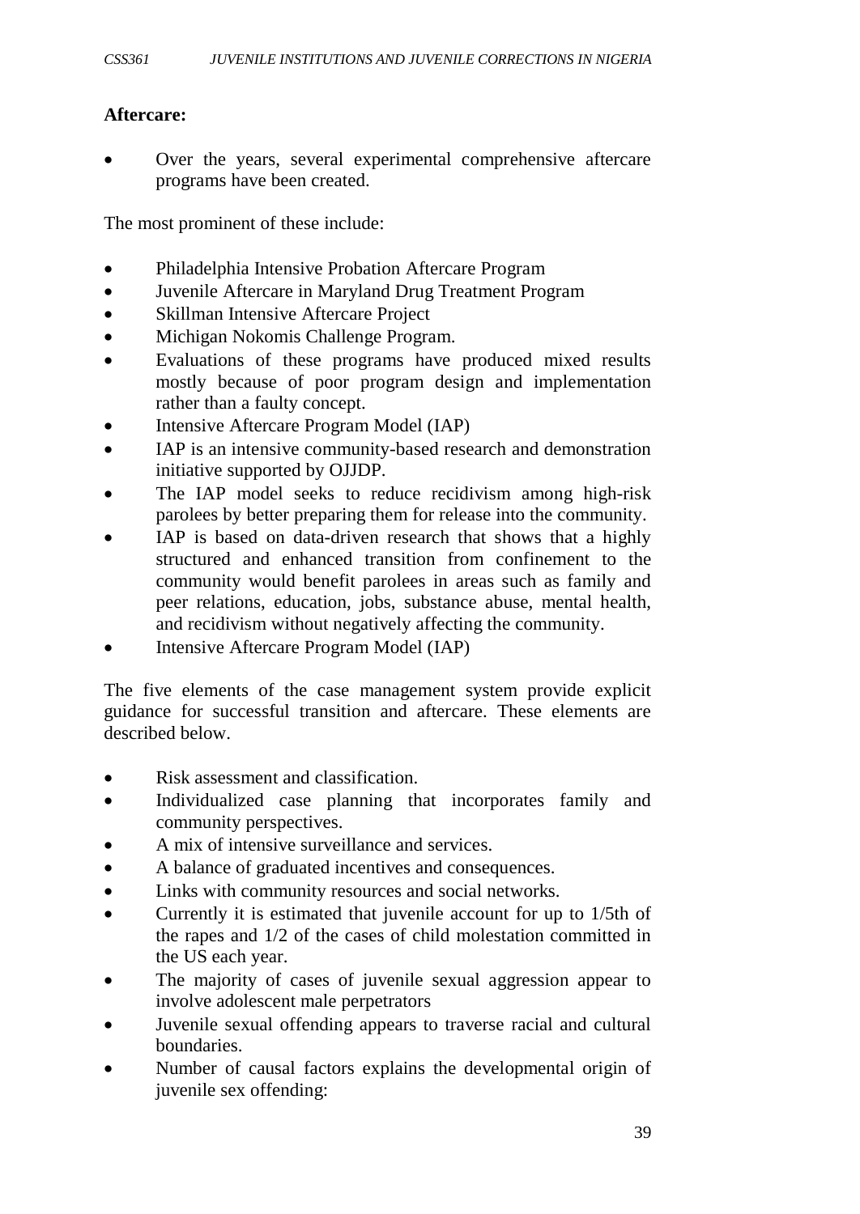**Aftercare:**

- Over the years, several experimental comprehensive aftercare programs have been created.

The most prominent of these include:

- Philadelphia Intensive Probation Aftercare Program
- Juvenile Aftercare in Maryland Drug Treatment Program
- Skillman Intensive Aftercare Project
- Michigan Nokomis Challenge Program.
- Evaluations of these programs have produced mixed results mostly because of poor program design and implementation rather than a faulty concept.
- Intensive Aftercare Program Model (IAP)
- IAP is an intensive community-based research and demonstration initiative supported by OJJDP.
- The IAP model seeks to reduce recidivism among high-risk parolees by better preparing them for release into the community.
- IAP is based on data-driven research that shows that a highly structured and enhanced transition from confinement to the community would benefit parolees in areas such as family and peer relations, education, jobs, substance abuse, mental health, and recidivism without negatively affecting the community.
- Intensive Aftercare Program Model (IAP)

The five elements of the case management system provide explicit guidance for successful transition and aftercare. These elements are described below.

- Risk assessment and classification.
- Individualized case planning that incorporates family and community perspectives.
- A mix of intensive surveillance and services.
- A balance of graduated incentives and consequences.
- Links with community resources and social networks.
- Currently it is estimated that juvenile account for up to 1/5th of the rapes and 1/2 of the cases of child molestation committed in the US each year.
- The majority of cases of juvenile sexual aggression appear to involve adolescent male perpetrators
- Juvenile sexual offending appears to traverse racial and cultural boundaries.
- Number of causal factors explains the developmental origin of juvenile sex offending: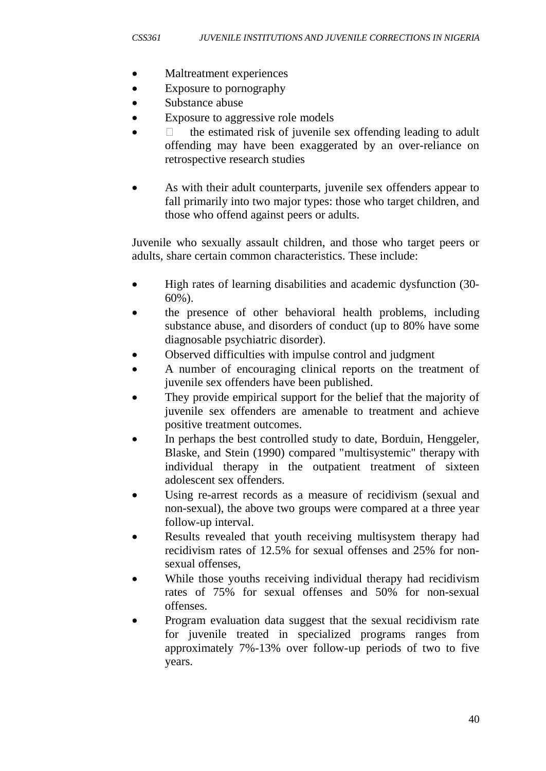- Maltreatment experiences
- Exposure to pornography
- Substance abuse
- Exposure to aggressive role models
- the estimated risk of juvenile sex offending leading to adult offending may have been exaggerated by an over-reliance on retrospective research studies

- As with their adult counterparts, juvenile sex offenders appear to fall primarily into two major types: those who target children, and those who offend against peers or adults.

Juvenile who sexually assault children, and those who target peers or adults, share certain common characteristics. These include:

- High rates of learning disabilities and academic dysfunction (30-60%).
- the presence of other behavioral health problems, including substance abuse, and disorders of conduct (up to 80% have some diagnosable psychiatric disorder).
- Observed difficulties with impulse control and judgment
- A number of encouraging clinical reports on the treatment of juvenile sex offenders have been published.
- They provide empirical support for the belief that the majority of juvenile sex offenders are amenable to treatment and achieve positive treatment outcomes.
- In perhaps the best controlled study to date, Borduin, Henggeler, Blaske, and Stein (1990) compared "multisystemic" therapy with individual therapy in the outpatient treatment of sixteen adolescent sex offenders.
- Using re-arrest records as a measure of recidivism (sexual and non-sexual), the above two groups were compared at a three year follow-up interval.
- Results revealed that youth receiving multisystem therapy had recidivism rates of 12.5% for sexual offenses and 25% for non-sexual offenses,
- While those youths receiving individual therapy had recidivism rates of 75% for sexual offenses and 50% for non-sexual offenses.
- Program evaluation data suggest that the sexual recidivism rate for juvenile treated in specialized programs ranges from approximately 7%-13% over follow-up periods of two to five years.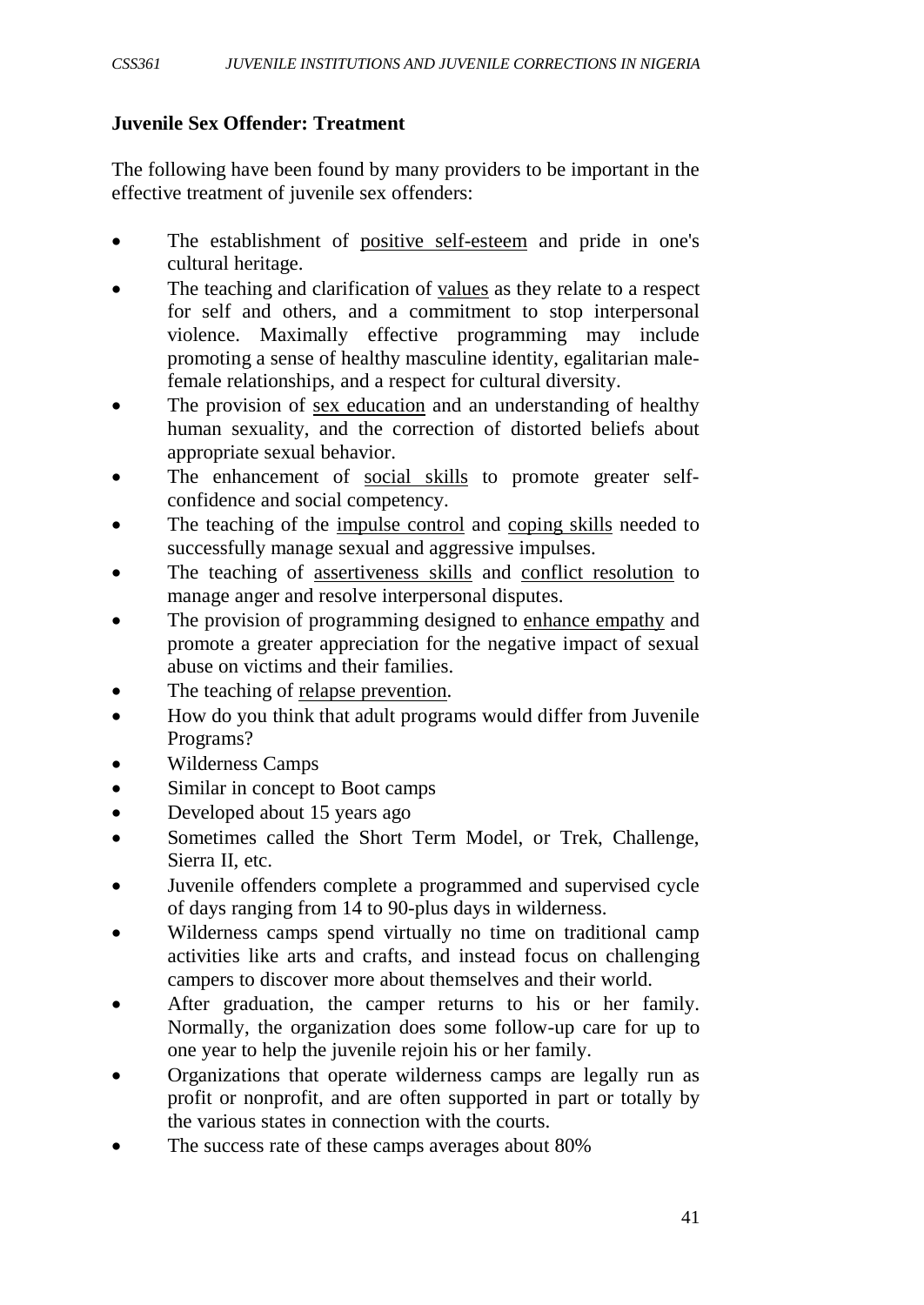**Juvenile Sex Offender: Treatment**

The following have been found by many providers to be important in the effective treatment of juvenile sex offenders:

- The establishment of positive self-esteem and pride in one's cultural heritage.
- The teaching and clarification of values as they relate to a respect for self and others, and a commitment to stop interpersonal violence. Maximally effective programming may include promoting a sense of healthy masculine identity, egalitarian male-female relationships, and a respect for cultural diversity.
- The provision of sex education and an understanding of healthy human sexuality, and the correction of distorted beliefs about appropriate sexual behavior.
- The enhancement of social skills to promote greater self-confidence and social competency.
- The teaching of the impulse control and coping skills needed to successfully manage sexual and aggressive impulses.
- The teaching of assertiveness skills and conflict resolution to manage anger and resolve interpersonal disputes.
- The provision of programming designed to enhance empathy and promote a greater appreciation for the negative impact of sexual abuse on victims and their families.
- The teaching of relapse prevention.
- How do you think that adult programs would differ from Juvenile Programs?
- Wilderness Camps
- Similar in concept to Boot camps
- Developed about 15 years ago
- Sometimes called the Short Term Model, or Trek, Challenge, Sierra II, etc.
- Juvenile offenders complete a programmed and supervised cycle of days ranging from 14 to 90-plus days in wilderness.
- Wilderness camps spend virtually no time on traditional camp activities like arts and crafts, and instead focus on challenging campers to discover more about themselves and their world.
- After graduation, the camper returns to his or her family. Normally, the organization does some follow-up care for up to one year to help the juvenile rejoin his or her family.
- Organizations that operate wilderness camps are legally run as profit or nonprofit, and are often supported in part or totally by the various states in connection with the courts.
- The success rate of these camps averages about 80%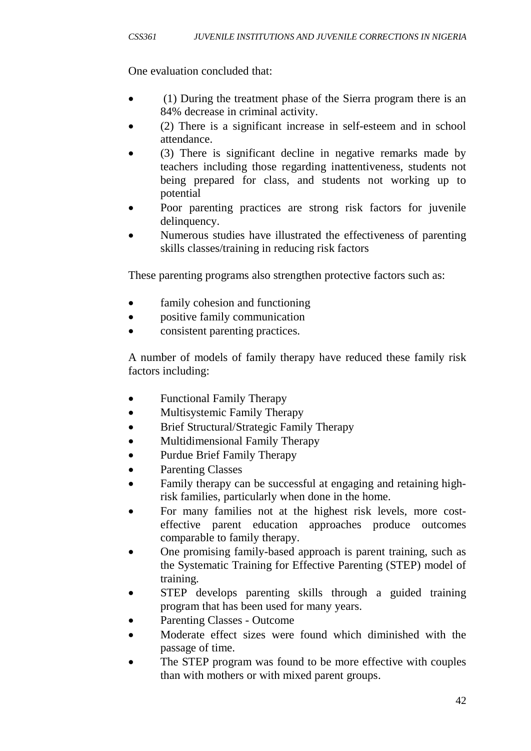One evaluation concluded that:

- (1) During the treatment phase of the Sierra program there is an 84% decrease in criminal activity.
- (2) There is a significant increase in self-esteem and in school attendance.
- (3) There is significant decline in negative remarks made by teachers including those regarding inattentiveness, students not being prepared for class, and students not working up to potential
- Poor parenting practices are strong risk factors for juvenile delinquency.
- Numerous studies have illustrated the effectiveness of parenting skills classes/training in reducing risk factors

These parenting programs also strengthen protective factors such as:

- family cohesion and functioning
- positive family communication
- consistent parenting practices.

A number of models of family therapy have reduced these family risk factors including:

- Functional Family Therapy
- Multisystemic Family Therapy
- Brief Structural/Strategic Family Therapy
- Multidimensional Family Therapy
- Purdue Brief Family Therapy
- Parenting Classes
- Family therapy can be successful at engaging and retaining high-risk families, particularly when done in the home.
- For many families not at the highest risk levels, more cost-effective parent education approaches produce outcomes comparable to family therapy.
- One promising family-based approach is parent training, such as the Systematic Training for Effective Parenting (STEP) model of training.
- STEP develops parenting skills through a guided training program that has been used for many years.
- Parenting Classes - Outcome
- Moderate effect sizes were found which diminished with the passage of time.
- The STEP program was found to be more effective with couples than with mothers or with mixed parent groups.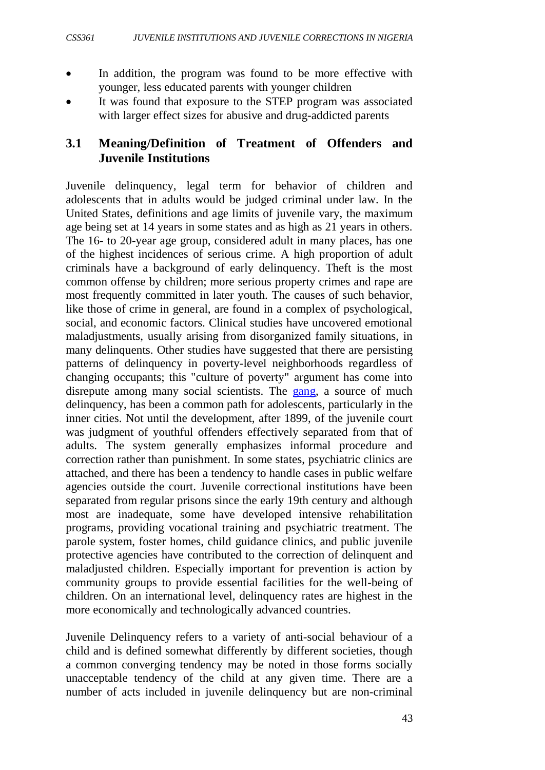- In addition, the program was found to be more effective with younger, less educated parents with younger children
- It was found that exposure to the STEP program was associated with larger effect sizes for abusive and drug-addicted parents

## 3.1 Meaning/Definition of Treatment of Offenders and Juvenile Institutions

Juvenile delinquency, legal term for behavior of children and adolescents that in adults would be judged criminal under law. In the United States, definitions and age limits of juvenile vary, the maximum age being set at 14 years in some states and as high as 21 years in others. The 16- to 20-year age group, considered adult in many places, has one of the highest incidences of serious crime. A high proportion of adult criminals have a background of early delinquency. Theft is the most common offense by children; more serious property crimes and rape are most frequently committed in later youth. The causes of such behavior, like those of crime in general, are found in a complex of psychological, social, and economic factors. Clinical studies have uncovered emotional maladjustments, usually arising from disorganized family situations, in many delinquents. Other studies have suggested that there are persisting patterns of delinquency in poverty-level neighborhoods regardless of changing occupants; this "culture of poverty" argument has come into disrepute among many social scientists. The gang, a source of much delinquency, has been a common path for adolescents, particularly in the inner cities. Not until the development, after 1899, of the juvenile court was judgment of youthful offenders effectively separated from that of adults. The system generally emphasizes informal procedure and correction rather than punishment. In some states, psychiatric clinics are attached, and there has been a tendency to handle cases in public welfare agencies outside the court. Juvenile correctional institutions have been separated from regular prisons since the early 19th century and although most are inadequate, some have developed intensive rehabilitation programs, providing vocational training and psychiatric treatment. The parole system, foster homes, child guidance clinics, and public juvenile protective agencies have contributed to the correction of delinquent and maladjusted children. Especially important for prevention is action by community groups to provide essential facilities for the well-being of children. On an international level, delinquency rates are highest in the more economically and technologically advanced countries.

Juvenile Delinquency refers to a variety of anti-social behaviour of a child and is defined somewhat differently by different societies, though a common converging tendency may be noted in those forms socially unacceptable tendency of the child at any given time. There are a number of acts included in juvenile delinquency but are non-criminal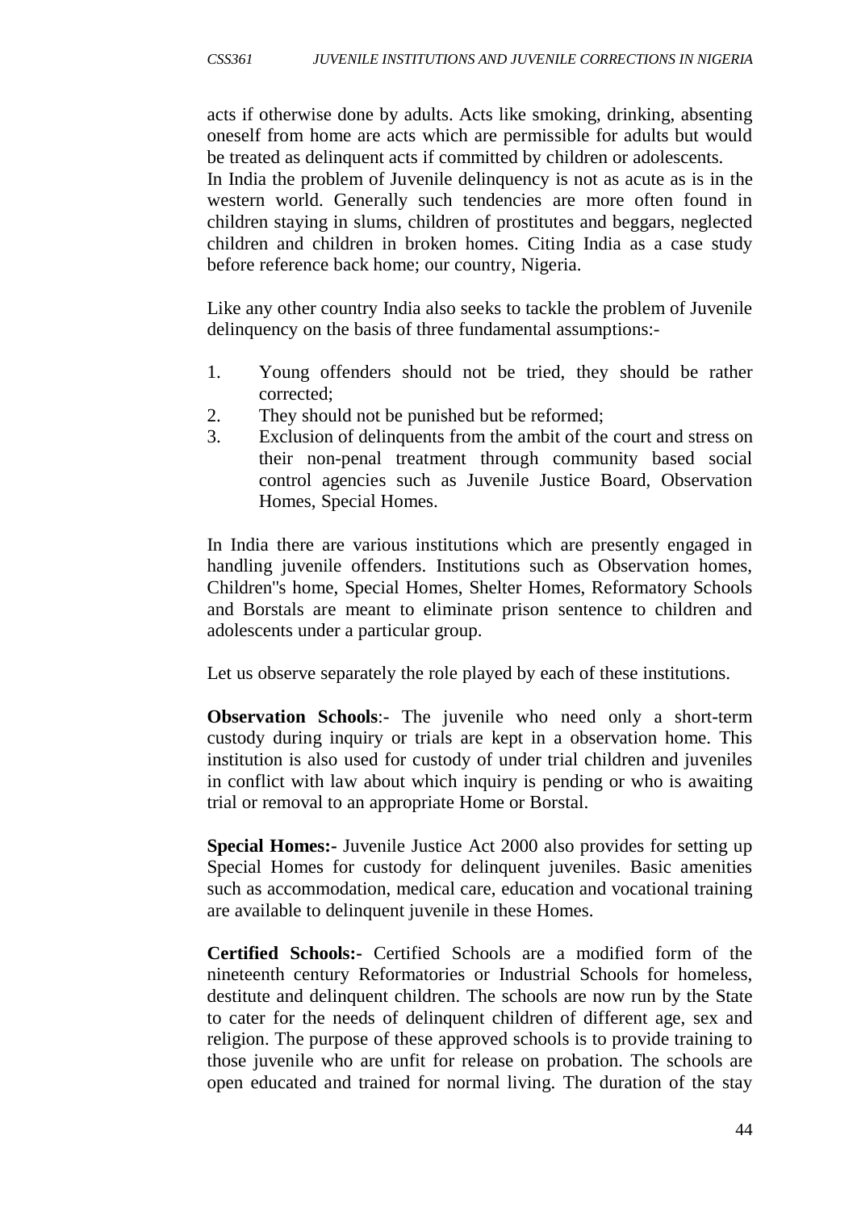acts if otherwise done by adults. Acts like smoking, drinking, absenting oneself from home are acts which are permissible for adults but would be treated as delinquent acts if committed by children or adolescents.
In India the problem of Juvenile delinquency is not as acute as is in the western world. Generally such tendencies are more often found in children staying in slums, children of prostitutes and beggars, neglected children and children in broken homes. Citing India as a case study before reference back home; our country, Nigeria.

Like any other country India also seeks to tackle the problem of Juvenile delinquency on the basis of three fundamental assumptions:-

1. Young offenders should not be tried, they should be rather corrected;
2. They should not be punished but be reformed;
3. Exclusion of delinquents from the ambit of the court and stress on their non-penal treatment through community based social control agencies such as Juvenile Justice Board, Observation Homes, Special Homes.

In India there are various institutions which are presently engaged in handling juvenile offenders. Institutions such as Observation homes, Children"s home, Special Homes, Shelter Homes, Reformatory Schools and Borstals are meant to eliminate prison sentence to children and adolescents under a particular group.

Let us observe separately the role played by each of these institutions.

**Observation Schools**:- The juvenile who need only a short-term custody during inquiry or trials are kept in a observation home. This institution is also used for custody of under trial children and juveniles in conflict with law about which inquiry is pending or who is awaiting trial or removal to an appropriate Home or Borstal.

**Special Homes:-** Juvenile Justice Act 2000 also provides for setting up Special Homes for custody for delinquent juveniles. Basic amenities such as accommodation, medical care, education and vocational training are available to delinquent juvenile in these Homes.

**Certified Schools:-** Certified Schools are a modified form of the nineteenth century Reformatories or Industrial Schools for homeless, destitute and delinquent children. The schools are now run by the State to cater for the needs of delinquent children of different age, sex and religion. The purpose of these approved schools is to provide training to those juvenile who are unfit for release on probation. The schools are open educated and trained for normal living. The duration of the stay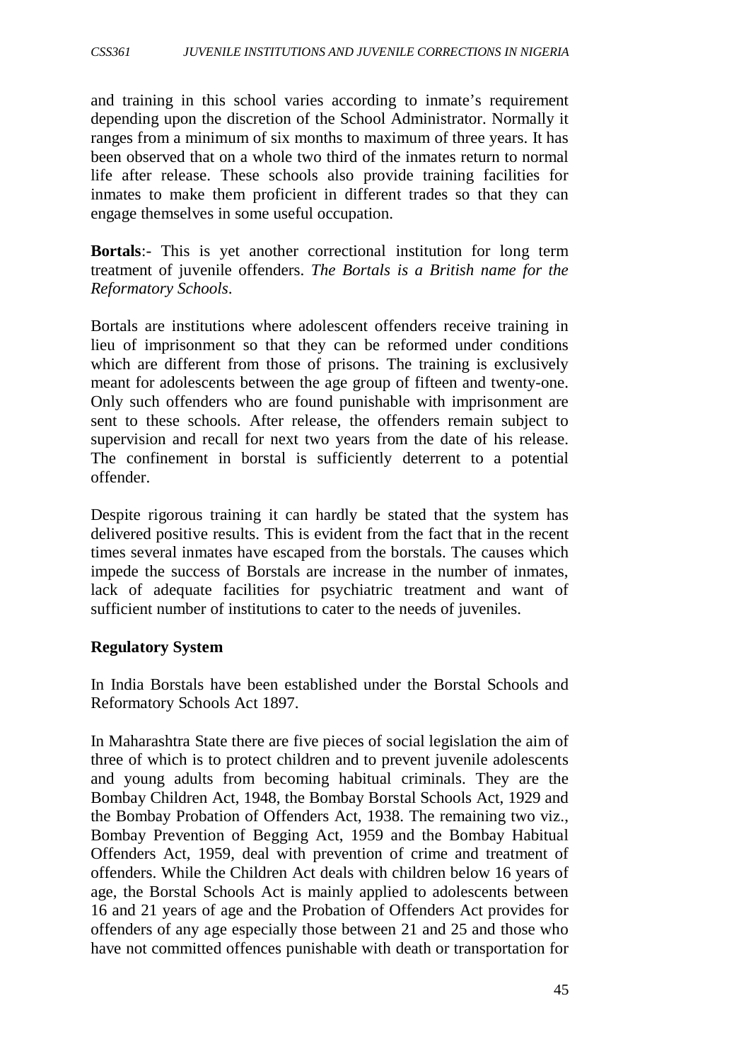and training in this school varies according to inmate's requirement depending upon the discretion of the School Administrator. Normally it ranges from a minimum of six months to maximum of three years. It has been observed that on a whole two third of the inmates return to normal life after release. These schools also provide training facilities for inmates to make them proficient in different trades so that they can engage themselves in some useful occupation.

**Bortals**:- This is yet another correctional institution for long term treatment of juvenile offenders. *The Bortals is a British name for the Reformatory Schools*.

Bortals are institutions where adolescent offenders receive training in lieu of imprisonment so that they can be reformed under conditions which are different from those of prisons. The training is exclusively meant for adolescents between the age group of fifteen and twenty-one. Only such offenders who are found punishable with imprisonment are sent to these schools. After release, the offenders remain subject to supervision and recall for next two years from the date of his release. The confinement in borstal is sufficiently deterrent to a potential offender.

Despite rigorous training it can hardly be stated that the system has delivered positive results. This is evident from the fact that in the recent times several inmates have escaped from the borstals. The causes which impede the success of Borstals are increase in the number of inmates, lack of adequate facilities for psychiatric treatment and want of sufficient number of institutions to cater to the needs of juveniles.

**Regulatory System**

In India Borstals have been established under the Borstal Schools and Reformatory Schools Act 1897.

In Maharashtra State there are five pieces of social legislation the aim of three of which is to protect children and to prevent juvenile adolescents and young adults from becoming habitual criminals. They are the Bombay Children Act, 1948, the Bombay Borstal Schools Act, 1929 and the Bombay Probation of Offenders Act, 1938. The remaining two viz., Bombay Prevention of Begging Act, 1959 and the Bombay Habitual Offenders Act, 1959, deal with prevention of crime and treatment of offenders. While the Children Act deals with children below 16 years of age, the Borstal Schools Act is mainly applied to adolescents between 16 and 21 years of age and the Probation of Offenders Act provides for offenders of any age especially those between 21 and 25 and those who have not committed offences punishable with death or transportation for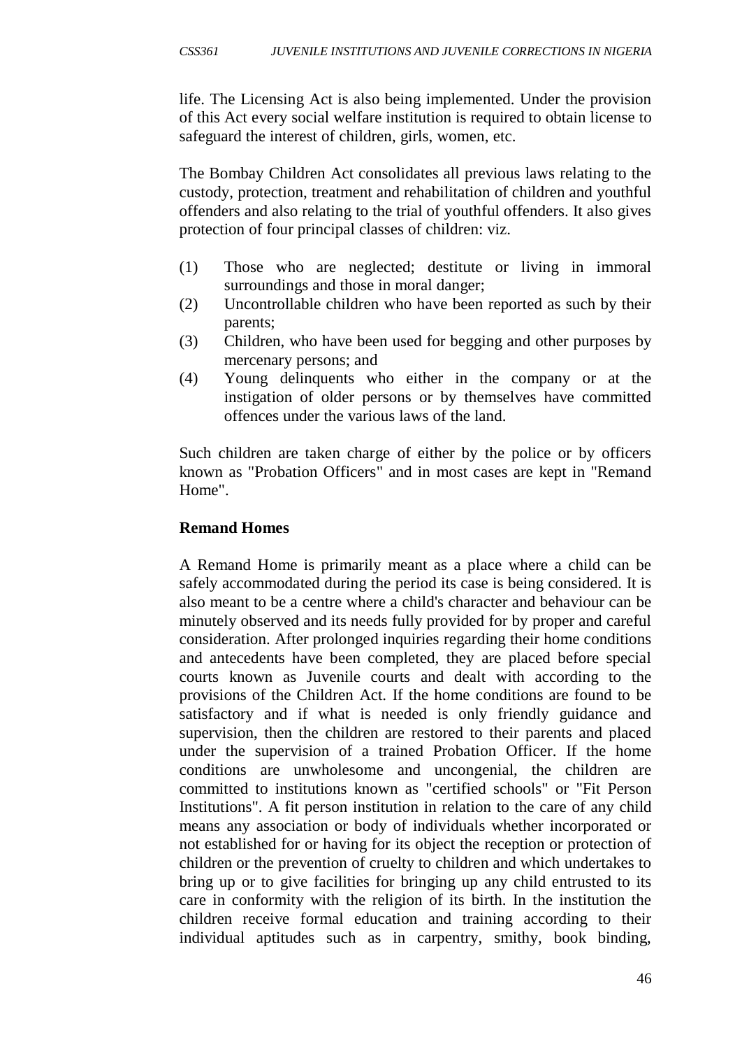life. The Licensing Act is also being implemented. Under the provision of this Act every social welfare institution is required to obtain license to safeguard the interest of children, girls, women, etc.

The Bombay Children Act consolidates all previous laws relating to the custody, protection, treatment and rehabilitation of children and youthful offenders and also relating to the trial of youthful offenders. It also gives protection of four principal classes of children: viz.

(1) Those who are neglected; destitute or living in immoral surroundings and those in moral danger;
(2) Uncontrollable children who have been reported as such by their parents;
(3) Children, who have been used for begging and other purposes by mercenary persons; and
(4) Young delinquents who either in the company or at the instigation of older persons or by themselves have committed offences under the various laws of the land.

Such children are taken charge of either by the police or by officers known as "Probation Officers" and in most cases are kept in "Remand Home".

**Remand Homes**

A Remand Home is primarily meant as a place where a child can be safely accommodated during the period its case is being considered. It is also meant to be a centre where a child's character and behaviour can be minutely observed and its needs fully provided for by proper and careful consideration. After prolonged inquiries regarding their home conditions and antecedents have been completed, they are placed before special courts known as Juvenile courts and dealt with according to the provisions of the Children Act. If the home conditions are found to be satisfactory and if what is needed is only friendly guidance and supervision, then the children are restored to their parents and placed under the supervision of a trained Probation Officer. If the home conditions are unwholesome and uncongenial, the children are committed to institutions known as "certified schools" or "Fit Person Institutions". A fit person institution in relation to the care of any child means any association or body of individuals whether incorporated or not established for or having for its object the reception or protection of children or the prevention of cruelty to children and which undertakes to bring up or to give facilities for bringing up any child entrusted to its care in conformity with the religion of its birth. In the institution the children receive formal education and training according to their individual aptitudes such as in carpentry, smithy, book binding,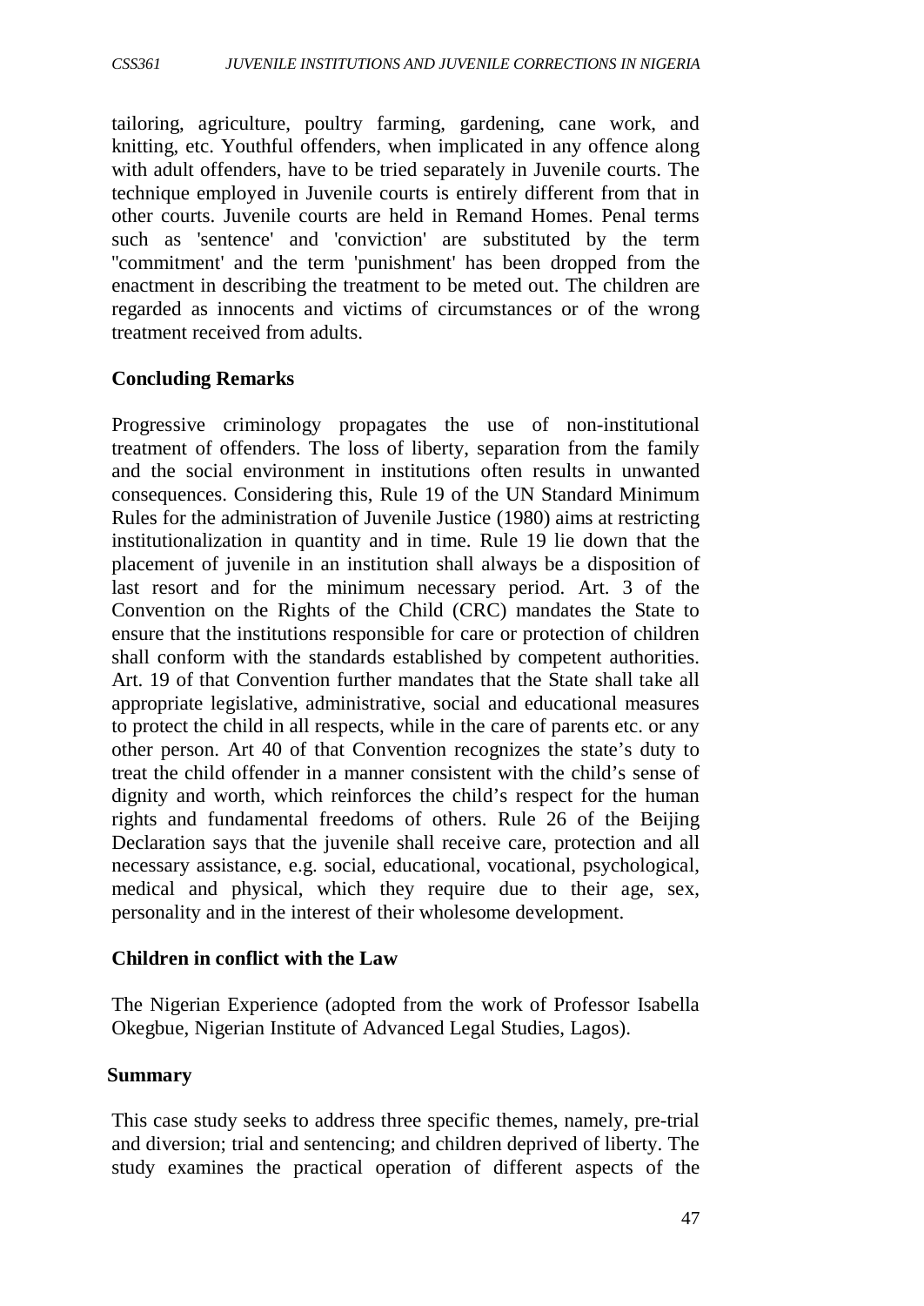tailoring, agriculture, poultry farming, gardening, cane work, and knitting, etc. Youthful offenders, when implicated in any offence along with adult offenders, have to be tried separately in Juvenile courts. The technique employed in Juvenile courts is entirely different from that in other courts. Juvenile courts are held in Remand Homes. Penal terms such as 'sentence' and 'conviction' are substituted by the term "commitment' and the term 'punishment' has been dropped from the enactment in describing the treatment to be meted out. The children are regarded as innocents and victims of circumstances or of the wrong treatment received from adults.

**Concluding Remarks**

Progressive criminology propagates the use of non-institutional treatment of offenders. The loss of liberty, separation from the family and the social environment in institutions often results in unwanted consequences. Considering this, Rule 19 of the UN Standard Minimum Rules for the administration of Juvenile Justice (1980) aims at restricting institutionalization in quantity and in time. Rule 19 lie down that the placement of juvenile in an institution shall always be a disposition of last resort and for the minimum necessary period. Art. 3 of the Convention on the Rights of the Child (CRC) mandates the State to ensure that the institutions responsible for care or protection of children shall conform with the standards established by competent authorities. Art. 19 of that Convention further mandates that the State shall take all appropriate legislative, administrative, social and educational measures to protect the child in all respects, while in the care of parents etc. or any other person. Art 40 of that Convention recognizes the state's duty to treat the child offender in a manner consistent with the child's sense of dignity and worth, which reinforces the child's respect for the human rights and fundamental freedoms of others. Rule 26 of the Beijing Declaration says that the juvenile shall receive care, protection and all necessary assistance, e.g. social, educational, vocational, psychological, medical and physical, which they require due to their age, sex, personality and in the interest of their wholesome development.

**Children in conflict with the Law**

The Nigerian Experience (adopted from the work of Professor Isabella Okegbue, Nigerian Institute of Advanced Legal Studies, Lagos).

**Summary**

This case study seeks to address three specific themes, namely, pre-trial and diversion; trial and sentencing; and children deprived of liberty. The study examines the practical operation of different aspects of the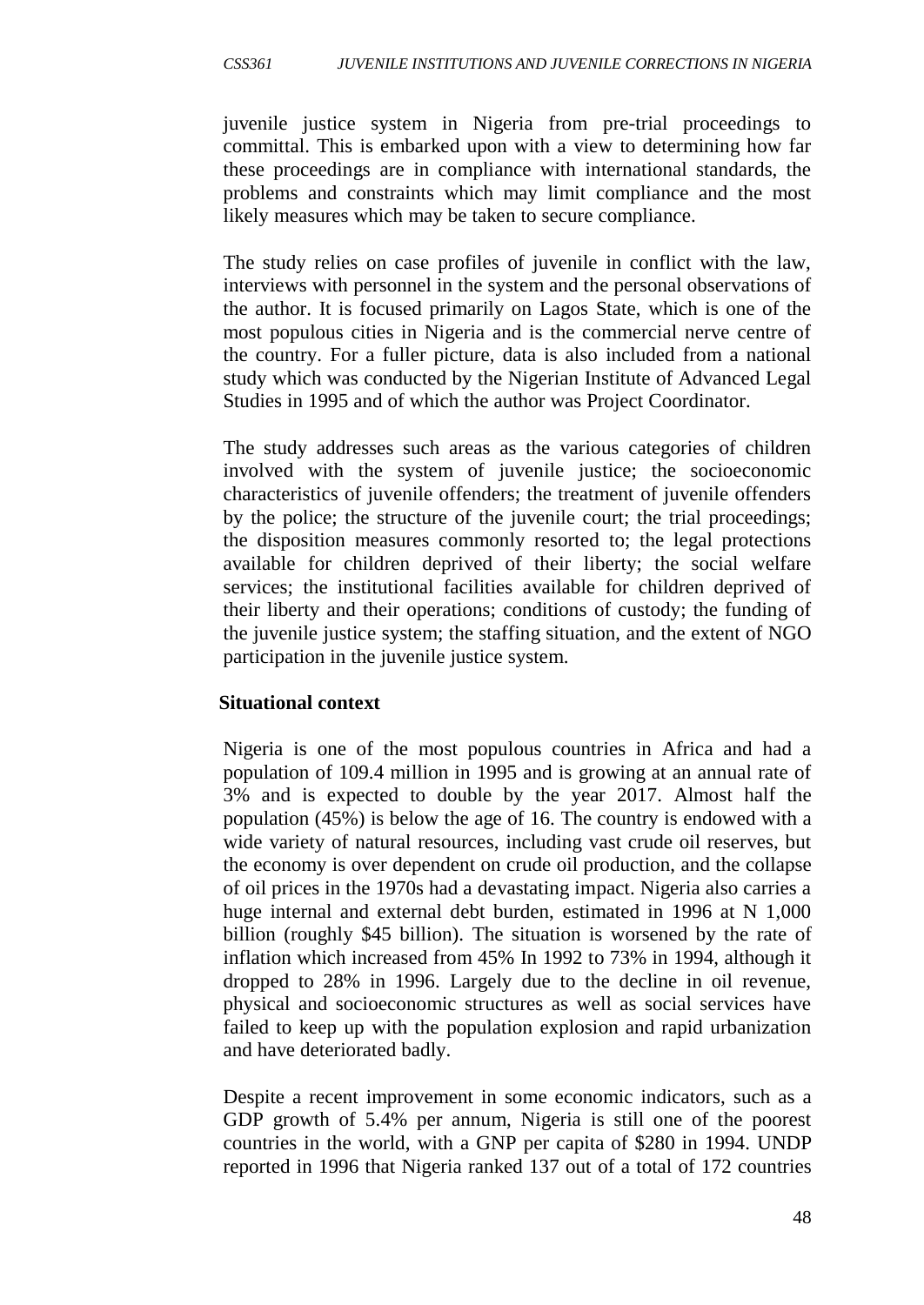juvenile justice system in Nigeria from pre-trial proceedings to committal. This is embarked upon with a view to determining how far these proceedings are in compliance with international standards, the problems and constraints which may limit compliance and the most likely measures which may be taken to secure compliance.

The study relies on case profiles of juvenile in conflict with the law, interviews with personnel in the system and the personal observations of the author. It is focused primarily on Lagos State, which is one of the most populous cities in Nigeria and is the commercial nerve centre of the country. For a fuller picture, data is also included from a national study which was conducted by the Nigerian Institute of Advanced Legal Studies in 1995 and of which the author was Project Coordinator.

The study addresses such areas as the various categories of children involved with the system of juvenile justice; the socioeconomic characteristics of juvenile offenders; the treatment of juvenile offenders by the police; the structure of the juvenile court; the trial proceedings; the disposition measures commonly resorted to; the legal protections available for children deprived of their liberty; the social welfare services; the institutional facilities available for children deprived of their liberty and their operations; conditions of custody; the funding of the juvenile justice system; the staffing situation, and the extent of NGO participation in the juvenile justice system.

**Situational context**

Nigeria is one of the most populous countries in Africa and had a population of 109.4 million in 1995 and is growing at an annual rate of 3% and is expected to double by the year 2017. Almost half the population (45%) is below the age of 16. The country is endowed with a wide variety of natural resources, including vast crude oil reserves, but the economy is over dependent on crude oil production, and the collapse of oil prices in the 1970s had a devastating impact. Nigeria also carries a huge internal and external debt burden, estimated in 1996 at N 1,000 billion (roughly $45 billion). The situation is worsened by the rate of inflation which increased from 45% In 1992 to 73% in 1994, although it dropped to 28% in 1996. Largely due to the decline in oil revenue, physical and socioeconomic structures as well as social services have failed to keep up with the population explosion and rapid urbanization and have deteriorated badly.

Despite a recent improvement in some economic indicators, such as a GDP growth of 5.4% per annum, Nigeria is still one of the poorest countries in the world, with a GNP per capita of $280 in 1994. UNDP reported in 1996 that Nigeria ranked 137 out of a total of 172 countries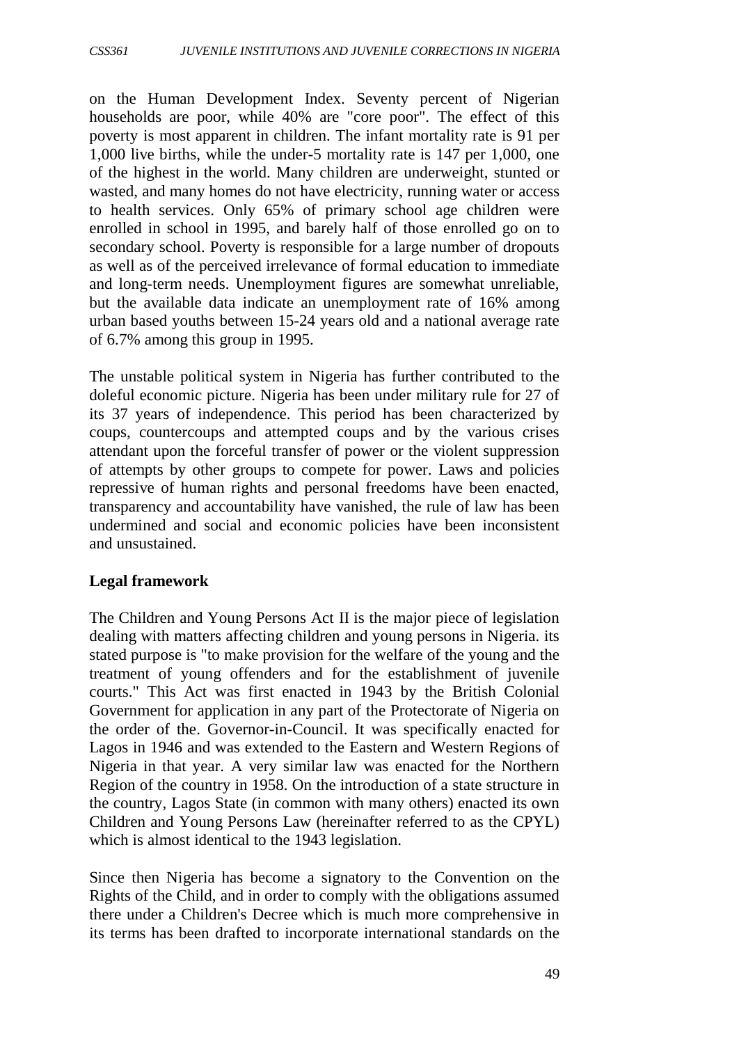on the Human Development Index. Seventy percent of Nigerian households are poor, while 40% are "core poor". The effect of this poverty is most apparent in children. The infant mortality rate is 91 per 1,000 live births, while the under-5 mortality rate is 147 per 1,000, one of the highest in the world. Many children are underweight, stunted or wasted, and many homes do not have electricity, running water or access to health services. Only 65% of primary school age children were enrolled in school in 1995, and barely half of those enrolled go on to secondary school. Poverty is responsible for a large number of dropouts as well as of the perceived irrelevance of formal education to immediate and long-term needs. Unemployment figures are somewhat unreliable, but the available data indicate an unemployment rate of 16% among urban based youths between 15-24 years old and a national average rate of 6.7% among this group in 1995.

The unstable political system in Nigeria has further contributed to the doleful economic picture. Nigeria has been under military rule for 27 of its 37 years of independence. This period has been characterized by coups, countercoups and attempted coups and by the various crises attendant upon the forceful transfer of power or the violent suppression of attempts by other groups to compete for power. Laws and policies repressive of human rights and personal freedoms have been enacted, transparency and accountability have vanished, the rule of law has been undermined and social and economic policies have been inconsistent and unsustained.

**Legal framework**

The Children and Young Persons Act II is the major piece of legislation dealing with matters affecting children and young persons in Nigeria. its stated purpose is "to make provision for the welfare of the young and the treatment of young offenders and for the establishment of juvenile courts." This Act was first enacted in 1943 by the British Colonial Government for application in any part of the Protectorate of Nigeria on the order of the. Governor-in-Council. It was specifically enacted for Lagos in 1946 and was extended to the Eastern and Western Regions of Nigeria in that year. A very similar law was enacted for the Northern Region of the country in 1958. On the introduction of a state structure in the country, Lagos State (in common with many others) enacted its own Children and Young Persons Law (hereinafter referred to as the CPYL) which is almost identical to the 1943 legislation.

Since then Nigeria has become a signatory to the Convention on the Rights of the Child, and in order to comply with the obligations assumed there under a Children's Decree which is much more comprehensive in its terms has been drafted to incorporate international standards on the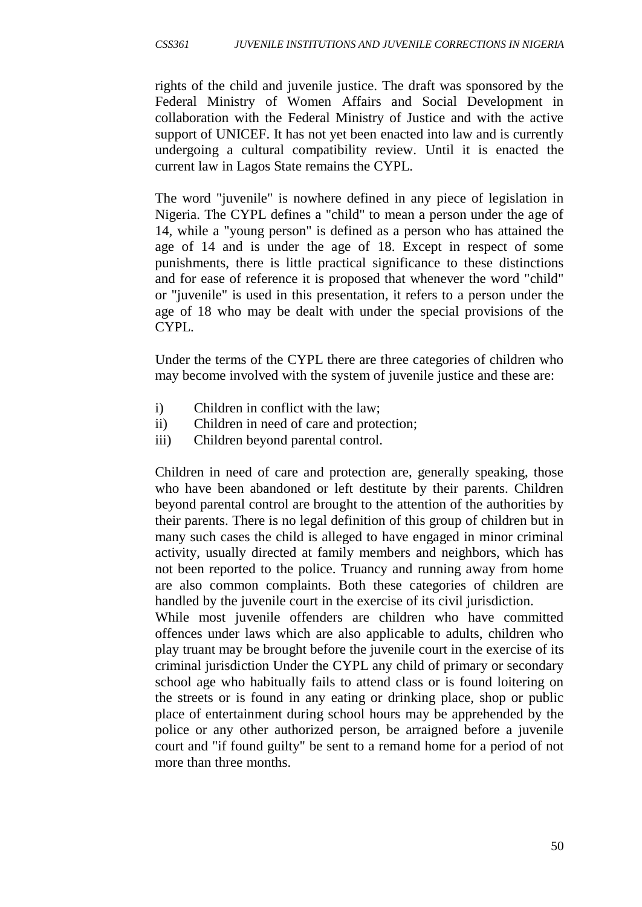rights of the child and juvenile justice. The draft was sponsored by the Federal Ministry of Women Affairs and Social Development in collaboration with the Federal Ministry of Justice and with the active support of UNICEF. It has not yet been enacted into law and is currently undergoing a cultural compatibility review. Until it is enacted the current law in Lagos State remains the CYPL.

The word "juvenile" is nowhere defined in any piece of legislation in Nigeria. The CYPL defines a "child" to mean a person under the age of 14, while a "young person" is defined as a person who has attained the age of 14 and is under the age of 18. Except in respect of some punishments, there is little practical significance to these distinctions and for ease of reference it is proposed that whenever the word "child" or "juvenile" is used in this presentation, it refers to a person under the age of 18 who may be dealt with under the special provisions of the CYPL.

Under the terms of the CYPL there are three categories of children who may become involved with the system of juvenile justice and these are:

i) Children in conflict with the law;
ii) Children in need of care and protection;
iii) Children beyond parental control.

Children in need of care and protection are, generally speaking, those who have been abandoned or left destitute by their parents. Children beyond parental control are brought to the attention of the authorities by their parents. There is no legal definition of this group of children but in many such cases the child is alleged to have engaged in minor criminal activity, usually directed at family members and neighbors, which has not been reported to the police. Truancy and running away from home are also common complaints. Both these categories of children are handled by the juvenile court in the exercise of its civil jurisdiction.

While most juvenile offenders are children who have committed offences under laws which are also applicable to adults, children who play truant may be brought before the juvenile court in the exercise of its criminal jurisdiction Under the CYPL any child of primary or secondary school age who habitually fails to attend class or is found loitering on the streets or is found in any eating or drinking place, shop or public place of entertainment during school hours may be apprehended by the police or any other authorized person, be arraigned before a juvenile court and "if found guilty" be sent to a remand home for a period of not more than three months.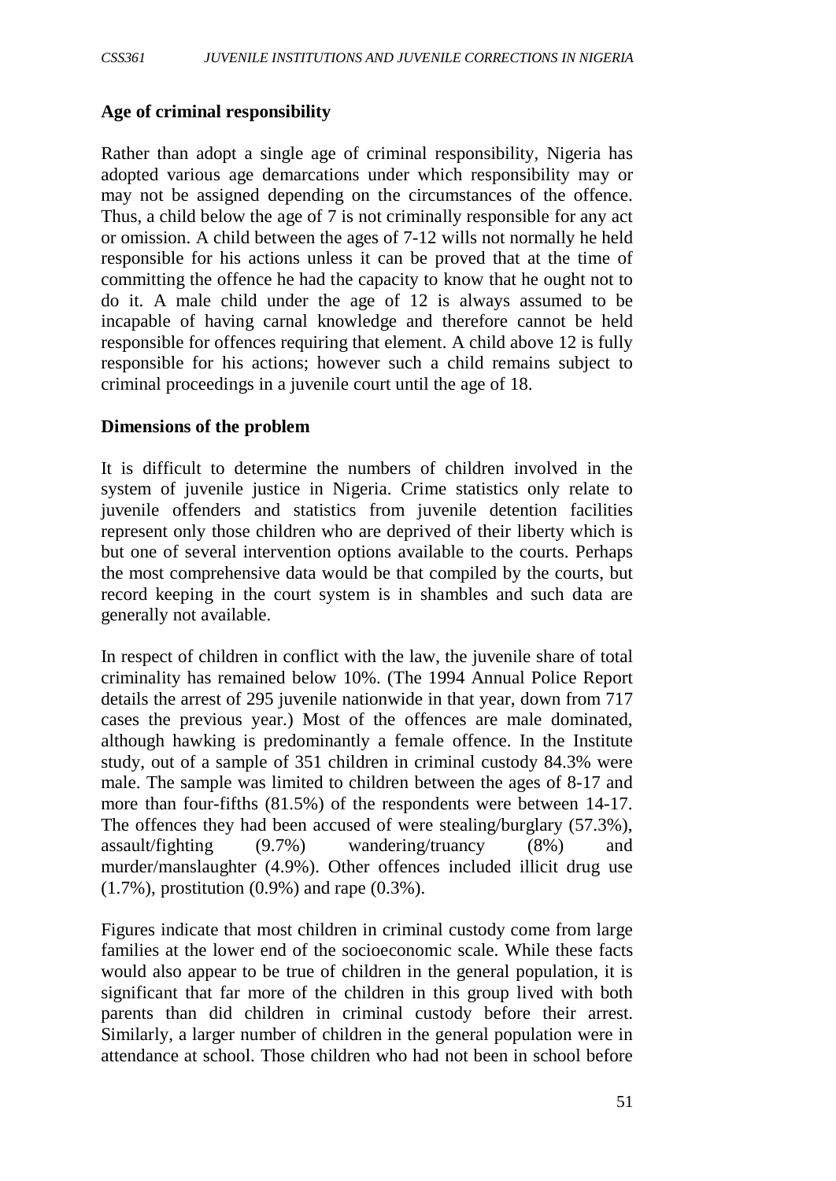**Age of criminal responsibility**

Rather than adopt a single age of criminal responsibility, Nigeria has adopted various age demarcations under which responsibility may or may not be assigned depending on the circumstances of the offence. Thus, a child below the age of 7 is not criminally responsible for any act or omission. A child between the ages of 7-12 wills not normally he held responsible for his actions unless it can be proved that at the time of committing the offence he had the capacity to know that he ought not to do it. A male child under the age of 12 is always assumed to be incapable of having carnal knowledge and therefore cannot be held responsible for offences requiring that element. A child above 12 is fully responsible for his actions; however such a child remains subject to criminal proceedings in a juvenile court until the age of 18.

**Dimensions of the problem**

It is difficult to determine the numbers of children involved in the system of juvenile justice in Nigeria. Crime statistics only relate to juvenile offenders and statistics from juvenile detention facilities represent only those children who are deprived of their liberty which is but one of several intervention options available to the courts. Perhaps the most comprehensive data would be that compiled by the courts, but record keeping in the court system is in shambles and such data are generally not available.

In respect of children in conflict with the law, the juvenile share of total criminality has remained below 10%. (The 1994 Annual Police Report details the arrest of 295 juvenile nationwide in that year, down from 717 cases the previous year.) Most of the offences are male dominated, although hawking is predominantly a female offence. In the Institute study, out of a sample of 351 children in criminal custody 84.3% were male. The sample was limited to children between the ages of 8-17 and more than four-fifths (81.5%) of the respondents were between 14-17. The offences they had been accused of were stealing/burglary (57.3%), assault/fighting (9.7%) wandering/truancy (8%) and murder/manslaughter (4.9%). Other offences included illicit drug use (1.7%), prostitution (0.9%) and rape (0.3%).

Figures indicate that most children in criminal custody come from large families at the lower end of the socioeconomic scale. While these facts would also appear to be true of children in the general population, it is significant that far more of the children in this group lived with both parents than did children in criminal custody before their arrest. Similarly, a larger number of children in the general population were in attendance at school. Those children who had not been in school before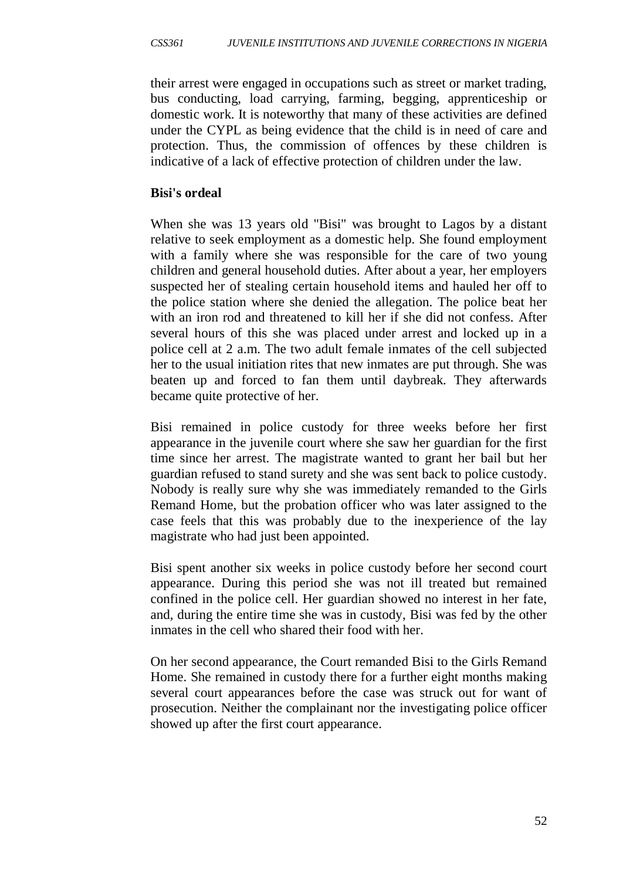their arrest were engaged in occupations such as street or market trading, bus conducting, load carrying, farming, begging, apprenticeship or domestic work. It is noteworthy that many of these activities are defined under the CYPL as being evidence that the child is in need of care and protection. Thus, the commission of offences by these children is indicative of a lack of effective protection of children under the law.

**Bisi's ordeal**

When she was 13 years old "Bisi" was brought to Lagos by a distant relative to seek employment as a domestic help. She found employment with a family where she was responsible for the care of two young children and general household duties. After about a year, her employers suspected her of stealing certain household items and hauled her off to the police station where she denied the allegation. The police beat her with an iron rod and threatened to kill her if she did not confess. After several hours of this she was placed under arrest and locked up in a police cell at 2 a.m. The two adult female inmates of the cell subjected her to the usual initiation rites that new inmates are put through. She was beaten up and forced to fan them until daybreak. They afterwards became quite protective of her.

Bisi remained in police custody for three weeks before her first appearance in the juvenile court where she saw her guardian for the first time since her arrest. The magistrate wanted to grant her bail but her guardian refused to stand surety and she was sent back to police custody. Nobody is really sure why she was immediately remanded to the Girls Remand Home, but the probation officer who was later assigned to the case feels that this was probably due to the inexperience of the lay magistrate who had just been appointed.

Bisi spent another six weeks in police custody before her second court appearance. During this period she was not ill treated but remained confined in the police cell. Her guardian showed no interest in her fate, and, during the entire time she was in custody, Bisi was fed by the other inmates in the cell who shared their food with her.

On her second appearance, the Court remanded Bisi to the Girls Remand Home. She remained in custody there for a further eight months making several court appearances before the case was struck out for want of prosecution. Neither the complainant nor the investigating police officer showed up after the first court appearance.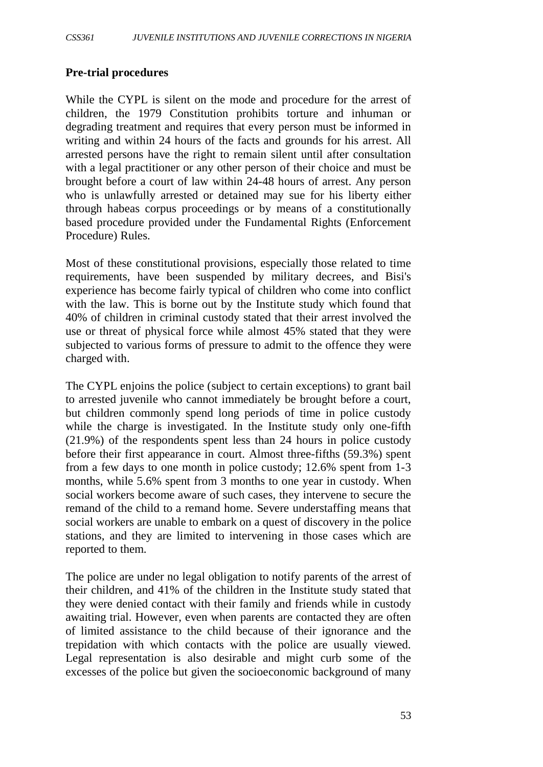**Pre-trial procedures**

While the CYPL is silent on the mode and procedure for the arrest of children, the 1979 Constitution prohibits torture and inhuman or degrading treatment and requires that every person must be informed in writing and within 24 hours of the facts and grounds for his arrest. All arrested persons have the right to remain silent until after consultation with a legal practitioner or any other person of their choice and must be brought before a court of law within 24-48 hours of arrest. Any person who is unlawfully arrested or detained may sue for his liberty either through habeas corpus proceedings or by means of a constitutionally based procedure provided under the Fundamental Rights (Enforcement Procedure) Rules.

Most of these constitutional provisions, especially those related to time requirements, have been suspended by military decrees, and Bisi's experience has become fairly typical of children who come into conflict with the law. This is borne out by the Institute study which found that 40% of children in criminal custody stated that their arrest involved the use or threat of physical force while almost 45% stated that they were subjected to various forms of pressure to admit to the offence they were charged with.

The CYPL enjoins the police (subject to certain exceptions) to grant bail to arrested juvenile who cannot immediately be brought before a court, but children commonly spend long periods of time in police custody while the charge is investigated. In the Institute study only one-fifth (21.9%) of the respondents spent less than 24 hours in police custody before their first appearance in court. Almost three-fifths (59.3%) spent from a few days to one month in police custody; 12.6% spent from 1-3 months, while 5.6% spent from 3 months to one year in custody. When social workers become aware of such cases, they intervene to secure the remand of the child to a remand home. Severe understaffing means that social workers are unable to embark on a quest of discovery in the police stations, and they are limited to intervening in those cases which are reported to them.

The police are under no legal obligation to notify parents of the arrest of their children, and 41% of the children in the Institute study stated that they were denied contact with their family and friends while in custody awaiting trial. However, even when parents are contacted they are often of limited assistance to the child because of their ignorance and the trepidation with which contacts with the police are usually viewed. Legal representation is also desirable and might curb some of the excesses of the police but given the socioeconomic background of many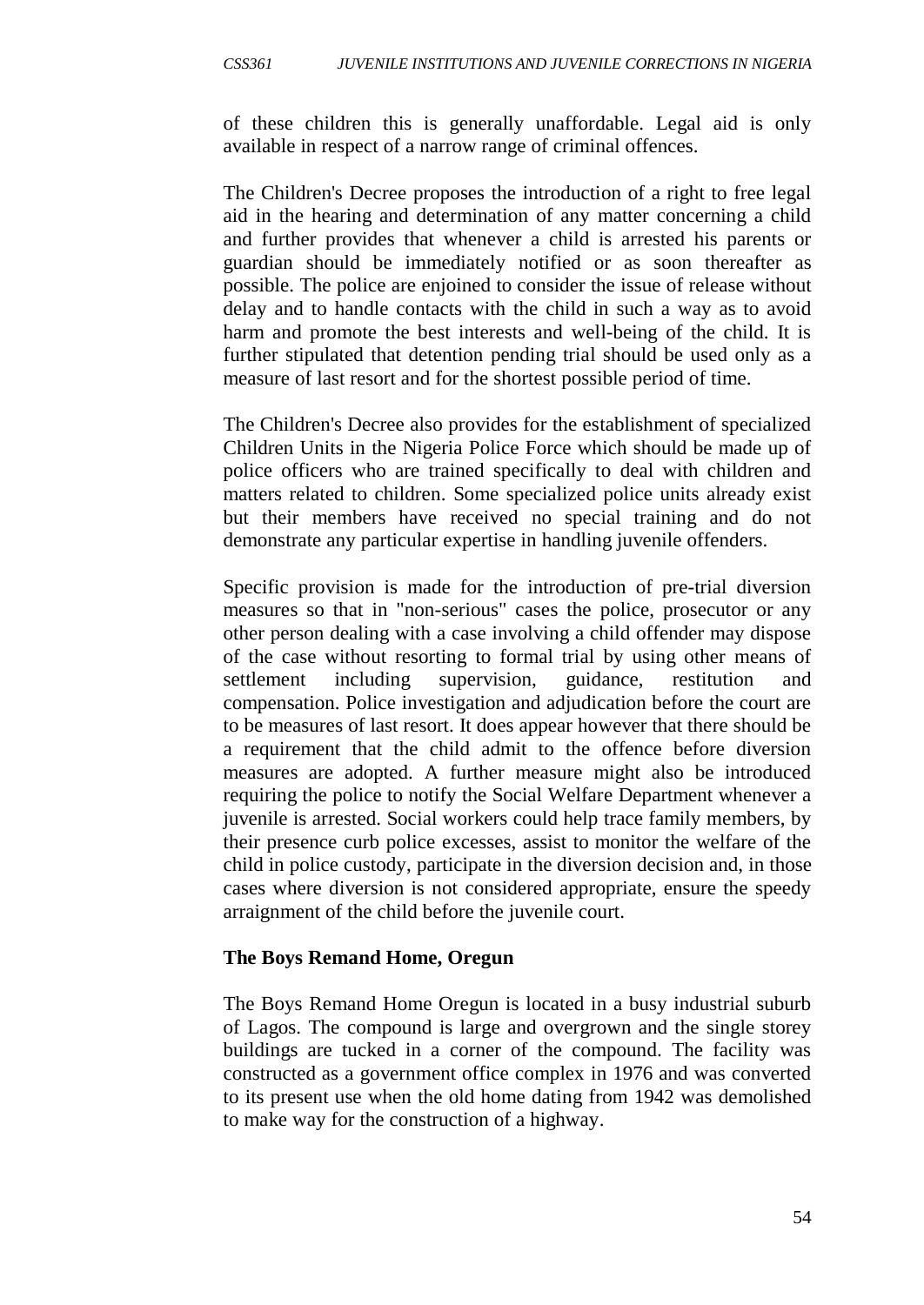of these children this is generally unaffordable. Legal aid is only available in respect of a narrow range of criminal offences.

The Children's Decree proposes the introduction of a right to free legal aid in the hearing and determination of any matter concerning a child and further provides that whenever a child is arrested his parents or guardian should be immediately notified or as soon thereafter as possible. The police are enjoined to consider the issue of release without delay and to handle contacts with the child in such a way as to avoid harm and promote the best interests and well-being of the child. It is further stipulated that detention pending trial should be used only as a measure of last resort and for the shortest possible period of time.

The Children's Decree also provides for the establishment of specialized Children Units in the Nigeria Police Force which should be made up of police officers who are trained specifically to deal with children and matters related to children. Some specialized police units already exist but their members have received no special training and do not demonstrate any particular expertise in handling juvenile offenders.

Specific provision is made for the introduction of pre-trial diversion measures so that in "non-serious" cases the police, prosecutor or any other person dealing with a case involving a child offender may dispose of the case without resorting to formal trial by using other means of settlement including supervision, guidance, restitution and compensation. Police investigation and adjudication before the court are to be measures of last resort. It does appear however that there should be a requirement that the child admit to the offence before diversion measures are adopted. A further measure might also be introduced requiring the police to notify the Social Welfare Department whenever a juvenile is arrested. Social workers could help trace family members, by their presence curb police excesses, assist to monitor the welfare of the child in police custody, participate in the diversion decision and, in those cases where diversion is not considered appropriate, ensure the speedy arraignment of the child before the juvenile court.

**The Boys Remand Home, Oregun**

The Boys Remand Home Oregun is located in a busy industrial suburb of Lagos. The compound is large and overgrown and the single storey buildings are tucked in a corner of the compound. The facility was constructed as a government office complex in 1976 and was converted to its present use when the old home dating from 1942 was demolished to make way for the construction of a highway.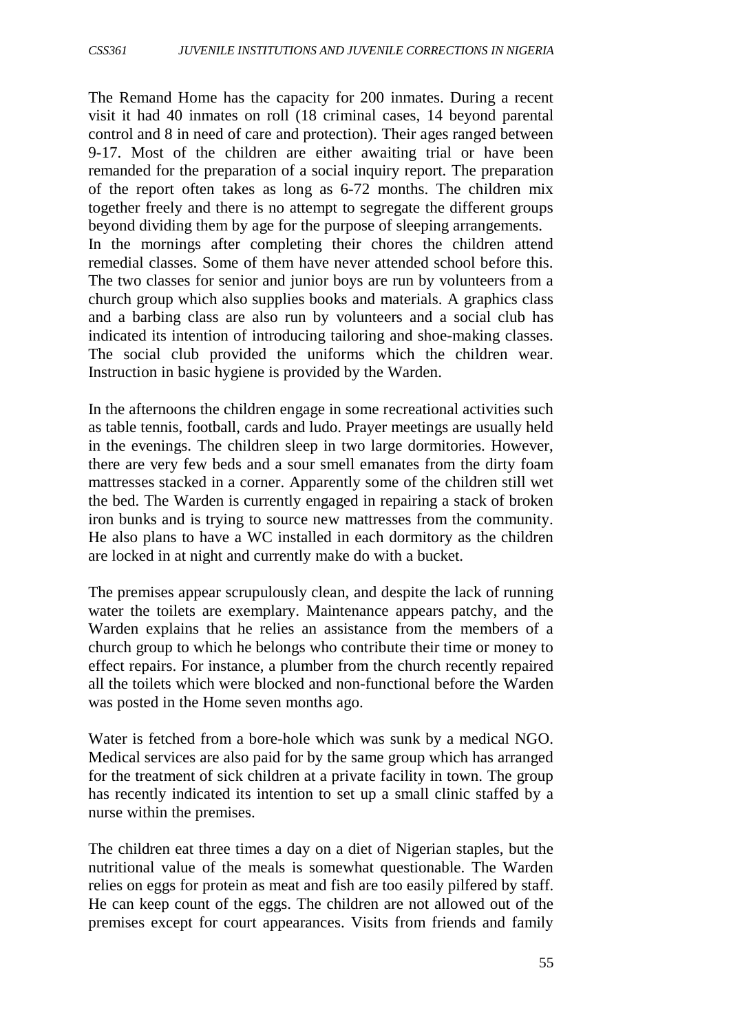The Remand Home has the capacity for 200 inmates. During a recent visit it had 40 inmates on roll (18 criminal cases, 14 beyond parental control and 8 in need of care and protection). Their ages ranged between 9-17. Most of the children are either awaiting trial or have been remanded for the preparation of a social inquiry report. The preparation of the report often takes as long as 6-72 months. The children mix together freely and there is no attempt to segregate the different groups beyond dividing them by age for the purpose of sleeping arrangements.
In the mornings after completing their chores the children attend remedial classes. Some of them have never attended school before this. The two classes for senior and junior boys are run by volunteers from a church group which also supplies books and materials. A graphics class and a barbing class are also run by volunteers and a social club has indicated its intention of introducing tailoring and shoe-making classes. The social club provided the uniforms which the children wear. Instruction in basic hygiene is provided by the Warden.

In the afternoons the children engage in some recreational activities such as table tennis, football, cards and ludo. Prayer meetings are usually held in the evenings. The children sleep in two large dormitories. However, there are very few beds and a sour smell emanates from the dirty foam mattresses stacked in a corner. Apparently some of the children still wet the bed. The Warden is currently engaged in repairing a stack of broken iron bunks and is trying to source new mattresses from the community. He also plans to have a WC installed in each dormitory as the children are locked in at night and currently make do with a bucket.

The premises appear scrupulously clean, and despite the lack of running water the toilets are exemplary. Maintenance appears patchy, and the Warden explains that he relies an assistance from the members of a church group to which he belongs who contribute their time or money to effect repairs. For instance, a plumber from the church recently repaired all the toilets which were blocked and non-functional before the Warden was posted in the Home seven months ago.

Water is fetched from a bore-hole which was sunk by a medical NGO. Medical services are also paid for by the same group which has arranged for the treatment of sick children at a private facility in town. The group has recently indicated its intention to set up a small clinic staffed by a nurse within the premises.

The children eat three times a day on a diet of Nigerian staples, but the nutritional value of the meals is somewhat questionable. The Warden relies on eggs for protein as meat and fish are too easily pilfered by staff. He can keep count of the eggs. The children are not allowed out of the premises except for court appearances. Visits from friends and family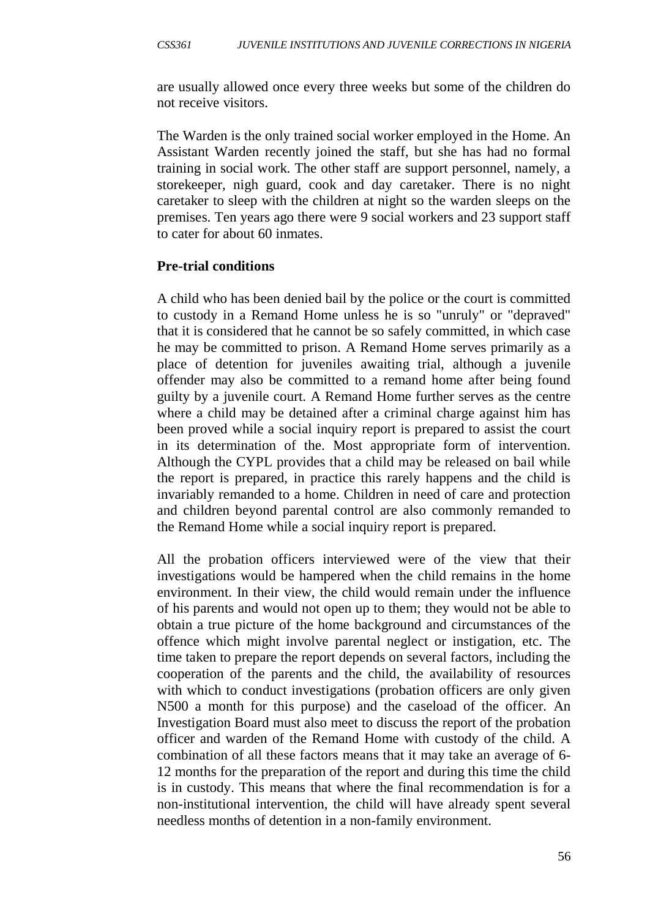are usually allowed once every three weeks but some of the children do not receive visitors.

The Warden is the only trained social worker employed in the Home. An Assistant Warden recently joined the staff, but she has had no formal training in social work. The other staff are support personnel, namely, a storekeeper, nigh guard, cook and day caretaker. There is no night caretaker to sleep with the children at night so the warden sleeps on the premises. Ten years ago there were 9 social workers and 23 support staff to cater for about 60 inmates.

**Pre-trial conditions**

A child who has been denied bail by the police or the court is committed to custody in a Remand Home unless he is so "unruly" or "depraved" that it is considered that he cannot be so safely committed, in which case he may be committed to prison. A Remand Home serves primarily as a place of detention for juveniles awaiting trial, although a juvenile offender may also be committed to a remand home after being found guilty by a juvenile court. A Remand Home further serves as the centre where a child may be detained after a criminal charge against him has been proved while a social inquiry report is prepared to assist the court in its determination of the. Most appropriate form of intervention. Although the CYPL provides that a child may be released on bail while the report is prepared, in practice this rarely happens and the child is invariably remanded to a home. Children in need of care and protection and children beyond parental control are also commonly remanded to the Remand Home while a social inquiry report is prepared.

All the probation officers interviewed were of the view that their investigations would be hampered when the child remains in the home environment. In their view, the child would remain under the influence of his parents and would not open up to them; they would not be able to obtain a true picture of the home background and circumstances of the offence which might involve parental neglect or instigation, etc. The time taken to prepare the report depends on several factors, including the cooperation of the parents and the child, the availability of resources with which to conduct investigations (probation officers are only given N500 a month for this purpose) and the caseload of the officer. An Investigation Board must also meet to discuss the report of the probation officer and warden of the Remand Home with custody of the child. A combination of all these factors means that it may take an average of 6-12 months for the preparation of the report and during this time the child is in custody. This means that where the final recommendation is for a non-institutional intervention, the child will have already spent several needless months of detention in a non-family environment.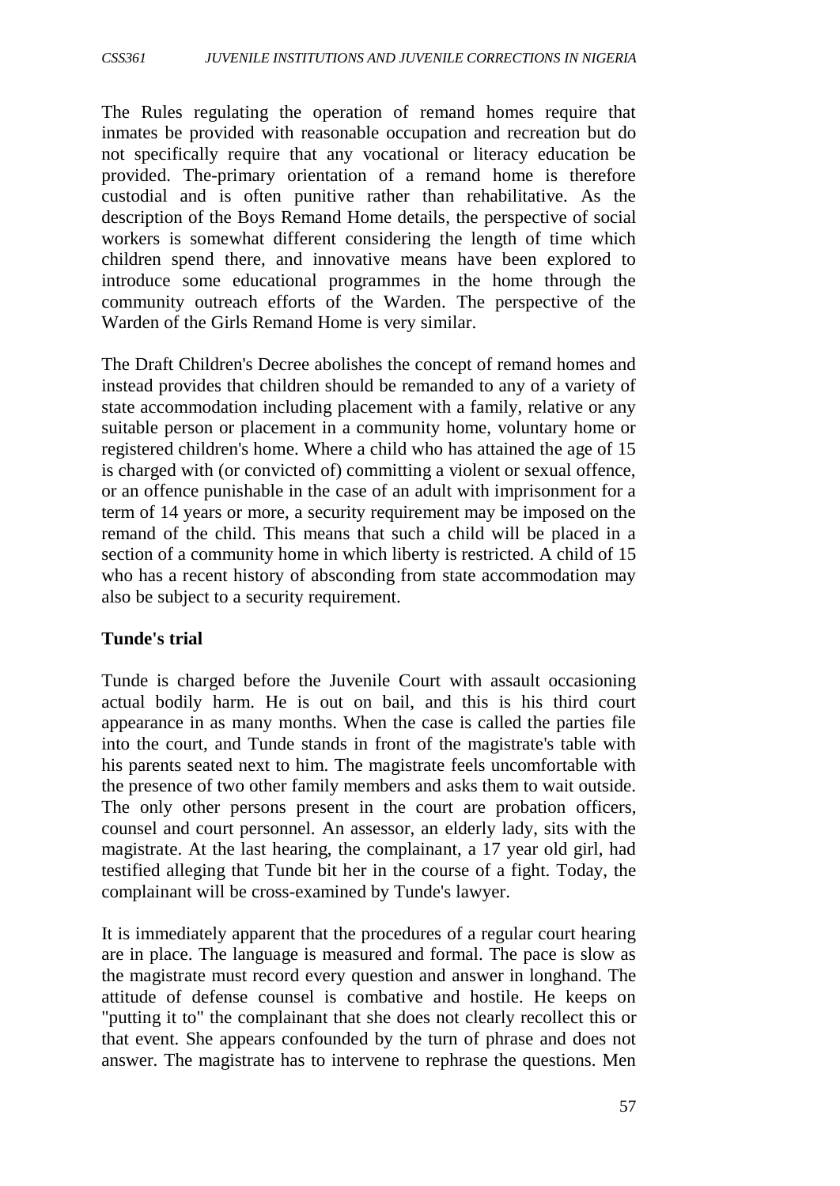The Rules regulating the operation of remand homes require that inmates be provided with reasonable occupation and recreation but do not specifically require that any vocational or literacy education be provided. The-primary orientation of a remand home is therefore custodial and is often punitive rather than rehabilitative. As the description of the Boys Remand Home details, the perspective of social workers is somewhat different considering the length of time which children spend there, and innovative means have been explored to introduce some educational programmes in the home through the community outreach efforts of the Warden. The perspective of the Warden of the Girls Remand Home is very similar.

The Draft Children's Decree abolishes the concept of remand homes and instead provides that children should be remanded to any of a variety of state accommodation including placement with a family, relative or any suitable person or placement in a community home, voluntary home or registered children's home. Where a child who has attained the age of 15 is charged with (or convicted of) committing a violent or sexual offence, or an offence punishable in the case of an adult with imprisonment for a term of 14 years or more, a security requirement may be imposed on the remand of the child. This means that such a child will be placed in a section of a community home in which liberty is restricted. A child of 15 who has a recent history of absconding from state accommodation may also be subject to a security requirement.

**Tunde's trial**

Tunde is charged before the Juvenile Court with assault occasioning actual bodily harm. He is out on bail, and this is his third court appearance in as many months. When the case is called the parties file into the court, and Tunde stands in front of the magistrate's table with his parents seated next to him. The magistrate feels uncomfortable with the presence of two other family members and asks them to wait outside. The only other persons present in the court are probation officers, counsel and court personnel. An assessor, an elderly lady, sits with the magistrate. At the last hearing, the complainant, a 17 year old girl, had testified alleging that Tunde bit her in the course of a fight. Today, the complainant will be cross-examined by Tunde's lawyer.

It is immediately apparent that the procedures of a regular court hearing are in place. The language is measured and formal. The pace is slow as the magistrate must record every question and answer in longhand. The attitude of defense counsel is combative and hostile. He keeps on "putting it to" the complainant that she does not clearly recollect this or that event. She appears confounded by the turn of phrase and does not answer. The magistrate has to intervene to rephrase the questions. Men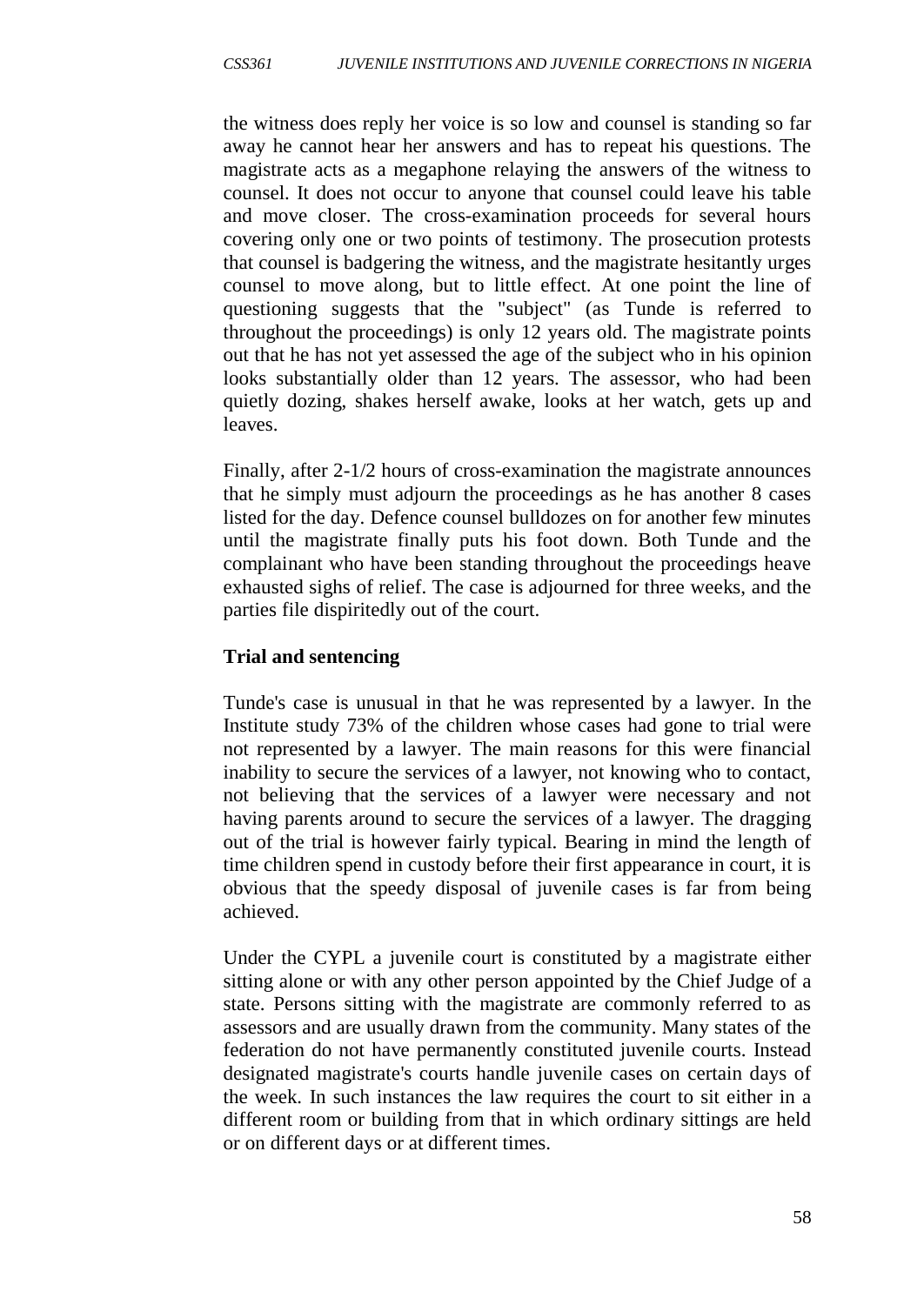the witness does reply her voice is so low and counsel is standing so far away he cannot hear her answers and has to repeat his questions. The magistrate acts as a megaphone relaying the answers of the witness to counsel. It does not occur to anyone that counsel could leave his table and move closer. The cross-examination proceeds for several hours covering only one or two points of testimony. The prosecution protests that counsel is badgering the witness, and the magistrate hesitantly urges counsel to move along, but to little effect. At one point the line of questioning suggests that the "subject" (as Tunde is referred to throughout the proceedings) is only 12 years old. The magistrate points out that he has not yet assessed the age of the subject who in his opinion looks substantially older than 12 years. The assessor, who had been quietly dozing, shakes herself awake, looks at her watch, gets up and leaves.

Finally, after 2-1/2 hours of cross-examination the magistrate announces that he simply must adjourn the proceedings as he has another 8 cases listed for the day. Defence counsel bulldozes on for another few minutes until the magistrate finally puts his foot down. Both Tunde and the complainant who have been standing throughout the proceedings heave exhausted sighs of relief. The case is adjourned for three weeks, and the parties file dispiritedly out of the court.

**Trial and sentencing**

Tunde's case is unusual in that he was represented by a lawyer. In the Institute study 73% of the children whose cases had gone to trial were not represented by a lawyer. The main reasons for this were financial inability to secure the services of a lawyer, not knowing who to contact, not believing that the services of a lawyer were necessary and not having parents around to secure the services of a lawyer. The dragging out of the trial is however fairly typical. Bearing in mind the length of time children spend in custody before their first appearance in court, it is obvious that the speedy disposal of juvenile cases is far from being achieved.

Under the CYPL a juvenile court is constituted by a magistrate either sitting alone or with any other person appointed by the Chief Judge of a state. Persons sitting with the magistrate are commonly referred to as assessors and are usually drawn from the community. Many states of the federation do not have permanently constituted juvenile courts. Instead designated magistrate's courts handle juvenile cases on certain days of the week. In such instances the law requires the court to sit either in a different room or building from that in which ordinary sittings are held or on different days or at different times.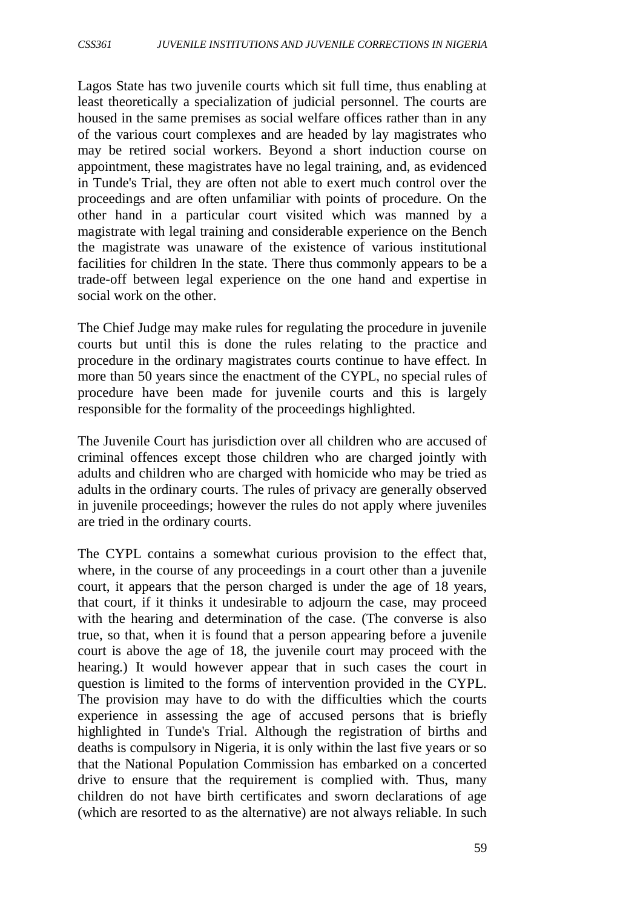Lagos State has two juvenile courts which sit full time, thus enabling at least theoretically a specialization of judicial personnel. The courts are housed in the same premises as social welfare offices rather than in any of the various court complexes and are headed by lay magistrates who may be retired social workers. Beyond a short induction course on appointment, these magistrates have no legal training, and, as evidenced in Tunde's Trial, they are often not able to exert much control over the proceedings and are often unfamiliar with points of procedure. On the other hand in a particular court visited which was manned by a magistrate with legal training and considerable experience on the Bench the magistrate was unaware of the existence of various institutional facilities for children In the state. There thus commonly appears to be a trade-off between legal experience on the one hand and expertise in social work on the other.

The Chief Judge may make rules for regulating the procedure in juvenile courts but until this is done the rules relating to the practice and procedure in the ordinary magistrates courts continue to have effect. In more than 50 years since the enactment of the CYPL, no special rules of procedure have been made for juvenile courts and this is largely responsible for the formality of the proceedings highlighted.

The Juvenile Court has jurisdiction over all children who are accused of criminal offences except those children who are charged jointly with adults and children who are charged with homicide who may be tried as adults in the ordinary courts. The rules of privacy are generally observed in juvenile proceedings; however the rules do not apply where juveniles are tried in the ordinary courts.

The CYPL contains a somewhat curious provision to the effect that, where, in the course of any proceedings in a court other than a juvenile court, it appears that the person charged is under the age of 18 years, that court, if it thinks it undesirable to adjourn the case, may proceed with the hearing and determination of the case. (The converse is also true, so that, when it is found that a person appearing before a juvenile court is above the age of 18, the juvenile court may proceed with the hearing.) It would however appear that in such cases the court in question is limited to the forms of intervention provided in the CYPL. The provision may have to do with the difficulties which the courts experience in assessing the age of accused persons that is briefly highlighted in Tunde's Trial. Although the registration of births and deaths is compulsory in Nigeria, it is only within the last five years or so that the National Population Commission has embarked on a concerted drive to ensure that the requirement is complied with. Thus, many children do not have birth certificates and sworn declarations of age (which are resorted to as the alternative) are not always reliable. In such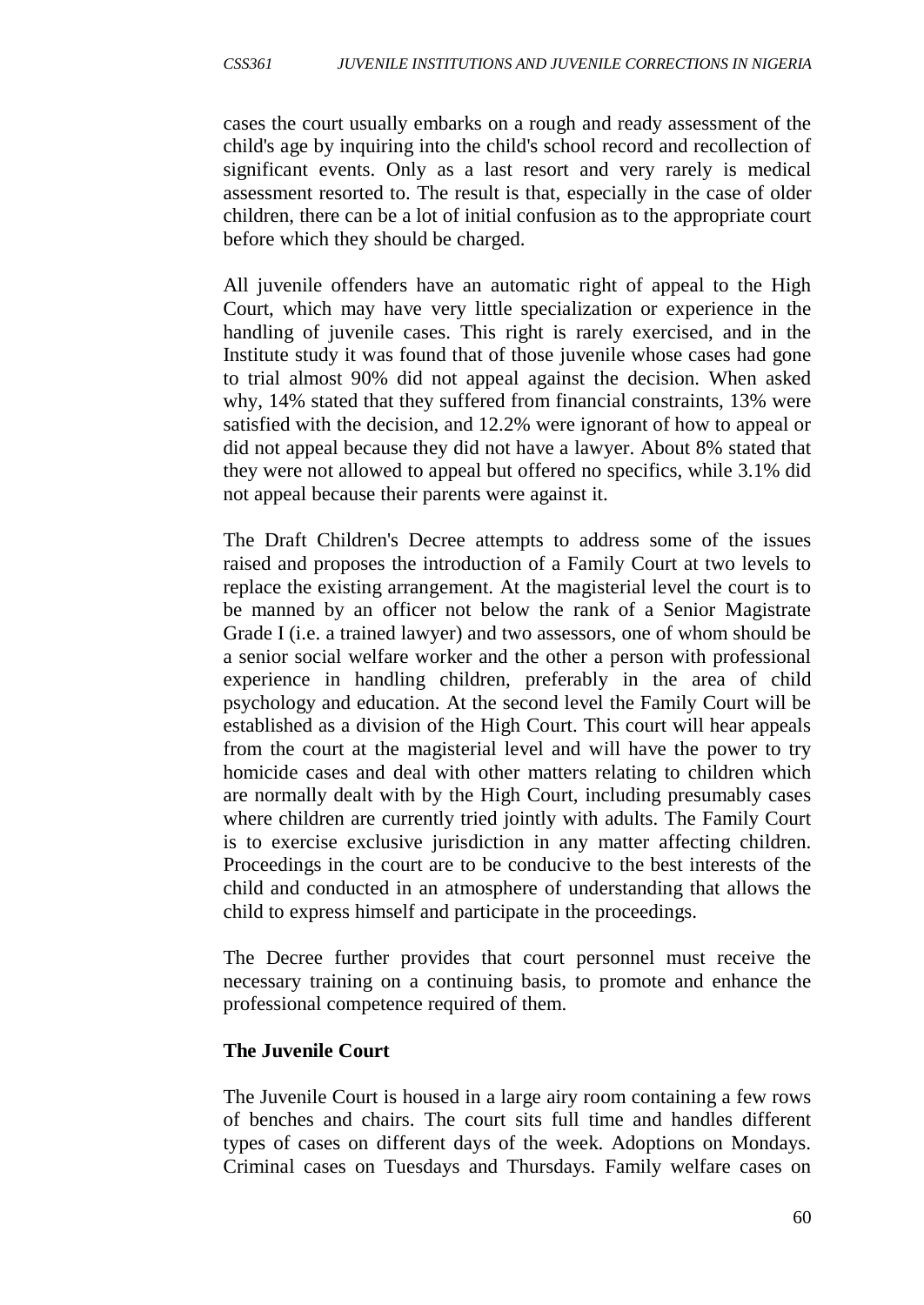cases the court usually embarks on a rough and ready assessment of the child's age by inquiring into the child's school record and recollection of significant events. Only as a last resort and very rarely is medical assessment resorted to. The result is that, especially in the case of older children, there can be a lot of initial confusion as to the appropriate court before which they should be charged.

All juvenile offenders have an automatic right of appeal to the High Court, which may have very little specialization or experience in the handling of juvenile cases. This right is rarely exercised, and in the Institute study it was found that of those juvenile whose cases had gone to trial almost 90% did not appeal against the decision. When asked why, 14% stated that they suffered from financial constraints, 13% were satisfied with the decision, and 12.2% were ignorant of how to appeal or did not appeal because they did not have a lawyer. About 8% stated that they were not allowed to appeal but offered no specifics, while 3.1% did not appeal because their parents were against it.

The Draft Children's Decree attempts to address some of the issues raised and proposes the introduction of a Family Court at two levels to replace the existing arrangement. At the magisterial level the court is to be manned by an officer not below the rank of a Senior Magistrate Grade I (i.e. a trained lawyer) and two assessors, one of whom should be a senior social welfare worker and the other a person with professional experience in handling children, preferably in the area of child psychology and education. At the second level the Family Court will be established as a division of the High Court. This court will hear appeals from the court at the magisterial level and will have the power to try homicide cases and deal with other matters relating to children which are normally dealt with by the High Court, including presumably cases where children are currently tried jointly with adults. The Family Court is to exercise exclusive jurisdiction in any matter affecting children. Proceedings in the court are to be conducive to the best interests of the child and conducted in an atmosphere of understanding that allows the child to express himself and participate in the proceedings.

The Decree further provides that court personnel must receive the necessary training on a continuing basis, to promote and enhance the professional competence required of them.

**The Juvenile Court**

The Juvenile Court is housed in a large airy room containing a few rows of benches and chairs. The court sits full time and handles different types of cases on different days of the week. Adoptions on Mondays. Criminal cases on Tuesdays and Thursdays. Family welfare cases on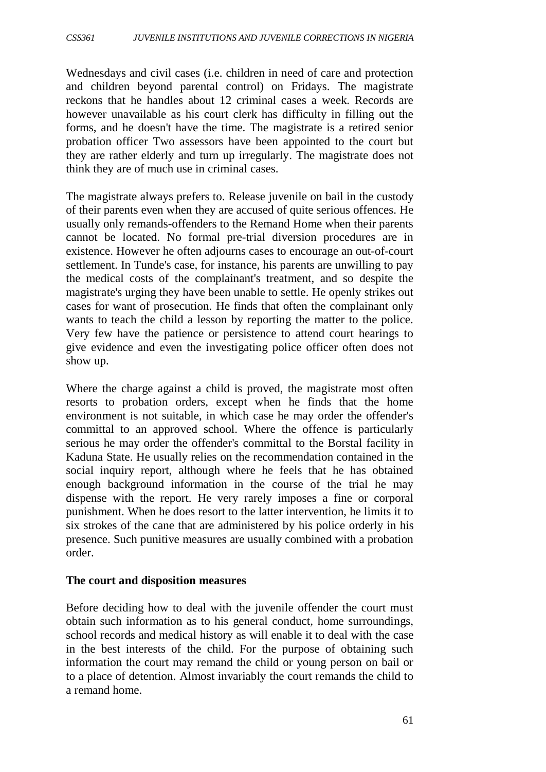Wednesdays and civil cases (i.e. children in need of care and protection and children beyond parental control) on Fridays. The magistrate reckons that he handles about 12 criminal cases a week. Records are however unavailable as his court clerk has difficulty in filling out the forms, and he doesn't have the time. The magistrate is a retired senior probation officer Two assessors have been appointed to the court but they are rather elderly and turn up irregularly. The magistrate does not think they are of much use in criminal cases.

The magistrate always prefers to. Release juvenile on bail in the custody of their parents even when they are accused of quite serious offences. He usually only remands-offenders to the Remand Home when their parents cannot be located. No formal pre-trial diversion procedures are in existence. However he often adjourns cases to encourage an out-of-court settlement. In Tunde's case, for instance, his parents are unwilling to pay the medical costs of the complainant's treatment, and so despite the magistrate's urging they have been unable to settle. He openly strikes out cases for want of prosecution. He finds that often the complainant only wants to teach the child a lesson by reporting the matter to the police. Very few have the patience or persistence to attend court hearings to give evidence and even the investigating police officer often does not show up.

Where the charge against a child is proved, the magistrate most often resorts to probation orders, except when he finds that the home environment is not suitable, in which case he may order the offender's committal to an approved school. Where the offence is particularly serious he may order the offender's committal to the Borstal facility in Kaduna State. He usually relies on the recommendation contained in the social inquiry report, although where he feels that he has obtained enough background information in the course of the trial he may dispense with the report. He very rarely imposes a fine or corporal punishment. When he does resort to the latter intervention, he limits it to six strokes of the cane that are administered by his police orderly in his presence. Such punitive measures are usually combined with a probation order.

**The court and disposition measures**

Before deciding how to deal with the juvenile offender the court must obtain such information as to his general conduct, home surroundings, school records and medical history as will enable it to deal with the case in the best interests of the child. For the purpose of obtaining such information the court may remand the child or young person on bail or to a place of detention. Almost invariably the court remands the child to a remand home.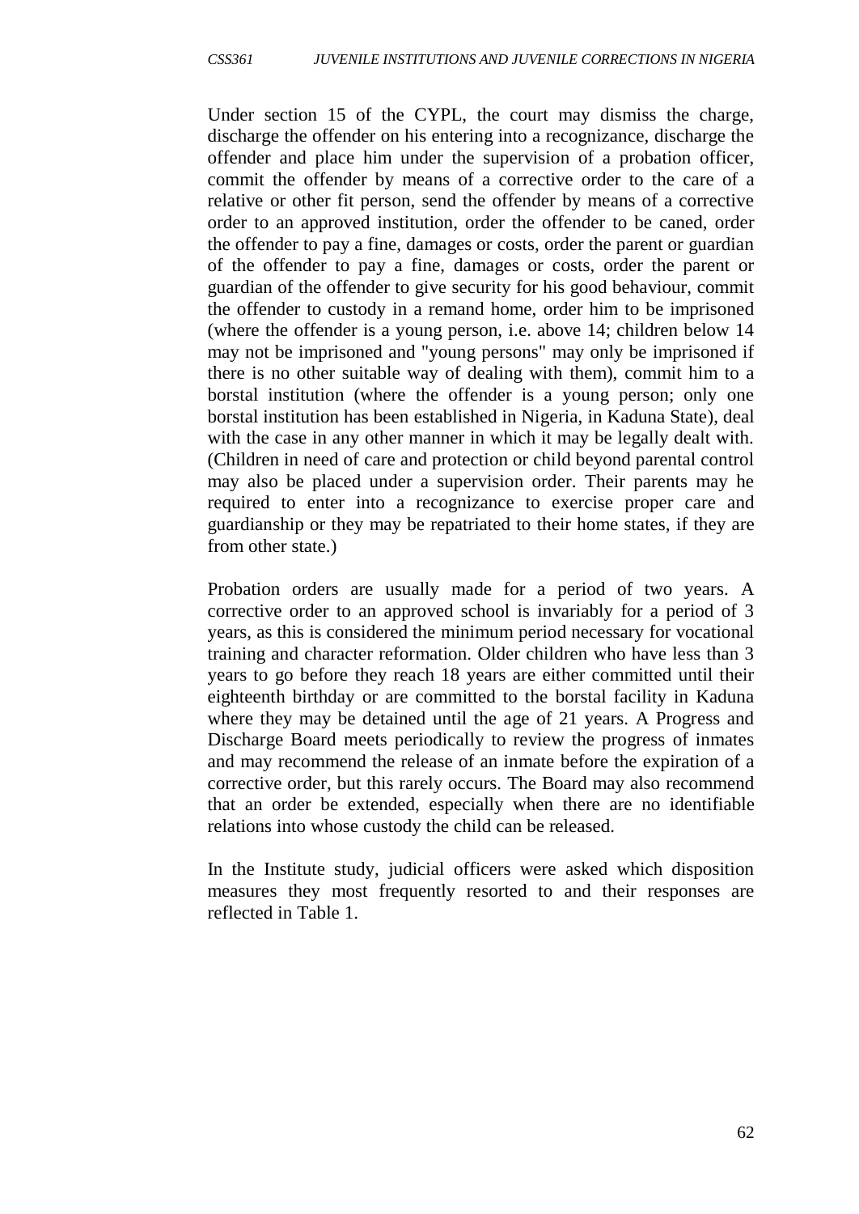Under section 15 of the CYPL, the court may dismiss the charge, discharge the offender on his entering into a recognizance, discharge the offender and place him under the supervision of a probation officer, commit the offender by means of a corrective order to the care of a relative or other fit person, send the offender by means of a corrective order to an approved institution, order the offender to be caned, order the offender to pay a fine, damages or costs, order the parent or guardian of the offender to pay a fine, damages or costs, order the parent or guardian of the offender to give security for his good behaviour, commit the offender to custody in a remand home, order him to be imprisoned (where the offender is a young person, i.e. above 14; children below 14 may not be imprisoned and "young persons" may only be imprisoned if there is no other suitable way of dealing with them), commit him to a borstal institution (where the offender is a young person; only one borstal institution has been established in Nigeria, in Kaduna State), deal with the case in any other manner in which it may be legally dealt with. (Children in need of care and protection or child beyond parental control may also be placed under a supervision order. Their parents may he required to enter into a recognizance to exercise proper care and guardianship or they may be repatriated to their home states, if they are from other state.)

Probation orders are usually made for a period of two years. A corrective order to an approved school is invariably for a period of 3 years, as this is considered the minimum period necessary for vocational training and character reformation. Older children who have less than 3 years to go before they reach 18 years are either committed until their eighteenth birthday or are committed to the borstal facility in Kaduna where they may be detained until the age of 21 years. A Progress and Discharge Board meets periodically to review the progress of inmates and may recommend the release of an inmate before the expiration of a corrective order, but this rarely occurs. The Board may also recommend that an order be extended, especially when there are no identifiable relations into whose custody the child can be released.

In the Institute study, judicial officers were asked which disposition measures they most frequently resorted to and their responses are reflected in Table 1.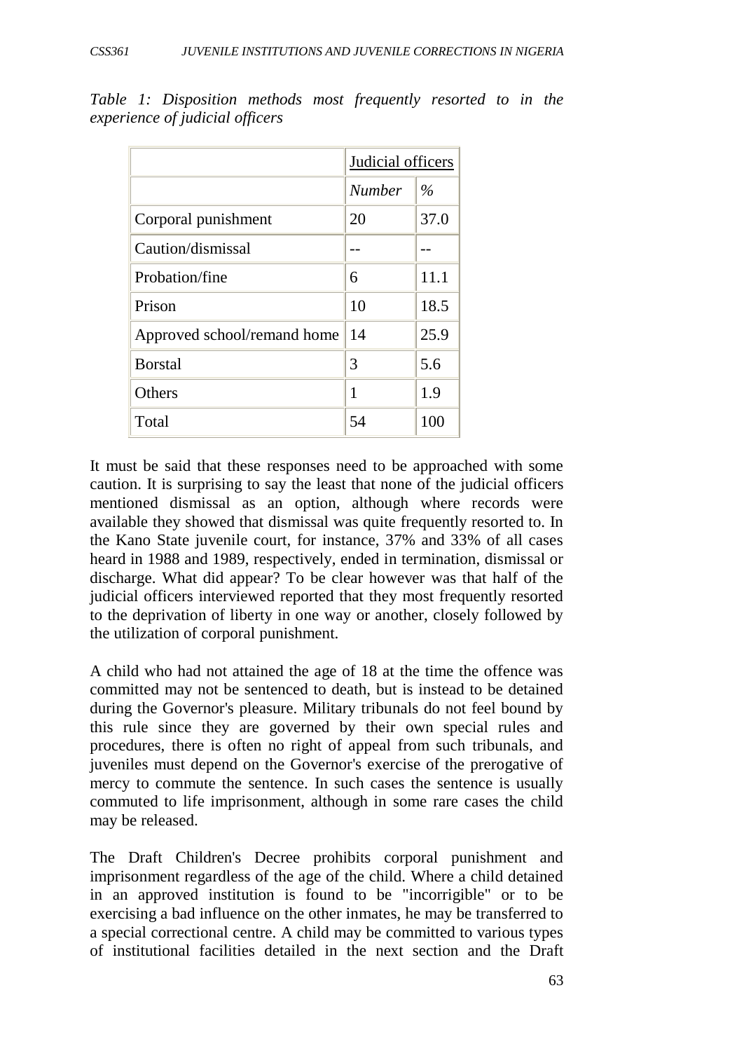*Table 1: Disposition methods most frequently resorted to in the experience of judicial officers*

| | Judicial officers | |
|---|---|---|
| | *Number* | *%* |
| Corporal punishment | 20 | 37.0 |
| Caution/dismissal | -- | -- |
| Probation/fine | 6 | 11.1 |
| Prison | 10 | 18.5 |
| Approved school/remand home | 14 | 25.9 |
| Borstal | 3 | 5.6 |
| Others | 1 | 1.9 |
| Total | 54 | 100 |

It must be said that these responses need to be approached with some caution. It is surprising to say the least that none of the judicial officers mentioned dismissal as an option, although where records were available they showed that dismissal was quite frequently resorted to. In the Kano State juvenile court, for instance, 37% and 33% of all cases heard in 1988 and 1989, respectively, ended in termination, dismissal or discharge. What did appear? To be clear however was that half of the judicial officers interviewed reported that they most frequently resorted to the deprivation of liberty in one way or another, closely followed by the utilization of corporal punishment.

A child who had not attained the age of 18 at the time the offence was committed may not be sentenced to death, but is instead to be detained during the Governor's pleasure. Military tribunals do not feel bound by this rule since they are governed by their own special rules and procedures, there is often no right of appeal from such tribunals, and juveniles must depend on the Governor's exercise of the prerogative of mercy to commute the sentence. In such cases the sentence is usually commuted to life imprisonment, although in some rare cases the child may be released.

The Draft Children's Decree prohibits corporal punishment and imprisonment regardless of the age of the child. Where a child detained in an approved institution is found to be "incorrigible" or to be exercising a bad influence on the other inmates, he may be transferred to a special correctional centre. A child may be committed to various types of institutional facilities detailed in the next section and the Draft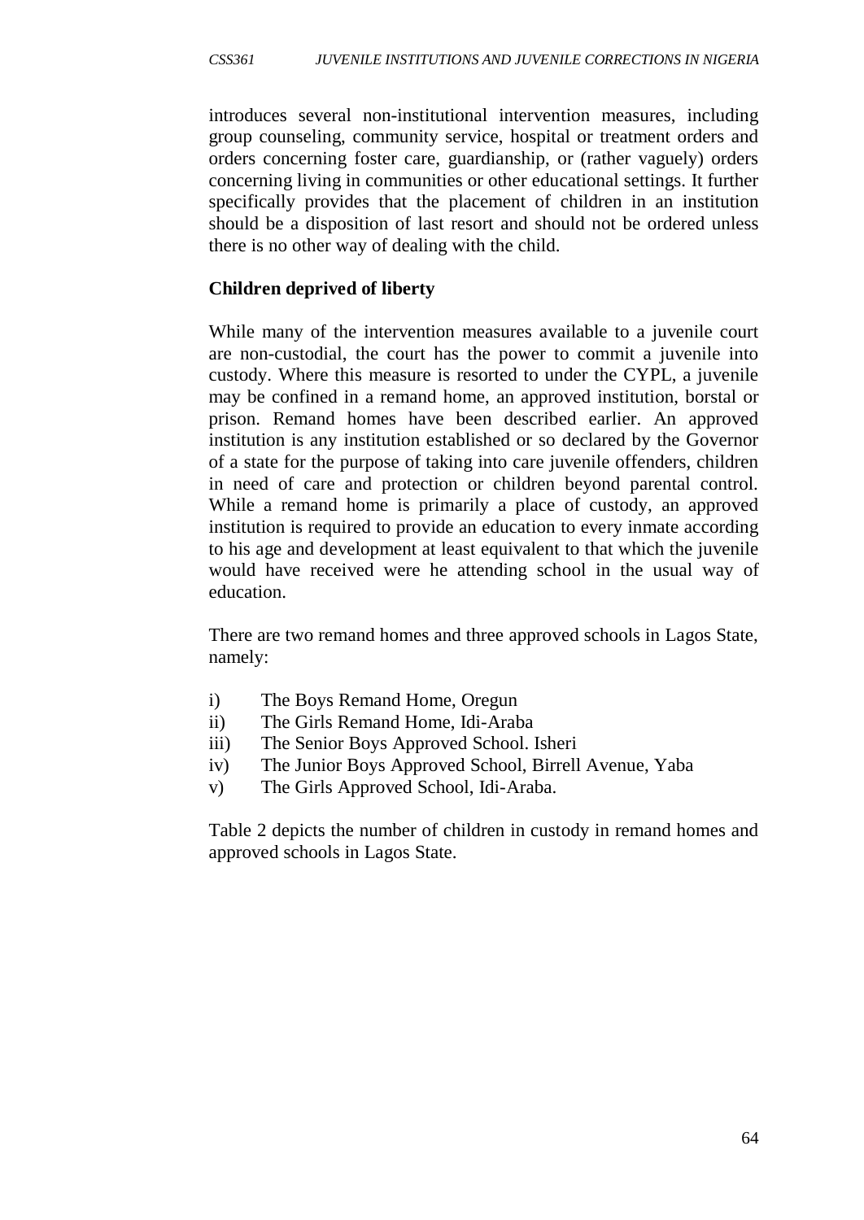introduces several non-institutional intervention measures, including group counseling, community service, hospital or treatment orders and orders concerning foster care, guardianship, or (rather vaguely) orders concerning living in communities or other educational settings. It further specifically provides that the placement of children in an institution should be a disposition of last resort and should not be ordered unless there is no other way of dealing with the child.

**Children deprived of liberty**

While many of the intervention measures available to a juvenile court are non-custodial, the court has the power to commit a juvenile into custody. Where this measure is resorted to under the CYPL, a juvenile may be confined in a remand home, an approved institution, borstal or prison. Remand homes have been described earlier. An approved institution is any institution established or so declared by the Governor of a state for the purpose of taking into care juvenile offenders, children in need of care and protection or children beyond parental control. While a remand home is primarily a place of custody, an approved institution is required to provide an education to every inmate according to his age and development at least equivalent to that which the juvenile would have received were he attending school in the usual way of education.

There are two remand homes and three approved schools in Lagos State, namely:

i) The Boys Remand Home, Oregun
ii) The Girls Remand Home, Idi-Araba
iii) The Senior Boys Approved School. Isheri
iv) The Junior Boys Approved School, Birrell Avenue, Yaba
v) The Girls Approved School, Idi-Araba.

Table 2 depicts the number of children in custody in remand homes and approved schools in Lagos State.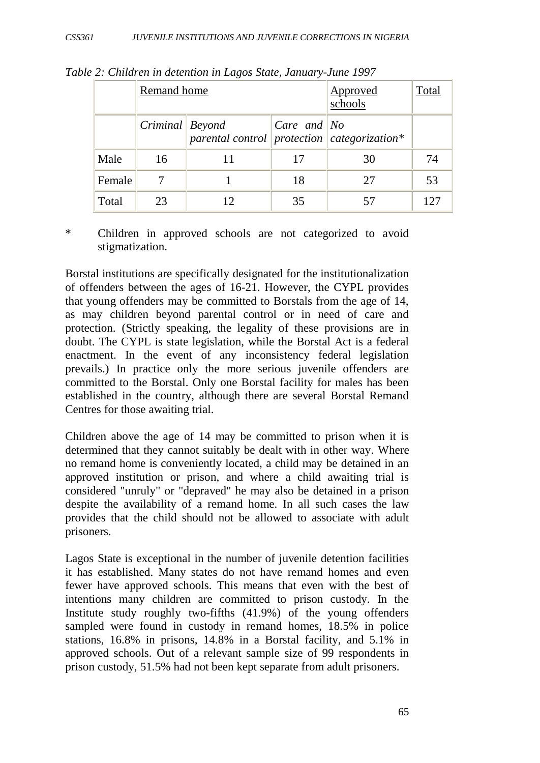*Table 2: Children in detention in Lagos State, January-June 1997*

| | Remand home | | | Approved schools | Total |
|---|---|---|---|---|---|
| | *Criminal* | *Beyond parental control* | *Care and protection* | *No categorization** | |
| Male | 16 | 11 | 17 | 30 | 74 |
| Female | 7 | 1 | 18 | 27 | 53 |
| Total | 23 | 12 | 35 | 57 | 127 |

\* Children in approved schools are not categorized to avoid stigmatization.

Borstal institutions are specifically designated for the institutionalization of offenders between the ages of 16-21. However, the CYPL provides that young offenders may be committed to Borstals from the age of 14, as may children beyond parental control or in need of care and protection. (Strictly speaking, the legality of these provisions are in doubt. The CYPL is state legislation, while the Borstal Act is a federal enactment. In the event of any inconsistency federal legislation prevails.) In practice only the more serious juvenile offenders are committed to the Borstal. Only one Borstal facility for males has been established in the country, although there are several Borstal Remand Centres for those awaiting trial.

Children above the age of 14 may be committed to prison when it is determined that they cannot suitably be dealt with in other way. Where no remand home is conveniently located, a child may be detained in an approved institution or prison, and where a child awaiting trial is considered "unruly" or "depraved" he may also be detained in a prison despite the availability of a remand home. In all such cases the law provides that the child should not be allowed to associate with adult prisoners.

Lagos State is exceptional in the number of juvenile detention facilities it has established. Many states do not have remand homes and even fewer have approved schools. This means that even with the best of intentions many children are committed to prison custody. In the Institute study roughly two-fifths (41.9%) of the young offenders sampled were found in custody in remand homes, 18.5% in police stations, 16.8% in prisons, 14.8% in a Borstal facility, and 5.1% in approved schools. Out of a relevant sample size of 99 respondents in prison custody, 51.5% had not been kept separate from adult prisoners.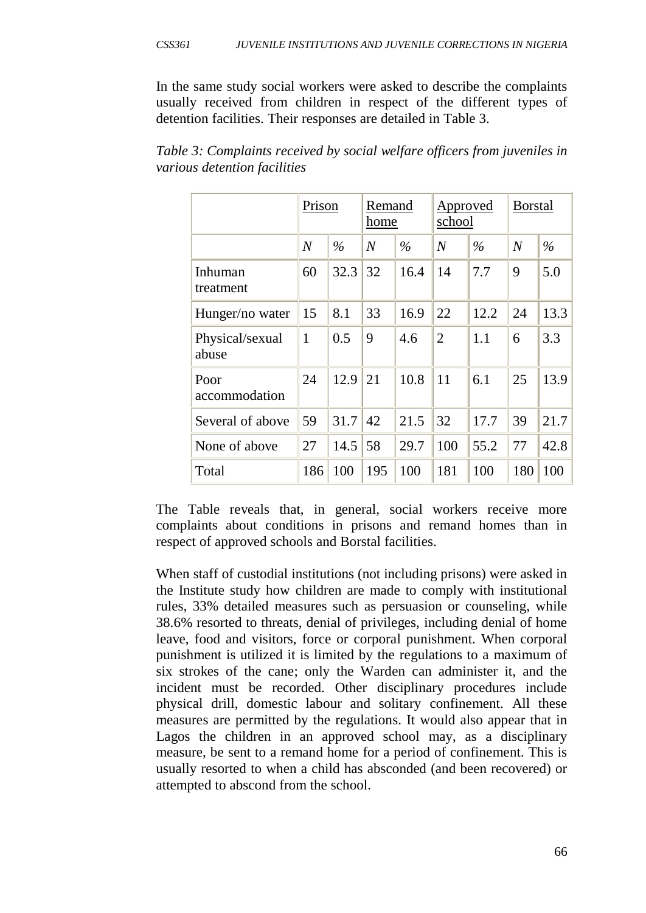In the same study social workers were asked to describe the complaints usually received from children in respect of the different types of detention facilities. Their responses are detailed in Table 3.

*Table 3: Complaints received by social welfare officers from juveniles in various detention facilities*

| | Prison | | Remand home | | Approved school | | Borstal | |
|---|---|---|---|---|---|---|---|---|
| | *N* | *%* | *N* | *%* | *N* | *%* | *N* | *%* |
| Inhuman treatment | 60 | 32.3 | 32 | 16.4 | 14 | 7.7 | 9 | 5.0 |
| Hunger/no water | 15 | 8.1 | 33 | 16.9 | 22 | 12.2 | 24 | 13.3 |
| Physical/sexual abuse | 1 | 0.5 | 9 | 4.6 | 2 | 1.1 | 6 | 3.3 |
| Poor accommodation | 24 | 12.9 | 21 | 10.8 | 11 | 6.1 | 25 | 13.9 |
| Several of above | 59 | 31.7 | 42 | 21.5 | 32 | 17.7 | 39 | 21.7 |
| None of above | 27 | 14.5 | 58 | 29.7 | 100 | 55.2 | 77 | 42.8 |
| Total | 186 | 100 | 195 | 100 | 181 | 100 | 180 | 100 |

The Table reveals that, in general, social workers receive more complaints about conditions in prisons and remand homes than in respect of approved schools and Borstal facilities.

When staff of custodial institutions (not including prisons) were asked in the Institute study how children are made to comply with institutional rules, 33% detailed measures such as persuasion or counseling, while 38.6% resorted to threats, denial of privileges, including denial of home leave, food and visitors, force or corporal punishment. When corporal punishment is utilized it is limited by the regulations to a maximum of six strokes of the cane; only the Warden can administer it, and the incident must be recorded. Other disciplinary procedures include physical drill, domestic labour and solitary confinement. All these measures are permitted by the regulations. It would also appear that in Lagos the children in an approved school may, as a disciplinary measure, be sent to a remand home for a period of confinement. This is usually resorted to when a child has absconded (and been recovered) or attempted to abscond from the school.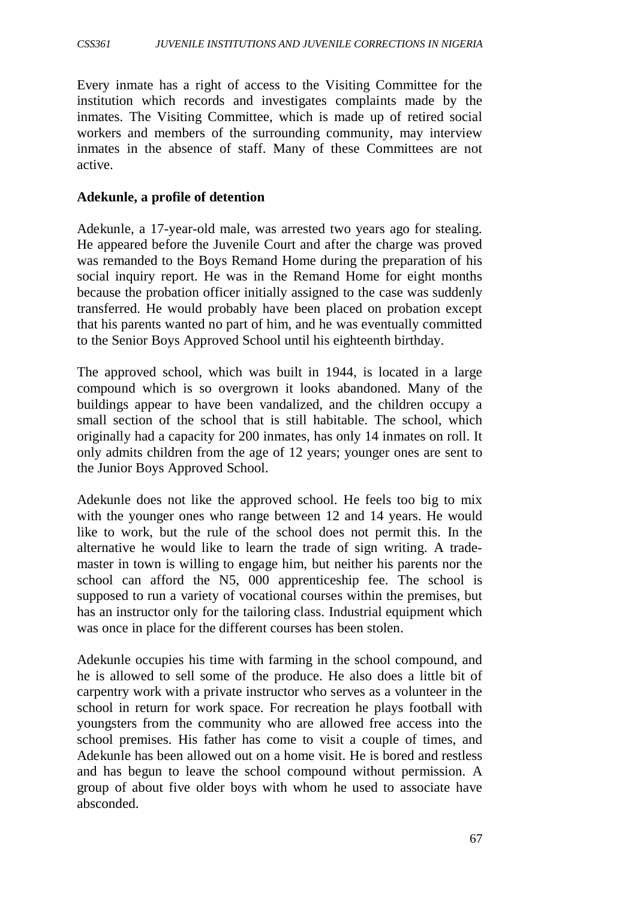Every inmate has a right of access to the Visiting Committee for the institution which records and investigates complaints made by the inmates. The Visiting Committee, which is made up of retired social workers and members of the surrounding community, may interview inmates in the absence of staff. Many of these Committees are not active.

**Adekunle, a profile of detention**

Adekunle, a 17-year-old male, was arrested two years ago for stealing. He appeared before the Juvenile Court and after the charge was proved was remanded to the Boys Remand Home during the preparation of his social inquiry report. He was in the Remand Home for eight months because the probation officer initially assigned to the case was suddenly transferred. He would probably have been placed on probation except that his parents wanted no part of him, and he was eventually committed to the Senior Boys Approved School until his eighteenth birthday.

The approved school, which was built in 1944, is located in a large compound which is so overgrown it looks abandoned. Many of the buildings appear to have been vandalized, and the children occupy a small section of the school that is still habitable. The school, which originally had a capacity for 200 inmates, has only 14 inmates on roll. It only admits children from the age of 12 years; younger ones are sent to the Junior Boys Approved School.

Adekunle does not like the approved school. He feels too big to mix with the younger ones who range between 12 and 14 years. He would like to work, but the rule of the school does not permit this. In the alternative he would like to learn the trade of sign writing. A trade-master in town is willing to engage him, but neither his parents nor the school can afford the N5, 000 apprenticeship fee. The school is supposed to run a variety of vocational courses within the premises, but has an instructor only for the tailoring class. Industrial equipment which was once in place for the different courses has been stolen.

Adekunle occupies his time with farming in the school compound, and he is allowed to sell some of the produce. He also does a little bit of carpentry work with a private instructor who serves as a volunteer in the school in return for work space. For recreation he plays football with youngsters from the community who are allowed free access into the school premises. His father has come to visit a couple of times, and Adekunle has been allowed out on a home visit. He is bored and restless and has begun to leave the school compound without permission. A group of about five older boys with whom he used to associate have absconded.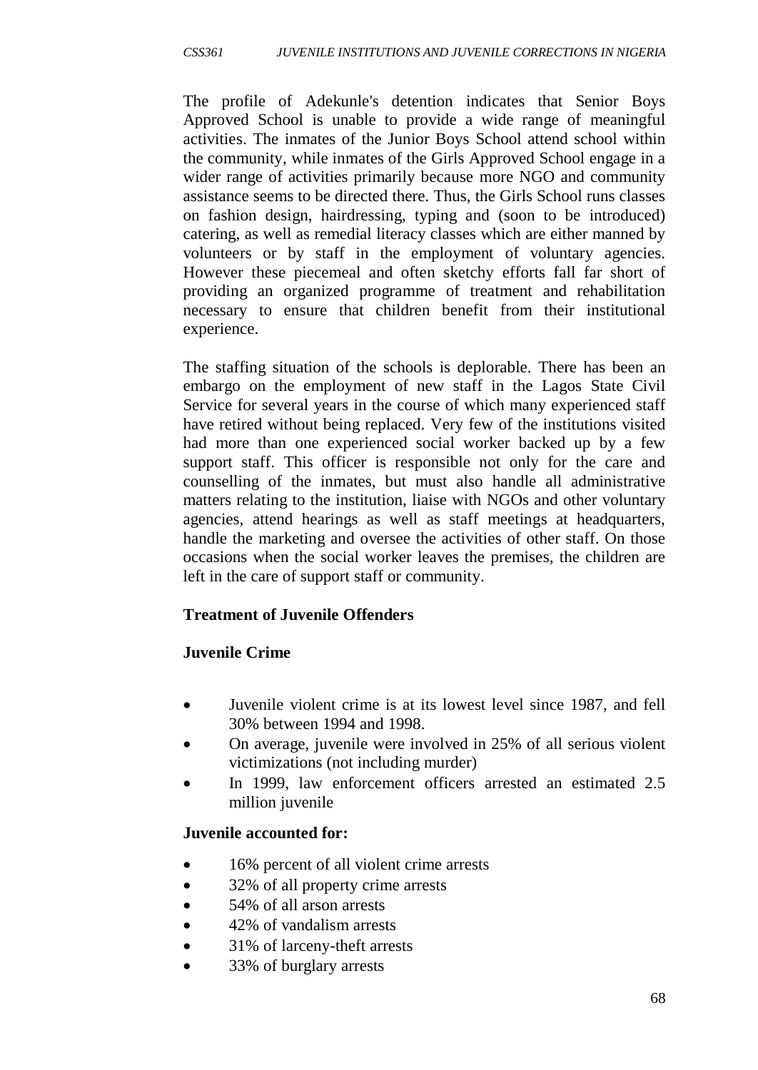The profile of Adekunle's detention indicates that Senior Boys Approved School is unable to provide a wide range of meaningful activities. The inmates of the Junior Boys School attend school within the community, while inmates of the Girls Approved School engage in a wider range of activities primarily because more NGO and community assistance seems to be directed there. Thus, the Girls School runs classes on fashion design, hairdressing, typing and (soon to be introduced) catering, as well as remedial literacy classes which are either manned by volunteers or by staff in the employment of voluntary agencies. However these piecemeal and often sketchy efforts fall far short of providing an organized programme of treatment and rehabilitation necessary to ensure that children benefit from their institutional experience.

The staffing situation of the schools is deplorable. There has been an embargo on the employment of new staff in the Lagos State Civil Service for several years in the course of which many experienced staff have retired without being replaced. Very few of the institutions visited had more than one experienced social worker backed up by a few support staff. This officer is responsible not only for the care and counselling of the inmates, but must also handle all administrative matters relating to the institution, liaise with NGOs and other voluntary agencies, attend hearings as well as staff meetings at headquarters, handle the marketing and oversee the activities of other staff. On those occasions when the social worker leaves the premises, the children are left in the care of support staff or community.

**Treatment of Juvenile Offenders**

**Juvenile Crime**

- Juvenile violent crime is at its lowest level since 1987, and fell 30% between 1994 and 1998.
- On average, juvenile were involved in 25% of all serious violent victimizations (not including murder)
- In 1999, law enforcement officers arrested an estimated 2.5 million juvenile

**Juvenile accounted for:**

- 16% percent of all violent crime arrests
- 32% of all property crime arrests
- 54% of all arson arrests
- 42% of vandalism arrests
- 31% of larceny-theft arrests
- 33% of burglary arrests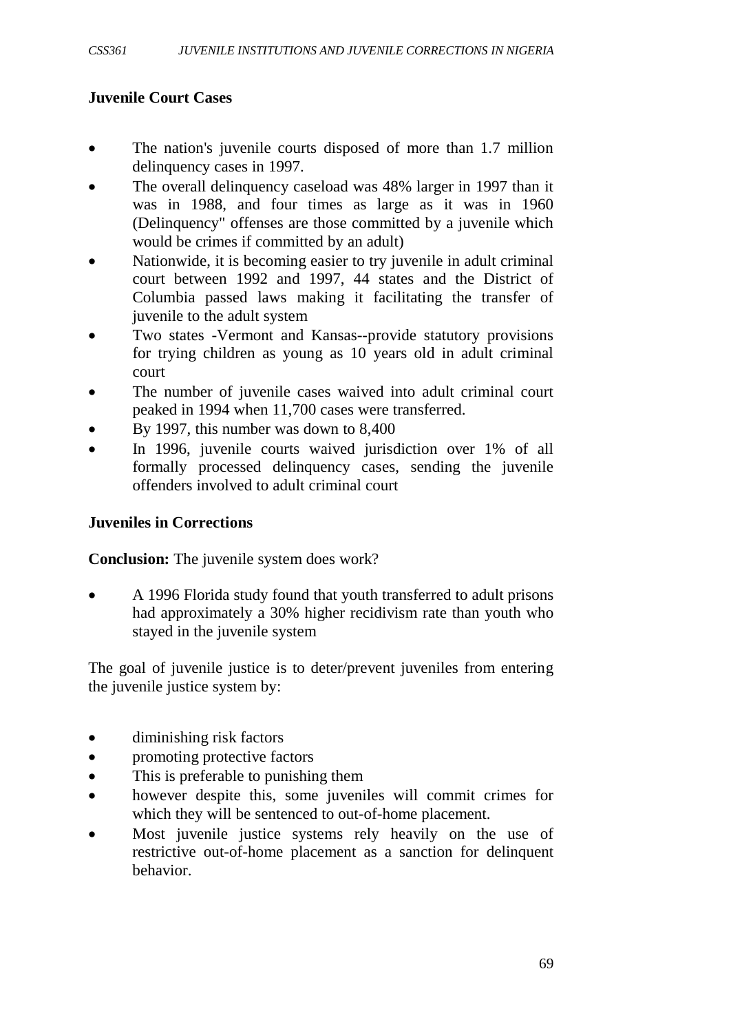**Juvenile Court Cases**

- The nation's juvenile courts disposed of more than 1.7 million delinquency cases in 1997.
- The overall delinquency caseload was 48% larger in 1997 than it was in 1988, and four times as large as it was in 1960 (Delinquency" offenses are those committed by a juvenile which would be crimes if committed by an adult)
- Nationwide, it is becoming easier to try juvenile in adult criminal court between 1992 and 1997, 44 states and the District of Columbia passed laws making it facilitating the transfer of juvenile to the adult system
- Two states -Vermont and Kansas--provide statutory provisions for trying children as young as 10 years old in adult criminal court
- The number of juvenile cases waived into adult criminal court peaked in 1994 when 11,700 cases were transferred.
- By 1997, this number was down to 8,400
- In 1996, juvenile courts waived jurisdiction over 1% of all formally processed delinquency cases, sending the juvenile offenders involved to adult criminal court

**Juveniles in Corrections**

**Conclusion:** The juvenile system does work?

- A 1996 Florida study found that youth transferred to adult prisons had approximately a 30% higher recidivism rate than youth who stayed in the juvenile system

The goal of juvenile justice is to deter/prevent juveniles from entering the juvenile justice system by:

- diminishing risk factors
- promoting protective factors
- This is preferable to punishing them
- however despite this, some juveniles will commit crimes for which they will be sentenced to out-of-home placement.
- Most juvenile justice systems rely heavily on the use of restrictive out-of-home placement as a sanction for delinquent behavior.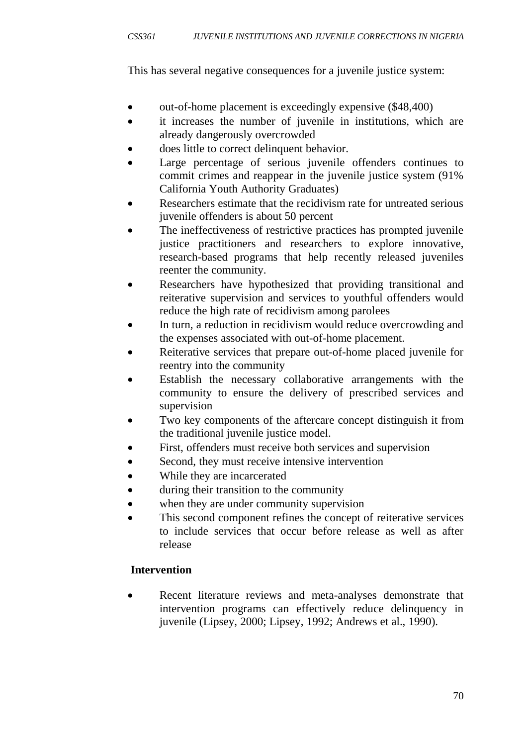This has several negative consequences for a juvenile justice system:

- out-of-home placement is exceedingly expensive ($48,400)
- it increases the number of juvenile in institutions, which are already dangerously overcrowded
- does little to correct delinquent behavior.
- Large percentage of serious juvenile offenders continues to commit crimes and reappear in the juvenile justice system (91% California Youth Authority Graduates)
- Researchers estimate that the recidivism rate for untreated serious juvenile offenders is about 50 percent
- The ineffectiveness of restrictive practices has prompted juvenile justice practitioners and researchers to explore innovative, research-based programs that help recently released juveniles reenter the community.
- Researchers have hypothesized that providing transitional and reiterative supervision and services to youthful offenders would reduce the high rate of recidivism among parolees
- In turn, a reduction in recidivism would reduce overcrowding and the expenses associated with out-of-home placement.
- Reiterative services that prepare out-of-home placed juvenile for reentry into the community
- Establish the necessary collaborative arrangements with the community to ensure the delivery of prescribed services and supervision
- Two key components of the aftercare concept distinguish it from the traditional juvenile justice model.
- First, offenders must receive both services and supervision
- Second, they must receive intensive intervention
- While they are incarcerated
- during their transition to the community
- when they are under community supervision
- This second component refines the concept of reiterative services to include services that occur before release as well as after release

**Intervention**

- Recent literature reviews and meta-analyses demonstrate that intervention programs can effectively reduce delinquency in juvenile (Lipsey, 2000; Lipsey, 1992; Andrews et al., 1990).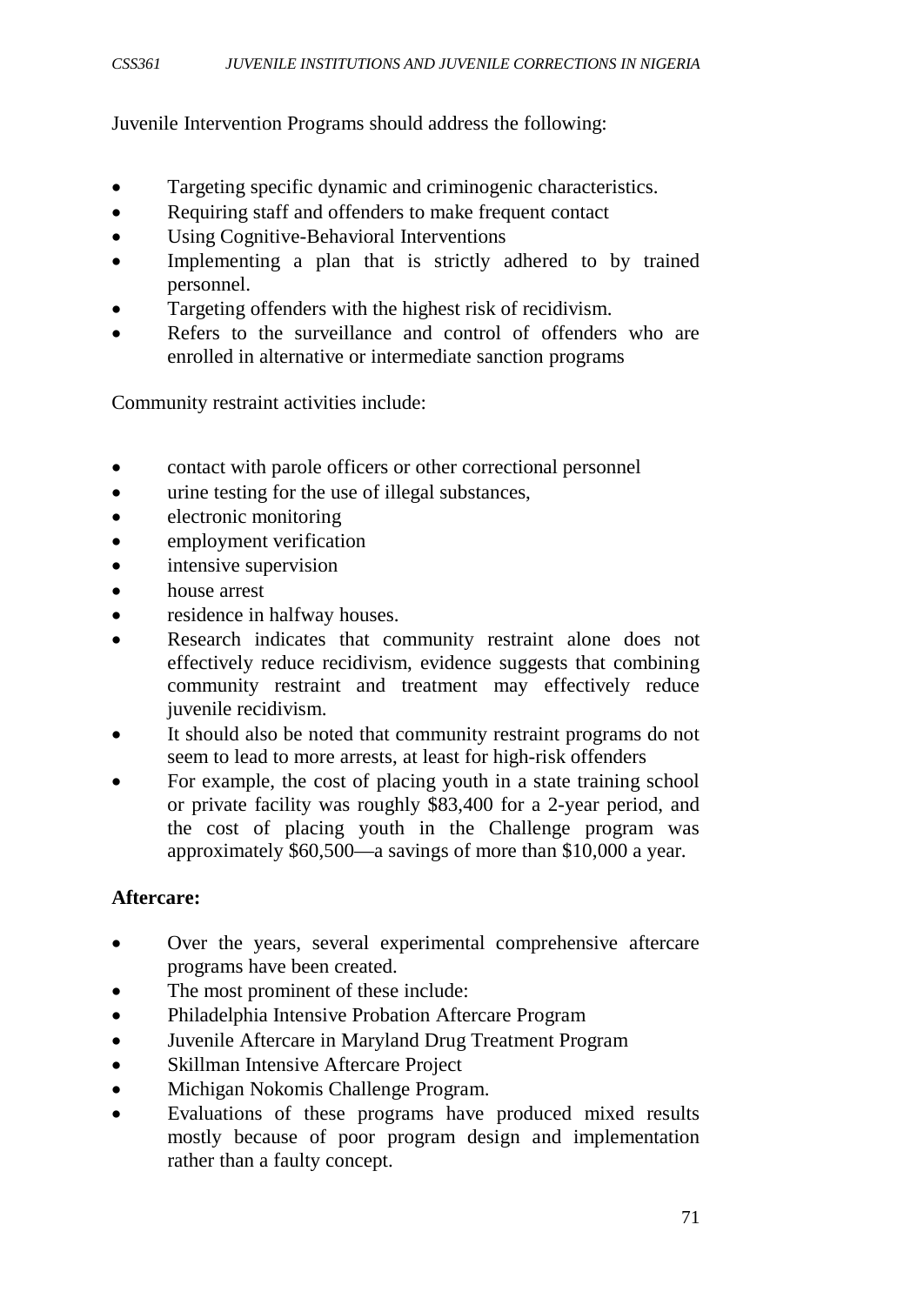Juvenile Intervention Programs should address the following:

- Targeting specific dynamic and criminogenic characteristics.
- Requiring staff and offenders to make frequent contact
- Using Cognitive-Behavioral Interventions
- Implementing a plan that is strictly adhered to by trained personnel.
- Targeting offenders with the highest risk of recidivism.
- Refers to the surveillance and control of offenders who are enrolled in alternative or intermediate sanction programs

Community restraint activities include:

- contact with parole officers or other correctional personnel
- urine testing for the use of illegal substances,
- electronic monitoring
- employment verification
- intensive supervision
- house arrest
- residence in halfway houses.
- Research indicates that community restraint alone does not effectively reduce recidivism, evidence suggests that combining community restraint and treatment may effectively reduce juvenile recidivism.
- It should also be noted that community restraint programs do not seem to lead to more arrests, at least for high-risk offenders
- For example, the cost of placing youth in a state training school or private facility was roughly $83,400 for a 2-year period, and the cost of placing youth in the Challenge program was approximately $60,500—a savings of more than $10,000 a year.

**Aftercare:**

- Over the years, several experimental comprehensive aftercare programs have been created.
- The most prominent of these include:
- Philadelphia Intensive Probation Aftercare Program
- Juvenile Aftercare in Maryland Drug Treatment Program
- Skillman Intensive Aftercare Project
- Michigan Nokomis Challenge Program.
- Evaluations of these programs have produced mixed results mostly because of poor program design and implementation rather than a faulty concept.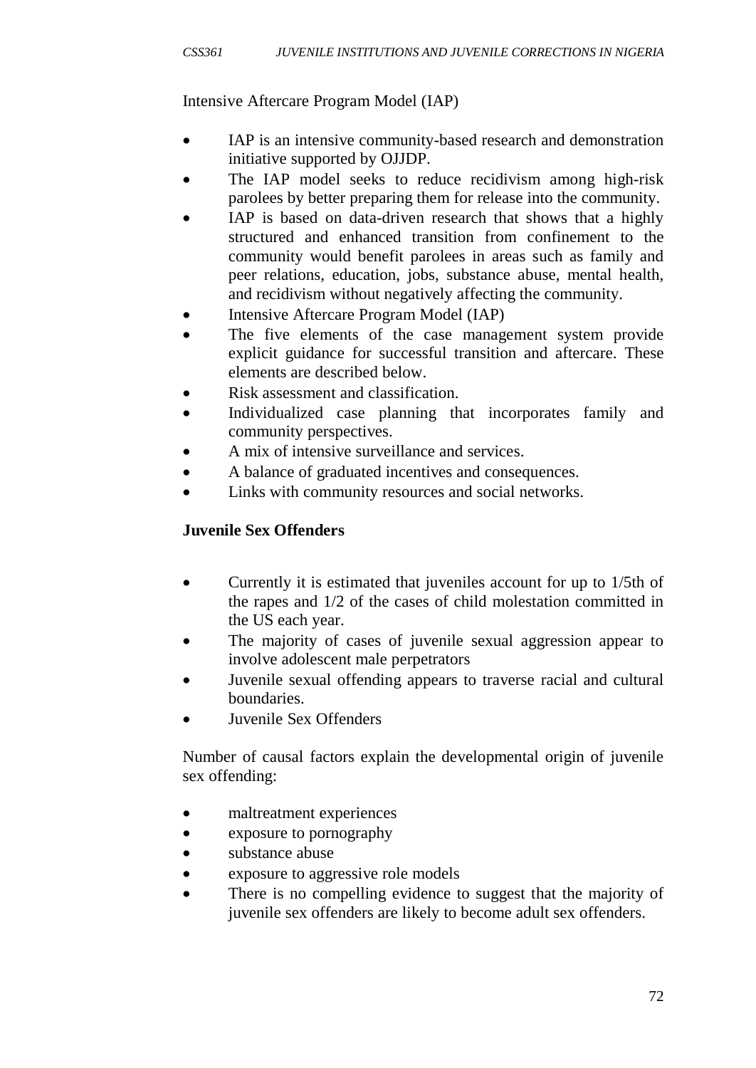Intensive Aftercare Program Model (IAP)

- IAP is an intensive community-based research and demonstration initiative supported by OJJDP.
- The IAP model seeks to reduce recidivism among high-risk parolees by better preparing them for release into the community.
- IAP is based on data-driven research that shows that a highly structured and enhanced transition from confinement to the community would benefit parolees in areas such as family and peer relations, education, jobs, substance abuse, mental health, and recidivism without negatively affecting the community.
- Intensive Aftercare Program Model (IAP)
- The five elements of the case management system provide explicit guidance for successful transition and aftercare. These elements are described below.
- Risk assessment and classification.
- Individualized case planning that incorporates family and community perspectives.
- A mix of intensive surveillance and services.
- A balance of graduated incentives and consequences.
- Links with community resources and social networks.

**Juvenile Sex Offenders**

- Currently it is estimated that juveniles account for up to 1/5th of the rapes and 1/2 of the cases of child molestation committed in the US each year.
- The majority of cases of juvenile sexual aggression appear to involve adolescent male perpetrators
- Juvenile sexual offending appears to traverse racial and cultural boundaries.
- Juvenile Sex Offenders

Number of causal factors explain the developmental origin of juvenile sex offending:

- maltreatment experiences
- exposure to pornography
- substance abuse
- exposure to aggressive role models
- There is no compelling evidence to suggest that the majority of juvenile sex offenders are likely to become adult sex offenders.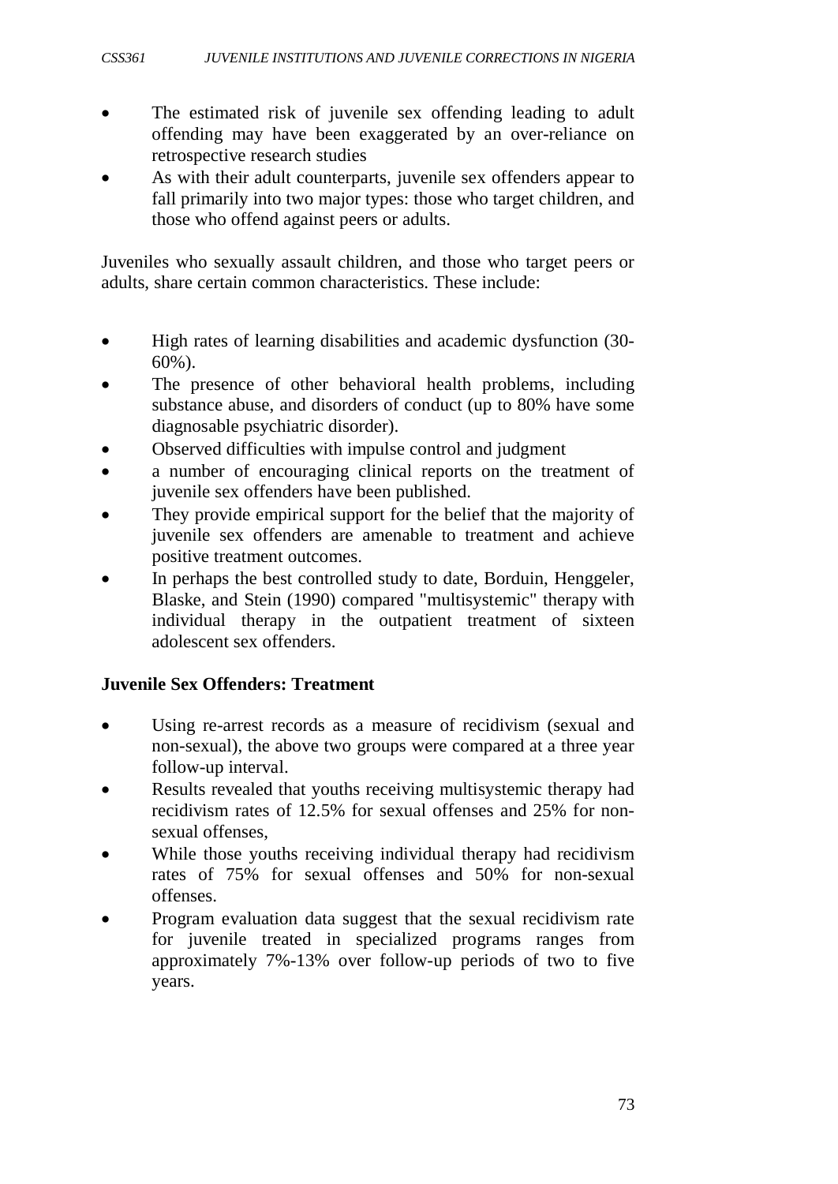- The estimated risk of juvenile sex offending leading to adult offending may have been exaggerated by an over-reliance on retrospective research studies
- As with their adult counterparts, juvenile sex offenders appear to fall primarily into two major types: those who target children, and those who offend against peers or adults.

Juveniles who sexually assault children, and those who target peers or adults, share certain common characteristics. These include:

- High rates of learning disabilities and academic dysfunction (30-60%).
- The presence of other behavioral health problems, including substance abuse, and disorders of conduct (up to 80% have some diagnosable psychiatric disorder).
- Observed difficulties with impulse control and judgment
- a number of encouraging clinical reports on the treatment of juvenile sex offenders have been published.
- They provide empirical support for the belief that the majority of juvenile sex offenders are amenable to treatment and achieve positive treatment outcomes.
- In perhaps the best controlled study to date, Borduin, Henggeler, Blaske, and Stein (1990) compared "multisystemic" therapy with individual therapy in the outpatient treatment of sixteen adolescent sex offenders.

**Juvenile Sex Offenders: Treatment**

- Using re-arrest records as a measure of recidivism (sexual and non-sexual), the above two groups were compared at a three year follow-up interval.
- Results revealed that youths receiving multisystemic therapy had recidivism rates of 12.5% for sexual offenses and 25% for non-sexual offenses,
- While those youths receiving individual therapy had recidivism rates of 75% for sexual offenses and 50% for non-sexual offenses.
- Program evaluation data suggest that the sexual recidivism rate for juvenile treated in specialized programs ranges from approximately 7%-13% over follow-up periods of two to five years.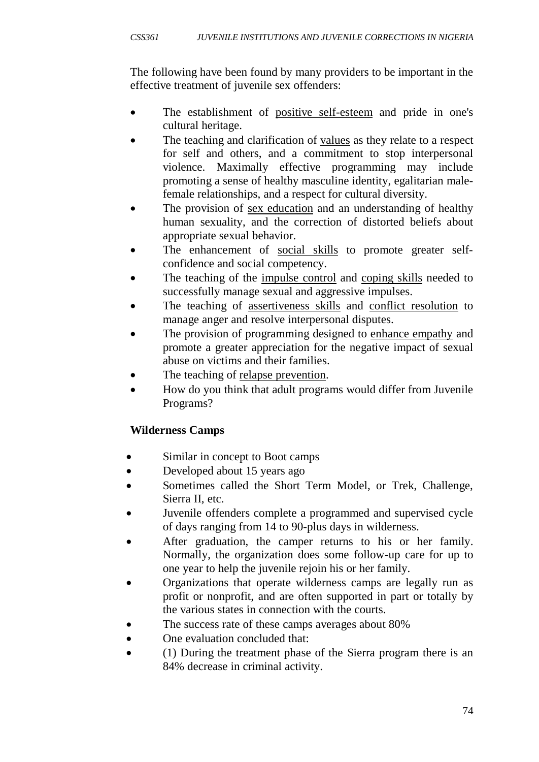The following have been found by many providers to be important in the effective treatment of juvenile sex offenders:

- The establishment of positive self-esteem and pride in one's cultural heritage.
- The teaching and clarification of values as they relate to a respect for self and others, and a commitment to stop interpersonal violence. Maximally effective programming may include promoting a sense of healthy masculine identity, egalitarian male-female relationships, and a respect for cultural diversity.
- The provision of sex education and an understanding of healthy human sexuality, and the correction of distorted beliefs about appropriate sexual behavior.
- The enhancement of social skills to promote greater self-confidence and social competency.
- The teaching of the impulse control and coping skills needed to successfully manage sexual and aggressive impulses.
- The teaching of assertiveness skills and conflict resolution to manage anger and resolve interpersonal disputes.
- The provision of programming designed to enhance empathy and promote a greater appreciation for the negative impact of sexual abuse on victims and their families.
- The teaching of relapse prevention.
- How do you think that adult programs would differ from Juvenile Programs?

**Wilderness Camps**

- Similar in concept to Boot camps
- Developed about 15 years ago
- Sometimes called the Short Term Model, or Trek, Challenge, Sierra II, etc.
- Juvenile offenders complete a programmed and supervised cycle of days ranging from 14 to 90-plus days in wilderness.
- After graduation, the camper returns to his or her family. Normally, the organization does some follow-up care for up to one year to help the juvenile rejoin his or her family.
- Organizations that operate wilderness camps are legally run as profit or nonprofit, and are often supported in part or totally by the various states in connection with the courts.
- The success rate of these camps averages about 80%
- One evaluation concluded that:
- (1) During the treatment phase of the Sierra program there is an 84% decrease in criminal activity.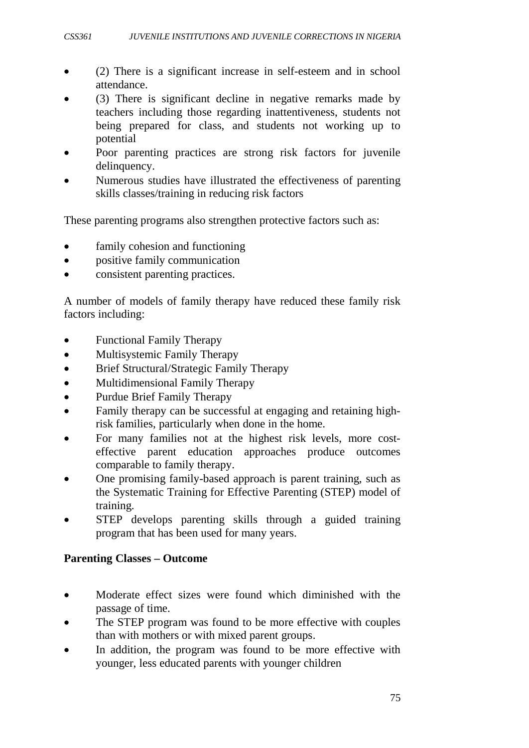- (2) There is a significant increase in self-esteem and in school attendance.
- (3) There is significant decline in negative remarks made by teachers including those regarding inattentiveness, students not being prepared for class, and students not working up to potential
- Poor parenting practices are strong risk factors for juvenile delinquency.
- Numerous studies have illustrated the effectiveness of parenting skills classes/training in reducing risk factors

These parenting programs also strengthen protective factors such as:

- family cohesion and functioning
- positive family communication
- consistent parenting practices.

A number of models of family therapy have reduced these family risk factors including:

- Functional Family Therapy
- Multisystemic Family Therapy
- Brief Structural/Strategic Family Therapy
- Multidimensional Family Therapy
- Purdue Brief Family Therapy
- Family therapy can be successful at engaging and retaining high-risk families, particularly when done in the home.
- For many families not at the highest risk levels, more cost-effective parent education approaches produce outcomes comparable to family therapy.
- One promising family-based approach is parent training, such as the Systematic Training for Effective Parenting (STEP) model of training.
- STEP develops parenting skills through a guided training program that has been used for many years.

**Parenting Classes – Outcome**

- Moderate effect sizes were found which diminished with the passage of time.
- The STEP program was found to be more effective with couples than with mothers or with mixed parent groups.
- In addition, the program was found to be more effective with younger, less educated parents with younger children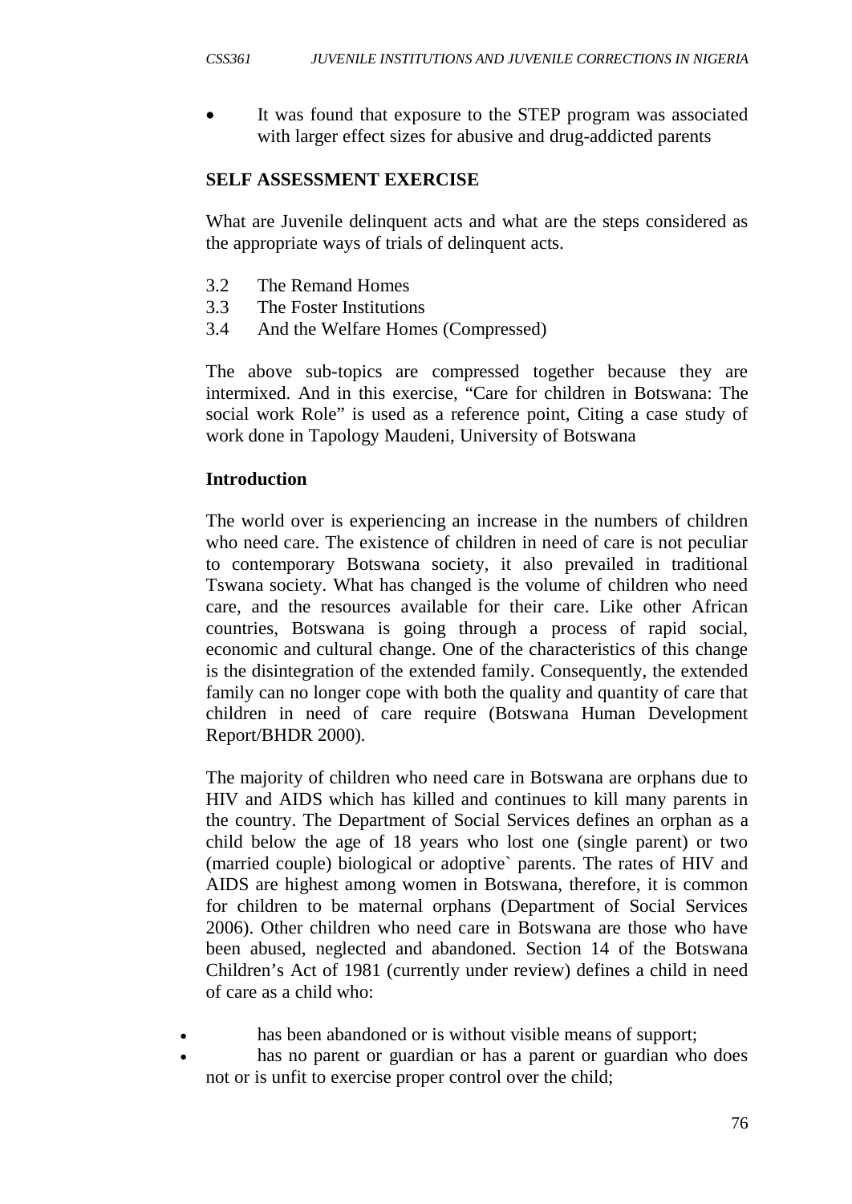- It was found that exposure to the STEP program was associated with larger effect sizes for abusive and drug-addicted parents

**SELF ASSESSMENT EXERCISE**

What are Juvenile delinquent acts and what are the steps considered as the appropriate ways of trials of delinquent acts.

3.2 The Remand Homes
3.3 The Foster Institutions
3.4 And the Welfare Homes (Compressed)

The above sub-topics are compressed together because they are intermixed. And in this exercise, "Care for children in Botswana: The social work Role" is used as a reference point, Citing a case study of work done in Tapology Maudeni, University of Botswana

**Introduction**

The world over is experiencing an increase in the numbers of children who need care. The existence of children in need of care is not peculiar to contemporary Botswana society, it also prevailed in traditional Tswana society. What has changed is the volume of children who need care, and the resources available for their care. Like other African countries, Botswana is going through a process of rapid social, economic and cultural change. One of the characteristics of this change is the disintegration of the extended family. Consequently, the extended family can no longer cope with both the quality and quantity of care that children in need of care require (Botswana Human Development Report/BHDR 2000).

The majority of children who need care in Botswana are orphans due to HIV and AIDS which has killed and continues to kill many parents in the country. The Department of Social Services defines an orphan as a child below the age of 18 years who lost one (single parent) or two (married couple) biological or adoptive` parents. The rates of HIV and AIDS are highest among women in Botswana, therefore, it is common for children to be maternal orphans (Department of Social Services 2006). Other children who need care in Botswana are those who have been abused, neglected and abandoned. Section 14 of the Botswana Children's Act of 1981 (currently under review) defines a child in need of care as a child who:

- has been abandoned or is without visible means of support;
- has no parent or guardian or has a parent or guardian who does not or is unfit to exercise proper control over the child;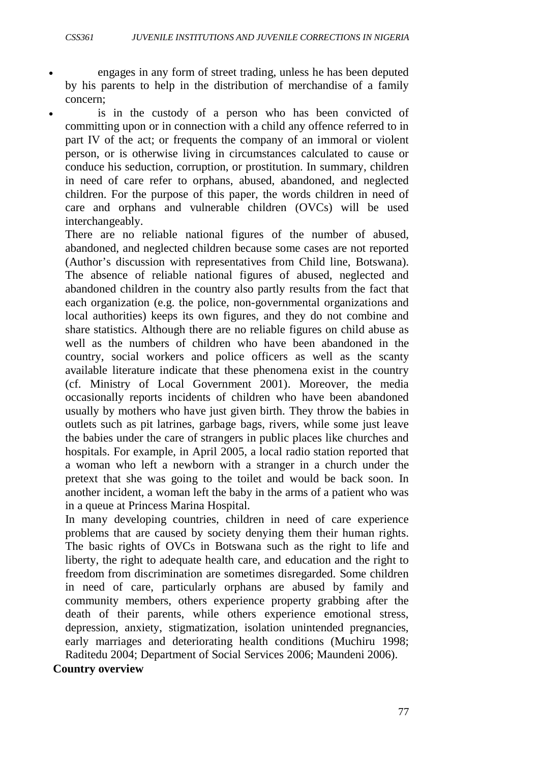- engages in any form of street trading, unless he has been deputed by his parents to help in the distribution of merchandise of a family concern;
- is in the custody of a person who has been convicted of committing upon or in connection with a child any offence referred to in part IV of the act; or frequents the company of an immoral or violent person, or is otherwise living in circumstances calculated to cause or conduce his seduction, corruption, or prostitution. In summary, children in need of care refer to orphans, abused, abandoned, and neglected children. For the purpose of this paper, the words children in need of care and orphans and vulnerable children (OVCs) will be used interchangeably.

There are no reliable national figures of the number of abused, abandoned, and neglected children because some cases are not reported (Author's discussion with representatives from Child line, Botswana). The absence of reliable national figures of abused, neglected and abandoned children in the country also partly results from the fact that each organization (e.g. the police, non-governmental organizations and local authorities) keeps its own figures, and they do not combine and share statistics. Although there are no reliable figures on child abuse as well as the numbers of children who have been abandoned in the country, social workers and police officers as well as the scanty available literature indicate that these phenomena exist in the country (cf. Ministry of Local Government 2001). Moreover, the media occasionally reports incidents of children who have been abandoned usually by mothers who have just given birth. They throw the babies in outlets such as pit latrines, garbage bags, rivers, while some just leave the babies under the care of strangers in public places like churches and hospitals. For example, in April 2005, a local radio station reported that a woman who left a newborn with a stranger in a church under the pretext that she was going to the toilet and would be back soon. In another incident, a woman left the baby in the arms of a patient who was in a queue at Princess Marina Hospital.

In many developing countries, children in need of care experience problems that are caused by society denying them their human rights. The basic rights of OVCs in Botswana such as the right to life and liberty, the right to adequate health care, and education and the right to freedom from discrimination are sometimes disregarded. Some children in need of care, particularly orphans are abused by family and community members, others experience property grabbing after the death of their parents, while others experience emotional stress, depression, anxiety, stigmatization, isolation unintended pregnancies, early marriages and deteriorating health conditions (Muchiru 1998; Raditedu 2004; Department of Social Services 2006; Maundeni 2006).

**Country overview**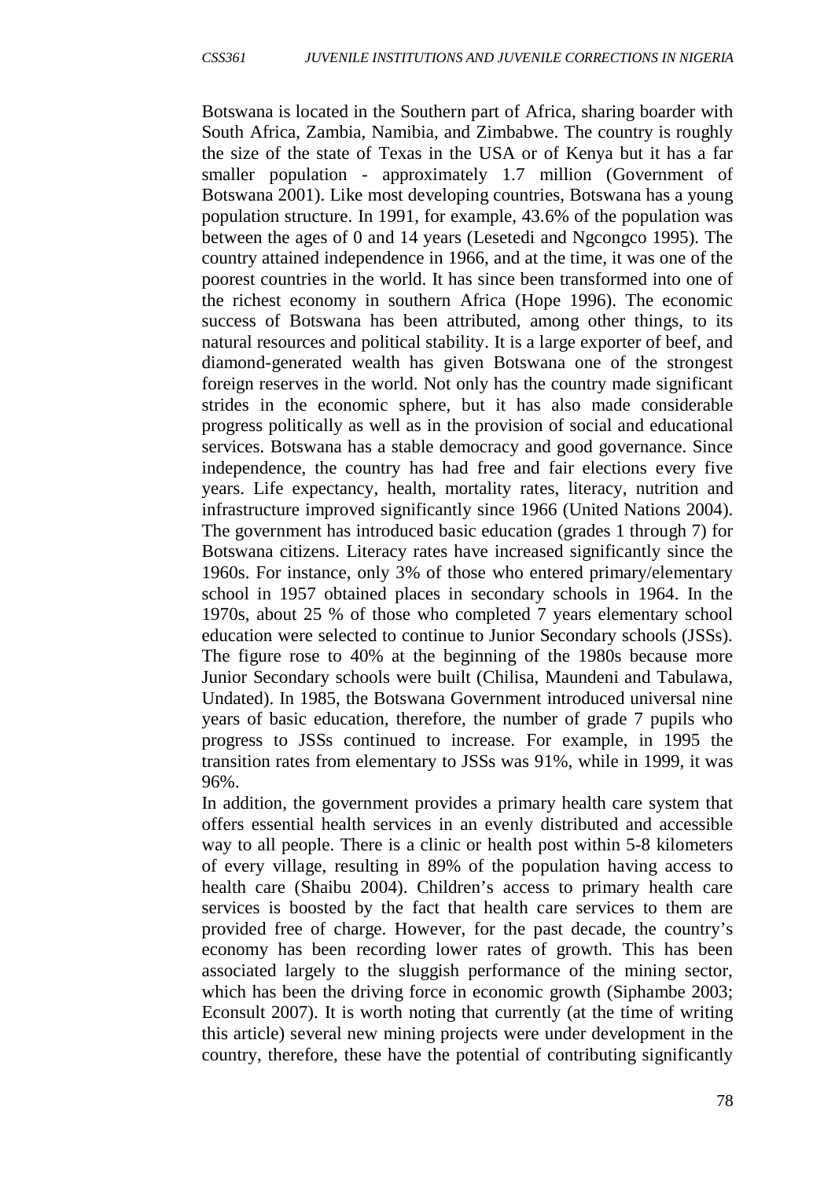Botswana is located in the Southern part of Africa, sharing boarder with South Africa, Zambia, Namibia, and Zimbabwe. The country is roughly the size of the state of Texas in the USA or of Kenya but it has a far smaller population - approximately 1.7 million (Government of Botswana 2001). Like most developing countries, Botswana has a young population structure. In 1991, for example, 43.6% of the population was between the ages of 0 and 14 years (Lesetedi and Ngcongco 1995). The country attained independence in 1966, and at the time, it was one of the poorest countries in the world. It has since been transformed into one of the richest economy in southern Africa (Hope 1996). The economic success of Botswana has been attributed, among other things, to its natural resources and political stability. It is a large exporter of beef, and diamond-generated wealth has given Botswana one of the strongest foreign reserves in the world. Not only has the country made significant strides in the economic sphere, but it has also made considerable progress politically as well as in the provision of social and educational services. Botswana has a stable democracy and good governance. Since independence, the country has had free and fair elections every five years. Life expectancy, health, mortality rates, literacy, nutrition and infrastructure improved significantly since 1966 (United Nations 2004). The government has introduced basic education (grades 1 through 7) for Botswana citizens. Literacy rates have increased significantly since the 1960s. For instance, only 3% of those who entered primary/elementary school in 1957 obtained places in secondary schools in 1964. In the 1970s, about 25 % of those who completed 7 years elementary school education were selected to continue to Junior Secondary schools (JSSs). The figure rose to 40% at the beginning of the 1980s because more Junior Secondary schools were built (Chilisa, Maundeni and Tabulawa, Undated). In 1985, the Botswana Government introduced universal nine years of basic education, therefore, the number of grade 7 pupils who progress to JSSs continued to increase. For example, in 1995 the transition rates from elementary to JSSs was 91%, while in 1999, it was 96%.

In addition, the government provides a primary health care system that offers essential health services in an evenly distributed and accessible way to all people. There is a clinic or health post within 5-8 kilometers of every village, resulting in 89% of the population having access to health care (Shaibu 2004). Children's access to primary health care services is boosted by the fact that health care services to them are provided free of charge. However, for the past decade, the country's economy has been recording lower rates of growth. This has been associated largely to the sluggish performance of the mining sector, which has been the driving force in economic growth (Siphambe 2003; Econsult 2007). It is worth noting that currently (at the time of writing this article) several new mining projects were under development in the country, therefore, these have the potential of contributing significantly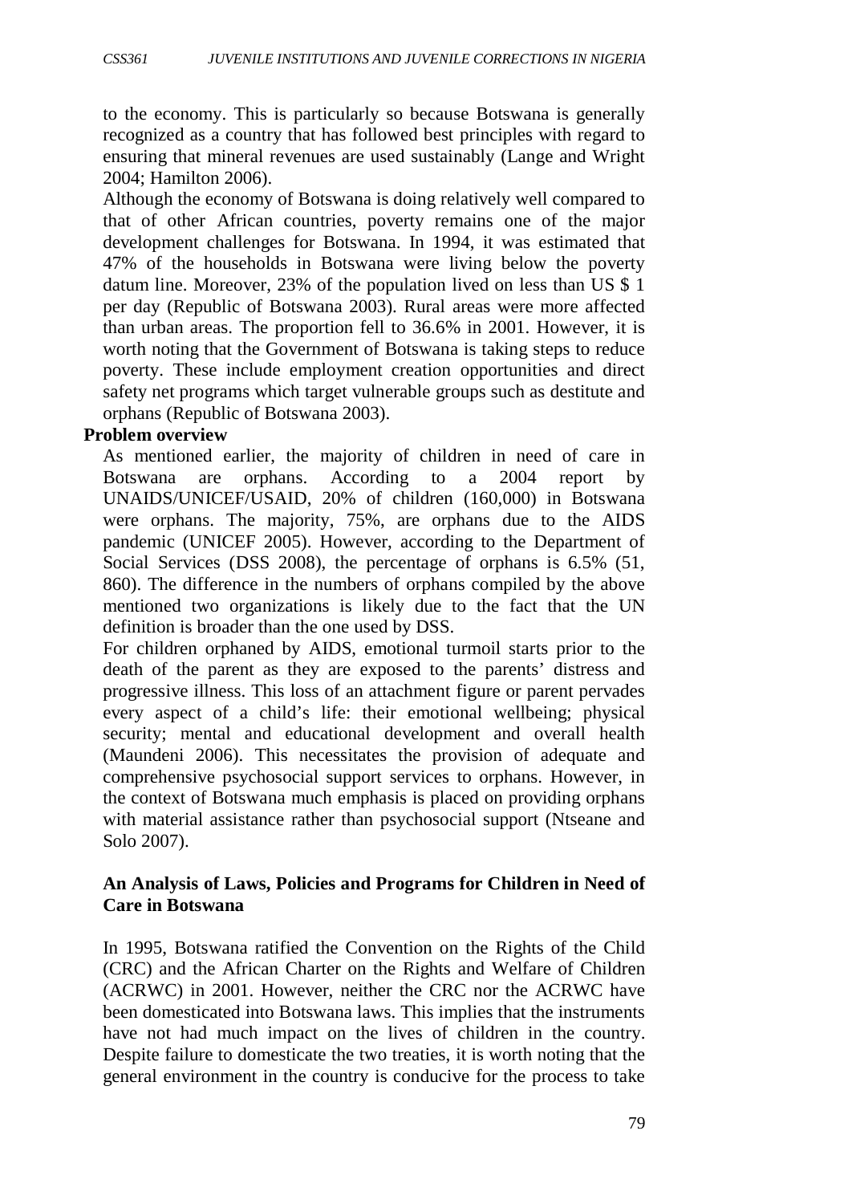to the economy. This is particularly so because Botswana is generally recognized as a country that has followed best principles with regard to ensuring that mineral revenues are used sustainably (Lange and Wright 2004; Hamilton 2006).

Although the economy of Botswana is doing relatively well compared to that of other African countries, poverty remains one of the major development challenges for Botswana. In 1994, it was estimated that 47% of the households in Botswana were living below the poverty datum line. Moreover, 23% of the population lived on less than US $ 1 per day (Republic of Botswana 2003). Rural areas were more affected than urban areas. The proportion fell to 36.6% in 2001. However, it is worth noting that the Government of Botswana is taking steps to reduce poverty. These include employment creation opportunities and direct safety net programs which target vulnerable groups such as destitute and orphans (Republic of Botswana 2003).

**Problem overview**

As mentioned earlier, the majority of children in need of care in Botswana are orphans. According to a 2004 report by UNAIDS/UNICEF/USAID, 20% of children (160,000) in Botswana were orphans. The majority, 75%, are orphans due to the AIDS pandemic (UNICEF 2005). However, according to the Department of Social Services (DSS 2008), the percentage of orphans is 6.5% (51, 860). The difference in the numbers of orphans compiled by the above mentioned two organizations is likely due to the fact that the UN definition is broader than the one used by DSS.

For children orphaned by AIDS, emotional turmoil starts prior to the death of the parent as they are exposed to the parents' distress and progressive illness. This loss of an attachment figure or parent pervades every aspect of a child's life: their emotional wellbeing; physical security; mental and educational development and overall health (Maundeni 2006). This necessitates the provision of adequate and comprehensive psychosocial support services to orphans. However, in the context of Botswana much emphasis is placed on providing orphans with material assistance rather than psychosocial support (Ntseane and Solo 2007).

**An Analysis of Laws, Policies and Programs for Children in Need of Care in Botswana**

In 1995, Botswana ratified the Convention on the Rights of the Child (CRC) and the African Charter on the Rights and Welfare of Children (ACRWC) in 2001. However, neither the CRC nor the ACRWC have been domesticated into Botswana laws. This implies that the instruments have not had much impact on the lives of children in the country. Despite failure to domesticate the two treaties, it is worth noting that the general environment in the country is conducive for the process to take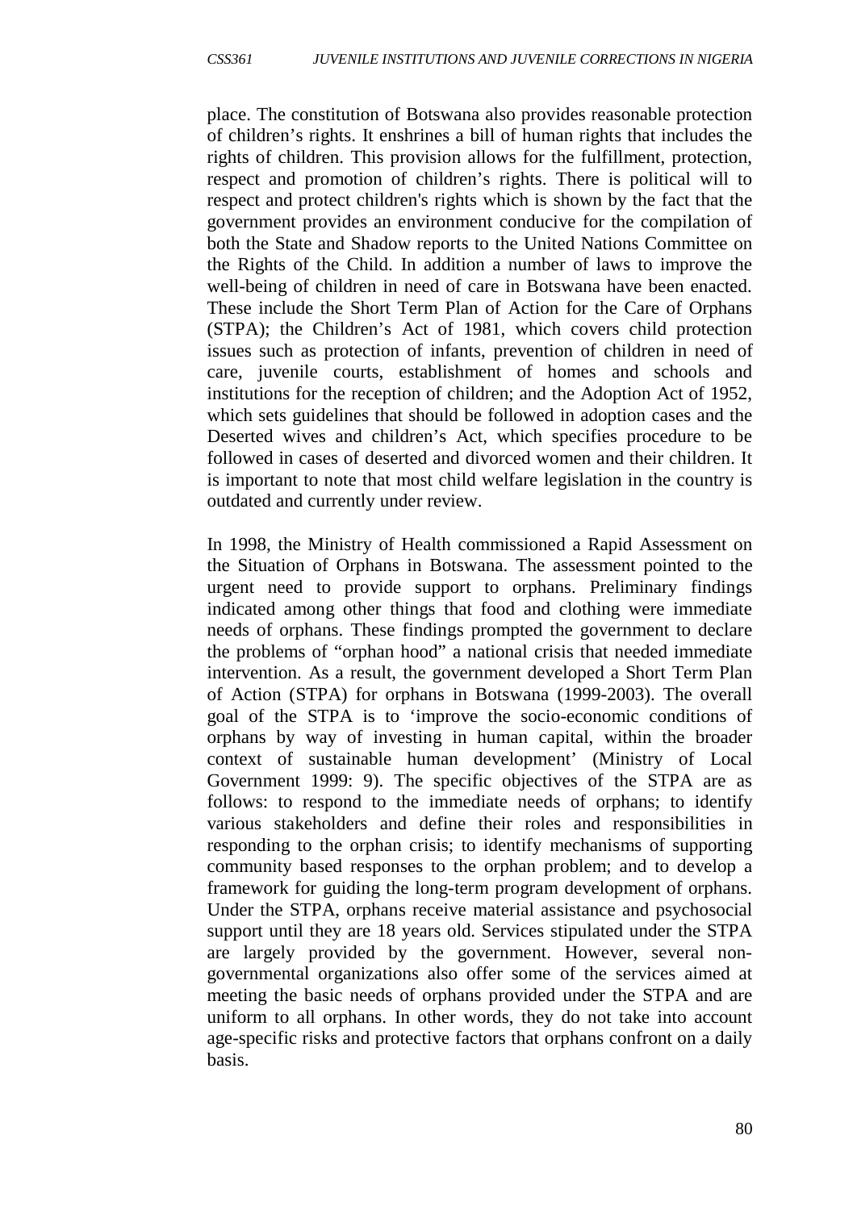place. The constitution of Botswana also provides reasonable protection of children's rights. It enshrines a bill of human rights that includes the rights of children. This provision allows for the fulfillment, protection, respect and promotion of children's rights. There is political will to respect and protect children's rights which is shown by the fact that the government provides an environment conducive for the compilation of both the State and Shadow reports to the United Nations Committee on the Rights of the Child. In addition a number of laws to improve the well-being of children in need of care in Botswana have been enacted. These include the Short Term Plan of Action for the Care of Orphans (STPA); the Children's Act of 1981, which covers child protection issues such as protection of infants, prevention of children in need of care, juvenile courts, establishment of homes and schools and institutions for the reception of children; and the Adoption Act of 1952, which sets guidelines that should be followed in adoption cases and the Deserted wives and children's Act, which specifies procedure to be followed in cases of deserted and divorced women and their children. It is important to note that most child welfare legislation in the country is outdated and currently under review.

In 1998, the Ministry of Health commissioned a Rapid Assessment on the Situation of Orphans in Botswana. The assessment pointed to the urgent need to provide support to orphans. Preliminary findings indicated among other things that food and clothing were immediate needs of orphans. These findings prompted the government to declare the problems of "orphan hood" a national crisis that needed immediate intervention. As a result, the government developed a Short Term Plan of Action (STPA) for orphans in Botswana (1999-2003). The overall goal of the STPA is to 'improve the socio-economic conditions of orphans by way of investing in human capital, within the broader context of sustainable human development' (Ministry of Local Government 1999: 9). The specific objectives of the STPA are as follows: to respond to the immediate needs of orphans; to identify various stakeholders and define their roles and responsibilities in responding to the orphan crisis; to identify mechanisms of supporting community based responses to the orphan problem; and to develop a framework for guiding the long-term program development of orphans. Under the STPA, orphans receive material assistance and psychosocial support until they are 18 years old. Services stipulated under the STPA are largely provided by the government. However, several non-governmental organizations also offer some of the services aimed at meeting the basic needs of orphans provided under the STPA and are uniform to all orphans. In other words, they do not take into account age-specific risks and protective factors that orphans confront on a daily basis.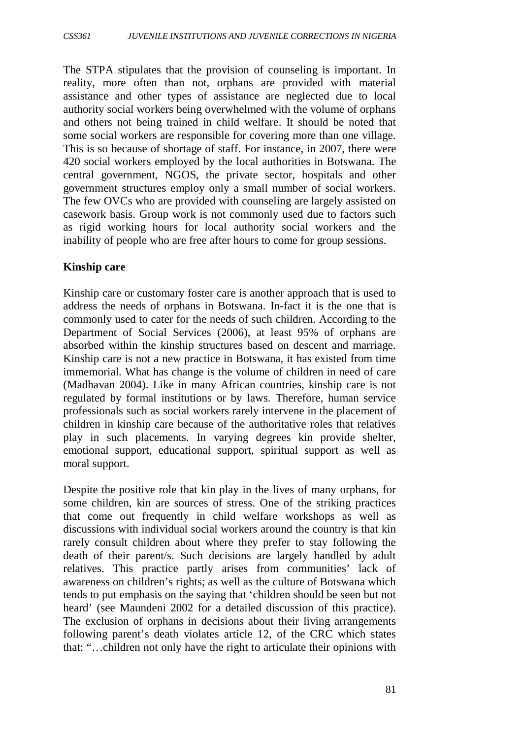The STPA stipulates that the provision of counseling is important. In reality, more often than not, orphans are provided with material assistance and other types of assistance are neglected due to local authority social workers being overwhelmed with the volume of orphans and others not being trained in child welfare. It should be noted that some social workers are responsible for covering more than one village. This is so because of shortage of staff. For instance, in 2007, there were 420 social workers employed by the local authorities in Botswana. The central government, NGOS, the private sector, hospitals and other government structures employ only a small number of social workers. The few OVCs who are provided with counseling are largely assisted on casework basis. Group work is not commonly used due to factors such as rigid working hours for local authority social workers and the inability of people who are free after hours to come for group sessions.

**Kinship care**

Kinship care or customary foster care is another approach that is used to address the needs of orphans in Botswana. In-fact it is the one that is commonly used to cater for the needs of such children. According to the Department of Social Services (2006), at least 95% of orphans are absorbed within the kinship structures based on descent and marriage. Kinship care is not a new practice in Botswana, it has existed from time immemorial. What has change is the volume of children in need of care (Madhavan 2004). Like in many African countries, kinship care is not regulated by formal institutions or by laws. Therefore, human service professionals such as social workers rarely intervene in the placement of children in kinship care because of the authoritative roles that relatives play in such placements. In varying degrees kin provide shelter, emotional support, educational support, spiritual support as well as moral support.

Despite the positive role that kin play in the lives of many orphans, for some children, kin are sources of stress. One of the striking practices that come out frequently in child welfare workshops as well as discussions with individual social workers around the country is that kin rarely consult children about where they prefer to stay following the death of their parent/s. Such decisions are largely handled by adult relatives. This practice partly arises from communities' lack of awareness on children's rights; as well as the culture of Botswana which tends to put emphasis on the saying that 'children should be seen but not heard' (see Maundeni 2002 for a detailed discussion of this practice). The exclusion of orphans in decisions about their living arrangements following parent's death violates article 12, of the CRC which states that: "…children not only have the right to articulate their opinions with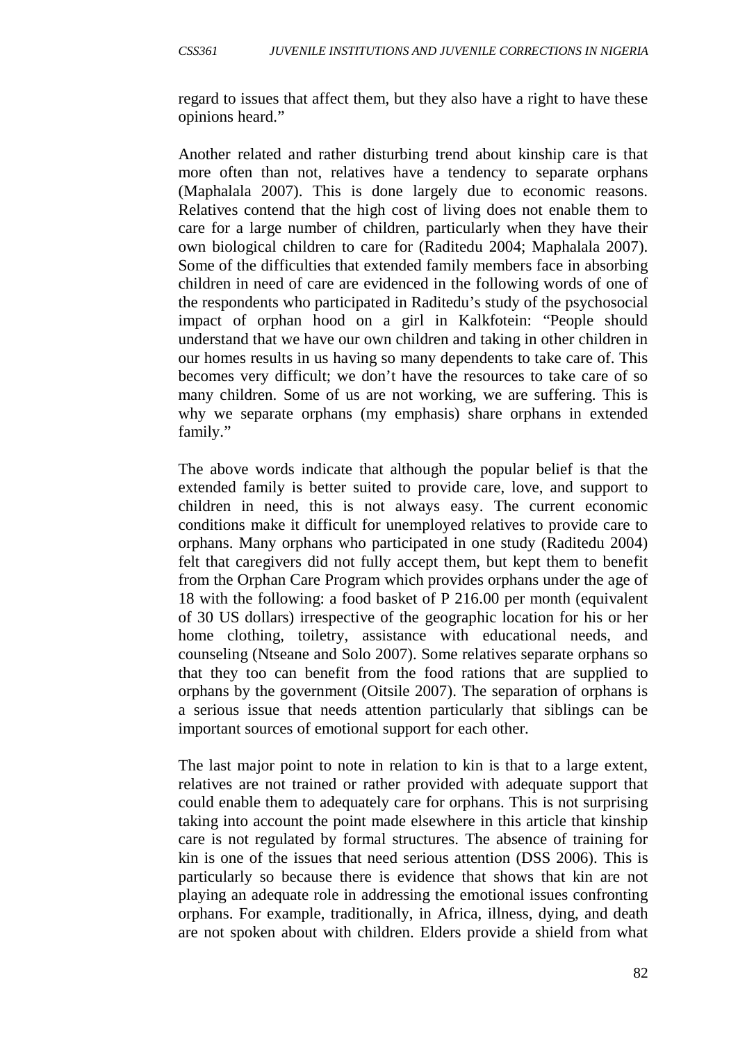regard to issues that affect them, but they also have a right to have these opinions heard."

Another related and rather disturbing trend about kinship care is that more often than not, relatives have a tendency to separate orphans (Maphalala 2007). This is done largely due to economic reasons. Relatives contend that the high cost of living does not enable them to care for a large number of children, particularly when they have their own biological children to care for (Raditedu 2004; Maphalala 2007). Some of the difficulties that extended family members face in absorbing children in need of care are evidenced in the following words of one of the respondents who participated in Raditedu's study of the psychosocial impact of orphan hood on a girl in Kalkfotein: "People should understand that we have our own children and taking in other children in our homes results in us having so many dependents to take care of. This becomes very difficult; we don't have the resources to take care of so many children. Some of us are not working, we are suffering. This is why we separate orphans (my emphasis) share orphans in extended family."

The above words indicate that although the popular belief is that the extended family is better suited to provide care, love, and support to children in need, this is not always easy. The current economic conditions make it difficult for unemployed relatives to provide care to orphans. Many orphans who participated in one study (Raditedu 2004) felt that caregivers did not fully accept them, but kept them to benefit from the Orphan Care Program which provides orphans under the age of 18 with the following: a food basket of P 216.00 per month (equivalent of 30 US dollars) irrespective of the geographic location for his or her home clothing, toiletry, assistance with educational needs, and counseling (Ntseane and Solo 2007). Some relatives separate orphans so that they too can benefit from the food rations that are supplied to orphans by the government (Oitsile 2007). The separation of orphans is a serious issue that needs attention particularly that siblings can be important sources of emotional support for each other.

The last major point to note in relation to kin is that to a large extent, relatives are not trained or rather provided with adequate support that could enable them to adequately care for orphans. This is not surprising taking into account the point made elsewhere in this article that kinship care is not regulated by formal structures. The absence of training for kin is one of the issues that need serious attention (DSS 2006). This is particularly so because there is evidence that shows that kin are not playing an adequate role in addressing the emotional issues confronting orphans. For example, traditionally, in Africa, illness, dying, and death are not spoken about with children. Elders provide a shield from what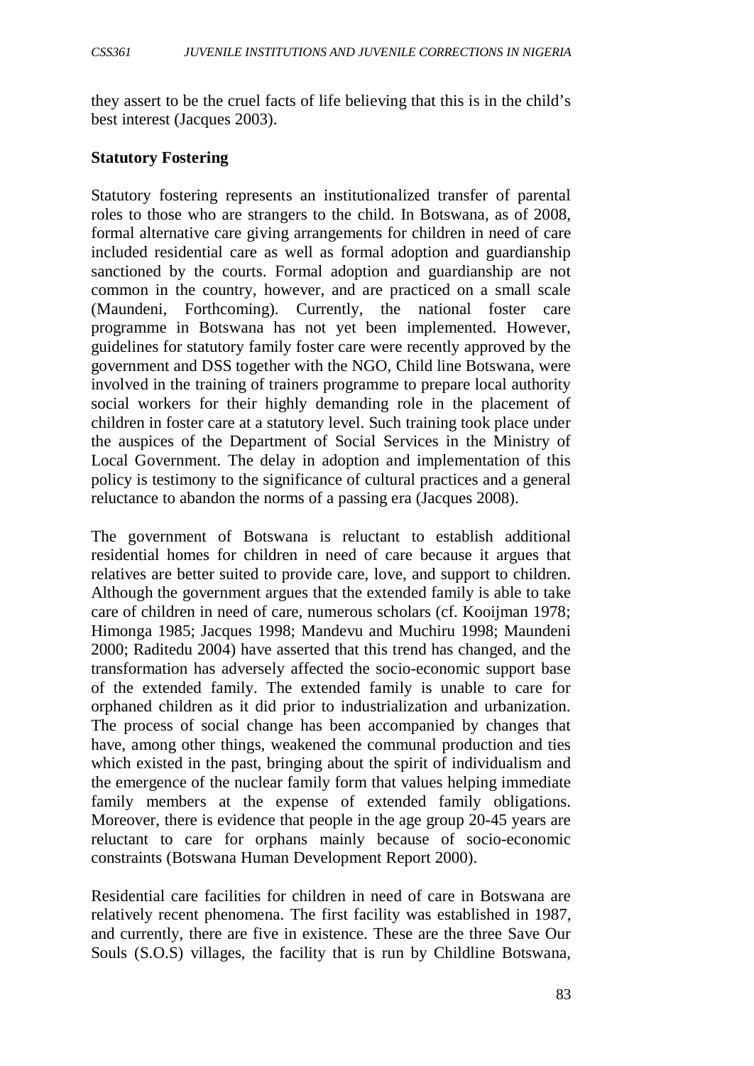they assert to be the cruel facts of life believing that this is in the child's best interest (Jacques 2003).

**Statutory Fostering**

Statutory fostering represents an institutionalized transfer of parental roles to those who are strangers to the child. In Botswana, as of 2008, formal alternative care giving arrangements for children in need of care included residential care as well as formal adoption and guardianship sanctioned by the courts. Formal adoption and guardianship are not common in the country, however, and are practiced on a small scale (Maundeni, Forthcoming). Currently, the national foster care programme in Botswana has not yet been implemented. However, guidelines for statutory family foster care were recently approved by the government and DSS together with the NGO, Child line Botswana, were involved in the training of trainers programme to prepare local authority social workers for their highly demanding role in the placement of children in foster care at a statutory level. Such training took place under the auspices of the Department of Social Services in the Ministry of Local Government. The delay in adoption and implementation of this policy is testimony to the significance of cultural practices and a general reluctance to abandon the norms of a passing era (Jacques 2008).

The government of Botswana is reluctant to establish additional residential homes for children in need of care because it argues that relatives are better suited to provide care, love, and support to children. Although the government argues that the extended family is able to take care of children in need of care, numerous scholars (cf. Kooijman 1978; Himonga 1985; Jacques 1998; Mandevu and Muchiru 1998; Maundeni 2000; Raditedu 2004) have asserted that this trend has changed, and the transformation has adversely affected the socio-economic support base of the extended family. The extended family is unable to care for orphaned children as it did prior to industrialization and urbanization. The process of social change has been accompanied by changes that have, among other things, weakened the communal production and ties which existed in the past, bringing about the spirit of individualism and the emergence of the nuclear family form that values helping immediate family members at the expense of extended family obligations. Moreover, there is evidence that people in the age group 20-45 years are reluctant to care for orphans mainly because of socio-economic constraints (Botswana Human Development Report 2000).

Residential care facilities for children in need of care in Botswana are relatively recent phenomena. The first facility was established in 1987, and currently, there are five in existence. These are the three Save Our Souls (S.O.S) villages, the facility that is run by Childline Botswana,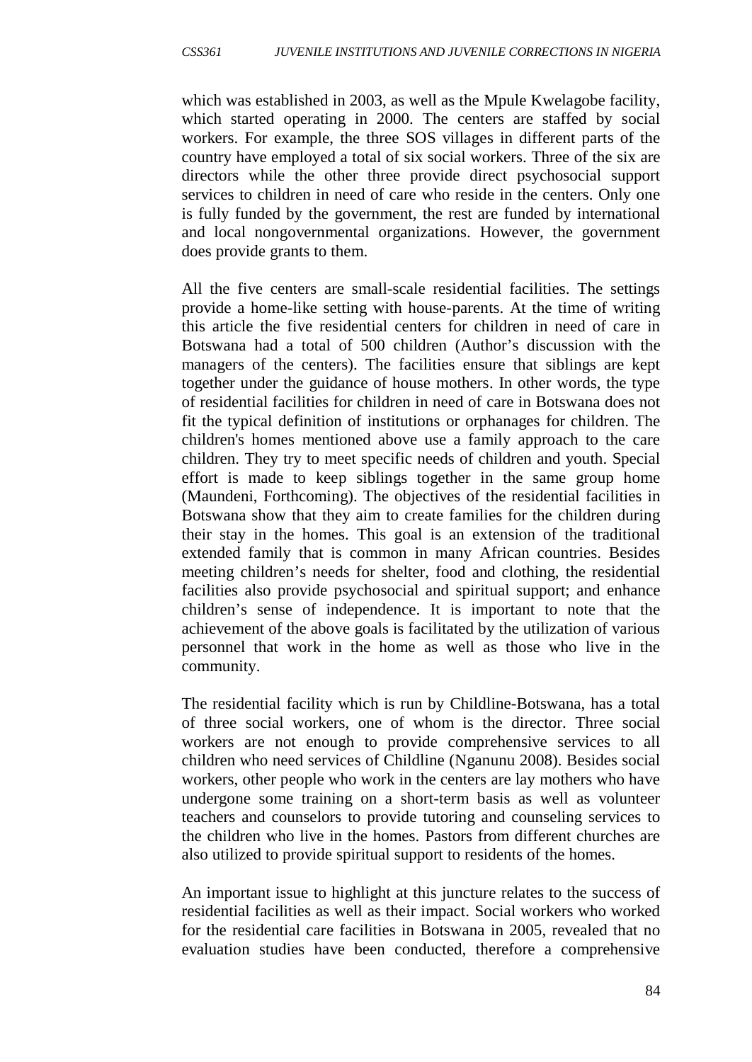which was established in 2003, as well as the Mpule Kwelagobe facility, which started operating in 2000. The centers are staffed by social workers. For example, the three SOS villages in different parts of the country have employed a total of six social workers. Three of the six are directors while the other three provide direct psychosocial support services to children in need of care who reside in the centers. Only one is fully funded by the government, the rest are funded by international and local nongovernmental organizations. However, the government does provide grants to them.

All the five centers are small-scale residential facilities. The settings provide a home-like setting with house-parents. At the time of writing this article the five residential centers for children in need of care in Botswana had a total of 500 children (Author's discussion with the managers of the centers). The facilities ensure that siblings are kept together under the guidance of house mothers. In other words, the type of residential facilities for children in need of care in Botswana does not fit the typical definition of institutions or orphanages for children. The children's homes mentioned above use a family approach to the care children. They try to meet specific needs of children and youth. Special effort is made to keep siblings together in the same group home (Maundeni, Forthcoming). The objectives of the residential facilities in Botswana show that they aim to create families for the children during their stay in the homes. This goal is an extension of the traditional extended family that is common in many African countries. Besides meeting children's needs for shelter, food and clothing, the residential facilities also provide psychosocial and spiritual support; and enhance children's sense of independence. It is important to note that the achievement of the above goals is facilitated by the utilization of various personnel that work in the home as well as those who live in the community.

The residential facility which is run by Childline-Botswana, has a total of three social workers, one of whom is the director. Three social workers are not enough to provide comprehensive services to all children who need services of Childline (Nganunu 2008). Besides social workers, other people who work in the centers are lay mothers who have undergone some training on a short-term basis as well as volunteer teachers and counselors to provide tutoring and counseling services to the children who live in the homes. Pastors from different churches are also utilized to provide spiritual support to residents of the homes.

An important issue to highlight at this juncture relates to the success of residential facilities as well as their impact. Social workers who worked for the residential care facilities in Botswana in 2005, revealed that no evaluation studies have been conducted, therefore a comprehensive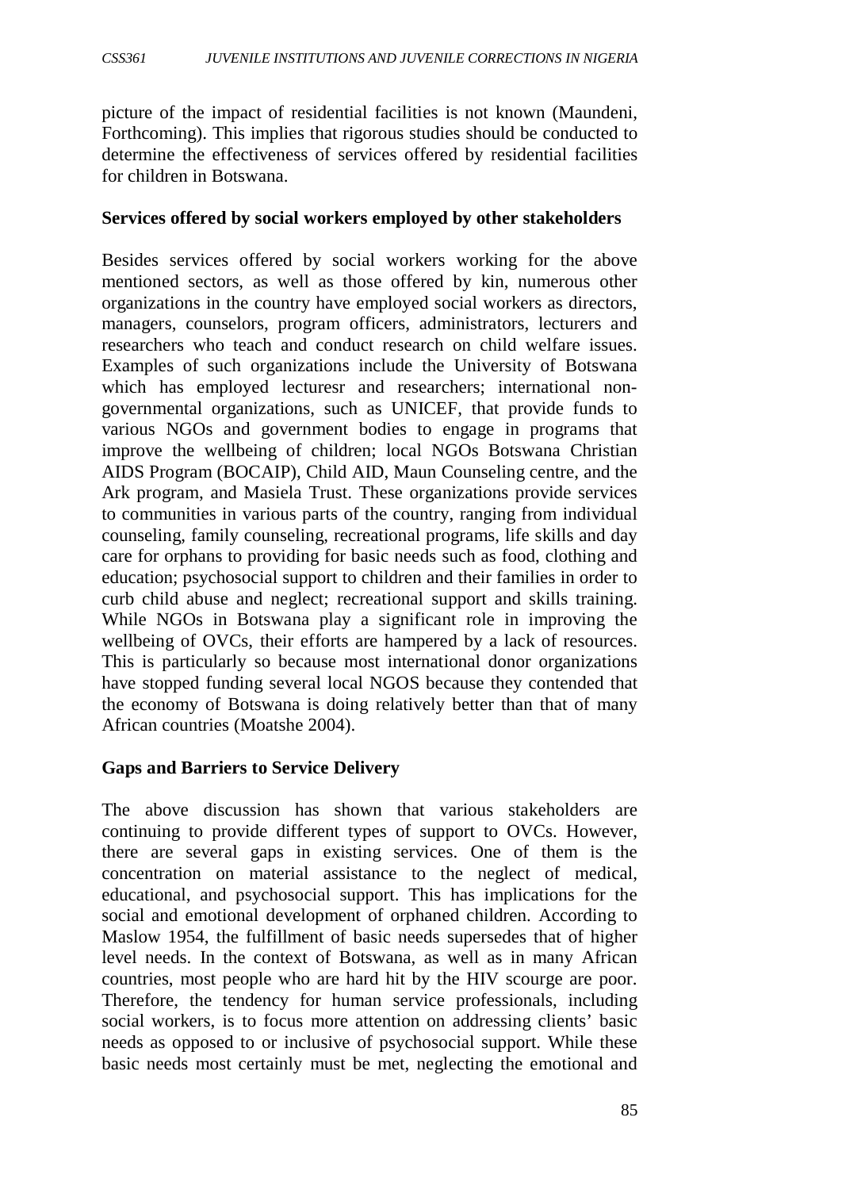picture of the impact of residential facilities is not known (Maundeni, Forthcoming). This implies that rigorous studies should be conducted to determine the effectiveness of services offered by residential facilities for children in Botswana.

**Services offered by social workers employed by other stakeholders**

Besides services offered by social workers working for the above mentioned sectors, as well as those offered by kin, numerous other organizations in the country have employed social workers as directors, managers, counselors, program officers, administrators, lecturers and researchers who teach and conduct research on child welfare issues. Examples of such organizations include the University of Botswana which has employed lecturesr and researchers; international non-governmental organizations, such as UNICEF, that provide funds to various NGOs and government bodies to engage in programs that improve the wellbeing of children; local NGOs Botswana Christian AIDS Program (BOCAIP), Child AID, Maun Counseling centre, and the Ark program, and Masiela Trust. These organizations provide services to communities in various parts of the country, ranging from individual counseling, family counseling, recreational programs, life skills and day care for orphans to providing for basic needs such as food, clothing and education; psychosocial support to children and their families in order to curb child abuse and neglect; recreational support and skills training. While NGOs in Botswana play a significant role in improving the wellbeing of OVCs, their efforts are hampered by a lack of resources. This is particularly so because most international donor organizations have stopped funding several local NGOS because they contended that the economy of Botswana is doing relatively better than that of many African countries (Moatshe 2004).

**Gaps and Barriers to Service Delivery**

The above discussion has shown that various stakeholders are continuing to provide different types of support to OVCs. However, there are several gaps in existing services. One of them is the concentration on material assistance to the neglect of medical, educational, and psychosocial support. This has implications for the social and emotional development of orphaned children. According to Maslow 1954, the fulfillment of basic needs supersedes that of higher level needs. In the context of Botswana, as well as in many African countries, most people who are hard hit by the HIV scourge are poor. Therefore, the tendency for human service professionals, including social workers, is to focus more attention on addressing clients' basic needs as opposed to or inclusive of psychosocial support. While these basic needs most certainly must be met, neglecting the emotional and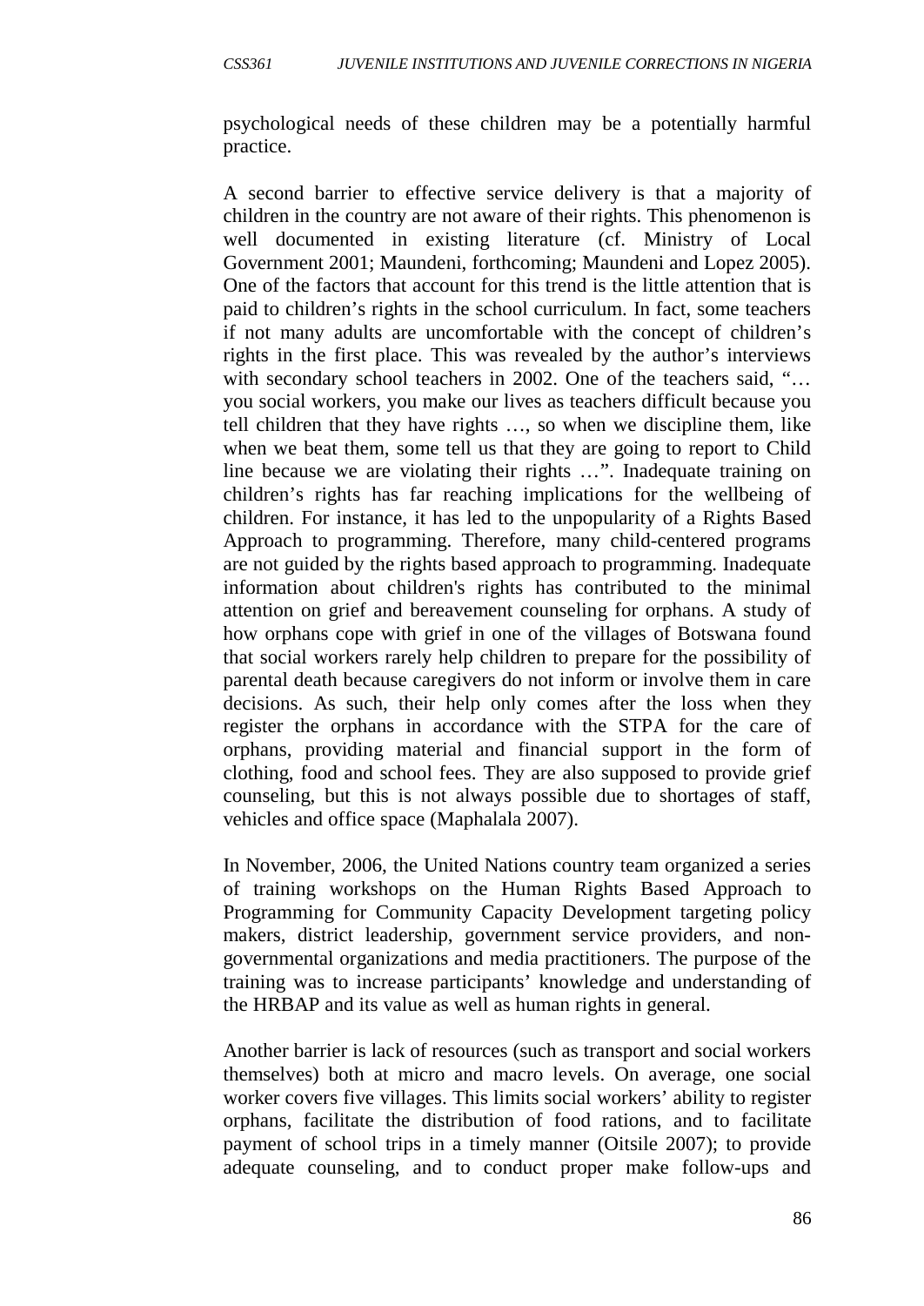psychological needs of these children may be a potentially harmful practice.

A second barrier to effective service delivery is that a majority of children in the country are not aware of their rights. This phenomenon is well documented in existing literature (cf. Ministry of Local Government 2001; Maundeni, forthcoming; Maundeni and Lopez 2005). One of the factors that account for this trend is the little attention that is paid to children's rights in the school curriculum. In fact, some teachers if not many adults are uncomfortable with the concept of children's rights in the first place. This was revealed by the author's interviews with secondary school teachers in 2002. One of the teachers said, "… you social workers, you make our lives as teachers difficult because you tell children that they have rights …, so when we discipline them, like when we beat them, some tell us that they are going to report to Child line because we are violating their rights …". Inadequate training on children's rights has far reaching implications for the wellbeing of children. For instance, it has led to the unpopularity of a Rights Based Approach to programming. Therefore, many child-centered programs are not guided by the rights based approach to programming. Inadequate information about children's rights has contributed to the minimal attention on grief and bereavement counseling for orphans. A study of how orphans cope with grief in one of the villages of Botswana found that social workers rarely help children to prepare for the possibility of parental death because caregivers do not inform or involve them in care decisions. As such, their help only comes after the loss when they register the orphans in accordance with the STPA for the care of orphans, providing material and financial support in the form of clothing, food and school fees. They are also supposed to provide grief counseling, but this is not always possible due to shortages of staff, vehicles and office space (Maphalala 2007).

In November, 2006, the United Nations country team organized a series of training workshops on the Human Rights Based Approach to Programming for Community Capacity Development targeting policy makers, district leadership, government service providers, and non-governmental organizations and media practitioners. The purpose of the training was to increase participants' knowledge and understanding of the HRBAP and its value as well as human rights in general.

Another barrier is lack of resources (such as transport and social workers themselves) both at micro and macro levels. On average, one social worker covers five villages. This limits social workers' ability to register orphans, facilitate the distribution of food rations, and to facilitate payment of school trips in a timely manner (Oitsile 2007); to provide adequate counseling, and to conduct proper make follow-ups and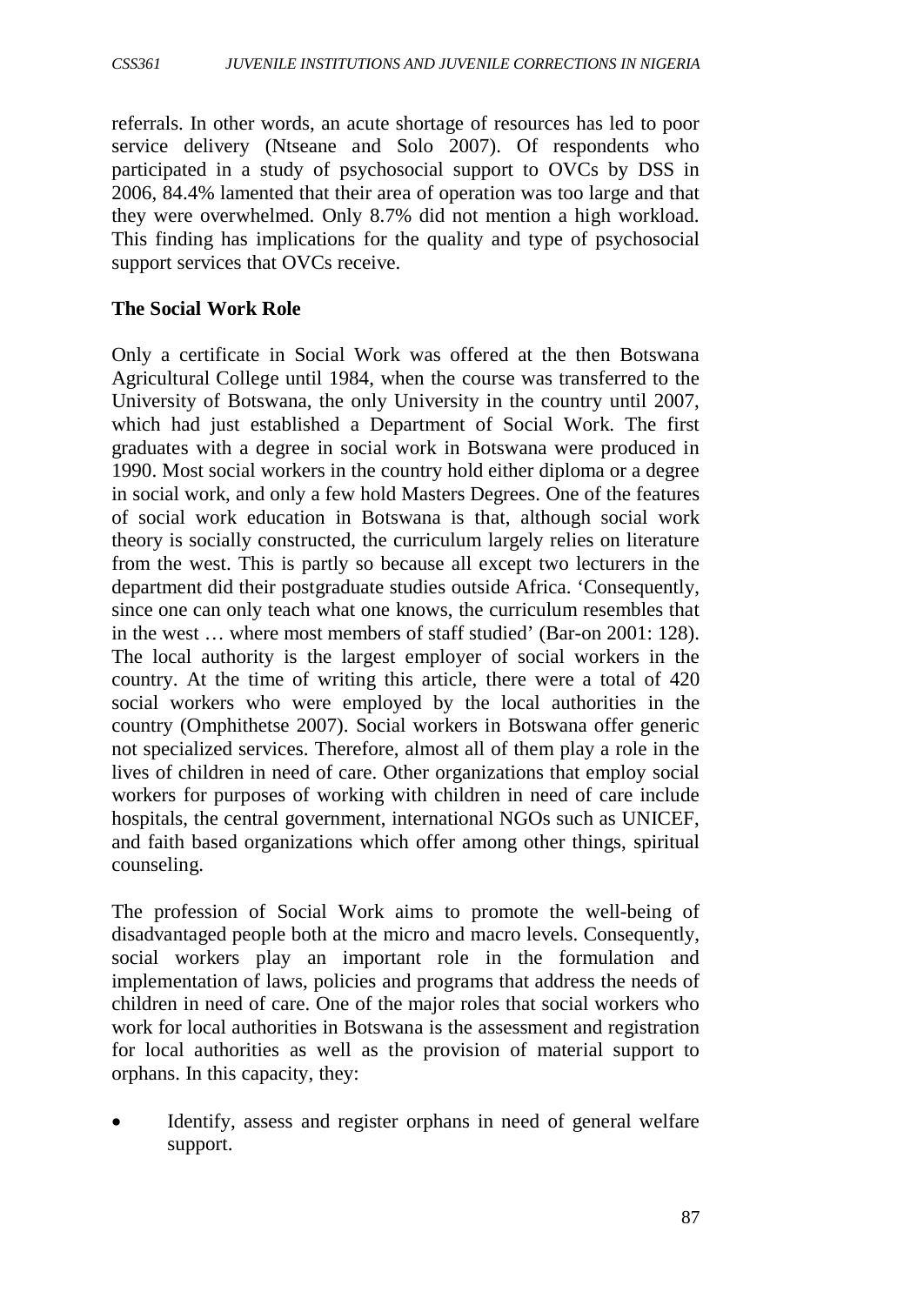referrals. In other words, an acute shortage of resources has led to poor service delivery (Ntseane and Solo 2007). Of respondents who participated in a study of psychosocial support to OVCs by DSS in 2006, 84.4% lamented that their area of operation was too large and that they were overwhelmed. Only 8.7% did not mention a high workload. This finding has implications for the quality and type of psychosocial support services that OVCs receive.

**The Social Work Role**

Only a certificate in Social Work was offered at the then Botswana Agricultural College until 1984, when the course was transferred to the University of Botswana, the only University in the country until 2007, which had just established a Department of Social Work. The first graduates with a degree in social work in Botswana were produced in 1990. Most social workers in the country hold either diploma or a degree in social work, and only a few hold Masters Degrees. One of the features of social work education in Botswana is that, although social work theory is socially constructed, the curriculum largely relies on literature from the west. This is partly so because all except two lecturers in the department did their postgraduate studies outside Africa. 'Consequently, since one can only teach what one knows, the curriculum resembles that in the west … where most members of staff studied' (Bar-on 2001: 128). The local authority is the largest employer of social workers in the country. At the time of writing this article, there were a total of 420 social workers who were employed by the local authorities in the country (Omphithetse 2007). Social workers in Botswana offer generic not specialized services. Therefore, almost all of them play a role in the lives of children in need of care. Other organizations that employ social workers for purposes of working with children in need of care include hospitals, the central government, international NGOs such as UNICEF, and faith based organizations which offer among other things, spiritual counseling.

The profession of Social Work aims to promote the well-being of disadvantaged people both at the micro and macro levels. Consequently, social workers play an important role in the formulation and implementation of laws, policies and programs that address the needs of children in need of care. One of the major roles that social workers who work for local authorities in Botswana is the assessment and registration for local authorities as well as the provision of material support to orphans. In this capacity, they:

- Identify, assess and register orphans in need of general welfare support.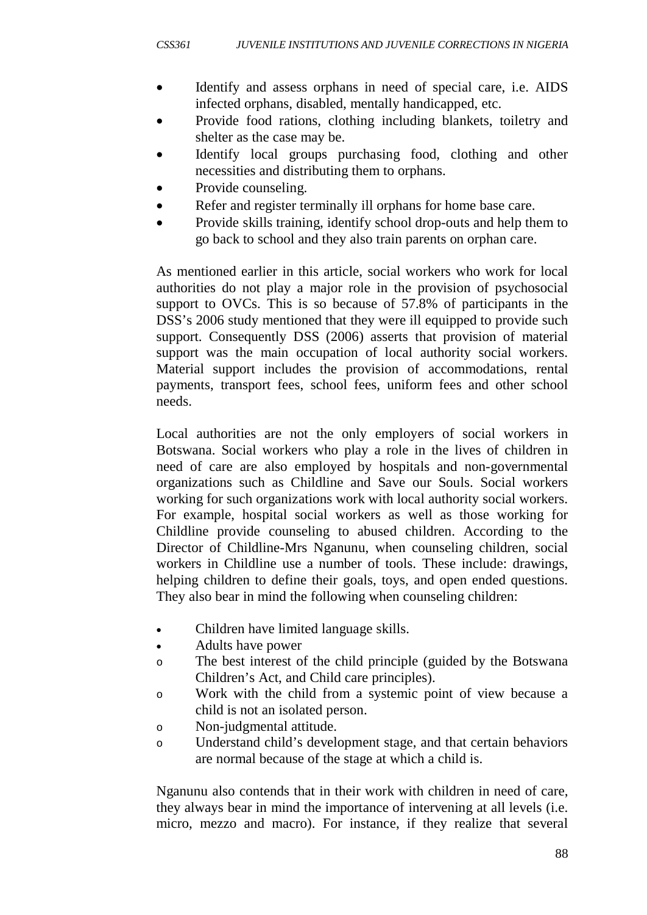- Identify and assess orphans in need of special care, i.e. AIDS infected orphans, disabled, mentally handicapped, etc.
- Provide food rations, clothing including blankets, toiletry and shelter as the case may be.
- Identify local groups purchasing food, clothing and other necessities and distributing them to orphans.
- Provide counseling.
- Refer and register terminally ill orphans for home base care.
- Provide skills training, identify school drop-outs and help them to go back to school and they also train parents on orphan care.

As mentioned earlier in this article, social workers who work for local authorities do not play a major role in the provision of psychosocial support to OVCs. This is so because of 57.8% of participants in the DSS's 2006 study mentioned that they were ill equipped to provide such support. Consequently DSS (2006) asserts that provision of material support was the main occupation of local authority social workers. Material support includes the provision of accommodations, rental payments, transport fees, school fees, uniform fees and other school needs.

Local authorities are not the only employers of social workers in Botswana. Social workers who play a role in the lives of children in need of care are also employed by hospitals and non-governmental organizations such as Childline and Save our Souls. Social workers working for such organizations work with local authority social workers. For example, hospital social workers as well as those working for Childline provide counseling to abused children. According to the Director of Childline-Mrs Nganunu, when counseling children, social workers in Childline use a number of tools. These include: drawings, helping children to define their goals, toys, and open ended questions. They also bear in mind the following when counseling children:

- Children have limited language skills.
- Adults have power
  - The best interest of the child principle (guided by the Botswana Children's Act, and Child care principles).
  - Work with the child from a systemic point of view because a child is not an isolated person.
  - Non-judgmental attitude.
  - Understand child's development stage, and that certain behaviors are normal because of the stage at which a child is.

Nganunu also contends that in their work with children in need of care, they always bear in mind the importance of intervening at all levels (i.e. micro, mezzo and macro). For instance, if they realize that several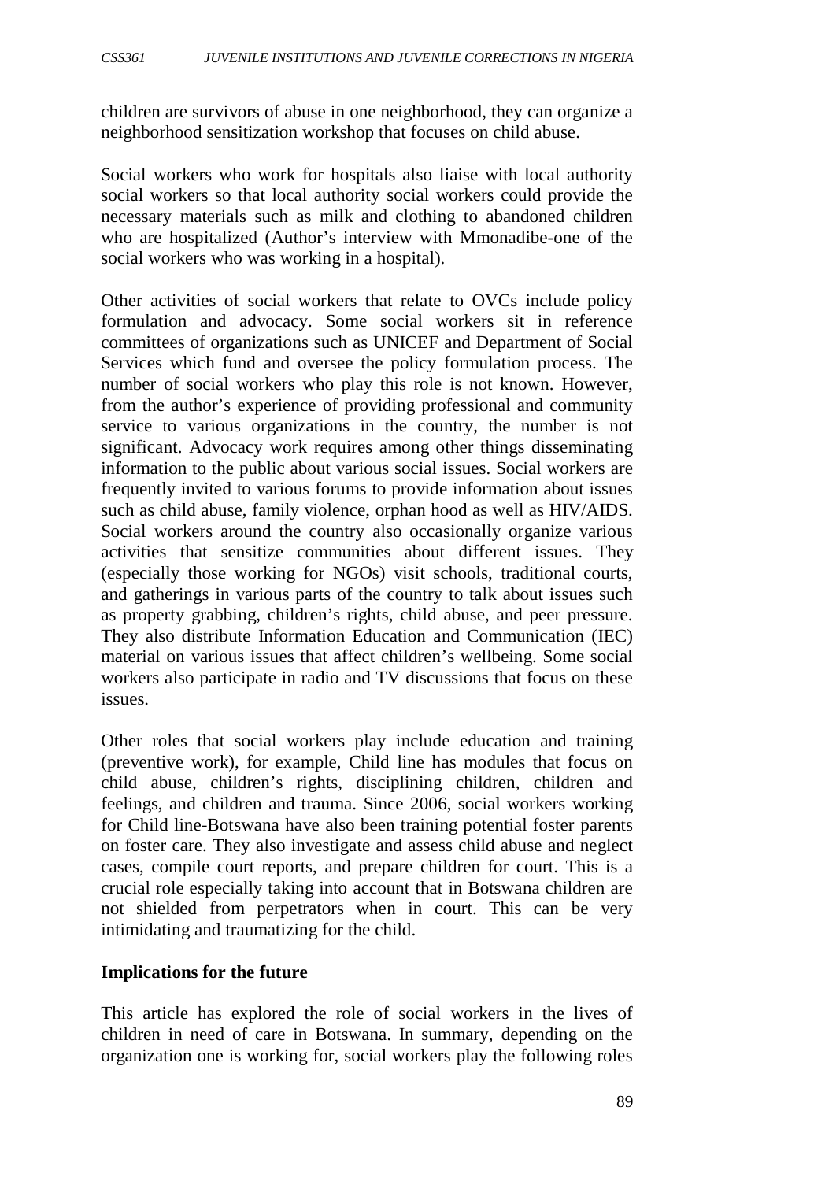children are survivors of abuse in one neighborhood, they can organize a neighborhood sensitization workshop that focuses on child abuse.

Social workers who work for hospitals also liaise with local authority social workers so that local authority social workers could provide the necessary materials such as milk and clothing to abandoned children who are hospitalized (Author's interview with Mmonadibe-one of the social workers who was working in a hospital).

Other activities of social workers that relate to OVCs include policy formulation and advocacy. Some social workers sit in reference committees of organizations such as UNICEF and Department of Social Services which fund and oversee the policy formulation process. The number of social workers who play this role is not known. However, from the author's experience of providing professional and community service to various organizations in the country, the number is not significant. Advocacy work requires among other things disseminating information to the public about various social issues. Social workers are frequently invited to various forums to provide information about issues such as child abuse, family violence, orphan hood as well as HIV/AIDS. Social workers around the country also occasionally organize various activities that sensitize communities about different issues. They (especially those working for NGOs) visit schools, traditional courts, and gatherings in various parts of the country to talk about issues such as property grabbing, children's rights, child abuse, and peer pressure. They also distribute Information Education and Communication (IEC) material on various issues that affect children's wellbeing. Some social workers also participate in radio and TV discussions that focus on these issues.

Other roles that social workers play include education and training (preventive work), for example, Child line has modules that focus on child abuse, children's rights, disciplining children, children and feelings, and children and trauma. Since 2006, social workers working for Child line-Botswana have also been training potential foster parents on foster care. They also investigate and assess child abuse and neglect cases, compile court reports, and prepare children for court. This is a crucial role especially taking into account that in Botswana children are not shielded from perpetrators when in court. This can be very intimidating and traumatizing for the child.

**Implications for the future**

This article has explored the role of social workers in the lives of children in need of care in Botswana. In summary, depending on the organization one is working for, social workers play the following roles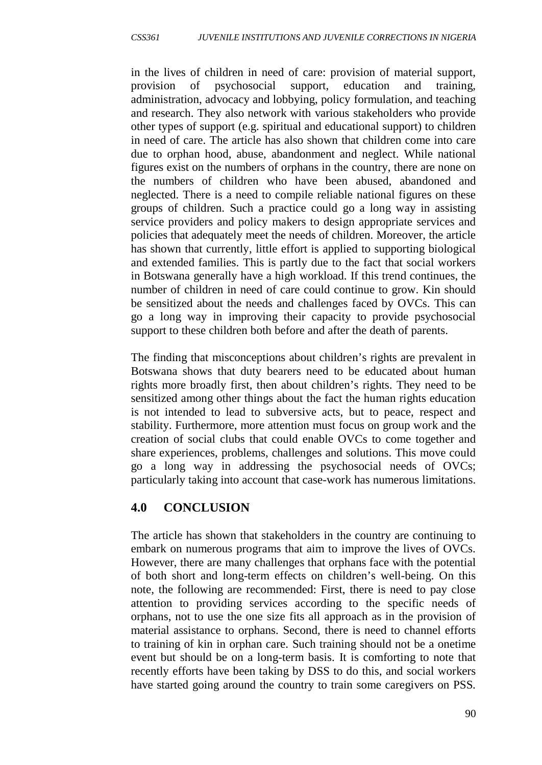in the lives of children in need of care: provision of material support, provision of psychosocial support, education and training, administration, advocacy and lobbying, policy formulation, and teaching and research. They also network with various stakeholders who provide other types of support (e.g. spiritual and educational support) to children in need of care. The article has also shown that children come into care due to orphan hood, abuse, abandonment and neglect. While national figures exist on the numbers of orphans in the country, there are none on the numbers of children who have been abused, abandoned and neglected. There is a need to compile reliable national figures on these groups of children. Such a practice could go a long way in assisting service providers and policy makers to design appropriate services and policies that adequately meet the needs of children. Moreover, the article has shown that currently, little effort is applied to supporting biological and extended families. This is partly due to the fact that social workers in Botswana generally have a high workload. If this trend continues, the number of children in need of care could continue to grow. Kin should be sensitized about the needs and challenges faced by OVCs. This can go a long way in improving their capacity to provide psychosocial support to these children both before and after the death of parents.

The finding that misconceptions about children's rights are prevalent in Botswana shows that duty bearers need to be educated about human rights more broadly first, then about children's rights. They need to be sensitized among other things about the fact the human rights education is not intended to lead to subversive acts, but to peace, respect and stability. Furthermore, more attention must focus on group work and the creation of social clubs that could enable OVCs to come together and share experiences, problems, challenges and solutions. This move could go a long way in addressing the psychosocial needs of OVCs; particularly taking into account that case-work has numerous limitations.

## 4.0 CONCLUSION

The article has shown that stakeholders in the country are continuing to embark on numerous programs that aim to improve the lives of OVCs. However, there are many challenges that orphans face with the potential of both short and long-term effects on children's well-being. On this note, the following are recommended: First, there is need to pay close attention to providing services according to the specific needs of orphans, not to use the one size fits all approach as in the provision of material assistance to orphans. Second, there is need to channel efforts to training of kin in orphan care. Such training should not be a onetime event but should be on a long-term basis. It is comforting to note that recently efforts have been taking by DSS to do this, and social workers have started going around the country to train some caregivers on PSS.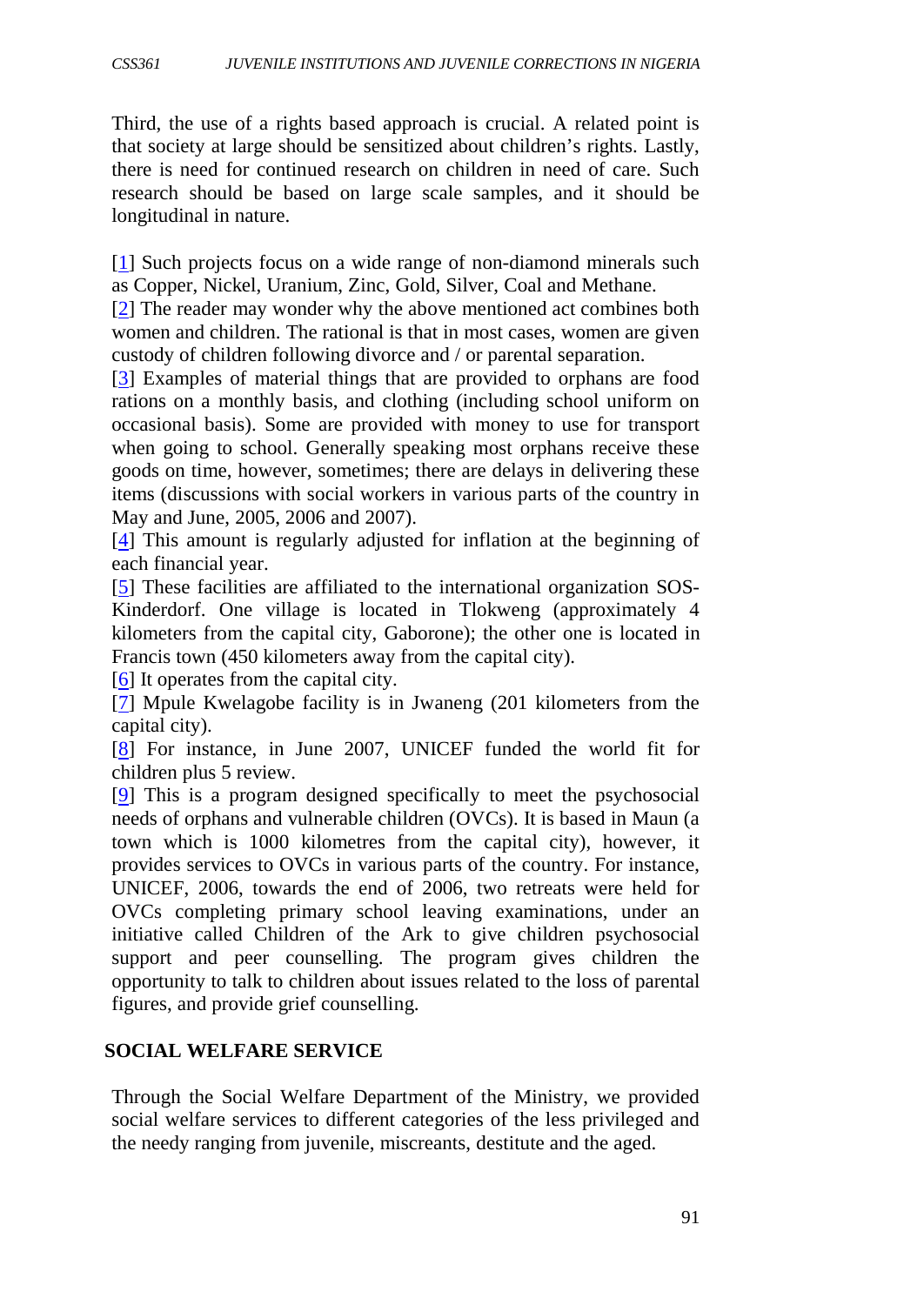Third, the use of a rights based approach is crucial. A related point is that society at large should be sensitized about children's rights. Lastly, there is need for continued research on children in need of care. Such research should be based on large scale samples, and it should be longitudinal in nature.

[1] Such projects focus on a wide range of non-diamond minerals such as Copper, Nickel, Uranium, Zinc, Gold, Silver, Coal and Methane.

[2] The reader may wonder why the above mentioned act combines both women and children. The rational is that in most cases, women are given custody of children following divorce and / or parental separation.

[3] Examples of material things that are provided to orphans are food rations on a monthly basis, and clothing (including school uniform on occasional basis). Some are provided with money to use for transport when going to school. Generally speaking most orphans receive these goods on time, however, sometimes; there are delays in delivering these items (discussions with social workers in various parts of the country in May and June, 2005, 2006 and 2007).

[4] This amount is regularly adjusted for inflation at the beginning of each financial year.

[5] These facilities are affiliated to the international organization SOS-Kinderdorf. One village is located in Tlokweng (approximately 4 kilometers from the capital city, Gaborone); the other one is located in Francis town (450 kilometers away from the capital city).

[6] It operates from the capital city.

[7] Mpule Kwelagobe facility is in Jwaneng (201 kilometers from the capital city).

[8] For instance, in June 2007, UNICEF funded the world fit for children plus 5 review.

[9] This is a program designed specifically to meet the psychosocial needs of orphans and vulnerable children (OVCs). It is based in Maun (a town which is 1000 kilometres from the capital city), however, it provides services to OVCs in various parts of the country. For instance, UNICEF, 2006, towards the end of 2006, two retreats were held for OVCs completing primary school leaving examinations, under an initiative called Children of the Ark to give children psychosocial support and peer counselling. The program gives children the opportunity to talk to children about issues related to the loss of parental figures, and provide grief counselling.

## SOCIAL WELFARE SERVICE

Through the Social Welfare Department of the Ministry, we provided social welfare services to different categories of the less privileged and the needy ranging from juvenile, miscreants, destitute and the aged.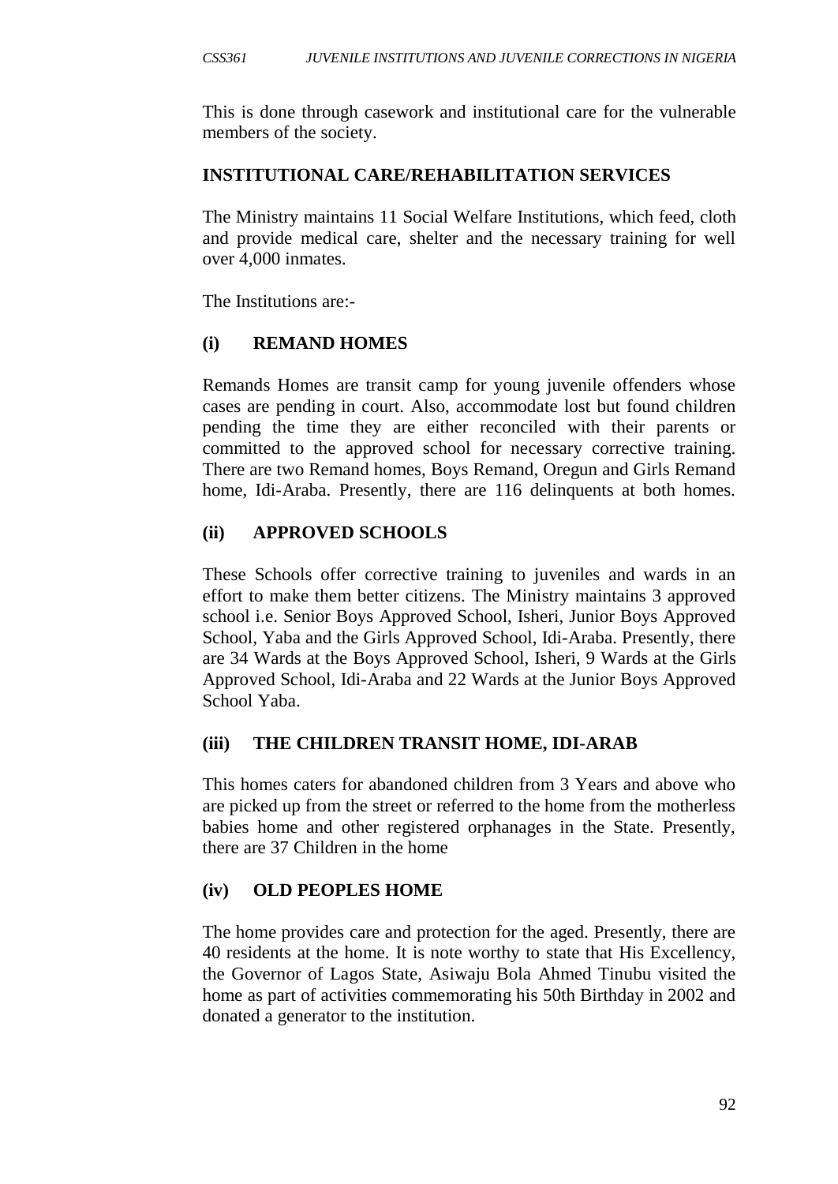This is done through casework and institutional care for the vulnerable members of the society.

**INSTITUTIONAL CARE/REHABILITATION SERVICES**

The Ministry maintains 11 Social Welfare Institutions, which feed, cloth and provide medical care, shelter and the necessary training for well over 4,000 inmates.

The Institutions are:-

**(i) REMAND HOMES**

Remands Homes are transit camp for young juvenile offenders whose cases are pending in court. Also, accommodate lost but found children pending the time they are either reconciled with their parents or committed to the approved school for necessary corrective training. There are two Remand homes, Boys Remand, Oregun and Girls Remand home, Idi-Araba. Presently, there are 116 delinquents at both homes.

**(ii) APPROVED SCHOOLS**

These Schools offer corrective training to juveniles and wards in an effort to make them better citizens. The Ministry maintains 3 approved school i.e. Senior Boys Approved School, Isheri, Junior Boys Approved School, Yaba and the Girls Approved School, Idi-Araba. Presently, there are 34 Wards at the Boys Approved School, Isheri, 9 Wards at the Girls Approved School, Idi-Araba and 22 Wards at the Junior Boys Approved School Yaba.

**(iii) THE CHILDREN TRANSIT HOME, IDI-ARAB**

This homes caters for abandoned children from 3 Years and above who are picked up from the street or referred to the home from the motherless babies home and other registered orphanages in the State. Presently, there are 37 Children in the home

**(iv) OLD PEOPLES HOME**

The home provides care and protection for the aged. Presently, there are 40 residents at the home. It is note worthy to state that His Excellency, the Governor of Lagos State, Asiwaju Bola Ahmed Tinubu visited the home as part of activities commemorating his 50th Birthday in 2002 and donated a generator to the institution.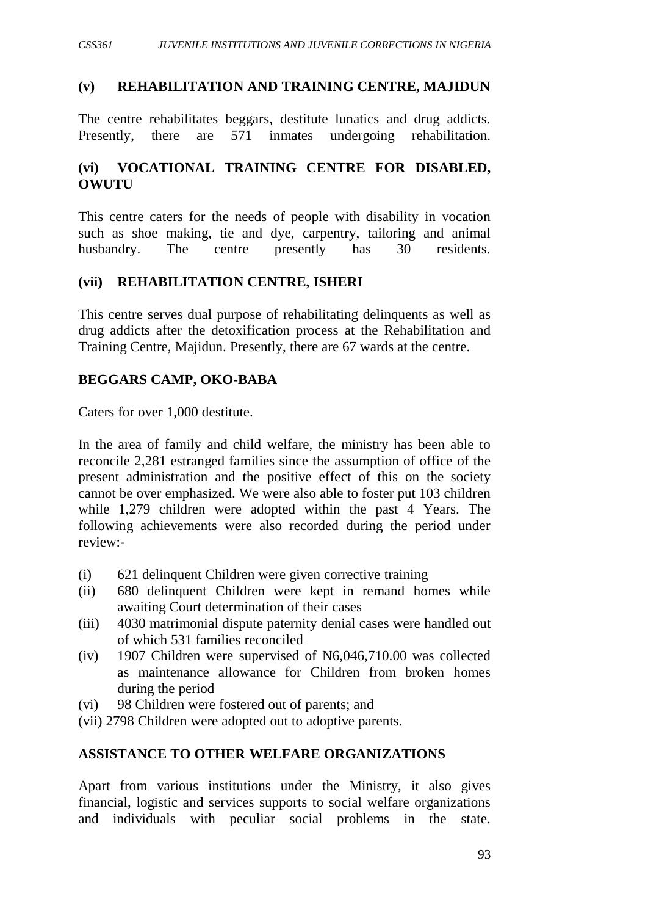### (v) REHABILITATION AND TRAINING CENTRE, MAJIDUN

The centre rehabilitates beggars, destitute lunatics and drug addicts. Presently, there are 571 inmates undergoing rehabilitation.

### (vi) VOCATIONAL TRAINING CENTRE FOR DISABLED, OWUTU

This centre caters for the needs of people with disability in vocation such as shoe making, tie and dye, carpentry, tailoring and animal husbandry. The centre presently has 30 residents.

### (vii) REHABILITATION CENTRE, ISHERI

This centre serves dual purpose of rehabilitating delinquents as well as drug addicts after the detoxification process at the Rehabilitation and Training Centre, Majidun. Presently, there are 67 wards at the centre.

### BEGGARS CAMP, OKO-BABA

Caters for over 1,000 destitute.

In the area of family and child welfare, the ministry has been able to reconcile 2,281 estranged families since the assumption of office of the present administration and the positive effect of this on the society cannot be over emphasized. We were also able to foster put 103 children while 1,279 children were adopted within the past 4 Years. The following achievements were also recorded during the period under review:-

(i) 621 delinquent Children were given corrective training
(ii) 680 delinquent Children were kept in remand homes while awaiting Court determination of their cases
(iii) 4030 matrimonial dispute paternity denial cases were handled out of which 531 families reconciled
(iv) 1907 Children were supervised of N6,046,710.00 was collected as maintenance allowance for Children from broken homes during the period
(vi) 98 Children were fostered out of parents; and
(vii) 2798 Children were adopted out to adoptive parents.

### ASSISTANCE TO OTHER WELFARE ORGANIZATIONS

Apart from various institutions under the Ministry, it also gives financial, logistic and services supports to social welfare organizations and individuals with peculiar social problems in the state.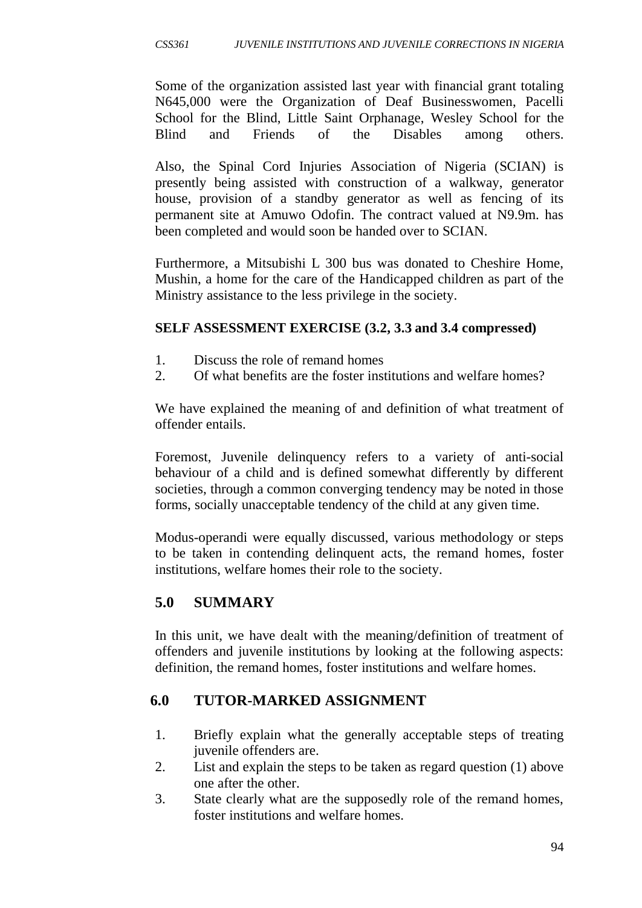Some of the organization assisted last year with financial grant totaling N645,000 were the Organization of Deaf Businesswomen, Pacelli School for the Blind, Little Saint Orphanage, Wesley School for the Blind and Friends of the Disables among others.

Also, the Spinal Cord Injuries Association of Nigeria (SCIAN) is presently being assisted with construction of a walkway, generator house, provision of a standby generator as well as fencing of its permanent site at Amuwo Odofin. The contract valued at N9.9m. has been completed and would soon be handed over to SCIAN.

Furthermore, a Mitsubishi L 300 bus was donated to Cheshire Home, Mushin, a home for the care of the Handicapped children as part of the Ministry assistance to the less privilege in the society.

**SELF ASSESSMENT EXERCISE (3.2, 3.3 and 3.4 compressed)**

1. Discuss the role of remand homes
2. Of what benefits are the foster institutions and welfare homes?

We have explained the meaning of and definition of what treatment of offender entails.

Foremost, Juvenile delinquency refers to a variety of anti-social behaviour of a child and is defined somewhat differently by different societies, through a common converging tendency may be noted in those forms, socially unacceptable tendency of the child at any given time.

Modus-operandi were equally discussed, various methodology or steps to be taken in contending delinquent acts, the remand homes, foster institutions, welfare homes their role to the society.

## 5.0 SUMMARY

In this unit, we have dealt with the meaning/definition of treatment of offenders and juvenile institutions by looking at the following aspects: definition, the remand homes, foster institutions and welfare homes.

## 6.0 TUTOR-MARKED ASSIGNMENT

1. Briefly explain what the generally acceptable steps of treating juvenile offenders are.
2. List and explain the steps to be taken as regard question (1) above one after the other.
3. State clearly what are the supposedly role of the remand homes, foster institutions and welfare homes.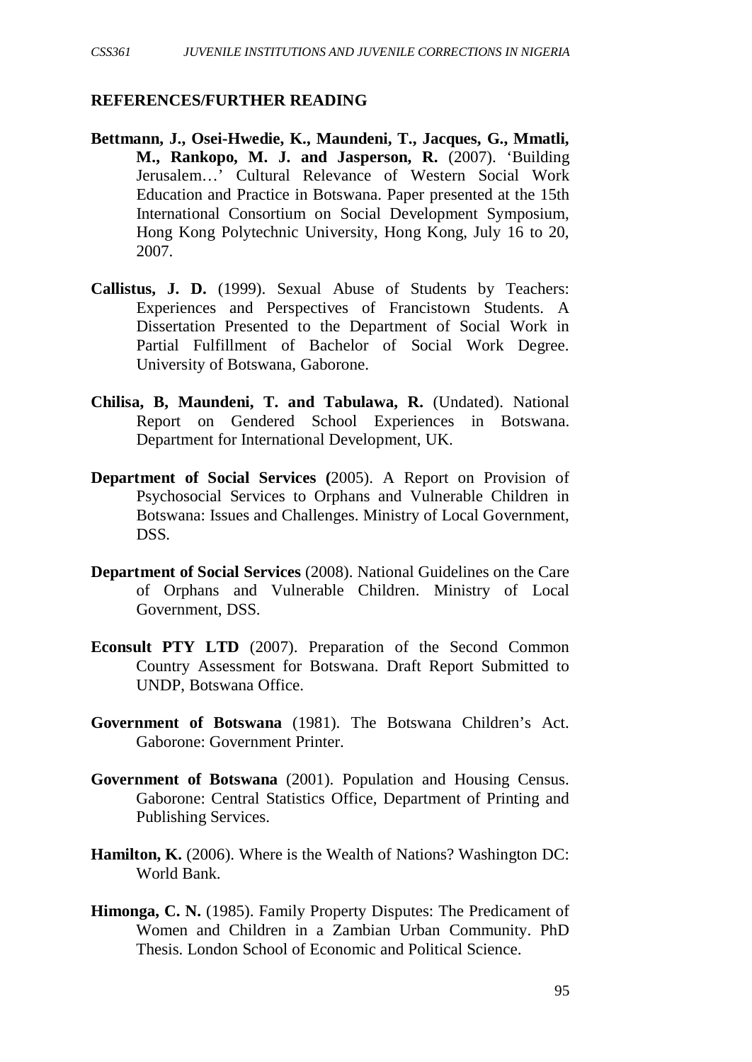## REFERENCES/FURTHER READING

**Bettmann, J., Osei-Hwedie, K., Maundeni, T., Jacques, G., Mmatli, M., Rankopo, M. J. and Jasperson, R.** (2007). 'Building Jerusalem…' Cultural Relevance of Western Social Work Education and Practice in Botswana. Paper presented at the 15th International Consortium on Social Development Symposium, Hong Kong Polytechnic University, Hong Kong, July 16 to 20, 2007.

**Callistus, J. D.** (1999). Sexual Abuse of Students by Teachers: Experiences and Perspectives of Francistown Students. A Dissertation Presented to the Department of Social Work in Partial Fulfillment of Bachelor of Social Work Degree. University of Botswana, Gaborone.

**Chilisa, B, Maundeni, T. and Tabulawa, R.** (Undated). National Report on Gendered School Experiences in Botswana. Department for International Development, UK.

**Department of Social Services (**2005). A Report on Provision of Psychosocial Services to Orphans and Vulnerable Children in Botswana: Issues and Challenges. Ministry of Local Government, DSS.

**Department of Social Services** (2008). National Guidelines on the Care of Orphans and Vulnerable Children. Ministry of Local Government, DSS.

**Econsult PTY LTD** (2007). Preparation of the Second Common Country Assessment for Botswana. Draft Report Submitted to UNDP, Botswana Office.

**Government of Botswana** (1981). The Botswana Children's Act. Gaborone: Government Printer.

**Government of Botswana** (2001). Population and Housing Census. Gaborone: Central Statistics Office, Department of Printing and Publishing Services.

**Hamilton, K.** (2006). Where is the Wealth of Nations? Washington DC: World Bank.

**Himonga, C. N.** (1985). Family Property Disputes: The Predicament of Women and Children in a Zambian Urban Community. PhD Thesis. London School of Economic and Political Science.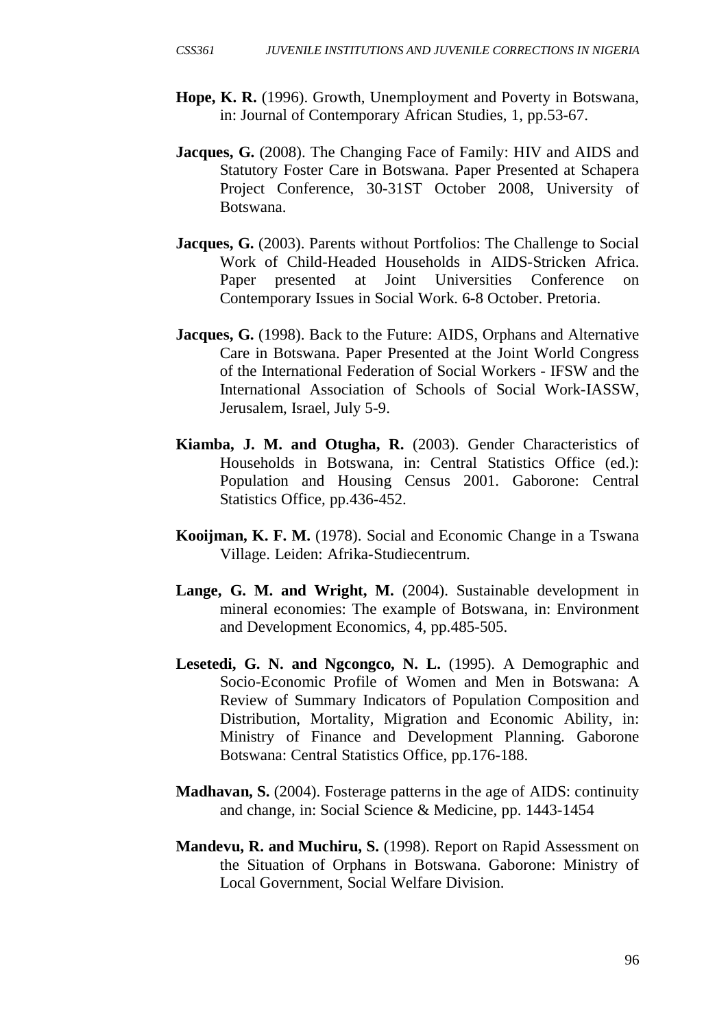**Hope, K. R.** (1996). Growth, Unemployment and Poverty in Botswana, in: Journal of Contemporary African Studies, 1, pp.53-67.

**Jacques, G.** (2008). The Changing Face of Family: HIV and AIDS and Statutory Foster Care in Botswana. Paper Presented at Schapera Project Conference, 30-31ST October 2008, University of Botswana.

**Jacques, G.** (2003). Parents without Portfolios: The Challenge to Social Work of Child-Headed Households in AIDS-Stricken Africa. Paper presented at Joint Universities Conference on Contemporary Issues in Social Work. 6-8 October. Pretoria.

**Jacques, G.** (1998). Back to the Future: AIDS, Orphans and Alternative Care in Botswana. Paper Presented at the Joint World Congress of the International Federation of Social Workers - IFSW and the International Association of Schools of Social Work-IASSW, Jerusalem, Israel, July 5-9.

**Kiamba, J. M. and Otugha, R.** (2003). Gender Characteristics of Households in Botswana, in: Central Statistics Office (ed.): Population and Housing Census 2001. Gaborone: Central Statistics Office, pp.436-452.

**Kooijman, K. F. M.** (1978). Social and Economic Change in a Tswana Village. Leiden: Afrika-Studiecentrum.

**Lange, G. M. and Wright, M.** (2004). Sustainable development in mineral economies: The example of Botswana, in: Environment and Development Economics, 4, pp.485-505.

**Lesetedi, G. N. and Ngcongco, N. L.** (1995). A Demographic and Socio-Economic Profile of Women and Men in Botswana: A Review of Summary Indicators of Population Composition and Distribution, Mortality, Migration and Economic Ability, in: Ministry of Finance and Development Planning. Gaborone Botswana: Central Statistics Office, pp.176-188.

**Madhavan, S.** (2004). Fosterage patterns in the age of AIDS: continuity and change, in: Social Science & Medicine, pp. 1443-1454

**Mandevu, R. and Muchiru, S.** (1998). Report on Rapid Assessment on the Situation of Orphans in Botswana. Gaborone: Ministry of Local Government, Social Welfare Division.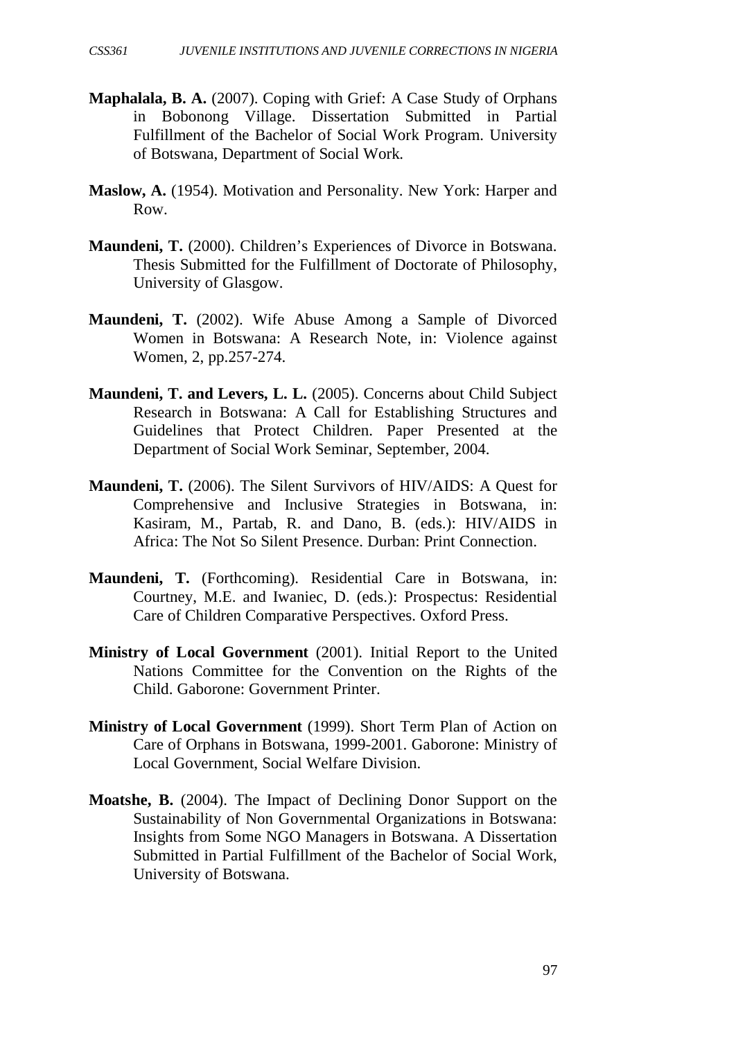**Maphalala, B. A.** (2007). Coping with Grief: A Case Study of Orphans in Bobonong Village. Dissertation Submitted in Partial Fulfillment of the Bachelor of Social Work Program. University of Botswana, Department of Social Work.

**Maslow, A.** (1954). Motivation and Personality. New York: Harper and Row.

**Maundeni, T.** (2000). Children's Experiences of Divorce in Botswana. Thesis Submitted for the Fulfillment of Doctorate of Philosophy, University of Glasgow.

**Maundeni, T.** (2002). Wife Abuse Among a Sample of Divorced Women in Botswana: A Research Note, in: Violence against Women, 2, pp.257-274.

**Maundeni, T. and Levers, L. L.** (2005). Concerns about Child Subject Research in Botswana: A Call for Establishing Structures and Guidelines that Protect Children. Paper Presented at the Department of Social Work Seminar, September, 2004.

**Maundeni, T.** (2006). The Silent Survivors of HIV/AIDS: A Quest for Comprehensive and Inclusive Strategies in Botswana, in: Kasiram, M., Partab, R. and Dano, B. (eds.): HIV/AIDS in Africa: The Not So Silent Presence. Durban: Print Connection.

**Maundeni, T.** (Forthcoming). Residential Care in Botswana, in: Courtney, M.E. and Iwaniec, D. (eds.): Prospectus: Residential Care of Children Comparative Perspectives. Oxford Press.

**Ministry of Local Government** (2001). Initial Report to the United Nations Committee for the Convention on the Rights of the Child. Gaborone: Government Printer.

**Ministry of Local Government** (1999). Short Term Plan of Action on Care of Orphans in Botswana, 1999-2001. Gaborone: Ministry of Local Government, Social Welfare Division.

**Moatshe, B.** (2004). The Impact of Declining Donor Support on the Sustainability of Non Governmental Organizations in Botswana: Insights from Some NGO Managers in Botswana. A Dissertation Submitted in Partial Fulfillment of the Bachelor of Social Work, University of Botswana.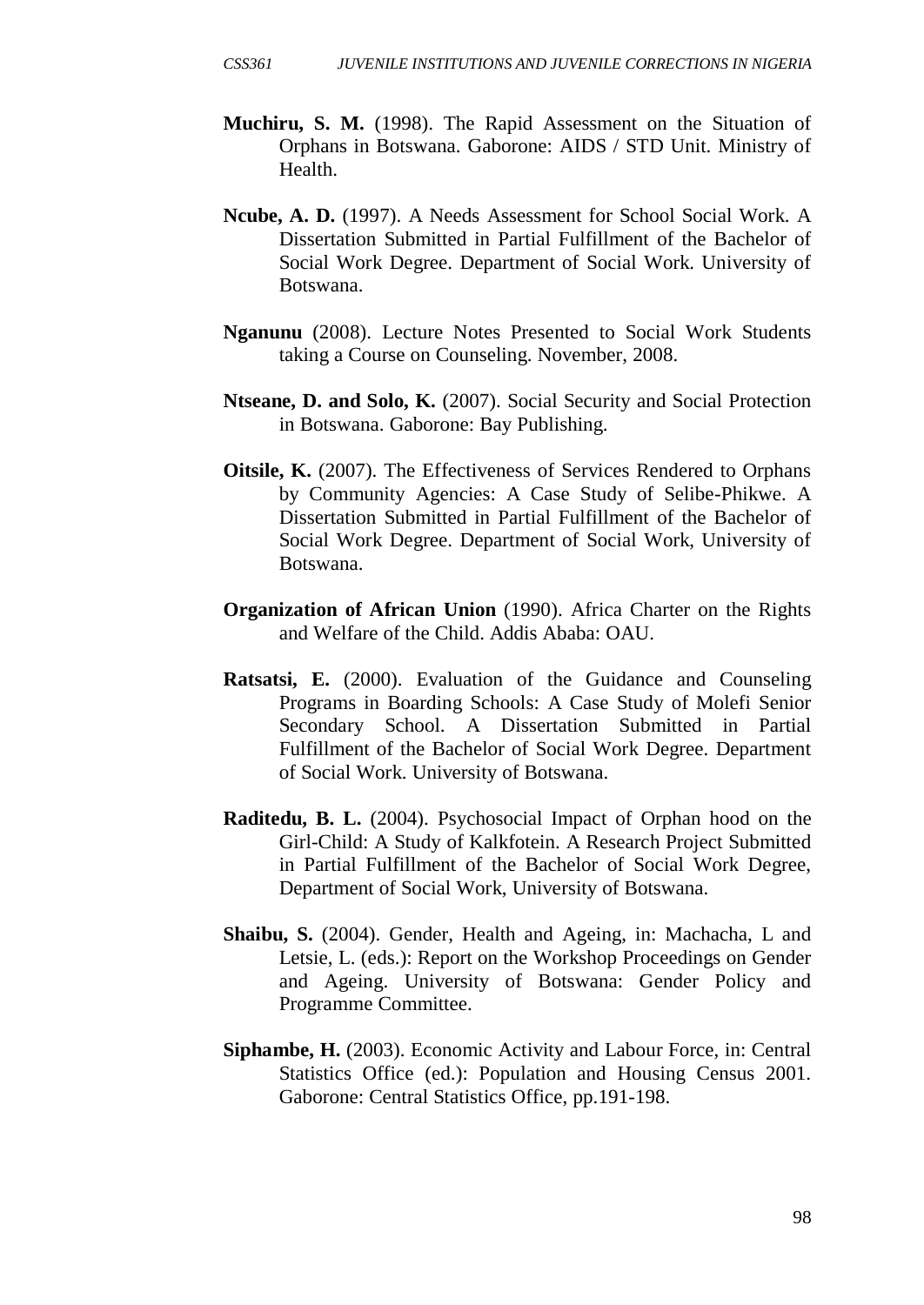**Muchiru, S. M.** (1998). The Rapid Assessment on the Situation of Orphans in Botswana. Gaborone: AIDS / STD Unit. Ministry of Health.

**Ncube, A. D.** (1997). A Needs Assessment for School Social Work. A Dissertation Submitted in Partial Fulfillment of the Bachelor of Social Work Degree. Department of Social Work. University of Botswana.

**Nganunu** (2008). Lecture Notes Presented to Social Work Students taking a Course on Counseling. November, 2008.

**Ntseane, D. and Solo, K.** (2007). Social Security and Social Protection in Botswana. Gaborone: Bay Publishing.

**Oitsile, K.** (2007). The Effectiveness of Services Rendered to Orphans by Community Agencies: A Case Study of Selibe-Phikwe. A Dissertation Submitted in Partial Fulfillment of the Bachelor of Social Work Degree. Department of Social Work, University of Botswana.

**Organization of African Union** (1990). Africa Charter on the Rights and Welfare of the Child. Addis Ababa: OAU.

**Ratsatsi, E.** (2000). Evaluation of the Guidance and Counseling Programs in Boarding Schools: A Case Study of Molefi Senior Secondary School. A Dissertation Submitted in Partial Fulfillment of the Bachelor of Social Work Degree. Department of Social Work. University of Botswana.

**Raditedu, B. L.** (2004). Psychosocial Impact of Orphan hood on the Girl-Child: A Study of Kalkfotein. A Research Project Submitted in Partial Fulfillment of the Bachelor of Social Work Degree, Department of Social Work, University of Botswana.

**Shaibu, S.** (2004). Gender, Health and Ageing, in: Machacha, L and Letsie, L. (eds.): Report on the Workshop Proceedings on Gender and Ageing. University of Botswana: Gender Policy and Programme Committee.

**Siphambe, H.** (2003). Economic Activity and Labour Force, in: Central Statistics Office (ed.): Population and Housing Census 2001. Gaborone: Central Statistics Office, pp.191-198.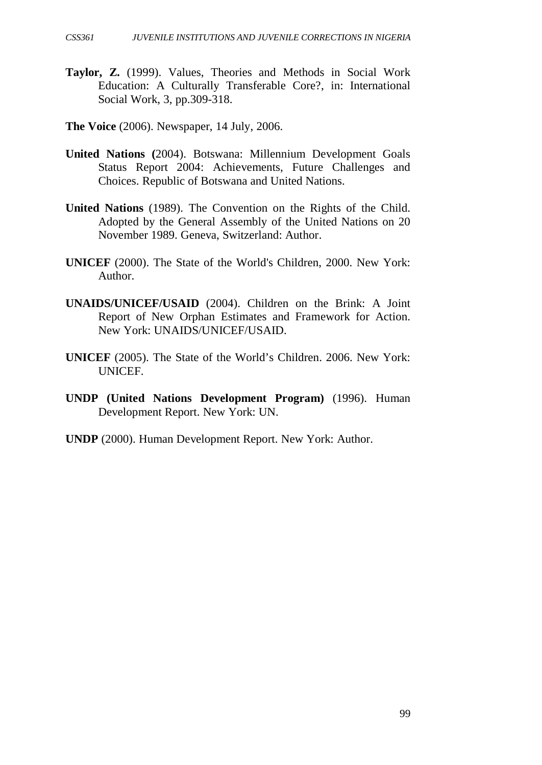**Taylor, Z.** (1999). Values, Theories and Methods in Social Work Education: A Culturally Transferable Core?, in: International Social Work, 3, pp.309-318.

**The Voice** (2006). Newspaper, 14 July, 2006.

**United Nations (**2004). Botswana: Millennium Development Goals Status Report 2004: Achievements, Future Challenges and Choices. Republic of Botswana and United Nations.

**United Nations** (1989). The Convention on the Rights of the Child. Adopted by the General Assembly of the United Nations on 20 November 1989. Geneva, Switzerland: Author.

**UNICEF** (2000). The State of the World's Children, 2000. New York: Author.

**UNAIDS/UNICEF/USAID** (2004). Children on the Brink: A Joint Report of New Orphan Estimates and Framework for Action. New York: UNAIDS/UNICEF/USAID.

**UNICEF** (2005). The State of the World's Children. 2006. New York: UNICEF.

**UNDP (United Nations Development Program)** (1996). Human Development Report. New York: UN.

**UNDP** (2000). Human Development Report. New York: Author.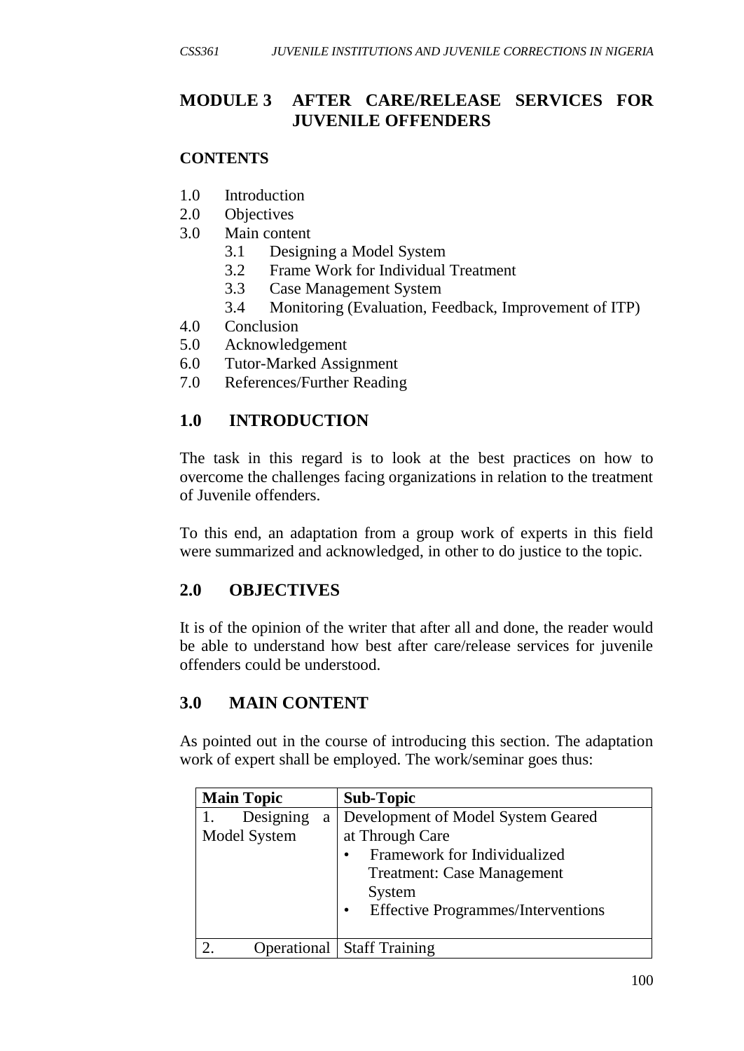## MODULE 3 AFTER CARE/RELEASE SERVICES FOR JUVENILE OFFENDERS

**CONTENTS**

1.0 Introduction
2.0 Objectives
3.0 Main content
  3.1 Designing a Model System
  3.2 Frame Work for Individual Treatment
  3.3 Case Management System
  3.4 Monitoring (Evaluation, Feedback, Improvement of ITP)
4.0 Conclusion
5.0 Acknowledgement
6.0 Tutor-Marked Assignment
7.0 References/Further Reading

## 1.0 INTRODUCTION

The task in this regard is to look at the best practices on how to overcome the challenges facing organizations in relation to the treatment of Juvenile offenders.

To this end, an adaptation from a group work of experts in this field were summarized and acknowledged, in other to do justice to the topic.

## 2.0 OBJECTIVES

It is of the opinion of the writer that after all and done, the reader would be able to understand how best after care/release services for juvenile offenders could be understood.

## 3.0 MAIN CONTENT

As pointed out in the course of introducing this section. The adaptation work of expert shall be employed. The work/seminar goes thus:

| Main Topic | Sub-Topic |
|---|---|
| 1. Designing a Model System | Development of Model System Geared at Through Care<br>• Framework for Individualized Treatment: Case Management System<br>• Effective Programmes/Interventions |
| 2. Operational | Staff Training |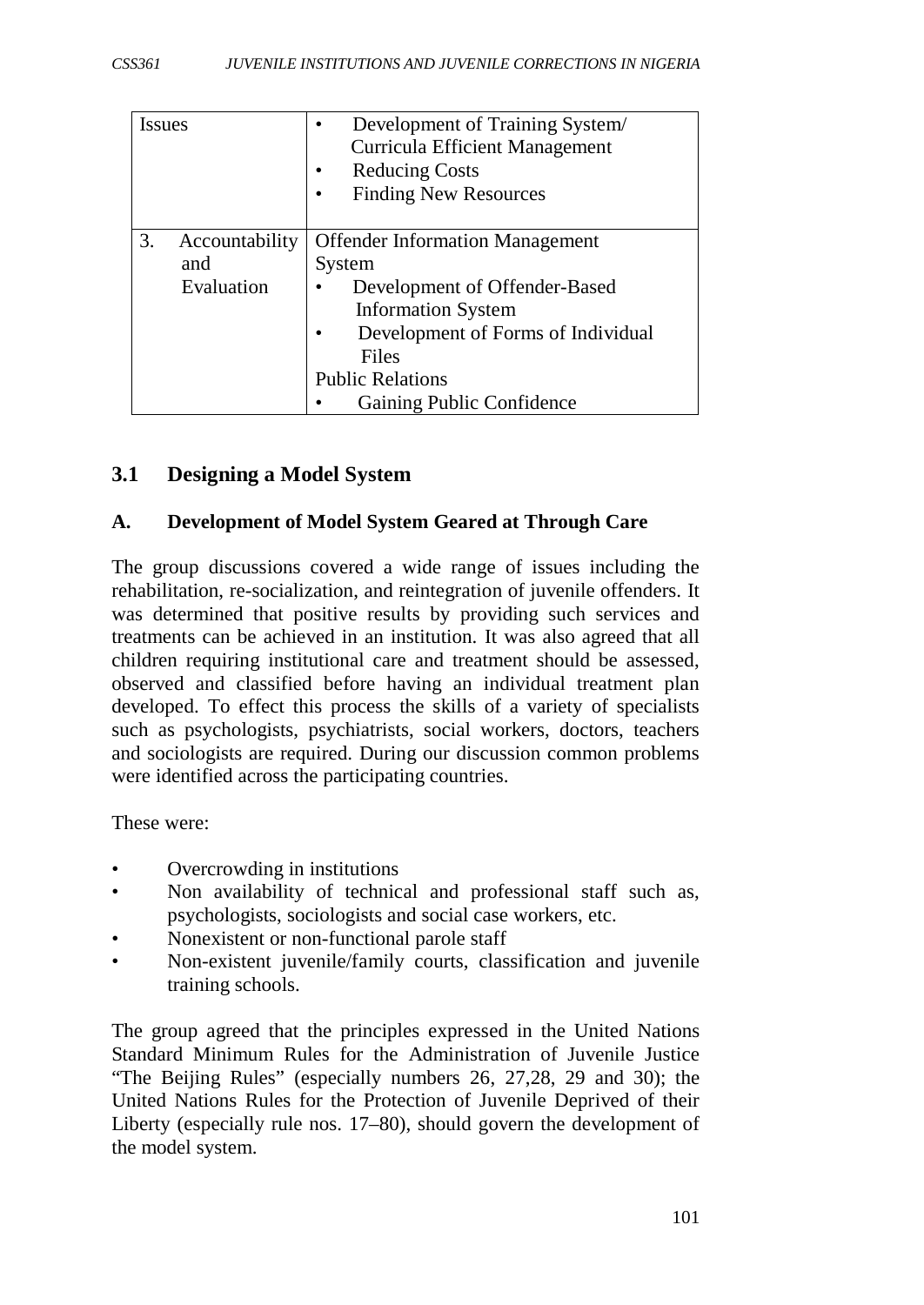| Issues | • Development of Training System/ Curricula Efficient Management<br>• Reducing Costs<br>• Finding New Resources |
|---|---|
| 3. Accountability and Evaluation | Offender Information Management System<br>• Development of Offender-Based Information System<br>• Development of Forms of Individual Files<br>Public Relations<br>• Gaining Public Confidence |

## 3.1 Designing a Model System

### A. Development of Model System Geared at Through Care

The group discussions covered a wide range of issues including the rehabilitation, re-socialization, and reintegration of juvenile offenders. It was determined that positive results by providing such services and treatments can be achieved in an institution. It was also agreed that all children requiring institutional care and treatment should be assessed, observed and classified before having an individual treatment plan developed. To effect this process the skills of a variety of specialists such as psychologists, psychiatrists, social workers, doctors, teachers and sociologists are required. During our discussion common problems were identified across the participating countries.

These were:

- Overcrowding in institutions
- Non availability of technical and professional staff such as, psychologists, sociologists and social case workers, etc.
- Nonexistent or non-functional parole staff
- Non-existent juvenile/family courts, classification and juvenile training schools.

The group agreed that the principles expressed in the United Nations Standard Minimum Rules for the Administration of Juvenile Justice "The Beijing Rules" (especially numbers 26, 27,28, 29 and 30); the United Nations Rules for the Protection of Juvenile Deprived of their Liberty (especially rule nos. 17–80), should govern the development of the model system.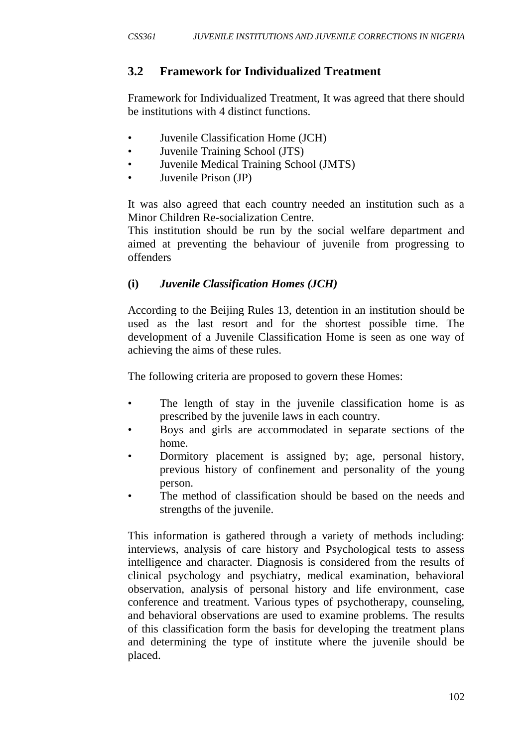## 3.2 Framework for Individualized Treatment

Framework for Individualized Treatment, It was agreed that there should be institutions with 4 distinct functions.

- Juvenile Classification Home (JCH)
- Juvenile Training School (JTS)
- Juvenile Medical Training School (JMTS)
- Juvenile Prison (JP)

It was also agreed that each country needed an institution such as a Minor Children Re-socialization Centre.
This institution should be run by the social welfare department and aimed at preventing the behaviour of juvenile from progressing to offenders

### (i) *Juvenile Classification Homes (JCH)*

According to the Beijing Rules 13, detention in an institution should be used as the last resort and for the shortest possible time. The development of a Juvenile Classification Home is seen as one way of achieving the aims of these rules.

The following criteria are proposed to govern these Homes:

- The length of stay in the juvenile classification home is as prescribed by the juvenile laws in each country.
- Boys and girls are accommodated in separate sections of the home.
- Dormitory placement is assigned by; age, personal history, previous history of confinement and personality of the young person.
- The method of classification should be based on the needs and strengths of the juvenile.

This information is gathered through a variety of methods including: interviews, analysis of care history and Psychological tests to assess intelligence and character. Diagnosis is considered from the results of clinical psychology and psychiatry, medical examination, behavioral observation, analysis of personal history and life environment, case conference and treatment. Various types of psychotherapy, counseling, and behavioral observations are used to examine problems. The results of this classification form the basis for developing the treatment plans and determining the type of institute where the juvenile should be placed.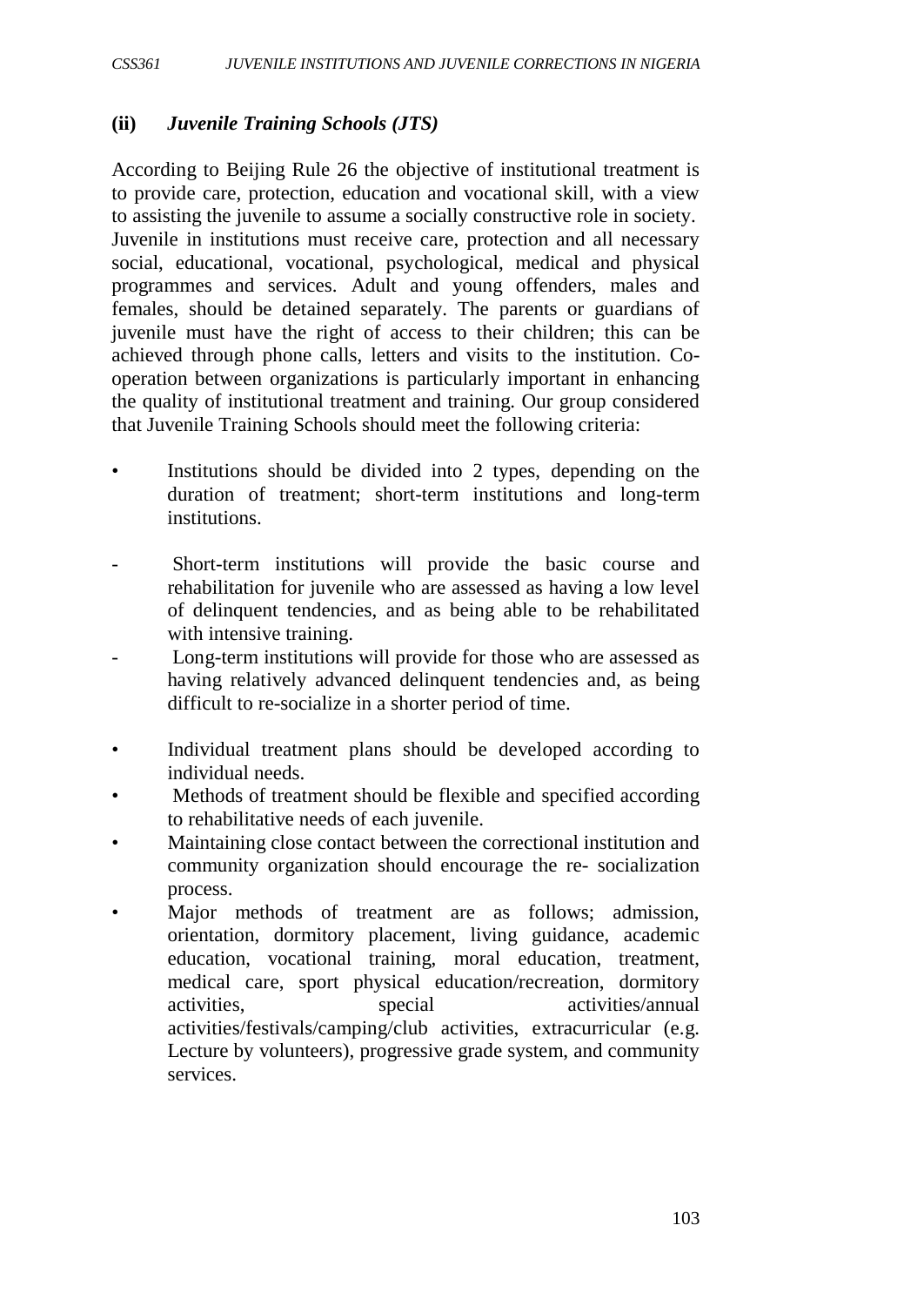**(ii)** ***Juvenile Training Schools (JTS)***

According to Beijing Rule 26 the objective of institutional treatment is to provide care, protection, education and vocational skill, with a view to assisting the juvenile to assume a socially constructive role in society. Juvenile in institutions must receive care, protection and all necessary social, educational, vocational, psychological, medical and physical programmes and services. Adult and young offenders, males and females, should be detained separately. The parents or guardians of juvenile must have the right of access to their children; this can be achieved through phone calls, letters and visits to the institution. Co-operation between organizations is particularly important in enhancing the quality of institutional treatment and training. Our group considered that Juvenile Training Schools should meet the following criteria:

- Institutions should be divided into 2 types, depending on the duration of treatment; short-term institutions and long-term institutions.
  - Short-term institutions will provide the basic course and rehabilitation for juvenile who are assessed as having a low level of delinquent tendencies, and as being able to be rehabilitated with intensive training.
  - Long-term institutions will provide for those who are assessed as having relatively advanced delinquent tendencies and, as being difficult to re-socialize in a shorter period of time.
- Individual treatment plans should be developed according to individual needs.
- Methods of treatment should be flexible and specified according to rehabilitative needs of each juvenile.
- Maintaining close contact between the correctional institution and community organization should encourage the re- socialization process.
- Major methods of treatment are as follows; admission, orientation, dormitory placement, living guidance, academic education, vocational training, moral education, treatment, medical care, sport physical education/recreation, dormitory activities, special activities/annual activities/festivals/camping/club activities, extracurricular (e.g. Lecture by volunteers), progressive grade system, and community services.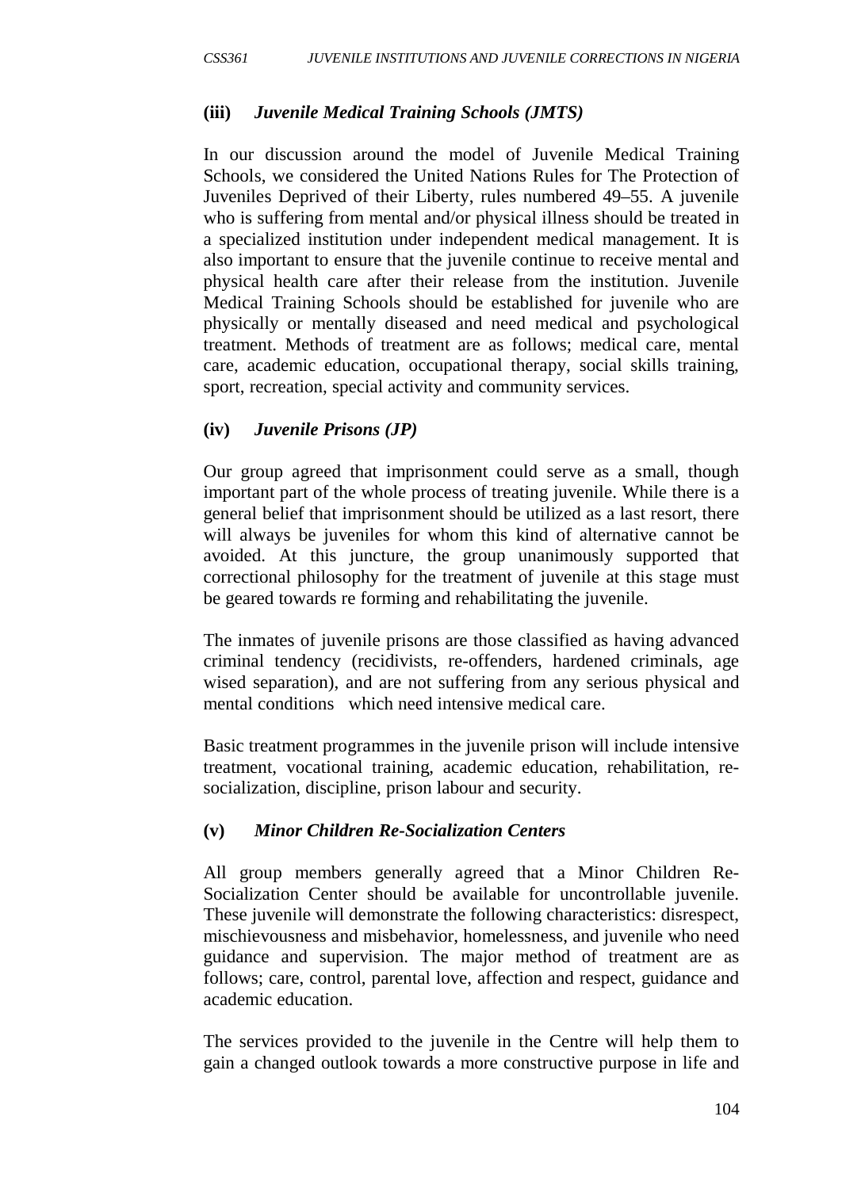**(iii)** ***Juvenile Medical Training Schools (JMTS)***

In our discussion around the model of Juvenile Medical Training Schools, we considered the United Nations Rules for The Protection of Juveniles Deprived of their Liberty, rules numbered 49–55. A juvenile who is suffering from mental and/or physical illness should be treated in a specialized institution under independent medical management. It is also important to ensure that the juvenile continue to receive mental and physical health care after their release from the institution. Juvenile Medical Training Schools should be established for juvenile who are physically or mentally diseased and need medical and psychological treatment. Methods of treatment are as follows; medical care, mental care, academic education, occupational therapy, social skills training, sport, recreation, special activity and community services.

**(iv)** ***Juvenile Prisons (JP)***

Our group agreed that imprisonment could serve as a small, though important part of the whole process of treating juvenile. While there is a general belief that imprisonment should be utilized as a last resort, there will always be juveniles for whom this kind of alternative cannot be avoided. At this juncture, the group unanimously supported that correctional philosophy for the treatment of juvenile at this stage must be geared towards re forming and rehabilitating the juvenile.

The inmates of juvenile prisons are those classified as having advanced criminal tendency (recidivists, re-offenders, hardened criminals, age wised separation), and are not suffering from any serious physical and mental conditions which need intensive medical care.

Basic treatment programmes in the juvenile prison will include intensive treatment, vocational training, academic education, rehabilitation, re-socialization, discipline, prison labour and security.

**(v)** ***Minor Children Re-Socialization Centers***

All group members generally agreed that a Minor Children Re-Socialization Center should be available for uncontrollable juvenile. These juvenile will demonstrate the following characteristics: disrespect, mischievousness and misbehavior, homelessness, and juvenile who need guidance and supervision. The major method of treatment are as follows; care, control, parental love, affection and respect, guidance and academic education.

The services provided to the juvenile in the Centre will help them to gain a changed outlook towards a more constructive purpose in life and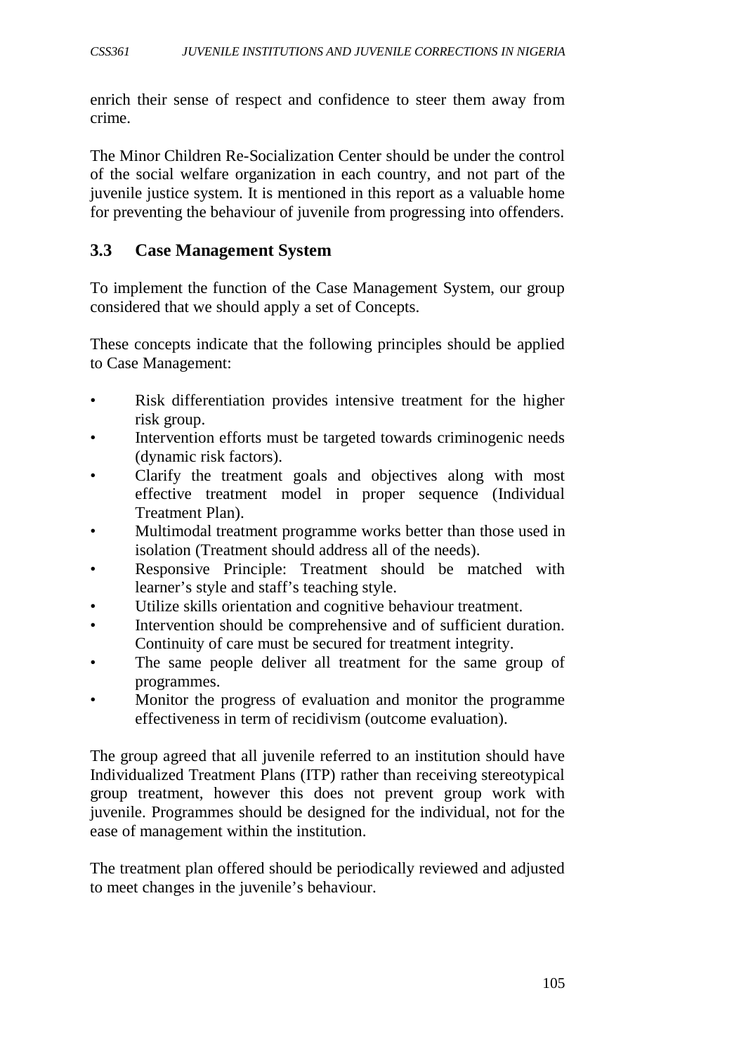enrich their sense of respect and confidence to steer them away from crime.

The Minor Children Re-Socialization Center should be under the control of the social welfare organization in each country, and not part of the juvenile justice system. It is mentioned in this report as a valuable home for preventing the behaviour of juvenile from progressing into offenders.

### 3.3 Case Management System

To implement the function of the Case Management System, our group considered that we should apply a set of Concepts.

These concepts indicate that the following principles should be applied to Case Management:

- Risk differentiation provides intensive treatment for the higher risk group.
- Intervention efforts must be targeted towards criminogenic needs (dynamic risk factors).
- Clarify the treatment goals and objectives along with most effective treatment model in proper sequence (Individual Treatment Plan).
- Multimodal treatment programme works better than those used in isolation (Treatment should address all of the needs).
- Responsive Principle: Treatment should be matched with learner's style and staff's teaching style.
- Utilize skills orientation and cognitive behaviour treatment.
- Intervention should be comprehensive and of sufficient duration. Continuity of care must be secured for treatment integrity.
- The same people deliver all treatment for the same group of programmes.
- Monitor the progress of evaluation and monitor the programme effectiveness in term of recidivism (outcome evaluation).

The group agreed that all juvenile referred to an institution should have Individualized Treatment Plans (ITP) rather than receiving stereotypical group treatment, however this does not prevent group work with juvenile. Programmes should be designed for the individual, not for the ease of management within the institution.

The treatment plan offered should be periodically reviewed and adjusted to meet changes in the juvenile's behaviour.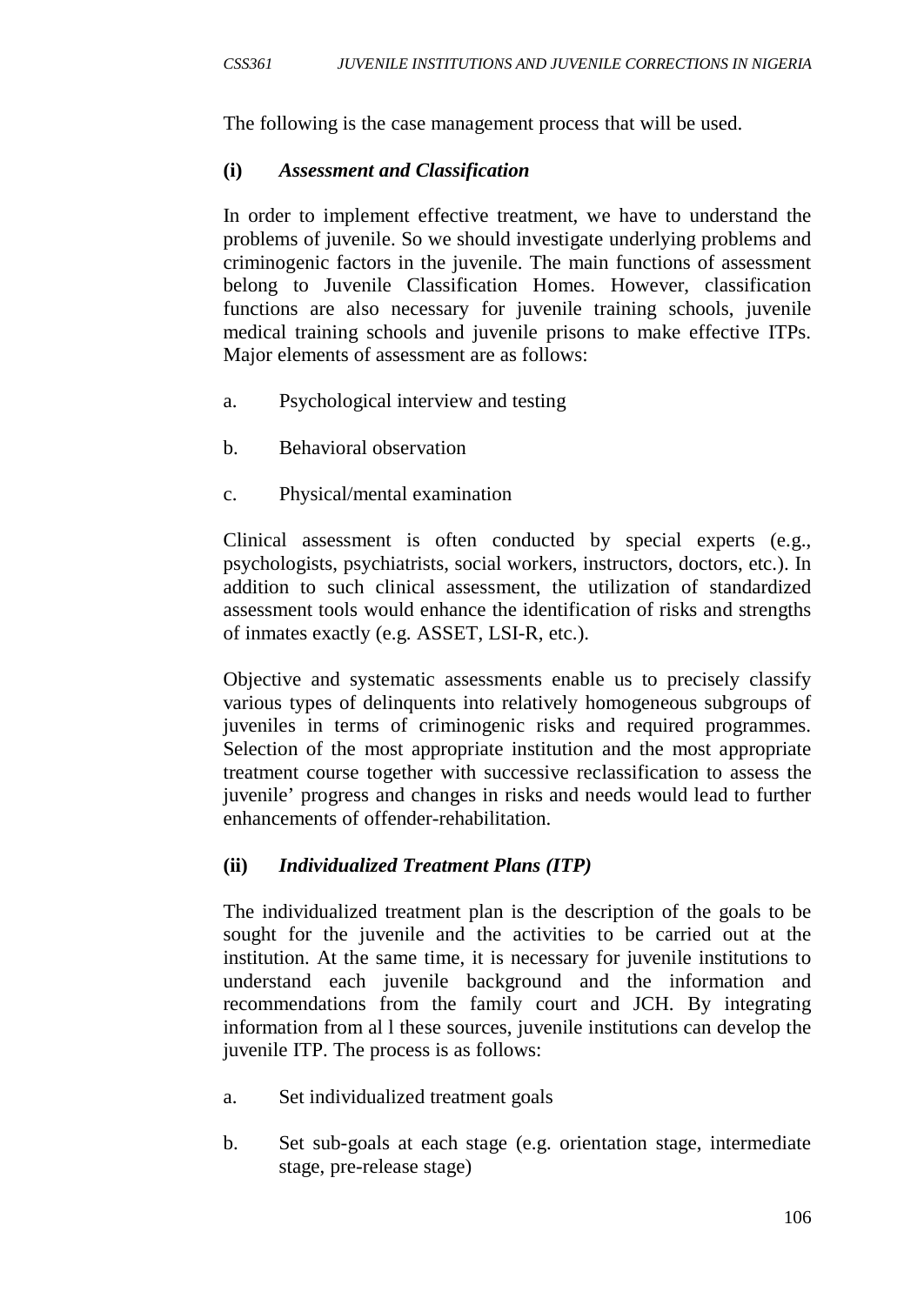The following is the case management process that will be used.

**(i)** ***Assessment and Classification***

In order to implement effective treatment, we have to understand the problems of juvenile. So we should investigate underlying problems and criminogenic factors in the juvenile. The main functions of assessment belong to Juvenile Classification Homes. However, classification functions are also necessary for juvenile training schools, juvenile medical training schools and juvenile prisons to make effective ITPs. Major elements of assessment are as follows:

a. Psychological interview and testing

b. Behavioral observation

c. Physical/mental examination

Clinical assessment is often conducted by special experts (e.g., psychologists, psychiatrists, social workers, instructors, doctors, etc.). In addition to such clinical assessment, the utilization of standardized assessment tools would enhance the identification of risks and strengths of inmates exactly (e.g. ASSET, LSI-R, etc.).

Objective and systematic assessments enable us to precisely classify various types of delinquents into relatively homogeneous subgroups of juveniles in terms of criminogenic risks and required programmes. Selection of the most appropriate institution and the most appropriate treatment course together with successive reclassification to assess the juvenile' progress and changes in risks and needs would lead to further enhancements of offender-rehabilitation.

**(ii)** ***Individualized Treatment Plans (ITP)***

The individualized treatment plan is the description of the goals to be sought for the juvenile and the activities to be carried out at the institution. At the same time, it is necessary for juvenile institutions to understand each juvenile background and the information and recommendations from the family court and JCH. By integrating information from al l these sources, juvenile institutions can develop the juvenile ITP. The process is as follows:

a. Set individualized treatment goals

b. Set sub-goals at each stage (e.g. orientation stage, intermediate stage, pre-release stage)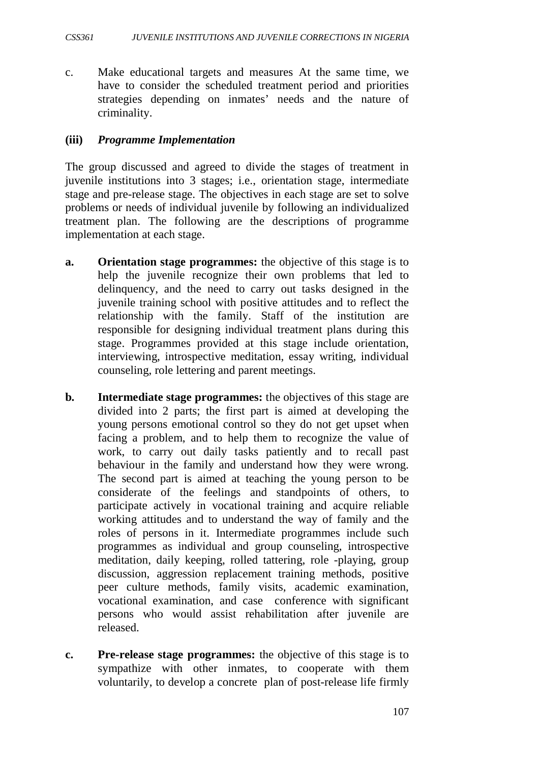c. Make educational targets and measures At the same time, we have to consider the scheduled treatment period and priorities strategies depending on inmates' needs and the nature of criminality.

**(iii)** ***Programme Implementation***

The group discussed and agreed to divide the stages of treatment in juvenile institutions into 3 stages; i.e., orientation stage, intermediate stage and pre-release stage. The objectives in each stage are set to solve problems or needs of individual juvenile by following an individualized treatment plan. The following are the descriptions of programme implementation at each stage.

**a.** **Orientation stage programmes:** the objective of this stage is to help the juvenile recognize their own problems that led to delinquency, and the need to carry out tasks designed in the juvenile training school with positive attitudes and to reflect the relationship with the family. Staff of the institution are responsible for designing individual treatment plans during this stage. Programmes provided at this stage include orientation, interviewing, introspective meditation, essay writing, individual counseling, role lettering and parent meetings.

**b.** **Intermediate stage programmes:** the objectives of this stage are divided into 2 parts; the first part is aimed at developing the young persons emotional control so they do not get upset when facing a problem, and to help them to recognize the value of work, to carry out daily tasks patiently and to recall past behaviour in the family and understand how they were wrong. The second part is aimed at teaching the young person to be considerate of the feelings and standpoints of others, to participate actively in vocational training and acquire reliable working attitudes and to understand the way of family and the roles of persons in it. Intermediate programmes include such programmes as individual and group counseling, introspective meditation, daily keeping, rolled tattering, role -playing, group discussion, aggression replacement training methods, positive peer culture methods, family visits, academic examination, vocational examination, and case conference with significant persons who would assist rehabilitation after juvenile are released.

**c.** **Pre-release stage programmes:** the objective of this stage is to sympathize with other inmates, to cooperate with them voluntarily, to develop a concrete plan of post-release life firmly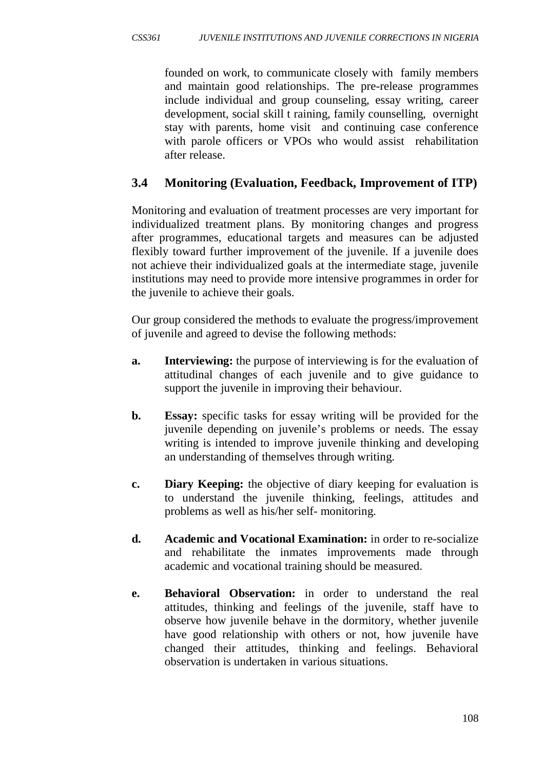founded on work, to communicate closely with family members and maintain good relationships. The pre-release programmes include individual and group counseling, essay writing, career development, social skill t raining, family counselling, overnight stay with parents, home visit and continuing case conference with parole officers or VPOs who would assist rehabilitation after release.

### 3.4 Monitoring (Evaluation, Feedback, Improvement of ITP)

Monitoring and evaluation of treatment processes are very important for individualized treatment plans. By monitoring changes and progress after programmes, educational targets and measures can be adjusted flexibly toward further improvement of the juvenile. If a juvenile does not achieve their individualized goals at the intermediate stage, juvenile institutions may need to provide more intensive programmes in order for the juvenile to achieve their goals.

Our group considered the methods to evaluate the progress/improvement of juvenile and agreed to devise the following methods:

- **a. Interviewing:** the purpose of interviewing is for the evaluation of attitudinal changes of each juvenile and to give guidance to support the juvenile in improving their behaviour.

- **b. Essay:** specific tasks for essay writing will be provided for the juvenile depending on juvenile's problems or needs. The essay writing is intended to improve juvenile thinking and developing an understanding of themselves through writing.

- **c. Diary Keeping:** the objective of diary keeping for evaluation is to understand the juvenile thinking, feelings, attitudes and problems as well as his/her self- monitoring.

- **d. Academic and Vocational Examination:** in order to re-socialize and rehabilitate the inmates improvements made through academic and vocational training should be measured.

- **e. Behavioral Observation:** in order to understand the real attitudes, thinking and feelings of the juvenile, staff have to observe how juvenile behave in the dormitory, whether juvenile have good relationship with others or not, how juvenile have changed their attitudes, thinking and feelings. Behavioral observation is undertaken in various situations.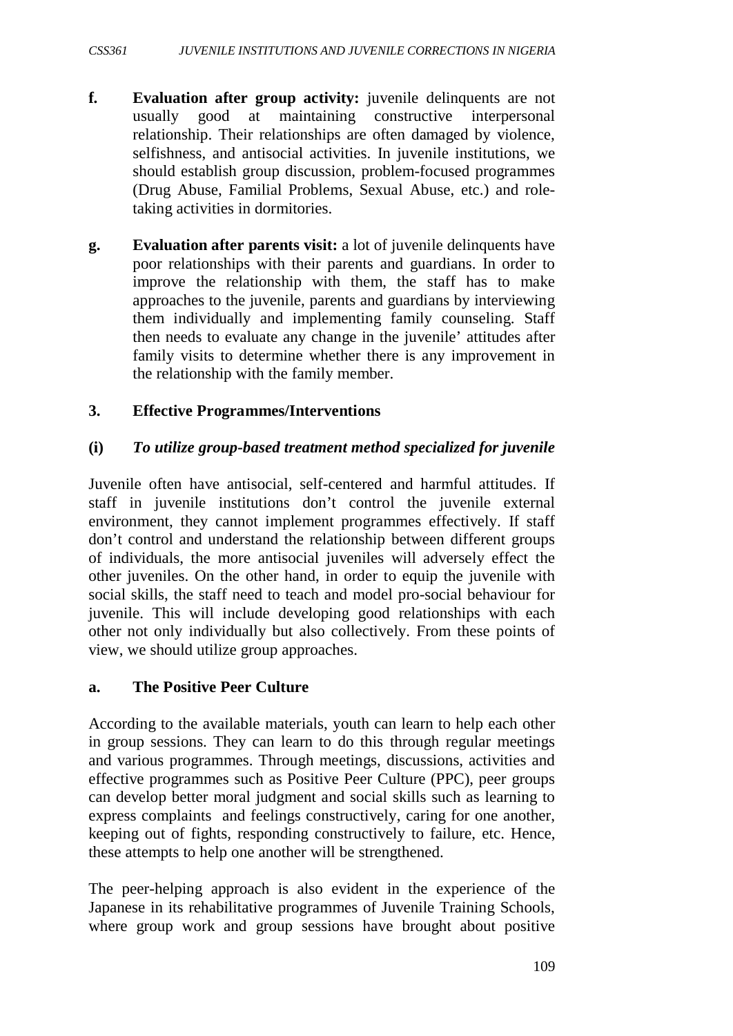**f. Evaluation after group activity:** juvenile delinquents are not usually good at maintaining constructive interpersonal relationship. Their relationships are often damaged by violence, selfishness, and antisocial activities. In juvenile institutions, we should establish group discussion, problem-focused programmes (Drug Abuse, Familial Problems, Sexual Abuse, etc.) and role-taking activities in dormitories.

**g. Evaluation after parents visit:** a lot of juvenile delinquents have poor relationships with their parents and guardians. In order to improve the relationship with them, the staff has to make approaches to the juvenile, parents and guardians by interviewing them individually and implementing family counseling. Staff then needs to evaluate any change in the juvenile' attitudes after family visits to determine whether there is any improvement in the relationship with the family member.

### 3. Effective Programmes/Interventions

#### (i) *To utilize group-based treatment method specialized for juvenile*

Juvenile often have antisocial, self-centered and harmful attitudes. If staff in juvenile institutions don't control the juvenile external environment, they cannot implement programmes effectively. If staff don't control and understand the relationship between different groups of individuals, the more antisocial juveniles will adversely effect the other juveniles. On the other hand, in order to equip the juvenile with social skills, the staff need to teach and model pro-social behaviour for juvenile. This will include developing good relationships with each other not only individually but also collectively. From these points of view, we should utilize group approaches.

#### a. The Positive Peer Culture

According to the available materials, youth can learn to help each other in group sessions. They can learn to do this through regular meetings and various programmes. Through meetings, discussions, activities and effective programmes such as Positive Peer Culture (PPC), peer groups can develop better moral judgment and social skills such as learning to express complaints and feelings constructively, caring for one another, keeping out of fights, responding constructively to failure, etc. Hence, these attempts to help one another will be strengthened.

The peer-helping approach is also evident in the experience of the Japanese in its rehabilitative programmes of Juvenile Training Schools, where group work and group sessions have brought about positive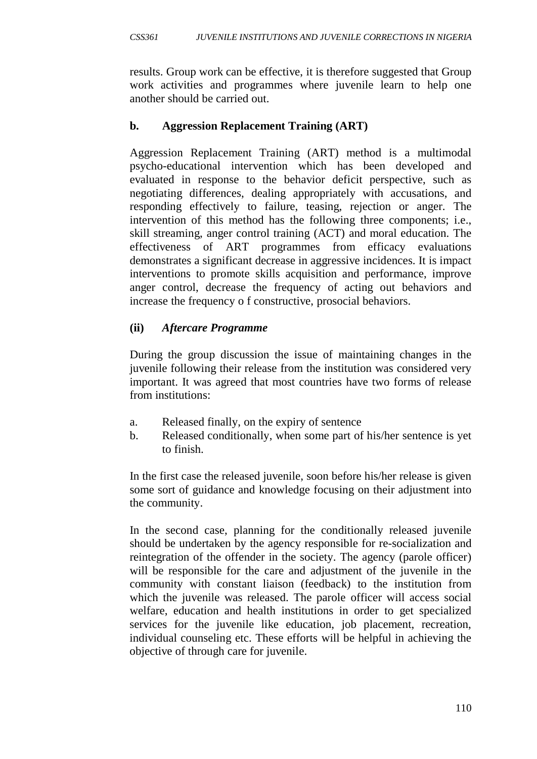results. Group work can be effective, it is therefore suggested that Group work activities and programmes where juvenile learn to help one another should be carried out.

**b. Aggression Replacement Training (ART)**

Aggression Replacement Training (ART) method is a multimodal psycho-educational intervention which has been developed and evaluated in response to the behavior deficit perspective, such as negotiating differences, dealing appropriately with accusations, and responding effectively to failure, teasing, rejection or anger. The intervention of this method has the following three components; i.e., skill streaming, anger control training (ACT) and moral education. The effectiveness of ART programmes from efficacy evaluations demonstrates a significant decrease in aggressive incidences. It is impact interventions to promote skills acquisition and performance, improve anger control, decrease the frequency of acting out behaviors and increase the frequency o f constructive, prosocial behaviors.

**(ii)** ***Aftercare Programme***

During the group discussion the issue of maintaining changes in the juvenile following their release from the institution was considered very important. It was agreed that most countries have two forms of release from institutions:

a. Released finally, on the expiry of sentence
b. Released conditionally, when some part of his/her sentence is yet to finish.

In the first case the released juvenile, soon before his/her release is given some sort of guidance and knowledge focusing on their adjustment into the community.

In the second case, planning for the conditionally released juvenile should be undertaken by the agency responsible for re-socialization and reintegration of the offender in the society. The agency (parole officer) will be responsible for the care and adjustment of the juvenile in the community with constant liaison (feedback) to the institution from which the juvenile was released. The parole officer will access social welfare, education and health institutions in order to get specialized services for the juvenile like education, job placement, recreation, individual counseling etc. These efforts will be helpful in achieving the objective of through care for juvenile.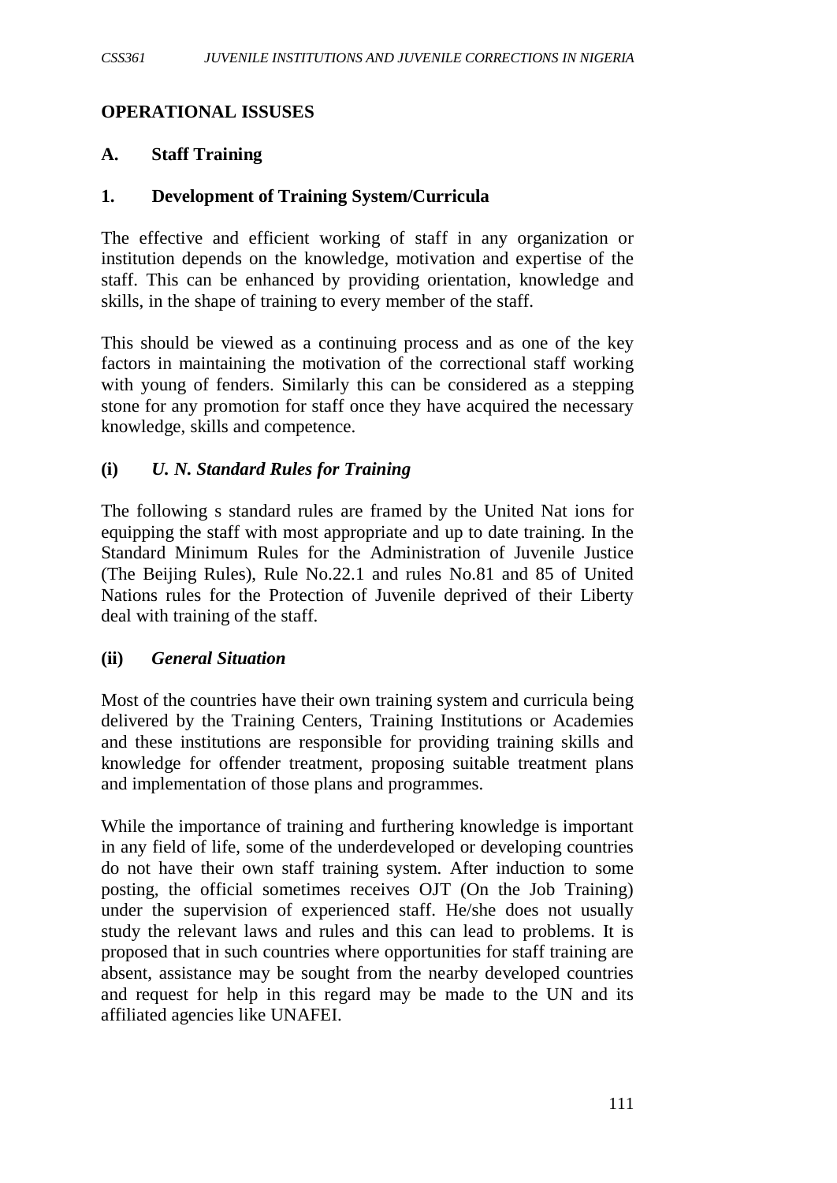**OPERATIONAL ISSUSES**

**A. Staff Training**

**1. Development of Training System/Curricula**

The effective and efficient working of staff in any organization or institution depends on the knowledge, motivation and expertise of the staff. This can be enhanced by providing orientation, knowledge and skills, in the shape of training to every member of the staff.

This should be viewed as a continuing process and as one of the key factors in maintaining the motivation of the correctional staff working with young of fenders. Similarly this can be considered as a stepping stone for any promotion for staff once they have acquired the necessary knowledge, skills and competence.

**(i)** ***U. N. Standard Rules for Training***

The following s standard rules are framed by the United Nat ions for equipping the staff with most appropriate and up to date training. In the Standard Minimum Rules for the Administration of Juvenile Justice (The Beijing Rules), Rule No.22.1 and rules No.81 and 85 of United Nations rules for the Protection of Juvenile deprived of their Liberty deal with training of the staff.

**(ii)** ***General Situation***

Most of the countries have their own training system and curricula being delivered by the Training Centers, Training Institutions or Academies and these institutions are responsible for providing training skills and knowledge for offender treatment, proposing suitable treatment plans and implementation of those plans and programmes.

While the importance of training and furthering knowledge is important in any field of life, some of the underdeveloped or developing countries do not have their own staff training system. After induction to some posting, the official sometimes receives OJT (On the Job Training) under the supervision of experienced staff. He/she does not usually study the relevant laws and rules and this can lead to problems. It is proposed that in such countries where opportunities for staff training are absent, assistance may be sought from the nearby developed countries and request for help in this regard may be made to the UN and its affiliated agencies like UNAFEI.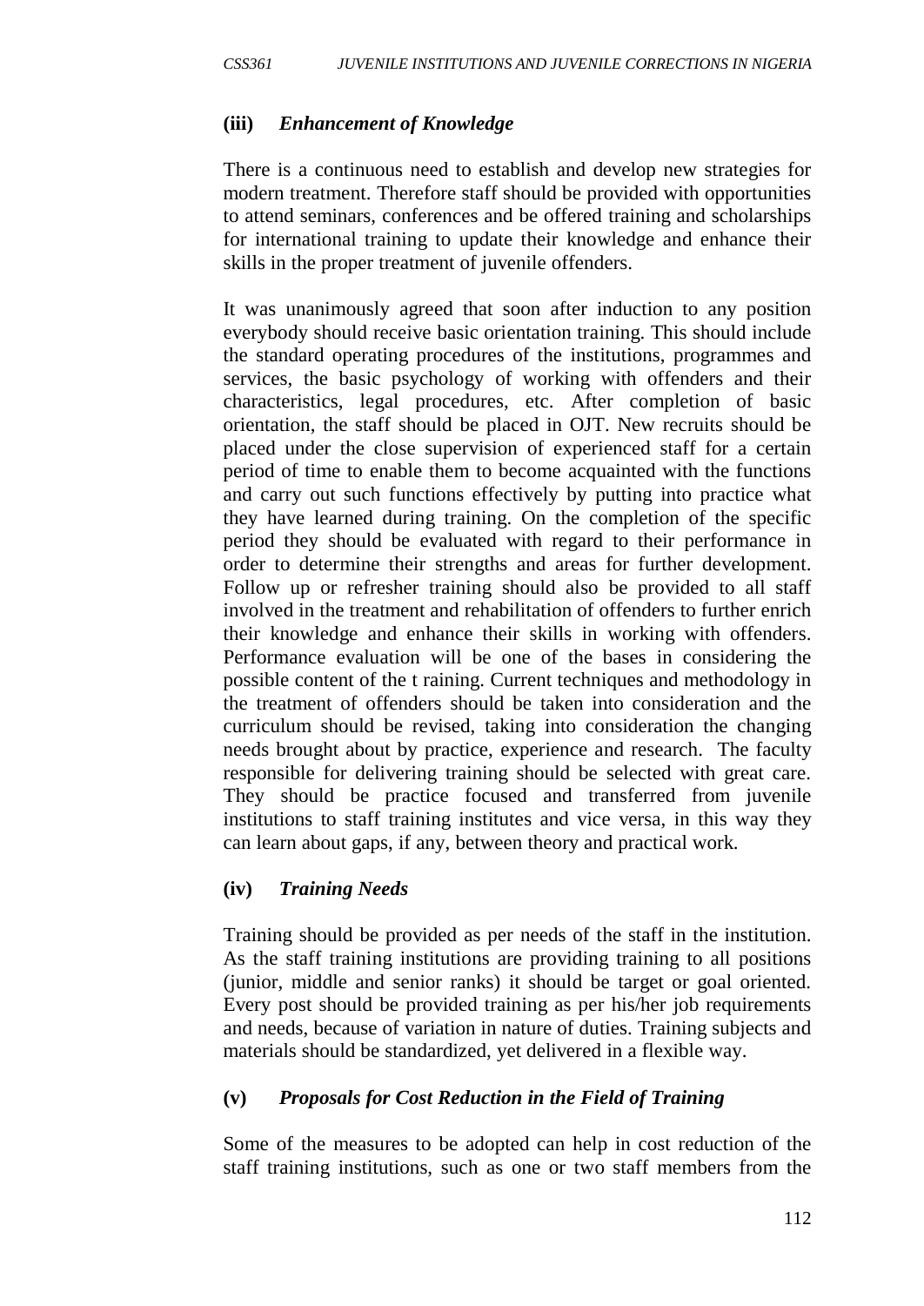**(iii)** ***Enhancement of Knowledge***

There is a continuous need to establish and develop new strategies for modern treatment. Therefore staff should be provided with opportunities to attend seminars, conferences and be offered training and scholarships for international training to update their knowledge and enhance their skills in the proper treatment of juvenile offenders.

It was unanimously agreed that soon after induction to any position everybody should receive basic orientation training. This should include the standard operating procedures of the institutions, programmes and services, the basic psychology of working with offenders and their characteristics, legal procedures, etc. After completion of basic orientation, the staff should be placed in OJT. New recruits should be placed under the close supervision of experienced staff for a certain period of time to enable them to become acquainted with the functions and carry out such functions effectively by putting into practice what they have learned during training. On the completion of the specific period they should be evaluated with regard to their performance in order to determine their strengths and areas for further development. Follow up or refresher training should also be provided to all staff involved in the treatment and rehabilitation of offenders to further enrich their knowledge and enhance their skills in working with offenders. Performance evaluation will be one of the bases in considering the possible content of the t raining. Current techniques and methodology in the treatment of offenders should be taken into consideration and the curriculum should be revised, taking into consideration the changing needs brought about by practice, experience and research. The faculty responsible for delivering training should be selected with great care. They should be practice focused and transferred from juvenile institutions to staff training institutes and vice versa, in this way they can learn about gaps, if any, between theory and practical work.

**(iv)** ***Training Needs***

Training should be provided as per needs of the staff in the institution. As the staff training institutions are providing training to all positions (junior, middle and senior ranks) it should be target or goal oriented. Every post should be provided training as per his/her job requirements and needs, because of variation in nature of duties. Training subjects and materials should be standardized, yet delivered in a flexible way.

**(v)** ***Proposals for Cost Reduction in the Field of Training***

Some of the measures to be adopted can help in cost reduction of the staff training institutions, such as one or two staff members from the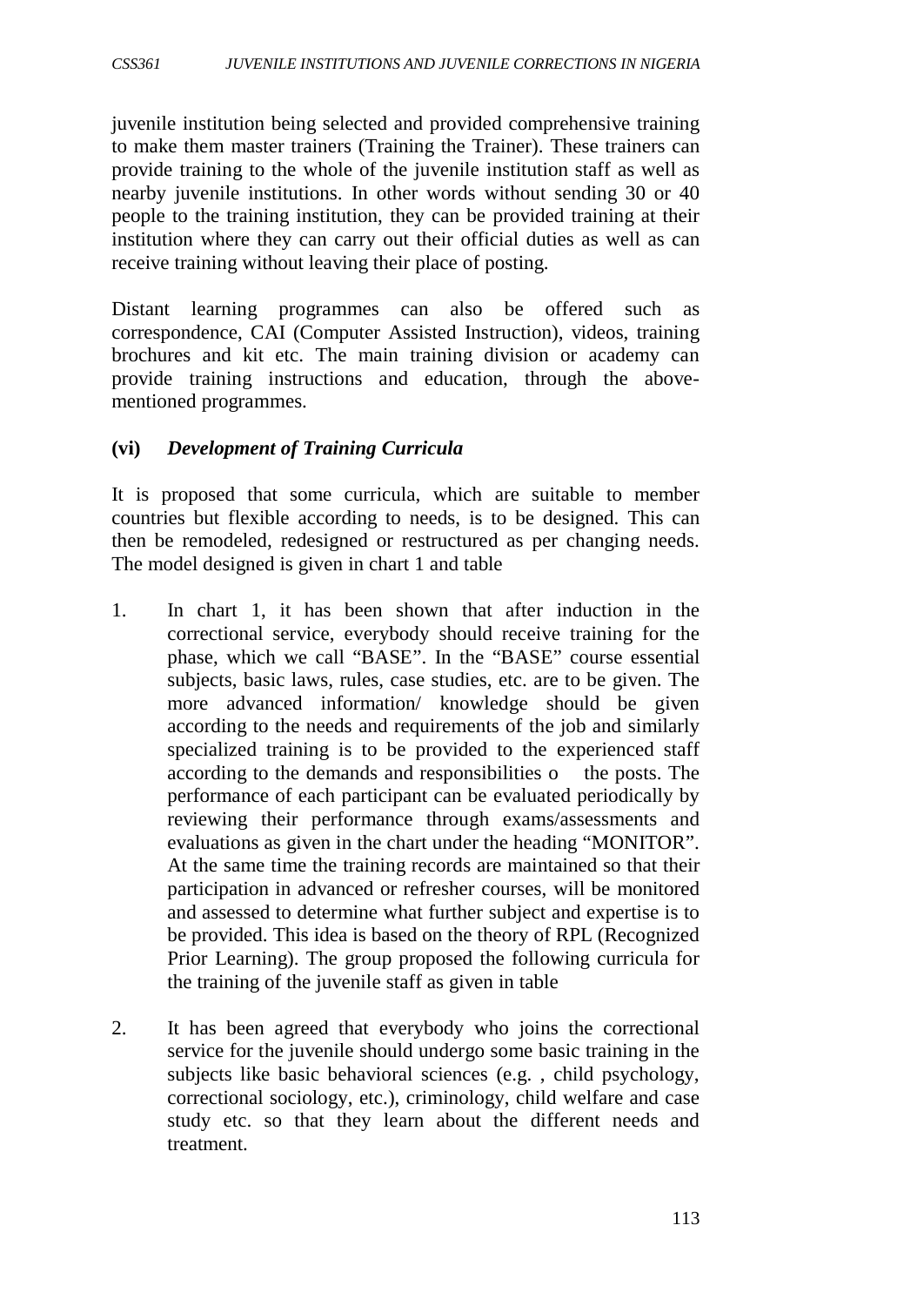juvenile institution being selected and provided comprehensive training to make them master trainers (Training the Trainer). These trainers can provide training to the whole of the juvenile institution staff as well as nearby juvenile institutions. In other words without sending 30 or 40 people to the training institution, they can be provided training at their institution where they can carry out their official duties as well as can receive training without leaving their place of posting.

Distant learning programmes can also be offered such as correspondence, CAI (Computer Assisted Instruction), videos, training brochures and kit etc. The main training division or academy can provide training instructions and education, through the above-mentioned programmes.

**(vi)** ***Development of Training Curricula***

It is proposed that some curricula, which are suitable to member countries but flexible according to needs, is to be designed. This can then be remodeled, redesigned or restructured as per changing needs. The model designed is given in chart 1 and table

1. In chart 1, it has been shown that after induction in the correctional service, everybody should receive training for the phase, which we call "BASE". In the "BASE" course essential subjects, basic laws, rules, case studies, etc. are to be given. The more advanced information/ knowledge should be given according to the needs and requirements of the job and similarly specialized training is to be provided to the experienced staff according to the demands and responsibilities o the posts. The performance of each participant can be evaluated periodically by reviewing their performance through exams/assessments and evaluations as given in the chart under the heading "MONITOR". At the same time the training records are maintained so that their participation in advanced or refresher courses, will be monitored and assessed to determine what further subject and expertise is to be provided. This idea is based on the theory of RPL (Recognized Prior Learning). The group proposed the following curricula for the training of the juvenile staff as given in table

2. It has been agreed that everybody who joins the correctional service for the juvenile should undergo some basic training in the subjects like basic behavioral sciences (e.g. , child psychology, correctional sociology, etc.), criminology, child welfare and case study etc. so that they learn about the different needs and treatment.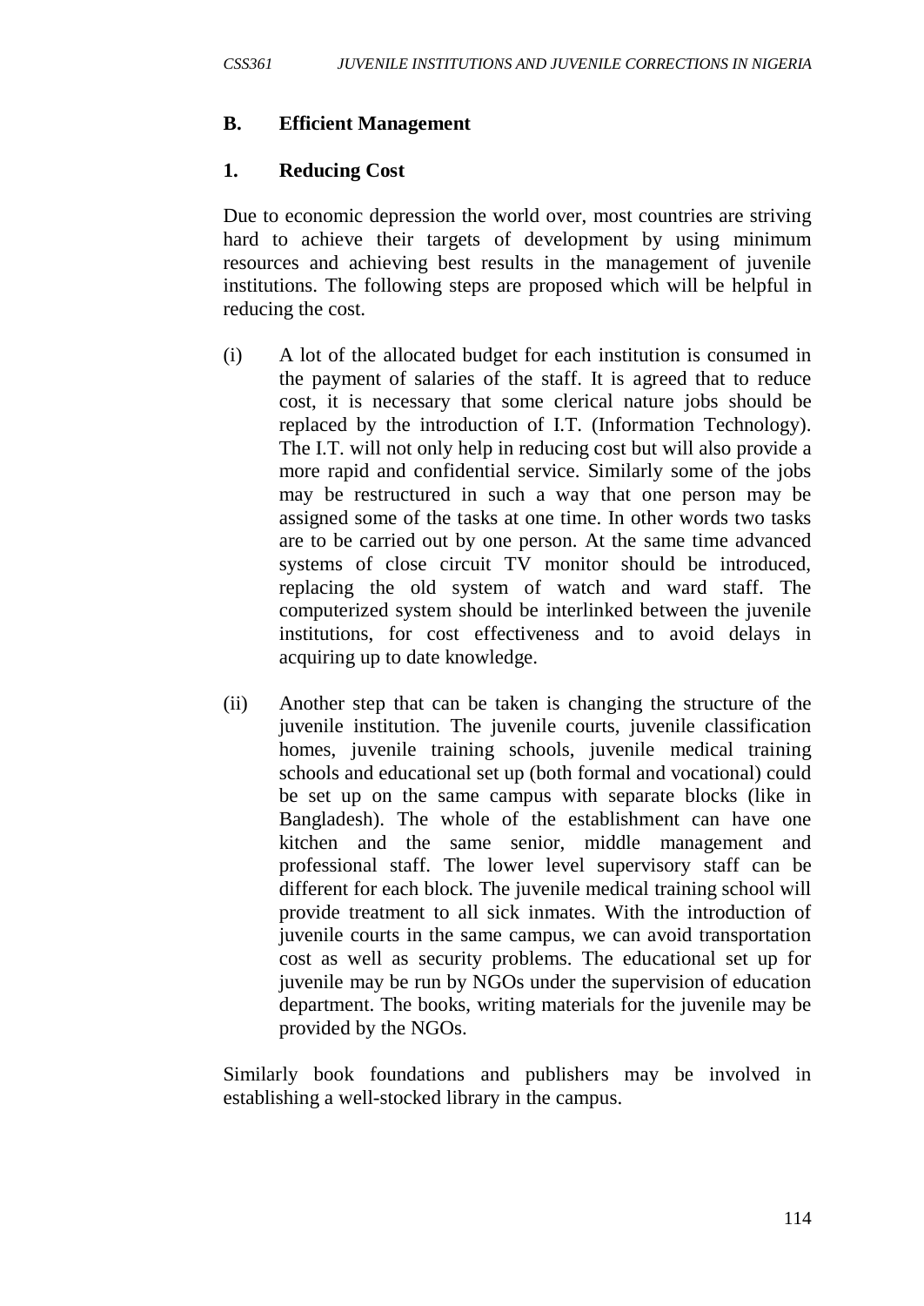### B. Efficient Management

#### 1. Reducing Cost

Due to economic depression the world over, most countries are striving hard to achieve their targets of development by using minimum resources and achieving best results in the management of juvenile institutions. The following steps are proposed which will be helpful in reducing the cost.

(i) A lot of the allocated budget for each institution is consumed in the payment of salaries of the staff. It is agreed that to reduce cost, it is necessary that some clerical nature jobs should be replaced by the introduction of I.T. (Information Technology). The I.T. will not only help in reducing cost but will also provide a more rapid and confidential service. Similarly some of the jobs may be restructured in such a way that one person may be assigned some of the tasks at one time. In other words two tasks are to be carried out by one person. At the same time advanced systems of close circuit TV monitor should be introduced, replacing the old system of watch and ward staff. The computerized system should be interlinked between the juvenile institutions, for cost effectiveness and to avoid delays in acquiring up to date knowledge.

(ii) Another step that can be taken is changing the structure of the juvenile institution. The juvenile courts, juvenile classification homes, juvenile training schools, juvenile medical training schools and educational set up (both formal and vocational) could be set up on the same campus with separate blocks (like in Bangladesh). The whole of the establishment can have one kitchen and the same senior, middle management and professional staff. The lower level supervisory staff can be different for each block. The juvenile medical training school will provide treatment to all sick inmates. With the introduction of juvenile courts in the same campus, we can avoid transportation cost as well as security problems. The educational set up for juvenile may be run by NGOs under the supervision of education department. The books, writing materials for the juvenile may be provided by the NGOs.

Similarly book foundations and publishers may be involved in establishing a well-stocked library in the campus.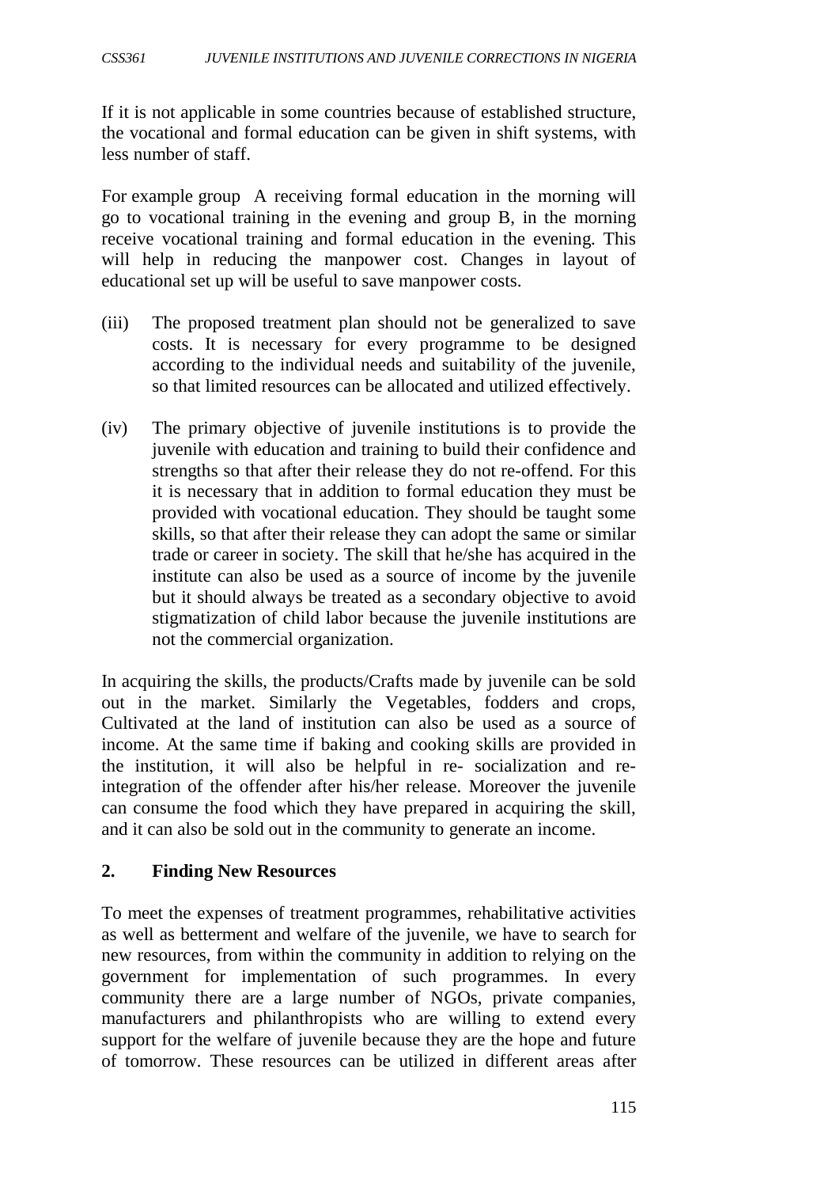If it is not applicable in some countries because of established structure, the vocational and formal education can be given in shift systems, with less number of staff.

For example group A receiving formal education in the morning will go to vocational training in the evening and group B, in the morning receive vocational training and formal education in the evening. This will help in reducing the manpower cost. Changes in layout of educational set up will be useful to save manpower costs.

(iii) The proposed treatment plan should not be generalized to save costs. It is necessary for every programme to be designed according to the individual needs and suitability of the juvenile, so that limited resources can be allocated and utilized effectively.

(iv) The primary objective of juvenile institutions is to provide the juvenile with education and training to build their confidence and strengths so that after their release they do not re-offend. For this it is necessary that in addition to formal education they must be provided with vocational education. They should be taught some skills, so that after their release they can adopt the same or similar trade or career in society. The skill that he/she has acquired in the institute can also be used as a source of income by the juvenile but it should always be treated as a secondary objective to avoid stigmatization of child labor because the juvenile institutions are not the commercial organization.

In acquiring the skills, the products/Crafts made by juvenile can be sold out in the market. Similarly the Vegetables, fodders and crops, Cultivated at the land of institution can also be used as a source of income. At the same time if baking and cooking skills are provided in the institution, it will also be helpful in re- socialization and re-integration of the offender after his/her release. Moreover the juvenile can consume the food which they have prepared in acquiring the skill, and it can also be sold out in the community to generate an income.

## 2. Finding New Resources

To meet the expenses of treatment programmes, rehabilitative activities as well as betterment and welfare of the juvenile, we have to search for new resources, from within the community in addition to relying on the government for implementation of such programmes. In every community there are a large number of NGOs, private companies, manufacturers and philanthropists who are willing to extend every support for the welfare of juvenile because they are the hope and future of tomorrow. These resources can be utilized in different areas after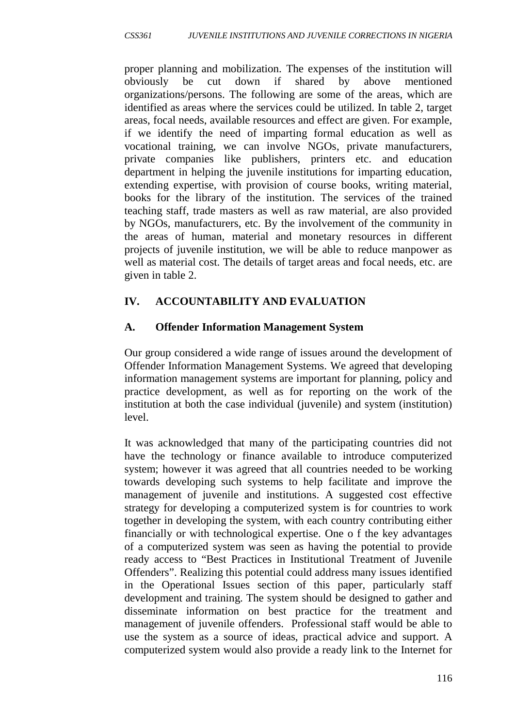proper planning and mobilization. The expenses of the institution will obviously be cut down if shared by above mentioned organizations/persons. The following are some of the areas, which are identified as areas where the services could be utilized. In table 2, target areas, focal needs, available resources and effect are given. For example, if we identify the need of imparting formal education as well as vocational training, we can involve NGOs, private manufacturers, private companies like publishers, printers etc. and education department in helping the juvenile institutions for imparting education, extending expertise, with provision of course books, writing material, books for the library of the institution. The services of the trained teaching staff, trade masters as well as raw material, are also provided by NGOs, manufacturers, etc. By the involvement of the community in the areas of human, material and monetary resources in different projects of juvenile institution, we will be able to reduce manpower as well as material cost. The details of target areas and focal needs, etc. are given in table 2.

## IV. ACCOUNTABILITY AND EVALUATION

### A. Offender Information Management System

Our group considered a wide range of issues around the development of Offender Information Management Systems. We agreed that developing information management systems are important for planning, policy and practice development, as well as for reporting on the work of the institution at both the case individual (juvenile) and system (institution) level.

It was acknowledged that many of the participating countries did not have the technology or finance available to introduce computerized system; however it was agreed that all countries needed to be working towards developing such systems to help facilitate and improve the management of juvenile and institutions. A suggested cost effective strategy for developing a computerized system is for countries to work together in developing the system, with each country contributing either financially or with technological expertise. One o f the key advantages of a computerized system was seen as having the potential to provide ready access to "Best Practices in Institutional Treatment of Juvenile Offenders". Realizing this potential could address many issues identified in the Operational Issues section of this paper, particularly staff development and training. The system should be designed to gather and disseminate information on best practice for the treatment and management of juvenile offenders. Professional staff would be able to use the system as a source of ideas, practical advice and support. A computerized system would also provide a ready link to the Internet for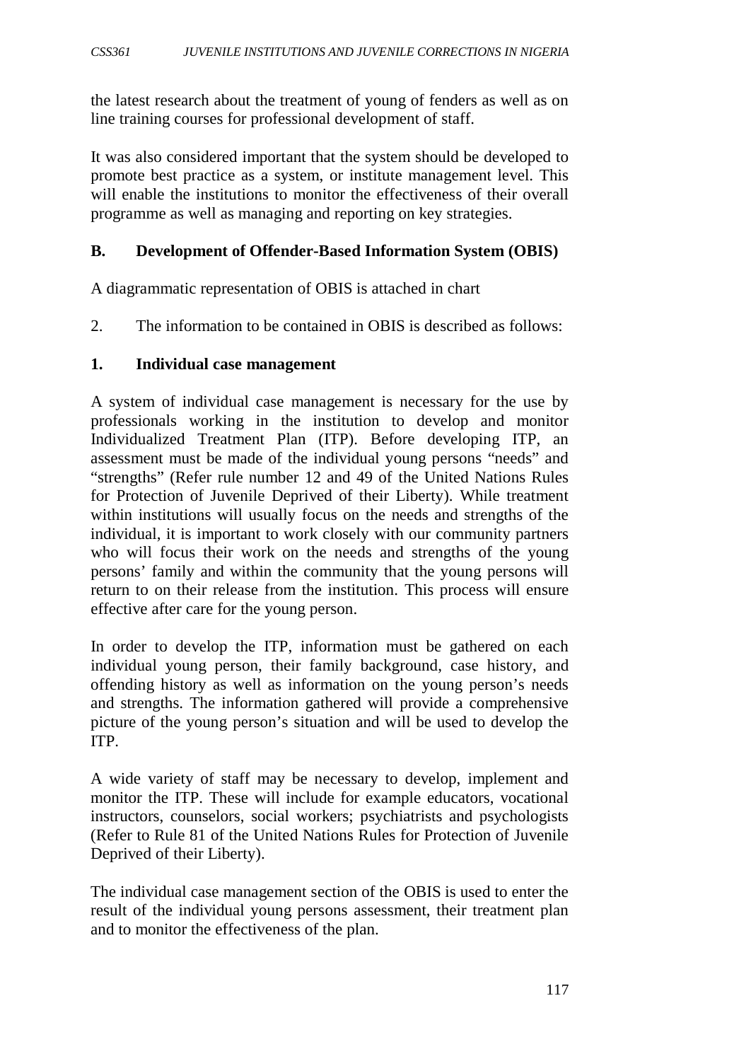the latest research about the treatment of young of fenders as well as on line training courses for professional development of staff.

It was also considered important that the system should be developed to promote best practice as a system, or institute management level. This will enable the institutions to monitor the effectiveness of their overall programme as well as managing and reporting on key strategies.

**B. Development of Offender-Based Information System (OBIS)**

A diagrammatic representation of OBIS is attached in chart

2. The information to be contained in OBIS is described as follows:

**1. Individual case management**

A system of individual case management is necessary for the use by professionals working in the institution to develop and monitor Individualized Treatment Plan (ITP). Before developing ITP, an assessment must be made of the individual young persons "needs" and "strengths" (Refer rule number 12 and 49 of the United Nations Rules for Protection of Juvenile Deprived of their Liberty). While treatment within institutions will usually focus on the needs and strengths of the individual, it is important to work closely with our community partners who will focus their work on the needs and strengths of the young persons' family and within the community that the young persons will return to on their release from the institution. This process will ensure effective after care for the young person.

In order to develop the ITP, information must be gathered on each individual young person, their family background, case history, and offending history as well as information on the young person's needs and strengths. The information gathered will provide a comprehensive picture of the young person's situation and will be used to develop the ITP.

A wide variety of staff may be necessary to develop, implement and monitor the ITP. These will include for example educators, vocational instructors, counselors, social workers; psychiatrists and psychologists (Refer to Rule 81 of the United Nations Rules for Protection of Juvenile Deprived of their Liberty).

The individual case management section of the OBIS is used to enter the result of the individual young persons assessment, their treatment plan and to monitor the effectiveness of the plan.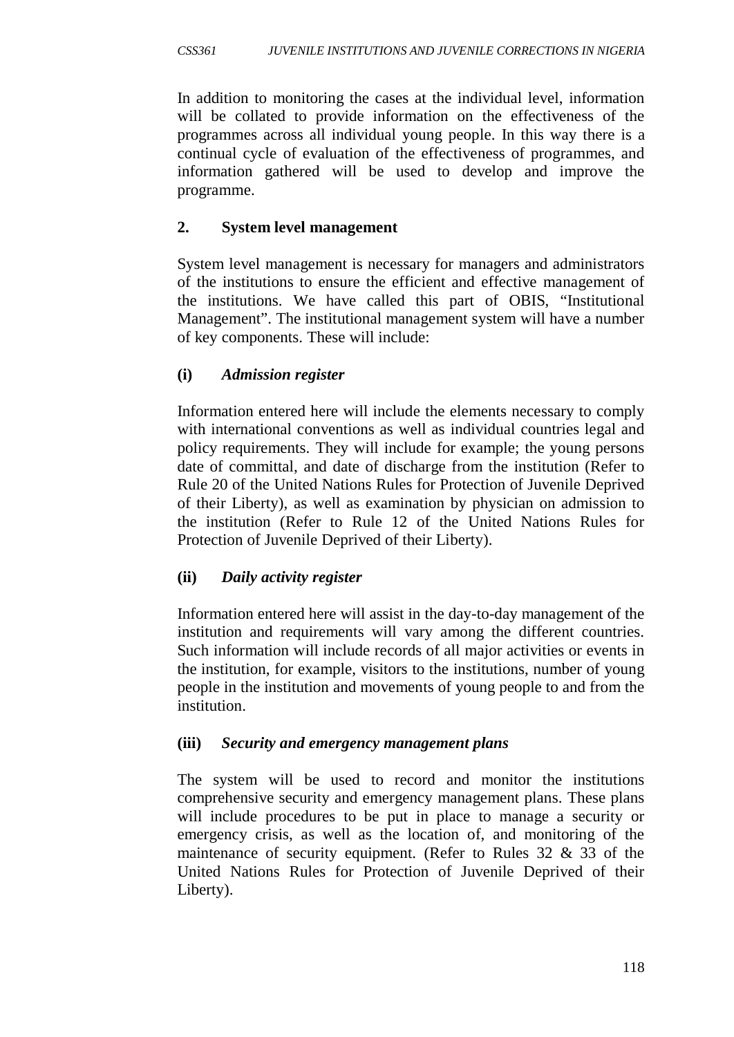In addition to monitoring the cases at the individual level, information will be collated to provide information on the effectiveness of the programmes across all individual young people. In this way there is a continual cycle of evaluation of the effectiveness of programmes, and information gathered will be used to develop and improve the programme.

**2. System level management**

System level management is necessary for managers and administrators of the institutions to ensure the efficient and effective management of the institutions. We have called this part of OBIS, "Institutional Management". The institutional management system will have a number of key components. These will include:

**(i)** ***Admission register***

Information entered here will include the elements necessary to comply with international conventions as well as individual countries legal and policy requirements. They will include for example; the young persons date of committal, and date of discharge from the institution (Refer to Rule 20 of the United Nations Rules for Protection of Juvenile Deprived of their Liberty), as well as examination by physician on admission to the institution (Refer to Rule 12 of the United Nations Rules for Protection of Juvenile Deprived of their Liberty).

**(ii)** ***Daily activity register***

Information entered here will assist in the day-to-day management of the institution and requirements will vary among the different countries. Such information will include records of all major activities or events in the institution, for example, visitors to the institutions, number of young people in the institution and movements of young people to and from the institution.

**(iii)** ***Security and emergency management plans***

The system will be used to record and monitor the institutions comprehensive security and emergency management plans. These plans will include procedures to be put in place to manage a security or emergency crisis, as well as the location of, and monitoring of the maintenance of security equipment. (Refer to Rules 32 & 33 of the United Nations Rules for Protection of Juvenile Deprived of their Liberty).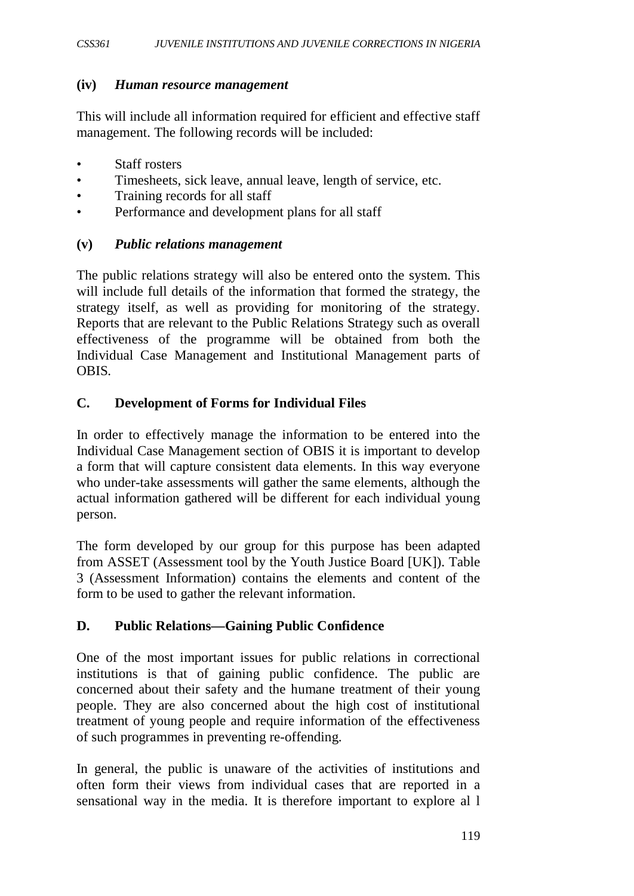**(iv)** ***Human resource management***

This will include all information required for efficient and effective staff management. The following records will be included:

- Staff rosters
- Timesheets, sick leave, annual leave, length of service, etc.
- Training records for all staff
- Performance and development plans for all staff

**(v)** ***Public relations management***

The public relations strategy will also be entered onto the system. This will include full details of the information that formed the strategy, the strategy itself, as well as providing for monitoring of the strategy. Reports that are relevant to the Public Relations Strategy such as overall effectiveness of the programme will be obtained from both the Individual Case Management and Institutional Management parts of OBIS.

**C. Development of Forms for Individual Files**

In order to effectively manage the information to be entered into the Individual Case Management section of OBIS it is important to develop a form that will capture consistent data elements. In this way everyone who under-take assessments will gather the same elements, although the actual information gathered will be different for each individual young person.

The form developed by our group for this purpose has been adapted from ASSET (Assessment tool by the Youth Justice Board [UK]). Table 3 (Assessment Information) contains the elements and content of the form to be used to gather the relevant information.

**D. Public Relations—Gaining Public Confidence**

One of the most important issues for public relations in correctional institutions is that of gaining public confidence. The public are concerned about their safety and the humane treatment of their young people. They are also concerned about the high cost of institutional treatment of young people and require information of the effectiveness of such programmes in preventing re-offending.

In general, the public is unaware of the activities of institutions and often form their views from individual cases that are reported in a sensational way in the media. It is therefore important to explore al l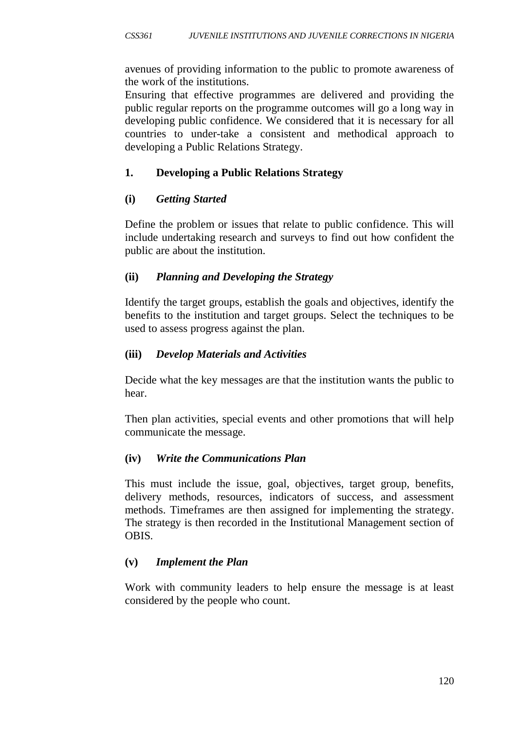avenues of providing information to the public to promote awareness of the work of the institutions.

Ensuring that effective programmes are delivered and providing the public regular reports on the programme outcomes will go a long way in developing public confidence. We considered that it is necessary for all countries to under-take a consistent and methodical approach to developing a Public Relations Strategy.

**1. Developing a Public Relations Strategy**

**(i)** ***Getting Started***

Define the problem or issues that relate to public confidence. This will include undertaking research and surveys to find out how confident the public are about the institution.

**(ii)** ***Planning and Developing the Strategy***

Identify the target groups, establish the goals and objectives, identify the benefits to the institution and target groups. Select the techniques to be used to assess progress against the plan.

**(iii)** ***Develop Materials and Activities***

Decide what the key messages are that the institution wants the public to hear.

Then plan activities, special events and other promotions that will help communicate the message.

**(iv)** ***Write the Communications Plan***

This must include the issue, goal, objectives, target group, benefits, delivery methods, resources, indicators of success, and assessment methods. Timeframes are then assigned for implementing the strategy. The strategy is then recorded in the Institutional Management section of OBIS.

**(v)** ***Implement the Plan***

Work with community leaders to help ensure the message is at least considered by the people who count.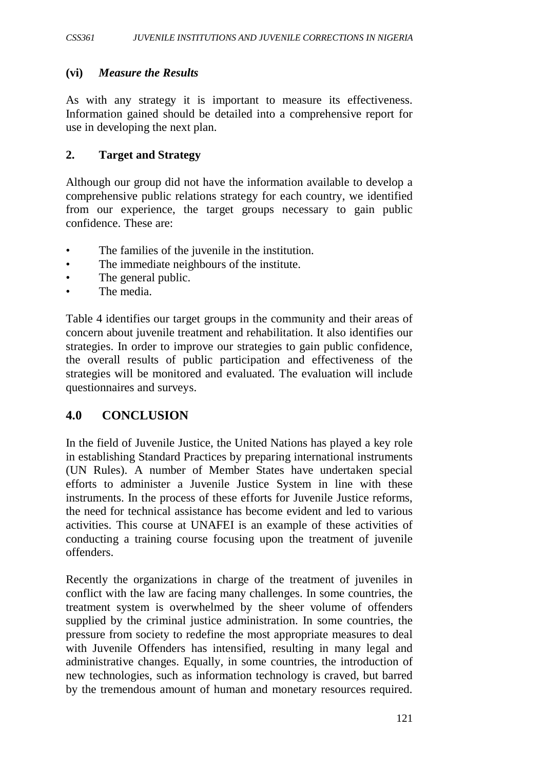### (vi) *Measure the Results*

As with any strategy it is important to measure its effectiveness. Information gained should be detailed into a comprehensive report for use in developing the next plan.

### 2. Target and Strategy

Although our group did not have the information available to develop a comprehensive public relations strategy for each country, we identified from our experience, the target groups necessary to gain public confidence. These are:

- The families of the juvenile in the institution.
- The immediate neighbours of the institute.
- The general public.
- The media.

Table 4 identifies our target groups in the community and their areas of concern about juvenile treatment and rehabilitation. It also identifies our strategies. In order to improve our strategies to gain public confidence, the overall results of public participation and effectiveness of the strategies will be monitored and evaluated. The evaluation will include questionnaires and surveys.

## 4.0 CONCLUSION

In the field of Juvenile Justice, the United Nations has played a key role in establishing Standard Practices by preparing international instruments (UN Rules). A number of Member States have undertaken special efforts to administer a Juvenile Justice System in line with these instruments. In the process of these efforts for Juvenile Justice reforms, the need for technical assistance has become evident and led to various activities. This course at UNAFEI is an example of these activities of conducting a training course focusing upon the treatment of juvenile offenders.

Recently the organizations in charge of the treatment of juveniles in conflict with the law are facing many challenges. In some countries, the treatment system is overwhelmed by the sheer volume of offenders supplied by the criminal justice administration. In some countries, the pressure from society to redefine the most appropriate measures to deal with Juvenile Offenders has intensified, resulting in many legal and administrative changes. Equally, in some countries, the introduction of new technologies, such as information technology is craved, but barred by the tremendous amount of human and monetary resources required.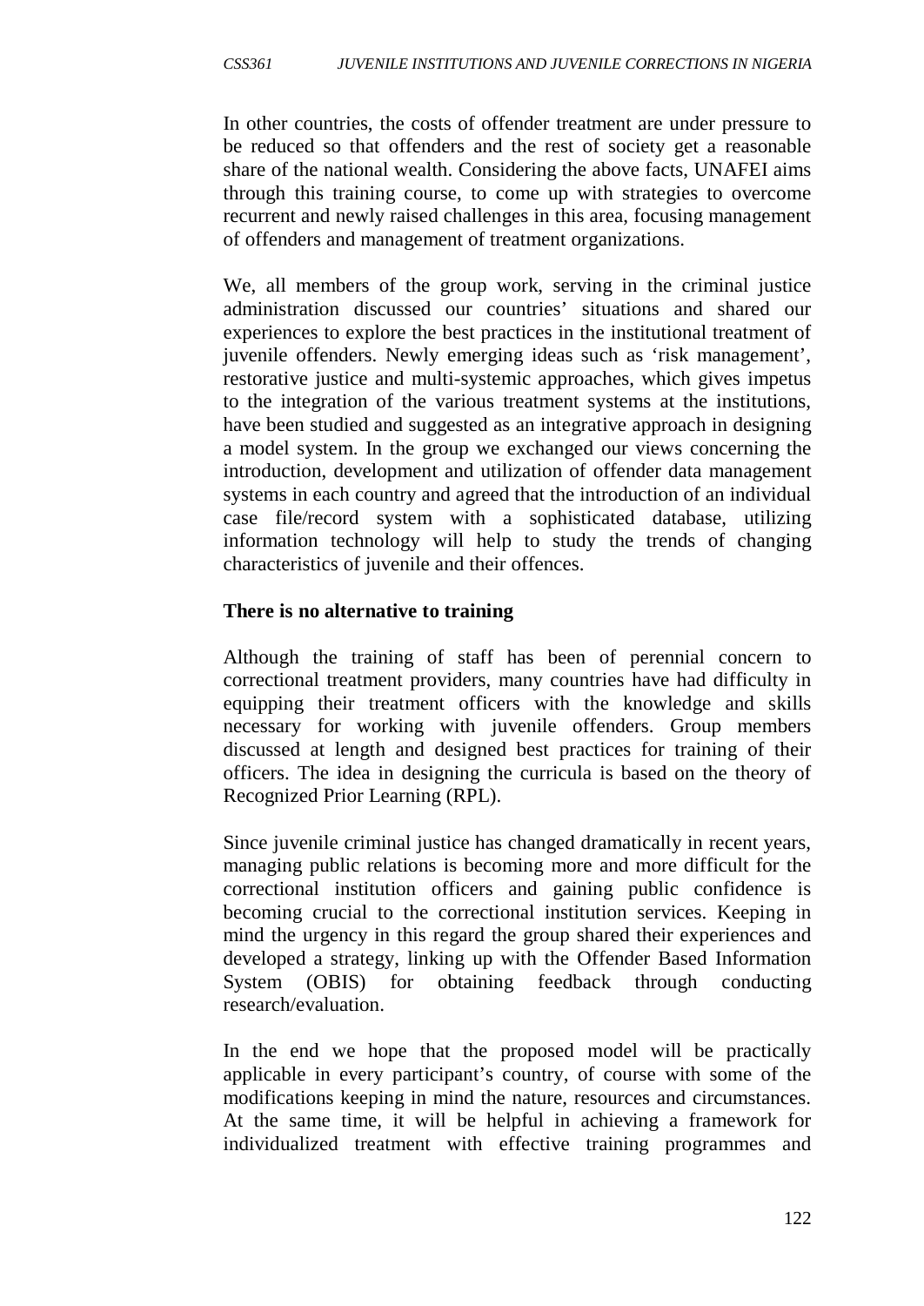In other countries, the costs of offender treatment are under pressure to be reduced so that offenders and the rest of society get a reasonable share of the national wealth. Considering the above facts, UNAFEI aims through this training course, to come up with strategies to overcome recurrent and newly raised challenges in this area, focusing management of offenders and management of treatment organizations.

We, all members of the group work, serving in the criminal justice administration discussed our countries' situations and shared our experiences to explore the best practices in the institutional treatment of juvenile offenders. Newly emerging ideas such as 'risk management', restorative justice and multi-systemic approaches, which gives impetus to the integration of the various treatment systems at the institutions, have been studied and suggested as an integrative approach in designing a model system. In the group we exchanged our views concerning the introduction, development and utilization of offender data management systems in each country and agreed that the introduction of an individual case file/record system with a sophisticated database, utilizing information technology will help to study the trends of changing characteristics of juvenile and their offences.

**There is no alternative to training**

Although the training of staff has been of perennial concern to correctional treatment providers, many countries have had difficulty in equipping their treatment officers with the knowledge and skills necessary for working with juvenile offenders. Group members discussed at length and designed best practices for training of their officers. The idea in designing the curricula is based on the theory of Recognized Prior Learning (RPL).

Since juvenile criminal justice has changed dramatically in recent years, managing public relations is becoming more and more difficult for the correctional institution officers and gaining public confidence is becoming crucial to the correctional institution services. Keeping in mind the urgency in this regard the group shared their experiences and developed a strategy, linking up with the Offender Based Information System (OBIS) for obtaining feedback through conducting research/evaluation.

In the end we hope that the proposed model will be practically applicable in every participant's country, of course with some of the modifications keeping in mind the nature, resources and circumstances. At the same time, it will be helpful in achieving a framework for individualized treatment with effective training programmes and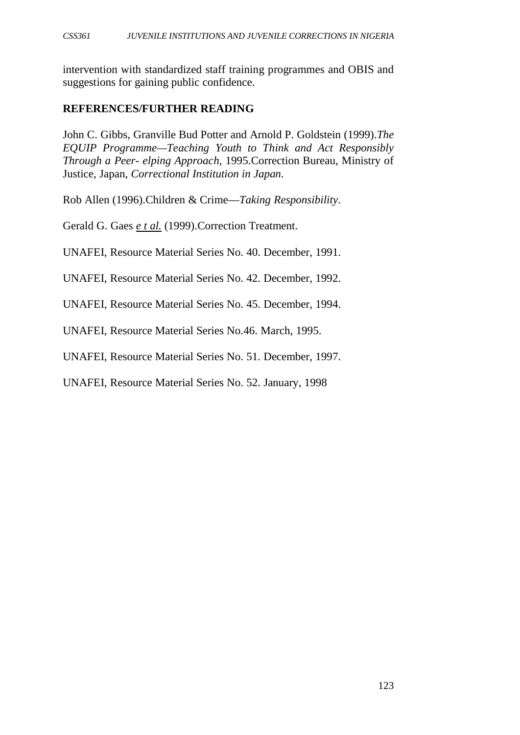intervention with standardized staff training programmes and OBIS and suggestions for gaining public confidence.

## REFERENCES/FURTHER READING

John C. Gibbs, Granville Bud Potter and Arnold P. Goldstein (1999).*The EQUIP Programme—Teaching Youth to Think and Act Responsibly Through a Peer- elping Approach*, 1995.Correction Bureau, Ministry of Justice, Japan, *Correctional Institution in Japan*.

Rob Allen (1996).Children & Crime—*Taking Responsibility*.

Gerald G. Gaes *e t al.* (1999).Correction Treatment.

UNAFEI, Resource Material Series No. 40. December, 1991.

UNAFEI, Resource Material Series No. 42. December, 1992.

UNAFEI, Resource Material Series No. 45. December, 1994.

UNAFEI, Resource Material Series No.46. March, 1995.

UNAFEI, Resource Material Series No. 51. December, 1997.

UNAFEI, Resource Material Series No. 52. January, 1998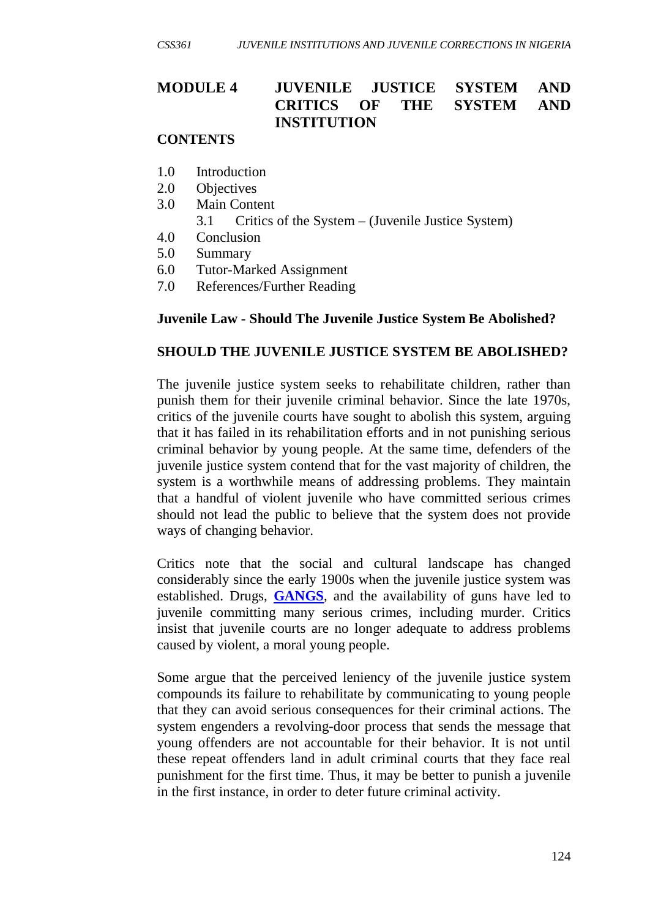# MODULE 4 JUVENILE JUSTICE SYSTEM AND CRITICS OF THE SYSTEM AND INSTITUTION

**CONTENTS**

1.0 Introduction
2.0 Objectives
3.0 Main Content
    3.1 Critics of the System – (Juvenile Justice System)
4.0 Conclusion
5.0 Summary
6.0 Tutor-Marked Assignment
7.0 References/Further Reading

**Juvenile Law - Should The Juvenile Justice System Be Abolished?**

**SHOULD THE JUVENILE JUSTICE SYSTEM BE ABOLISHED?**

The juvenile justice system seeks to rehabilitate children, rather than punish them for their juvenile criminal behavior. Since the late 1970s, critics of the juvenile courts have sought to abolish this system, arguing that it has failed in its rehabilitation efforts and in not punishing serious criminal behavior by young people. At the same time, defenders of the juvenile justice system contend that for the vast majority of children, the system is a worthwhile means of addressing problems. They maintain that a handful of violent juvenile who have committed serious crimes should not lead the public to believe that the system does not provide ways of changing behavior.

Critics note that the social and cultural landscape has changed considerably since the early 1900s when the juvenile justice system was established. Drugs, **GANGS**, and the availability of guns have led to juvenile committing many serious crimes, including murder. Critics insist that juvenile courts are no longer adequate to address problems caused by violent, a moral young people.

Some argue that the perceived leniency of the juvenile justice system compounds its failure to rehabilitate by communicating to young people that they can avoid serious consequences for their criminal actions. The system engenders a revolving-door process that sends the message that young offenders are not accountable for their behavior. It is not until these repeat offenders land in adult criminal courts that they face real punishment for the first time. Thus, it may be better to punish a juvenile in the first instance, in order to deter future criminal activity.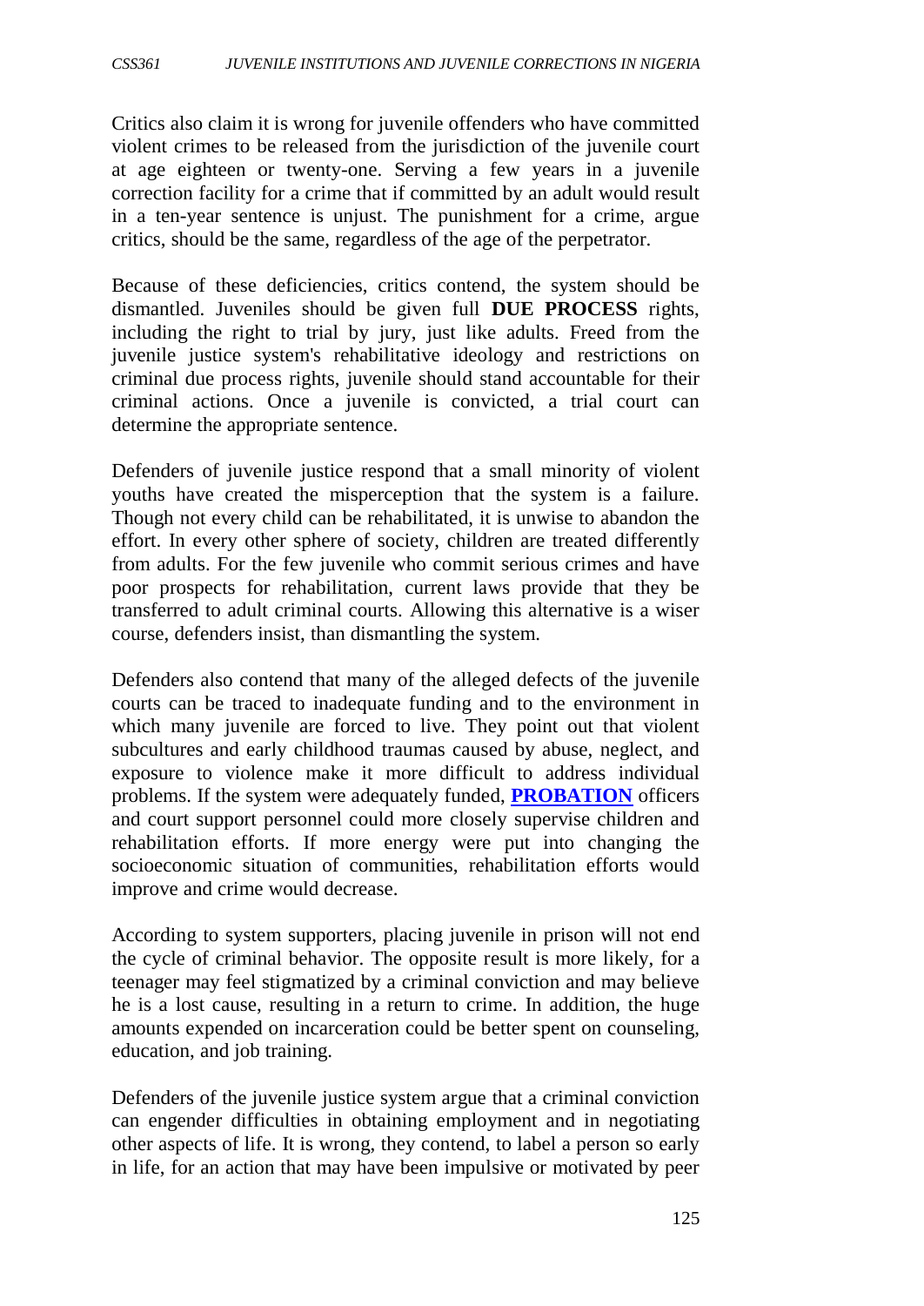Critics also claim it is wrong for juvenile offenders who have committed violent crimes to be released from the jurisdiction of the juvenile court at age eighteen or twenty-one. Serving a few years in a juvenile correction facility for a crime that if committed by an adult would result in a ten-year sentence is unjust. The punishment for a crime, argue critics, should be the same, regardless of the age of the perpetrator.

Because of these deficiencies, critics contend, the system should be dismantled. Juveniles should be given full **DUE PROCESS** rights, including the right to trial by jury, just like adults. Freed from the juvenile justice system's rehabilitative ideology and restrictions on criminal due process rights, juvenile should stand accountable for their criminal actions. Once a juvenile is convicted, a trial court can determine the appropriate sentence.

Defenders of juvenile justice respond that a small minority of violent youths have created the misperception that the system is a failure. Though not every child can be rehabilitated, it is unwise to abandon the effort. In every other sphere of society, children are treated differently from adults. For the few juvenile who commit serious crimes and have poor prospects for rehabilitation, current laws provide that they be transferred to adult criminal courts. Allowing this alternative is a wiser course, defenders insist, than dismantling the system.

Defenders also contend that many of the alleged defects of the juvenile courts can be traced to inadequate funding and to the environment in which many juvenile are forced to live. They point out that violent subcultures and early childhood traumas caused by abuse, neglect, and exposure to violence make it more difficult to address individual problems. If the system were adequately funded, **PROBATION** officers and court support personnel could more closely supervise children and rehabilitation efforts. If more energy were put into changing the socioeconomic situation of communities, rehabilitation efforts would improve and crime would decrease.

According to system supporters, placing juvenile in prison will not end the cycle of criminal behavior. The opposite result is more likely, for a teenager may feel stigmatized by a criminal conviction and may believe he is a lost cause, resulting in a return to crime. In addition, the huge amounts expended on incarceration could be better spent on counseling, education, and job training.

Defenders of the juvenile justice system argue that a criminal conviction can engender difficulties in obtaining employment and in negotiating other aspects of life. It is wrong, they contend, to label a person so early in life, for an action that may have been impulsive or motivated by peer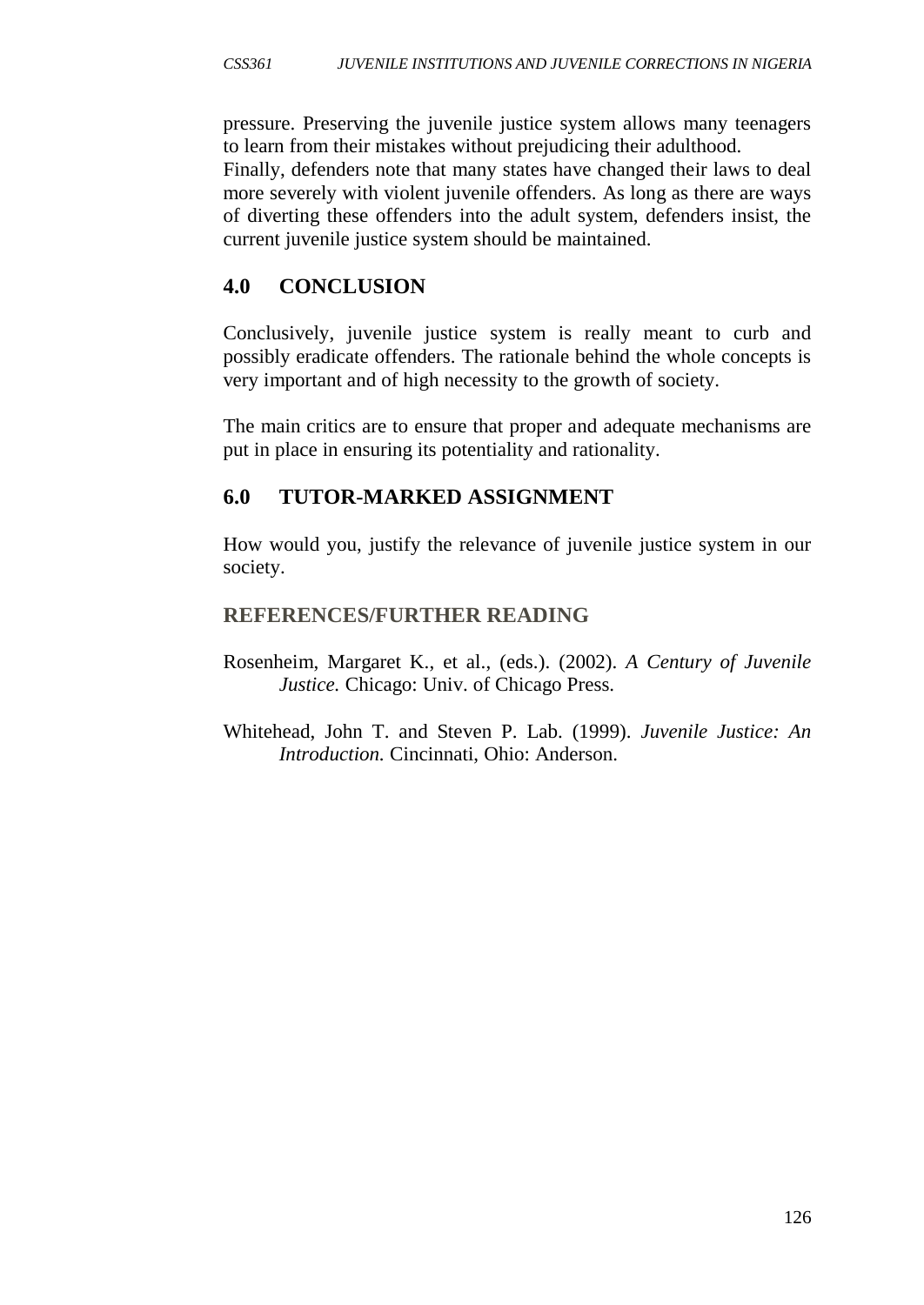pressure. Preserving the juvenile justice system allows many teenagers to learn from their mistakes without prejudicing their adulthood.
Finally, defenders note that many states have changed their laws to deal more severely with violent juvenile offenders. As long as there are ways of diverting these offenders into the adult system, defenders insist, the current juvenile justice system should be maintained.

## 4.0 CONCLUSION

Conclusively, juvenile justice system is really meant to curb and possibly eradicate offenders. The rationale behind the whole concepts is very important and of high necessity to the growth of society.

The main critics are to ensure that proper and adequate mechanisms are put in place in ensuring its potentiality and rationality.

## 6.0 TUTOR-MARKED ASSIGNMENT

How would you, justify the relevance of juvenile justice system in our society.

## REFERENCES/FURTHER READING

Rosenheim, Margaret K., et al., (eds.). (2002). *A Century of Juvenile Justice.* Chicago: Univ. of Chicago Press.

Whitehead, John T. and Steven P. Lab. (1999). *Juvenile Justice: An Introduction.* Cincinnati, Ohio: Anderson.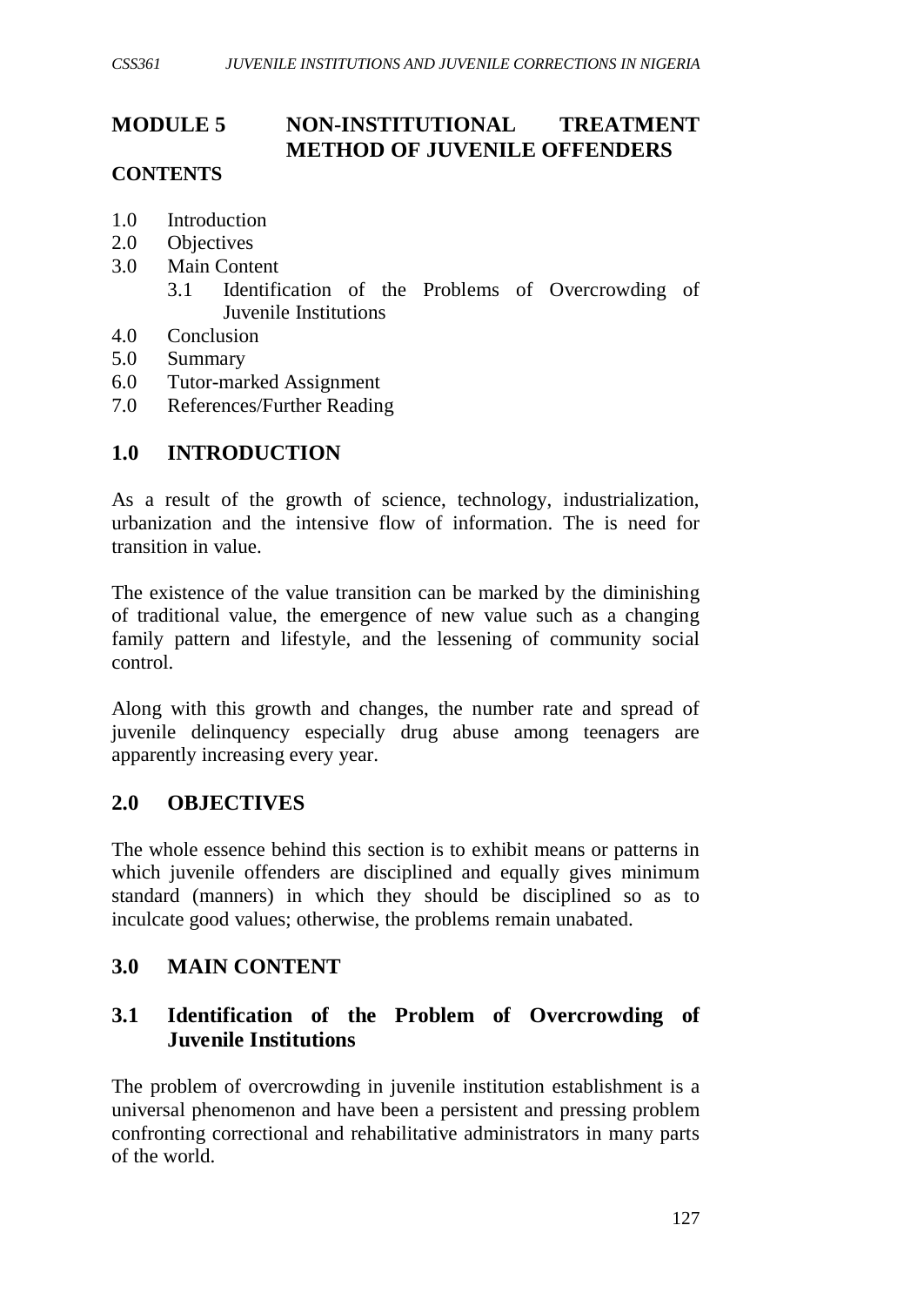# MODULE 5 NON-INSTITUTIONAL TREATMENT METHOD OF JUVENILE OFFENDERS

**CONTENTS**

1.0 Introduction
2.0 Objectives
3.0 Main Content
   3.1 Identification of the Problems of Overcrowding of Juvenile Institutions
4.0 Conclusion
5.0 Summary
6.0 Tutor-marked Assignment
7.0 References/Further Reading

## 1.0 INTRODUCTION

As a result of the growth of science, technology, industrialization, urbanization and the intensive flow of information. The is need for transition in value.

The existence of the value transition can be marked by the diminishing of traditional value, the emergence of new value such as a changing family pattern and lifestyle, and the lessening of community social control.

Along with this growth and changes, the number rate and spread of juvenile delinquency especially drug abuse among teenagers are apparently increasing every year.

## 2.0 OBJECTIVES

The whole essence behind this section is to exhibit means or patterns in which juvenile offenders are disciplined and equally gives minimum standard (manners) in which they should be disciplined so as to inculcate good values; otherwise, the problems remain unabated.

## 3.0 MAIN CONTENT

### 3.1 Identification of the Problem of Overcrowding of Juvenile Institutions

The problem of overcrowding in juvenile institution establishment is a universal phenomenon and have been a persistent and pressing problem confronting correctional and rehabilitative administrators in many parts of the world.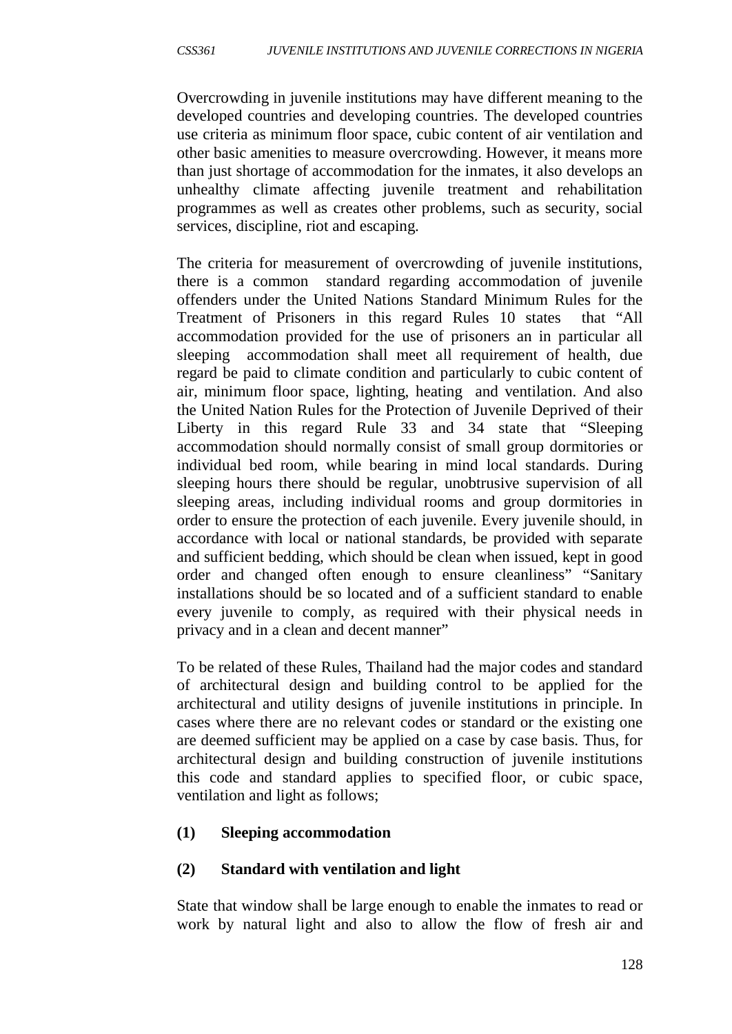Overcrowding in juvenile institutions may have different meaning to the developed countries and developing countries. The developed countries use criteria as minimum floor space, cubic content of air ventilation and other basic amenities to measure overcrowding. However, it means more than just shortage of accommodation for the inmates, it also develops an unhealthy climate affecting juvenile treatment and rehabilitation programmes as well as creates other problems, such as security, social services, discipline, riot and escaping.

The criteria for measurement of overcrowding of juvenile institutions, there is a common standard regarding accommodation of juvenile offenders under the United Nations Standard Minimum Rules for the Treatment of Prisoners in this regard Rules 10 states that "All accommodation provided for the use of prisoners an in particular all sleeping accommodation shall meet all requirement of health, due regard be paid to climate condition and particularly to cubic content of air, minimum floor space, lighting, heating and ventilation. And also the United Nation Rules for the Protection of Juvenile Deprived of their Liberty in this regard Rule 33 and 34 state that "Sleeping accommodation should normally consist of small group dormitories or individual bed room, while bearing in mind local standards. During sleeping hours there should be regular, unobtrusive supervision of all sleeping areas, including individual rooms and group dormitories in order to ensure the protection of each juvenile. Every juvenile should, in accordance with local or national standards, be provided with separate and sufficient bedding, which should be clean when issued, kept in good order and changed often enough to ensure cleanliness" "Sanitary installations should be so located and of a sufficient standard to enable every juvenile to comply, as required with their physical needs in privacy and in a clean and decent manner"

To be related of these Rules, Thailand had the major codes and standard of architectural design and building control to be applied for the architectural and utility designs of juvenile institutions in principle. In cases where there are no relevant codes or standard or the existing one are deemed sufficient may be applied on a case by case basis. Thus, for architectural design and building construction of juvenile institutions this code and standard applies to specified floor, or cubic space, ventilation and light as follows;

**(1) Sleeping accommodation**

**(2) Standard with ventilation and light**

State that window shall be large enough to enable the inmates to read or work by natural light and also to allow the flow of fresh air and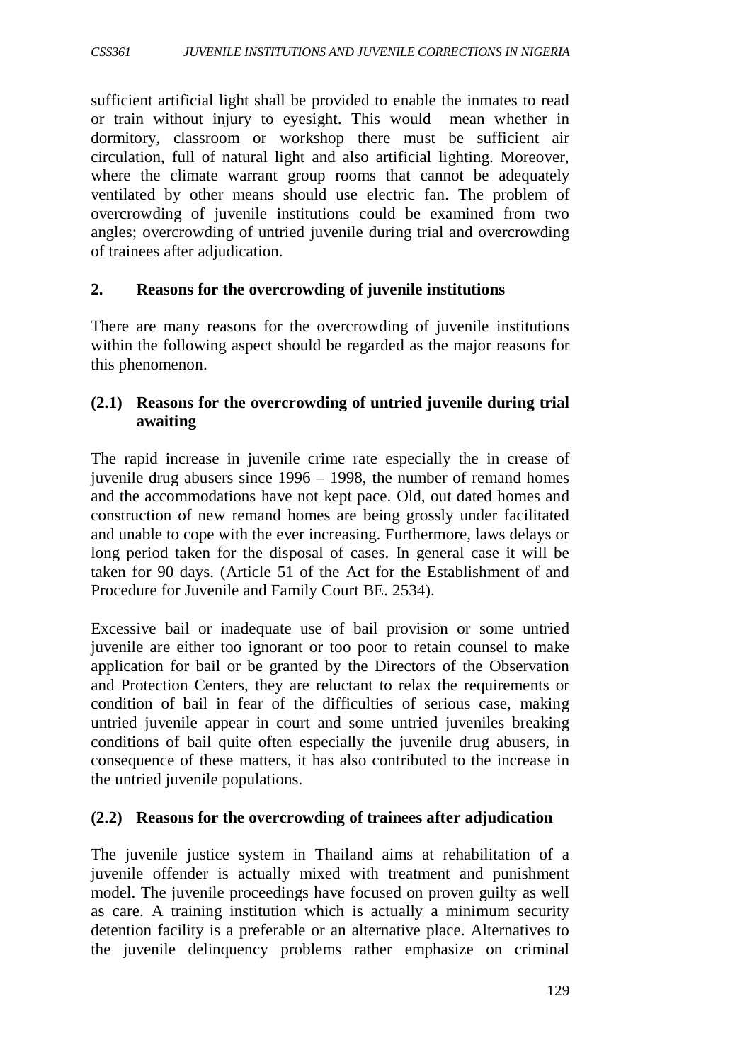sufficient artificial light shall be provided to enable the inmates to read or train without injury to eyesight. This would mean whether in dormitory, classroom or workshop there must be sufficient air circulation, full of natural light and also artificial lighting. Moreover, where the climate warrant group rooms that cannot be adequately ventilated by other means should use electric fan. The problem of overcrowding of juvenile institutions could be examined from two angles; overcrowding of untried juvenile during trial and overcrowding of trainees after adjudication.

**2. Reasons for the overcrowding of juvenile institutions**

There are many reasons for the overcrowding of juvenile institutions within the following aspect should be regarded as the major reasons for this phenomenon.

**(2.1) Reasons for the overcrowding of untried juvenile during trial awaiting**

The rapid increase in juvenile crime rate especially the in crease of juvenile drug abusers since 1996 – 1998, the number of remand homes and the accommodations have not kept pace. Old, out dated homes and construction of new remand homes are being grossly under facilitated and unable to cope with the ever increasing. Furthermore, laws delays or long period taken for the disposal of cases. In general case it will be taken for 90 days. (Article 51 of the Act for the Establishment of and Procedure for Juvenile and Family Court BE. 2534).

Excessive bail or inadequate use of bail provision or some untried juvenile are either too ignorant or too poor to retain counsel to make application for bail or be granted by the Directors of the Observation and Protection Centers, they are reluctant to relax the requirements or condition of bail in fear of the difficulties of serious case, making untried juvenile appear in court and some untried juveniles breaking conditions of bail quite often especially the juvenile drug abusers, in consequence of these matters, it has also contributed to the increase in the untried juvenile populations.

**(2.2) Reasons for the overcrowding of trainees after adjudication**

The juvenile justice system in Thailand aims at rehabilitation of a juvenile offender is actually mixed with treatment and punishment model. The juvenile proceedings have focused on proven guilty as well as care. A training institution which is actually a minimum security detention facility is a preferable or an alternative place. Alternatives to the juvenile delinquency problems rather emphasize on criminal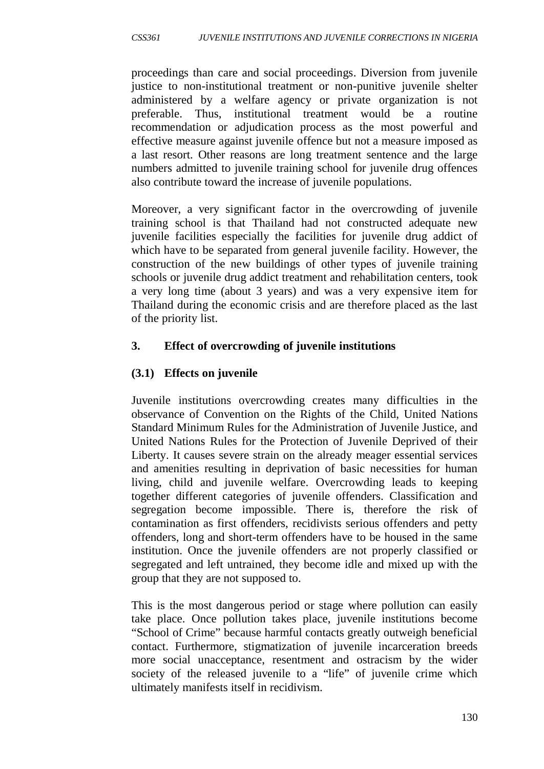proceedings than care and social proceedings. Diversion from juvenile justice to non-institutional treatment or non-punitive juvenile shelter administered by a welfare agency or private organization is not preferable. Thus, institutional treatment would be a routine recommendation or adjudication process as the most powerful and effective measure against juvenile offence but not a measure imposed as a last resort. Other reasons are long treatment sentence and the large numbers admitted to juvenile training school for juvenile drug offences also contribute toward the increase of juvenile populations.

Moreover, a very significant factor in the overcrowding of juvenile training school is that Thailand had not constructed adequate new juvenile facilities especially the facilities for juvenile drug addict of which have to be separated from general juvenile facility. However, the construction of the new buildings of other types of juvenile training schools or juvenile drug addict treatment and rehabilitation centers, took a very long time (about 3 years) and was a very expensive item for Thailand during the economic crisis and are therefore placed as the last of the priority list.

### 3. Effect of overcrowding of juvenile institutions

#### (3.1) Effects on juvenile

Juvenile institutions overcrowding creates many difficulties in the observance of Convention on the Rights of the Child, United Nations Standard Minimum Rules for the Administration of Juvenile Justice, and United Nations Rules for the Protection of Juvenile Deprived of their Liberty. It causes severe strain on the already meager essential services and amenities resulting in deprivation of basic necessities for human living, child and juvenile welfare. Overcrowding leads to keeping together different categories of juvenile offenders. Classification and segregation become impossible. There is, therefore the risk of contamination as first offenders, recidivists serious offenders and petty offenders, long and short-term offenders have to be housed in the same institution. Once the juvenile offenders are not properly classified or segregated and left untrained, they become idle and mixed up with the group that they are not supposed to.

This is the most dangerous period or stage where pollution can easily take place. Once pollution takes place, juvenile institutions become "School of Crime" because harmful contacts greatly outweigh beneficial contact. Furthermore, stigmatization of juvenile incarceration breeds more social unacceptance, resentment and ostracism by the wider society of the released juvenile to a "life" of juvenile crime which ultimately manifests itself in recidivism.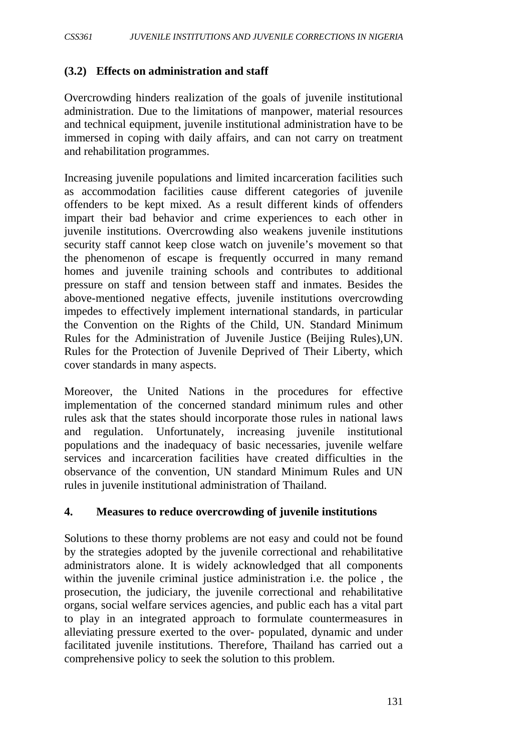### (3.2) Effects on administration and staff

Overcrowding hinders realization of the goals of juvenile institutional administration. Due to the limitations of manpower, material resources and technical equipment, juvenile institutional administration have to be immersed in coping with daily affairs, and can not carry on treatment and rehabilitation programmes.

Increasing juvenile populations and limited incarceration facilities such as accommodation facilities cause different categories of juvenile offenders to be kept mixed. As a result different kinds of offenders impart their bad behavior and crime experiences to each other in juvenile institutions. Overcrowding also weakens juvenile institutions security staff cannot keep close watch on juvenile's movement so that the phenomenon of escape is frequently occurred in many remand homes and juvenile training schools and contributes to additional pressure on staff and tension between staff and inmates. Besides the above-mentioned negative effects, juvenile institutions overcrowding impedes to effectively implement international standards, in particular the Convention on the Rights of the Child, UN. Standard Minimum Rules for the Administration of Juvenile Justice (Beijing Rules),UN. Rules for the Protection of Juvenile Deprived of Their Liberty, which cover standards in many aspects.

Moreover, the United Nations in the procedures for effective implementation of the concerned standard minimum rules and other rules ask that the states should incorporate those rules in national laws and regulation. Unfortunately, increasing juvenile institutional populations and the inadequacy of basic necessaries, juvenile welfare services and incarceration facilities have created difficulties in the observance of the convention, UN standard Minimum Rules and UN rules in juvenile institutional administration of Thailand.

## 4. Measures to reduce overcrowding of juvenile institutions

Solutions to these thorny problems are not easy and could not be found by the strategies adopted by the juvenile correctional and rehabilitative administrators alone. It is widely acknowledged that all components within the juvenile criminal justice administration i.e. the police , the prosecution, the judiciary, the juvenile correctional and rehabilitative organs, social welfare services agencies, and public each has a vital part to play in an integrated approach to formulate countermeasures in alleviating pressure exerted to the over- populated, dynamic and under facilitated juvenile institutions. Therefore, Thailand has carried out a comprehensive policy to seek the solution to this problem.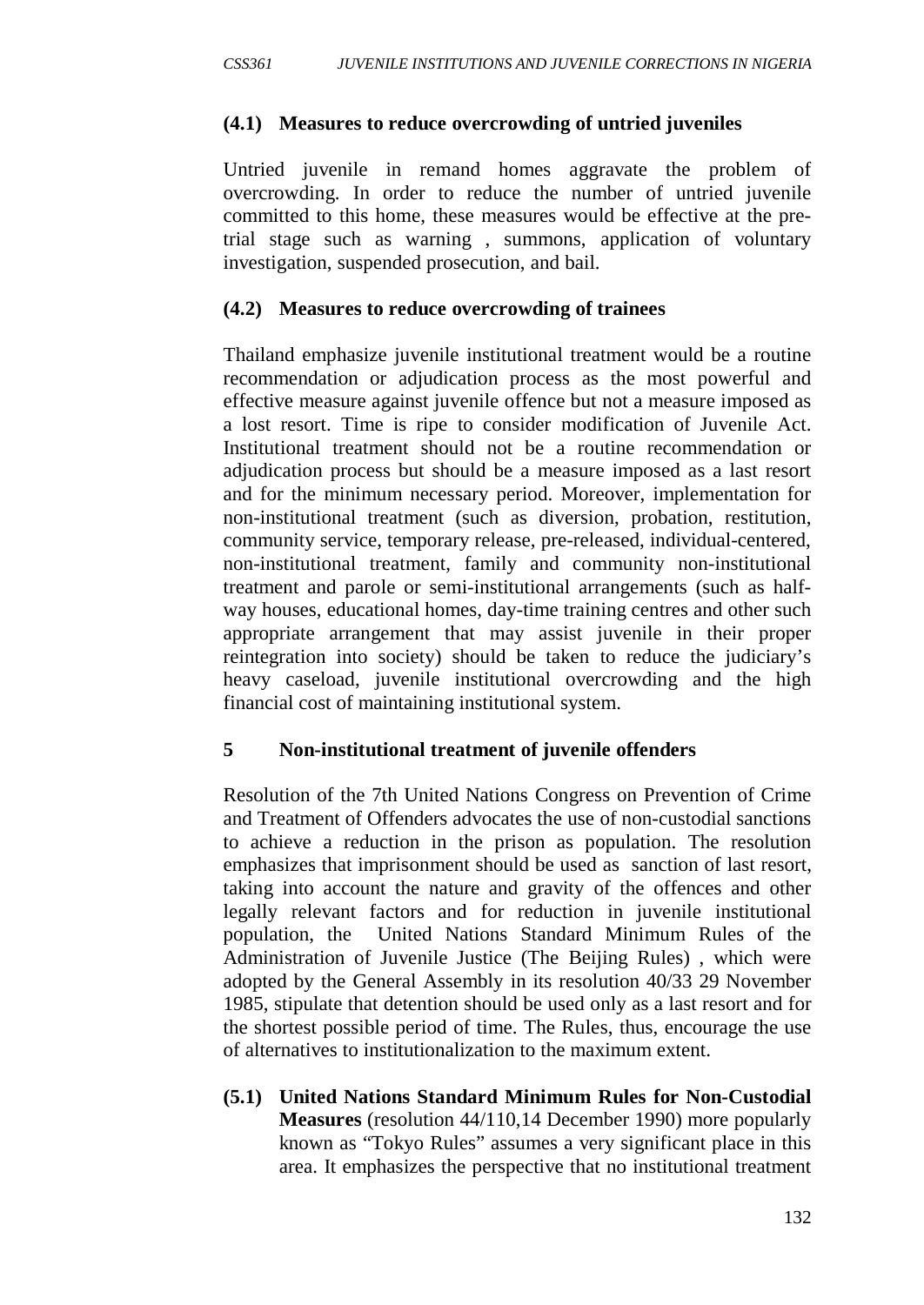### (4.1) Measures to reduce overcrowding of untried juveniles

Untried juvenile in remand homes aggravate the problem of overcrowding. In order to reduce the number of untried juvenile committed to this home, these measures would be effective at the pre-trial stage such as warning , summons, application of voluntary investigation, suspended prosecution, and bail.

### (4.2) Measures to reduce overcrowding of trainees

Thailand emphasize juvenile institutional treatment would be a routine recommendation or adjudication process as the most powerful and effective measure against juvenile offence but not a measure imposed as a lost resort. Time is ripe to consider modification of Juvenile Act. Institutional treatment should not be a routine recommendation or adjudication process but should be a measure imposed as a last resort and for the minimum necessary period. Moreover, implementation for non-institutional treatment (such as diversion, probation, restitution, community service, temporary release, pre-released, individual-centered, non-institutional treatment, family and community non-institutional treatment and parole or semi-institutional arrangements (such as half-way houses, educational homes, day-time training centres and other such appropriate arrangement that may assist juvenile in their proper reintegration into society) should be taken to reduce the judiciary's heavy caseload, juvenile institutional overcrowding and the high financial cost of maintaining institutional system.

## 5 Non-institutional treatment of juvenile offenders

Resolution of the 7th United Nations Congress on Prevention of Crime and Treatment of Offenders advocates the use of non-custodial sanctions to achieve a reduction in the prison as population. The resolution emphasizes that imprisonment should be used as sanction of last resort, taking into account the nature and gravity of the offences and other legally relevant factors and for reduction in juvenile institutional population, the United Nations Standard Minimum Rules of the Administration of Juvenile Justice (The Beijing Rules) , which were adopted by the General Assembly in its resolution 40/33 29 November 1985, stipulate that detention should be used only as a last resort and for the shortest possible period of time. The Rules, thus, encourage the use of alternatives to institutionalization to the maximum extent.

**(5.1) United Nations Standard Minimum Rules for Non-Custodial Measures** (resolution 44/110,14 December 1990) more popularly known as "Tokyo Rules" assumes a very significant place in this area. It emphasizes the perspective that no institutional treatment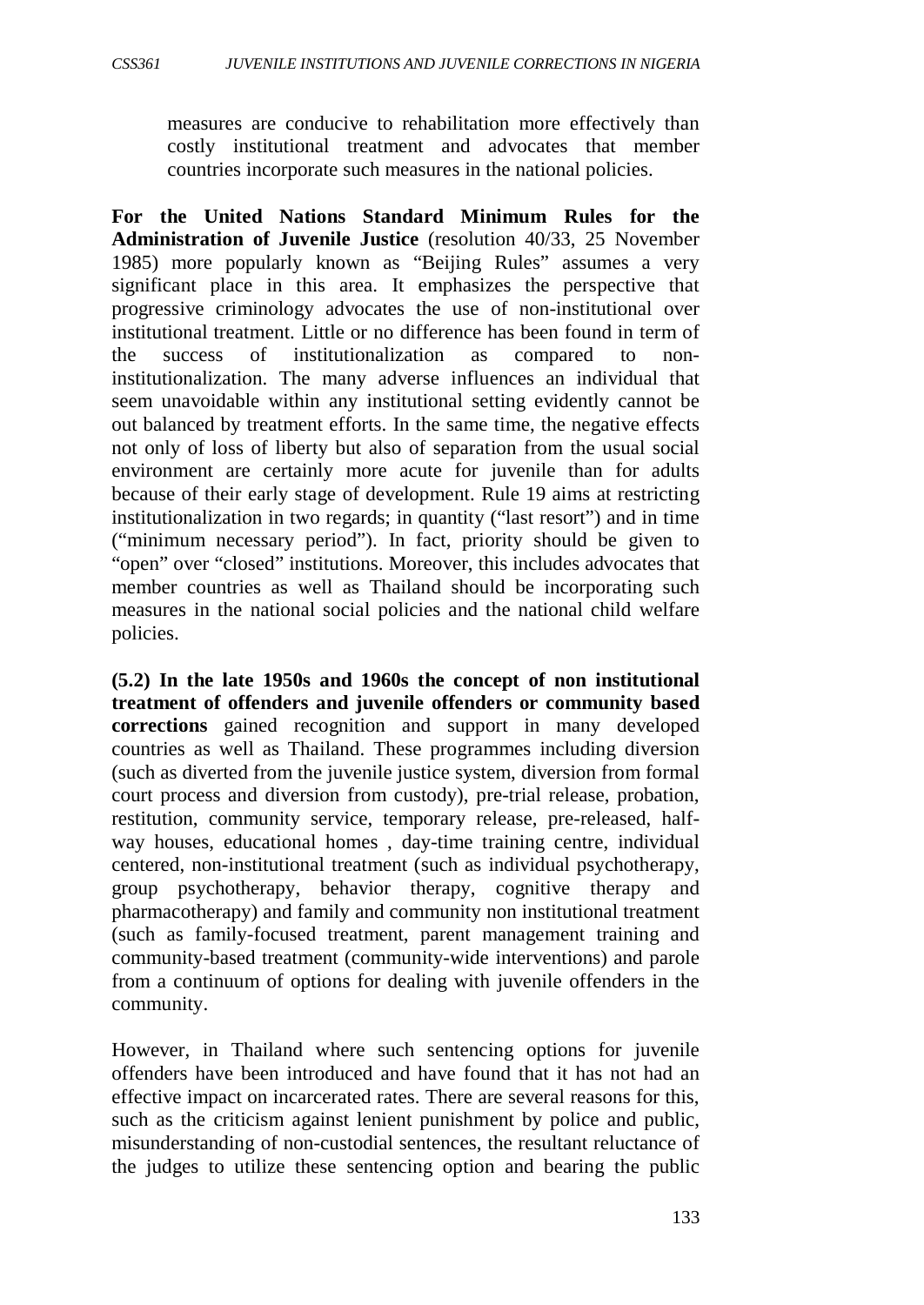measures are conducive to rehabilitation more effectively than costly institutional treatment and advocates that member countries incorporate such measures in the national policies.

**For the United Nations Standard Minimum Rules for the Administration of Juvenile Justice** (resolution 40/33, 25 November 1985) more popularly known as "Beijing Rules" assumes a very significant place in this area. It emphasizes the perspective that progressive criminology advocates the use of non-institutional over institutional treatment. Little or no difference has been found in term of the success of institutionalization as compared to non-institutionalization. The many adverse influences an individual that seem unavoidable within any institutional setting evidently cannot be out balanced by treatment efforts. In the same time, the negative effects not only of loss of liberty but also of separation from the usual social environment are certainly more acute for juvenile than for adults because of their early stage of development. Rule 19 aims at restricting institutionalization in two regards; in quantity ("last resort") and in time ("minimum necessary period"). In fact, priority should be given to "open" over "closed" institutions. Moreover, this includes advocates that member countries as well as Thailand should be incorporating such measures in the national social policies and the national child welfare policies.

**(5.2) In the late 1950s and 1960s the concept of non institutional treatment of offenders and juvenile offenders or community based corrections** gained recognition and support in many developed countries as well as Thailand. These programmes including diversion (such as diverted from the juvenile justice system, diversion from formal court process and diversion from custody), pre-trial release, probation, restitution, community service, temporary release, pre-released, half-way houses, educational homes , day-time training centre, individual centered, non-institutional treatment (such as individual psychotherapy, group psychotherapy, behavior therapy, cognitive therapy and pharmacotherapy) and family and community non institutional treatment (such as family-focused treatment, parent management training and community-based treatment (community-wide interventions) and parole from a continuum of options for dealing with juvenile offenders in the community.

However, in Thailand where such sentencing options for juvenile offenders have been introduced and have found that it has not had an effective impact on incarcerated rates. There are several reasons for this, such as the criticism against lenient punishment by police and public, misunderstanding of non-custodial sentences, the resultant reluctance of the judges to utilize these sentencing option and bearing the public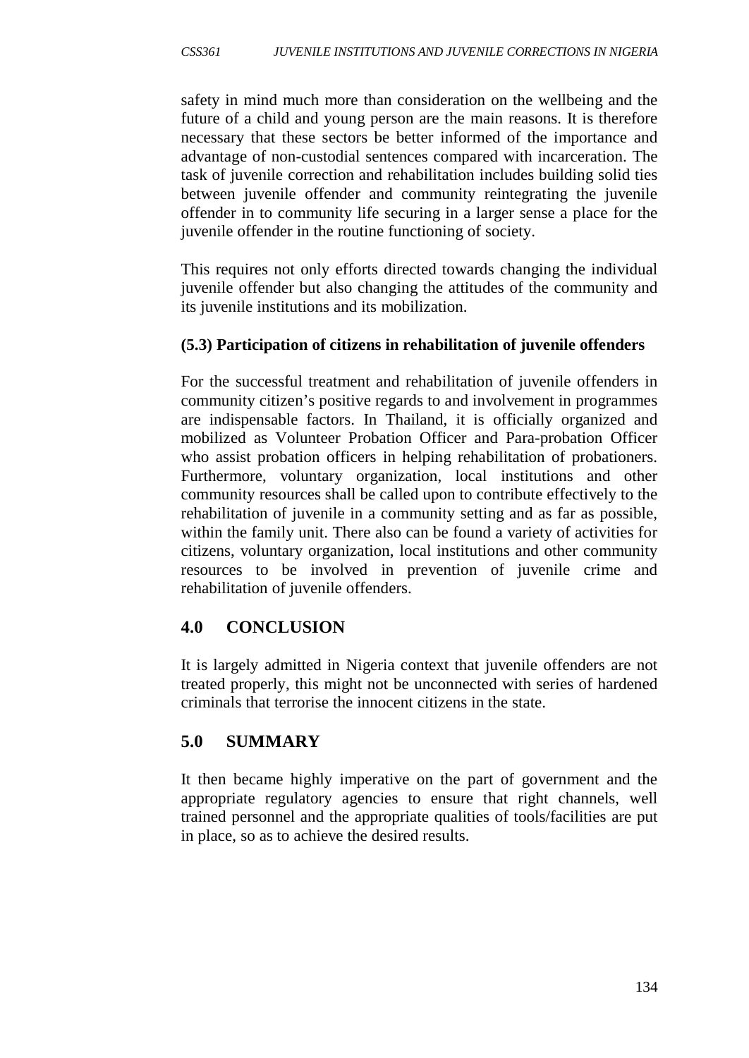safety in mind much more than consideration on the wellbeing and the future of a child and young person are the main reasons. It is therefore necessary that these sectors be better informed of the importance and advantage of non-custodial sentences compared with incarceration. The task of juvenile correction and rehabilitation includes building solid ties between juvenile offender and community reintegrating the juvenile offender in to community life securing in a larger sense a place for the juvenile offender in the routine functioning of society.

This requires not only efforts directed towards changing the individual juvenile offender but also changing the attitudes of the community and its juvenile institutions and its mobilization.

**(5.3) Participation of citizens in rehabilitation of juvenile offenders**

For the successful treatment and rehabilitation of juvenile offenders in community citizen's positive regards to and involvement in programmes are indispensable factors. In Thailand, it is officially organized and mobilized as Volunteer Probation Officer and Para-probation Officer who assist probation officers in helping rehabilitation of probationers. Furthermore, voluntary organization, local institutions and other community resources shall be called upon to contribute effectively to the rehabilitation of juvenile in a community setting and as far as possible, within the family unit. There also can be found a variety of activities for citizens, voluntary organization, local institutions and other community resources to be involved in prevention of juvenile crime and rehabilitation of juvenile offenders.

## 4.0 CONCLUSION

It is largely admitted in Nigeria context that juvenile offenders are not treated properly, this might not be unconnected with series of hardened criminals that terrorise the innocent citizens in the state.

## 5.0 SUMMARY

It then became highly imperative on the part of government and the appropriate regulatory agencies to ensure that right channels, well trained personnel and the appropriate qualities of tools/facilities are put in place, so as to achieve the desired results.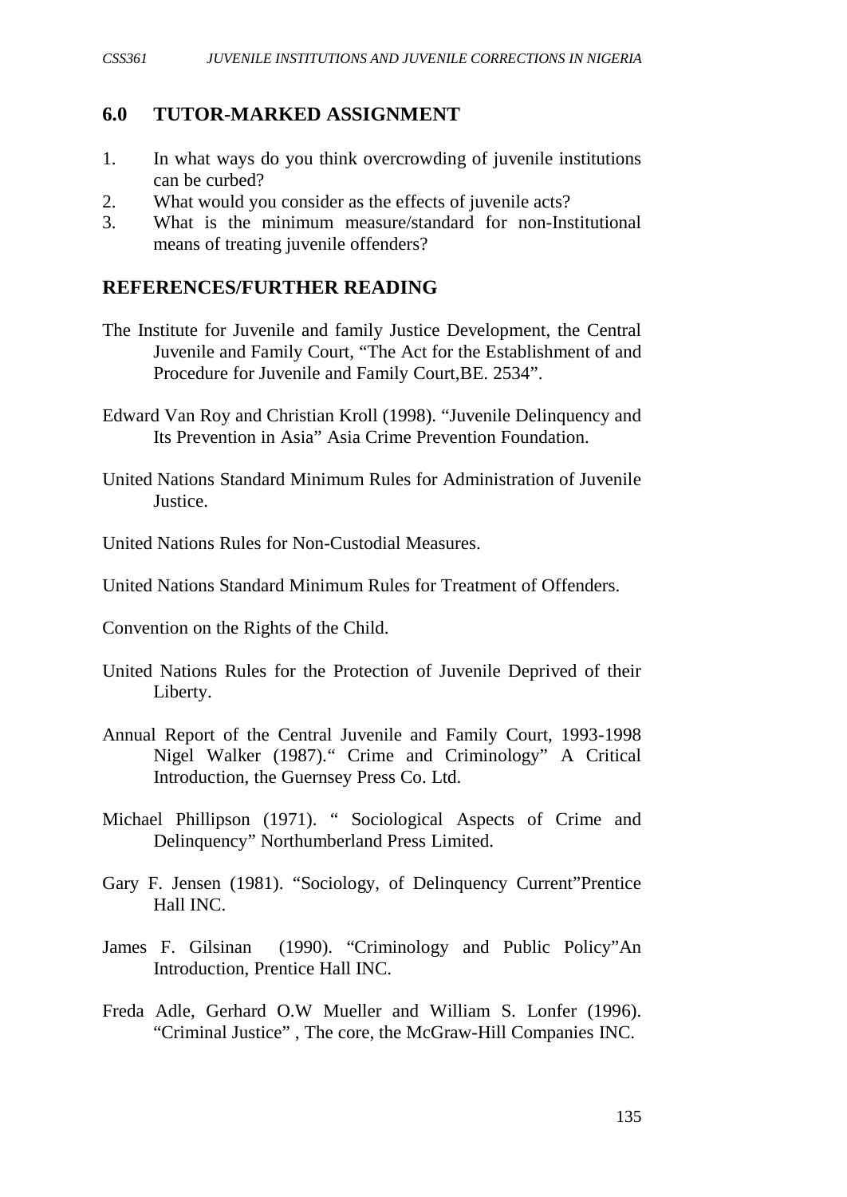## 6.0 TUTOR-MARKED ASSIGNMENT

1. In what ways do you think overcrowding of juvenile institutions can be curbed?
2. What would you consider as the effects of juvenile acts?
3. What is the minimum measure/standard for non-Institutional means of treating juvenile offenders?

## REFERENCES/FURTHER READING

The Institute for Juvenile and family Justice Development, the Central Juvenile and Family Court, "The Act for the Establishment of and Procedure for Juvenile and Family Court,BE. 2534".

Edward Van Roy and Christian Kroll (1998). "Juvenile Delinquency and Its Prevention in Asia" Asia Crime Prevention Foundation.

United Nations Standard Minimum Rules for Administration of Juvenile Justice.

United Nations Rules for Non-Custodial Measures.

United Nations Standard Minimum Rules for Treatment of Offenders.

Convention on the Rights of the Child.

United Nations Rules for the Protection of Juvenile Deprived of their Liberty.

Annual Report of the Central Juvenile and Family Court, 1993-1998 Nigel Walker (1987)." Crime and Criminology" A Critical Introduction, the Guernsey Press Co. Ltd.

Michael Phillipson (1971). " Sociological Aspects of Crime and Delinquency" Northumberland Press Limited.

Gary F. Jensen (1981). "Sociology, of Delinquency Current"Prentice Hall INC.

James F. Gilsinan (1990). "Criminology and Public Policy"An Introduction, Prentice Hall INC.

Freda Adle, Gerhard O.W Mueller and William S. Lonfer (1996). "Criminal Justice" , The core, the McGraw-Hill Companies INC.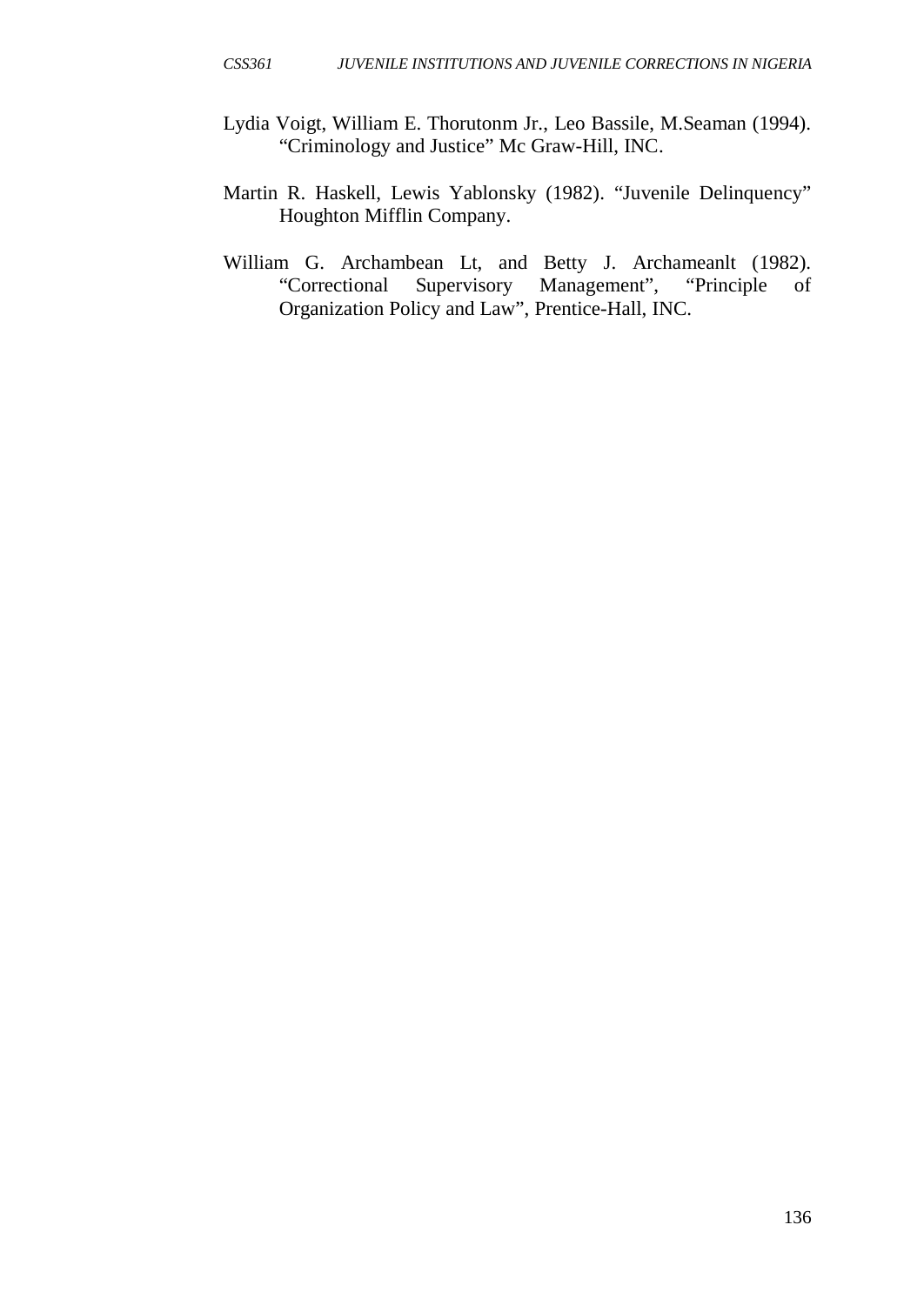Lydia Voigt, William E. Thorutonm Jr., Leo Bassile, M.Seaman (1994). "Criminology and Justice" Mc Graw-Hill, INC.

Martin R. Haskell, Lewis Yablonsky (1982). "Juvenile Delinquency" Houghton Mifflin Company.

William G. Archambean Lt, and Betty J. Archameanlt (1982). "Correctional Supervisory Management", "Principle of Organization Policy and Law", Prentice-Hall, INC.